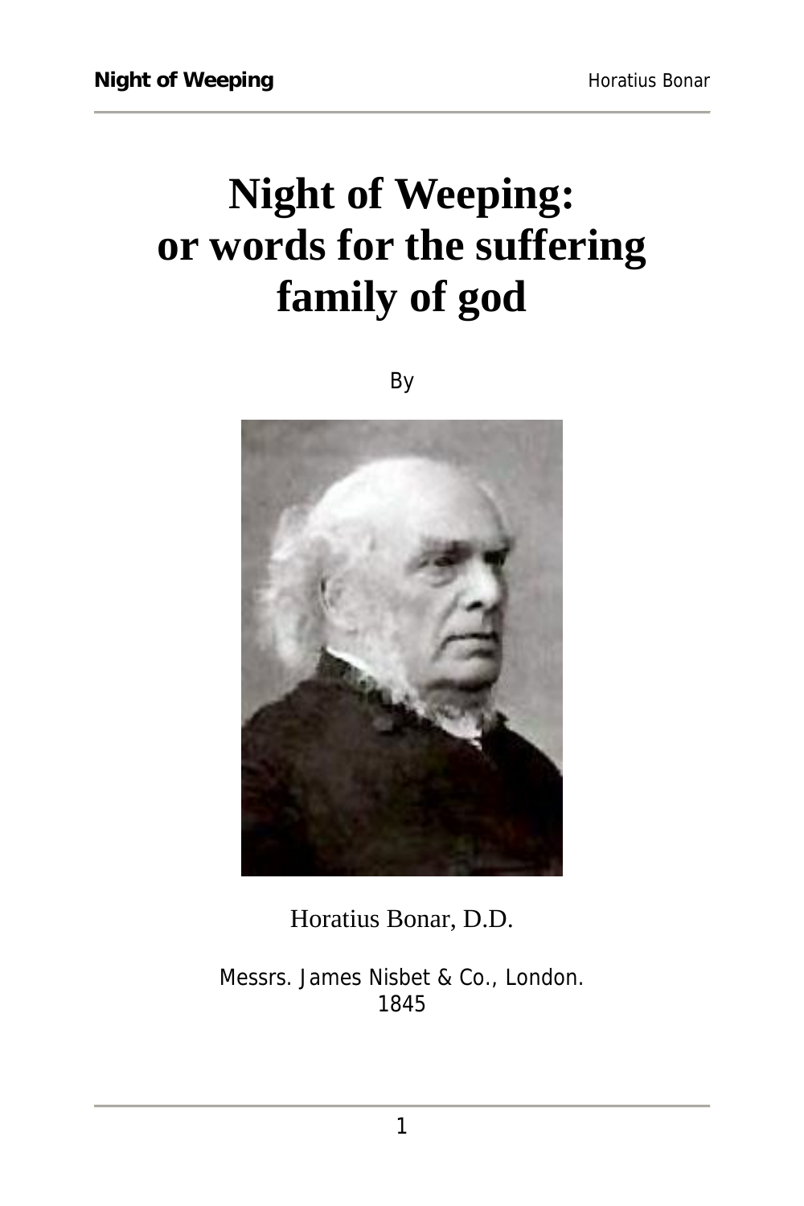# Night of Weeping: or words for the suffering family of god

By

Horatius Bonar, D.D.

Messrs. James Nisbet & Co., London.
1845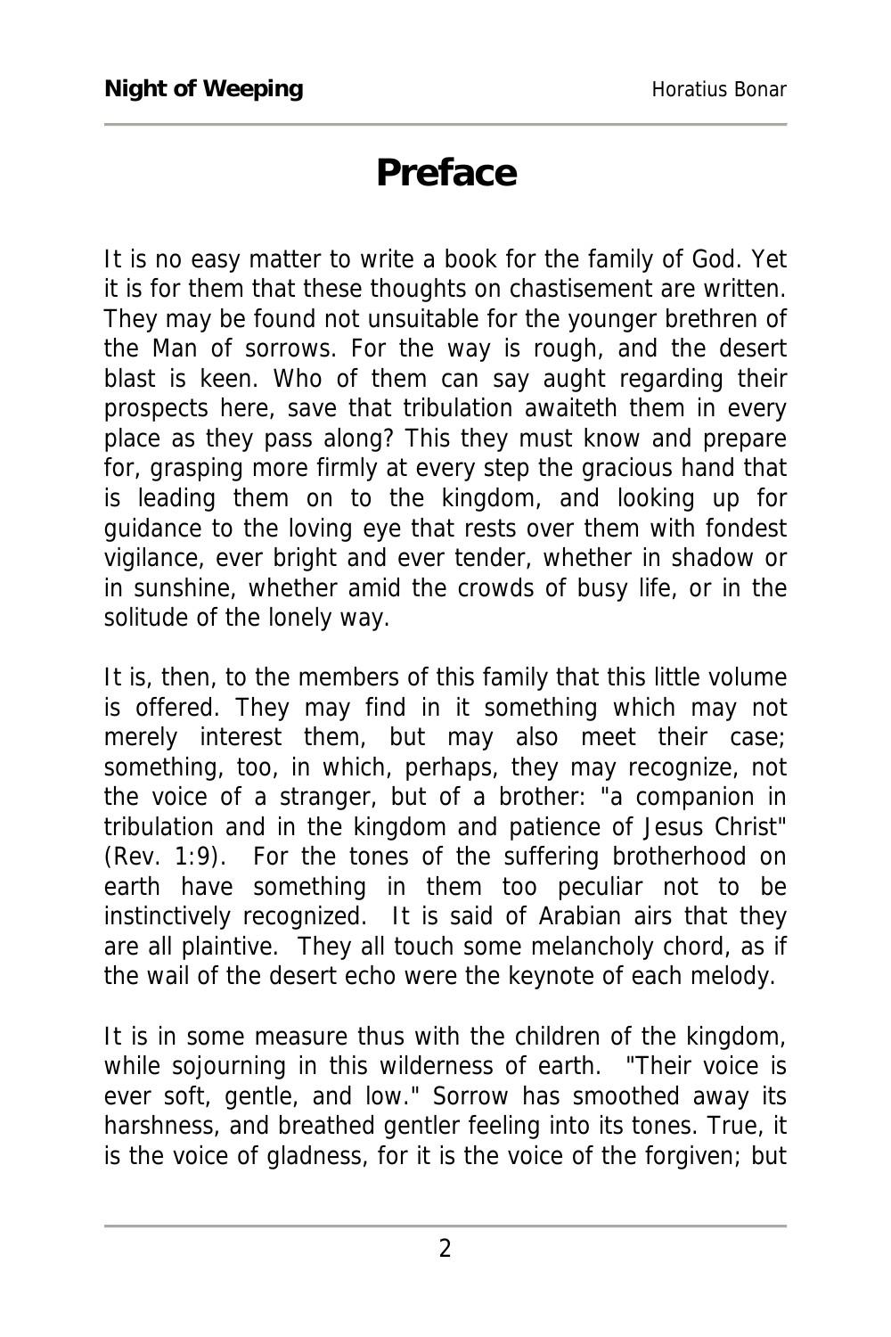# Preface

It is no easy matter to write a book for the family of God. Yet it is for them that these thoughts on chastisement are written. They may be found not unsuitable for the younger brethren of the Man of sorrows. For the way is rough, and the desert blast is keen. Who of them can say aught regarding their prospects here, save that tribulation awaiteth them in every place as they pass along? This they must know and prepare for, grasping more firmly at every step the gracious hand that is leading them on to the kingdom, and looking up for guidance to the loving eye that rests over them with fondest vigilance, ever bright and ever tender, whether in shadow or in sunshine, whether amid the crowds of busy life, or in the solitude of the lonely way.

It is, then, to the members of this family that this little volume is offered. They may find in it something which may not merely interest them, but may also meet their case; something, too, in which, perhaps, they may recognize, not the voice of a stranger, but of a brother: "a companion in tribulation and in the kingdom and patience of Jesus Christ" (Rev. 1:9). For the tones of the suffering brotherhood on earth have something in them too peculiar not to be instinctively recognized. It is said of Arabian airs that they are all plaintive. They all touch some melancholy chord, as if the wail of the desert echo were the keynote of each melody.

It is in some measure thus with the children of the kingdom, while sojourning in this wilderness of earth. "Their voice is ever soft, gentle, and low." Sorrow has smoothed away its harshness, and breathed gentler feeling into its tones. True, it is the voice of gladness, for it is the voice of the forgiven; but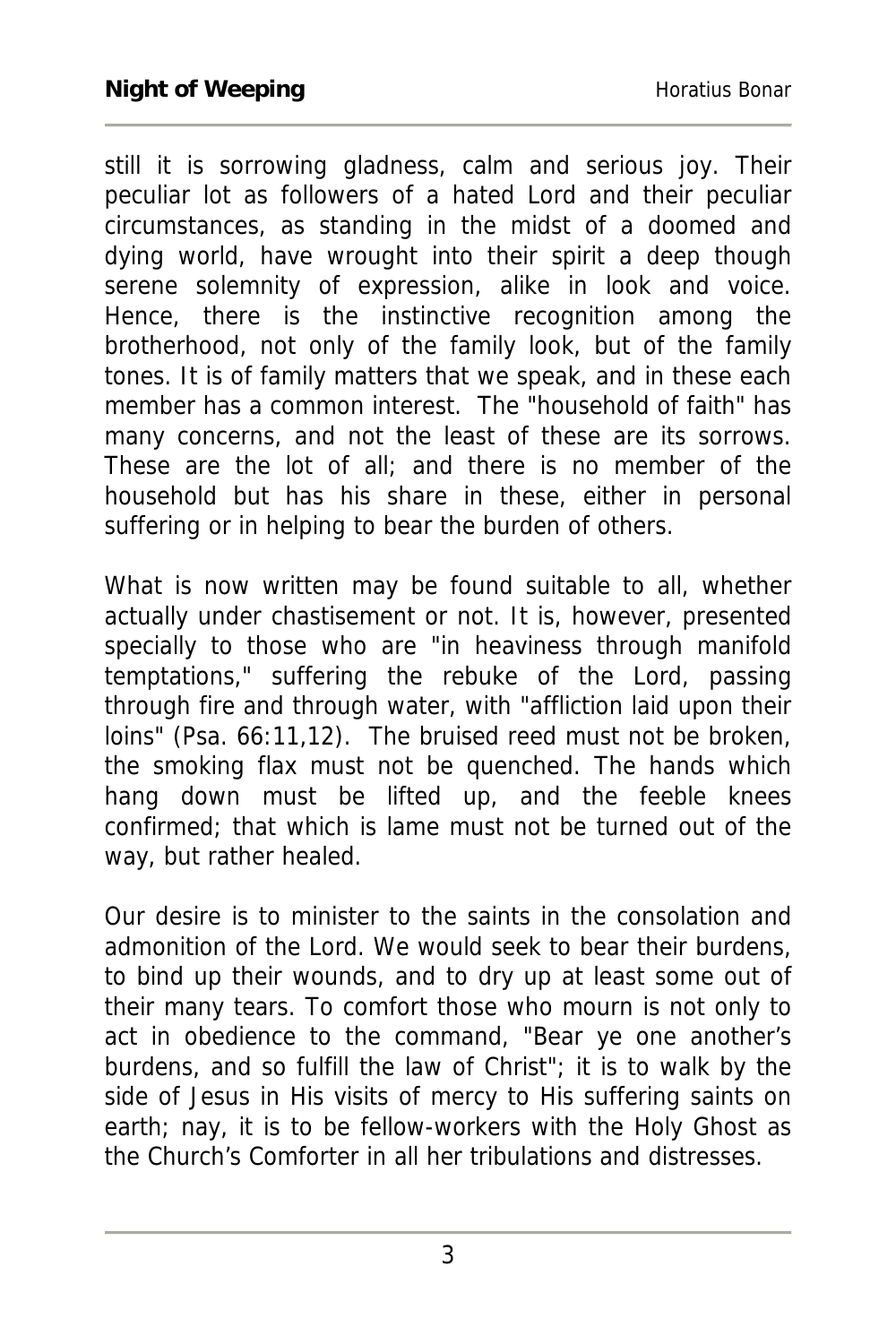still it is sorrowing gladness, calm and serious joy. Their peculiar lot as followers of a hated Lord and their peculiar circumstances, as standing in the midst of a doomed and dying world, have wrought into their spirit a deep though serene solemnity of expression, alike in look and voice. Hence, there is the instinctive recognition among the brotherhood, not only of the family look, but of the family tones. It is of family matters that we speak, and in these each member has a common interest. The "household of faith" has many concerns, and not the least of these are its sorrows. These are the lot of all; and there is no member of the household but has his share in these, either in personal suffering or in helping to bear the burden of others.

What is now written may be found suitable to all, whether actually under chastisement or not. It is, however, presented specially to those who are "in heaviness through manifold temptations," suffering the rebuke of the Lord, passing through fire and through water, with "affliction laid upon their loins" (Psa. 66:11,12). The bruised reed must not be broken, the smoking flax must not be quenched. The hands which hang down must be lifted up, and the feeble knees confirmed; that which is lame must not be turned out of the way, but rather healed.

Our desire is to minister to the saints in the consolation and admonition of the Lord. We would seek to bear their burdens, to bind up their wounds, and to dry up at least some out of their many tears. To comfort those who mourn is not only to act in obedience to the command, "Bear ye one another's burdens, and so fulfill the law of Christ"; it is to walk by the side of Jesus in His visits of mercy to His suffering saints on earth; nay, it is to be fellow-workers with the Holy Ghost as the Church's Comforter in all her tribulations and distresses.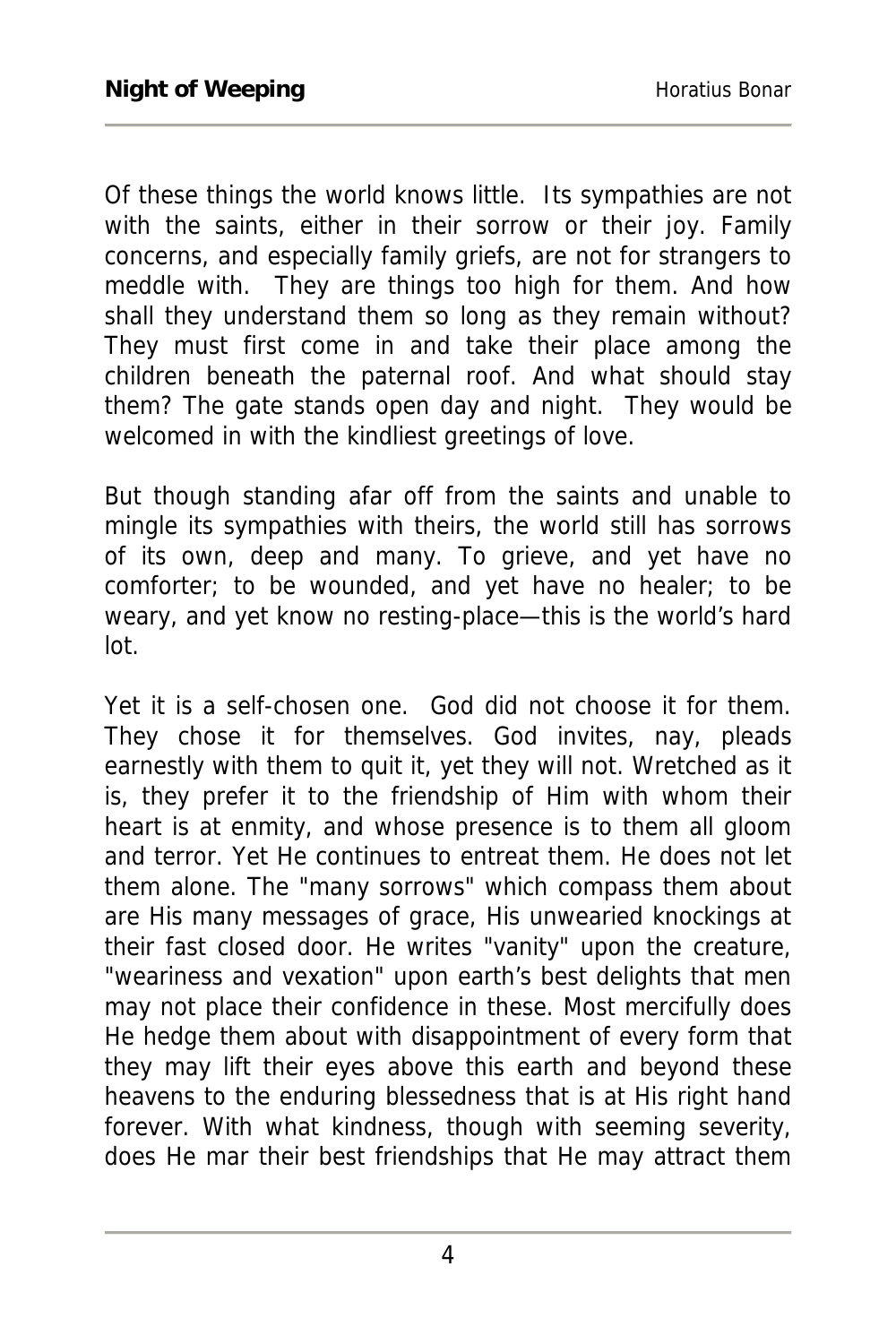Of these things the world knows little. Its sympathies are not with the saints, either in their sorrow or their joy. Family concerns, and especially family griefs, are not for strangers to meddle with. They are things too high for them. And how shall they understand them so long as they remain without? They must first come in and take their place among the children beneath the paternal roof. And what should stay them? The gate stands open day and night. They would be welcomed in with the kindliest greetings of love.

But though standing afar off from the saints and unable to mingle its sympathies with theirs, the world still has sorrows of its own, deep and many. To grieve, and yet have no comforter; to be wounded, and yet have no healer; to be weary, and yet know no resting-place—this is the world's hard lot.

Yet it is a self-chosen one. God did not choose it for them. They chose it for themselves. God invites, nay, pleads earnestly with them to quit it, yet they will not. Wretched as it is, they prefer it to the friendship of Him with whom their heart is at enmity, and whose presence is to them all gloom and terror. Yet He continues to entreat them. He does not let them alone. The "many sorrows" which compass them about are His many messages of grace, His unwearied knockings at their fast closed door. He writes "vanity" upon the creature, "weariness and vexation" upon earth's best delights that men may not place their confidence in these. Most mercifully does He hedge them about with disappointment of every form that they may lift their eyes above this earth and beyond these heavens to the enduring blessedness that is at His right hand forever. With what kindness, though with seeming severity, does He mar their best friendships that He may attract them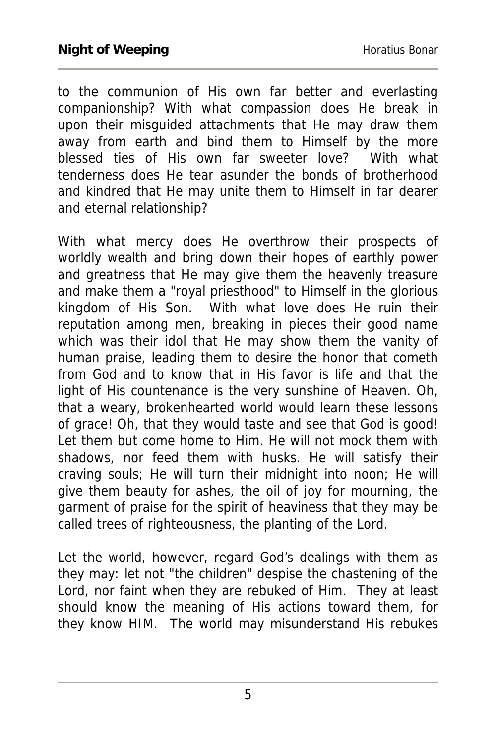to the communion of His own far better and everlasting companionship? With what compassion does He break in upon their misguided attachments that He may draw them away from earth and bind them to Himself by the more blessed ties of His own far sweeter love? With what tenderness does He tear asunder the bonds of brotherhood and kindred that He may unite them to Himself in far dearer and eternal relationship?

With what mercy does He overthrow their prospects of worldly wealth and bring down their hopes of earthly power and greatness that He may give them the heavenly treasure and make them a "royal priesthood" to Himself in the glorious kingdom of His Son. With what love does He ruin their reputation among men, breaking in pieces their good name which was their idol that He may show them the vanity of human praise, leading them to desire the honor that cometh from God and to know that in His favor is life and that the light of His countenance is the very sunshine of Heaven. Oh, that a weary, brokenhearted world would learn these lessons of grace! Oh, that they would taste and see that God is good! Let them but come home to Him. He will not mock them with shadows, nor feed them with husks. He will satisfy their craving souls; He will turn their midnight into noon; He will give them beauty for ashes, the oil of joy for mourning, the garment of praise for the spirit of heaviness that they may be called trees of righteousness, the planting of the Lord.

Let the world, however, regard God's dealings with them as they may: let not "the children" despise the chastening of the Lord, nor faint when they are rebuked of Him. They at least should know the meaning of His actions toward them, for they know HIM. The world may misunderstand His rebukes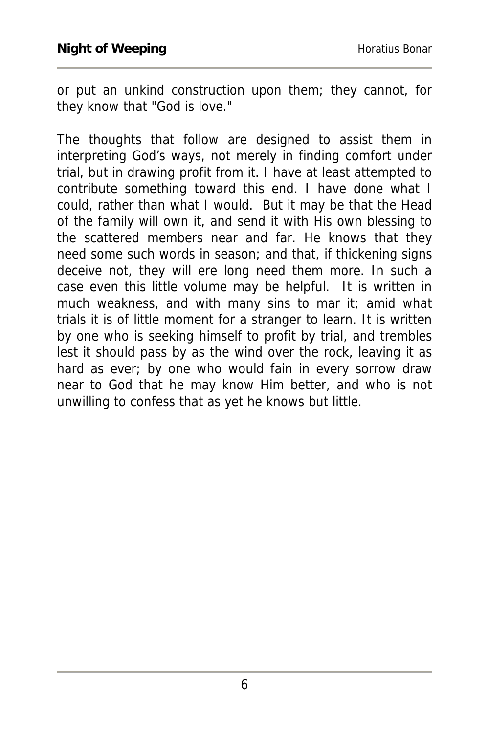or put an unkind construction upon them; they cannot, for they know that "God is love."

The thoughts that follow are designed to assist them in interpreting God's ways, not merely in finding comfort under trial, but in drawing profit from it. I have at least attempted to contribute something toward this end. I have done what I could, rather than what I would. But it may be that the Head of the family will own it, and send it with His own blessing to the scattered members near and far. He knows that they need some such words in season; and that, if thickening signs deceive not, they will ere long need them more. In such a case even this little volume may be helpful. It is written in much weakness, and with many sins to mar it; amid what trials it is of little moment for a stranger to learn. It is written by one who is seeking himself to profit by trial, and trembles lest it should pass by as the wind over the rock, leaving it as hard as ever; by one who would fain in every sorrow draw near to God that he may know Him better, and who is not unwilling to confess that as yet he knows but little.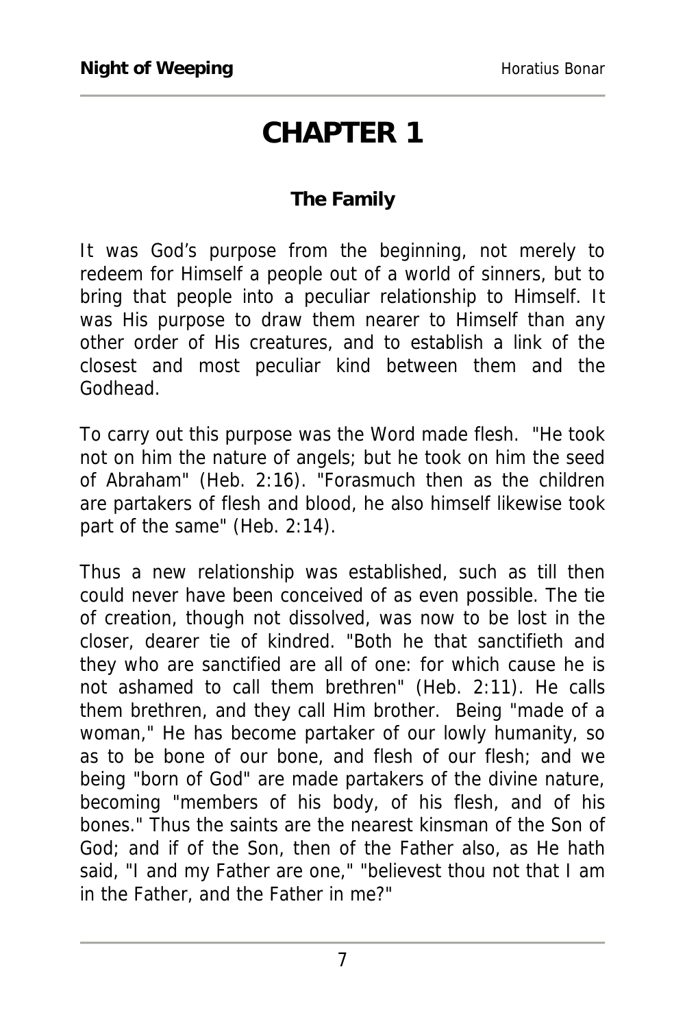# CHAPTER 1

### The Family

It was God's purpose from the beginning, not merely to redeem for Himself a people out of a world of sinners, but to bring that people into a peculiar relationship to Himself. It was His purpose to draw them nearer to Himself than any other order of His creatures, and to establish a link of the closest and most peculiar kind between them and the Godhead.

To carry out this purpose was the Word made flesh. "He took not on him the nature of angels; but he took on him the seed of Abraham" (Heb. 2:16). "Forasmuch then as the children are partakers of flesh and blood, he also himself likewise took part of the same" (Heb. 2:14).

Thus a new relationship was established, such as till then could never have been conceived of as even possible. The tie of creation, though not dissolved, was now to be lost in the closer, dearer tie of kindred. "Both he that sanctifieth and they who are sanctified are all of one: for which cause he is not ashamed to call them brethren" (Heb. 2:11). He calls them brethren, and they call Him brother. Being "made of a woman," He has become partaker of our lowly humanity, so as to be bone of our bone, and flesh of our flesh; and we being "born of God" are made partakers of the divine nature, becoming "members of his body, of his flesh, and of his bones." Thus the saints are the nearest kinsman of the Son of God; and if of the Son, then of the Father also, as He hath said, "I and my Father are one," "believest thou not that I am in the Father, and the Father in me?"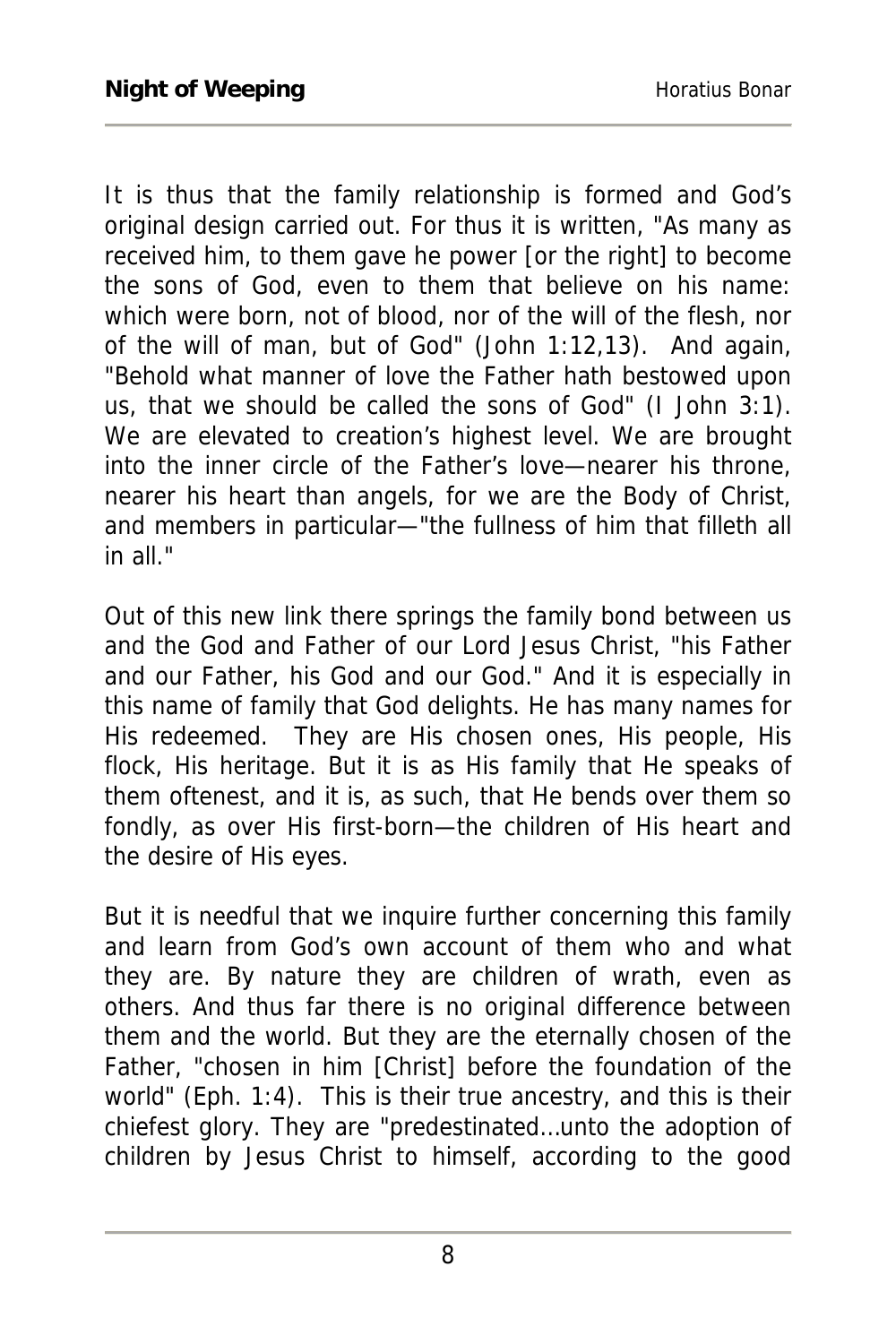It is thus that the family relationship is formed and God's original design carried out. For thus it is written, "As many as received him, to them gave he power [or the right] to become the sons of God, even to them that believe on his name: which were born, not of blood, nor of the will of the flesh, nor of the will of man, but of God" (John 1:12,13). And again, "Behold what manner of love the Father hath bestowed upon us, that we should be called the sons of God" (I John 3:1). We are elevated to creation's highest level. We are brought into the inner circle of the Father's love—nearer his throne, nearer his heart than angels, for we are the Body of Christ, and members in particular—"the fullness of him that filleth all in all."

Out of this new link there springs the family bond between us and the God and Father of our Lord Jesus Christ, "his Father and our Father, his God and our God." And it is especially in this name of family that God delights. He has many names for His redeemed. They are His chosen ones, His people, His flock, His heritage. But it is as His family that He speaks of them oftenest, and it is, as such, that He bends over them so fondly, as over His first-born—the children of His heart and the desire of His eyes.

But it is needful that we inquire further concerning this family and learn from God's own account of them who and what they are. By nature they are children of wrath, even as others. And thus far there is no original difference between them and the world. But they are the eternally chosen of the Father, "chosen in him [Christ] before the foundation of the world" (Eph. 1:4). This is their true ancestry, and this is their chiefest glory. They are "predestinated…unto the adoption of children by Jesus Christ to himself, according to the good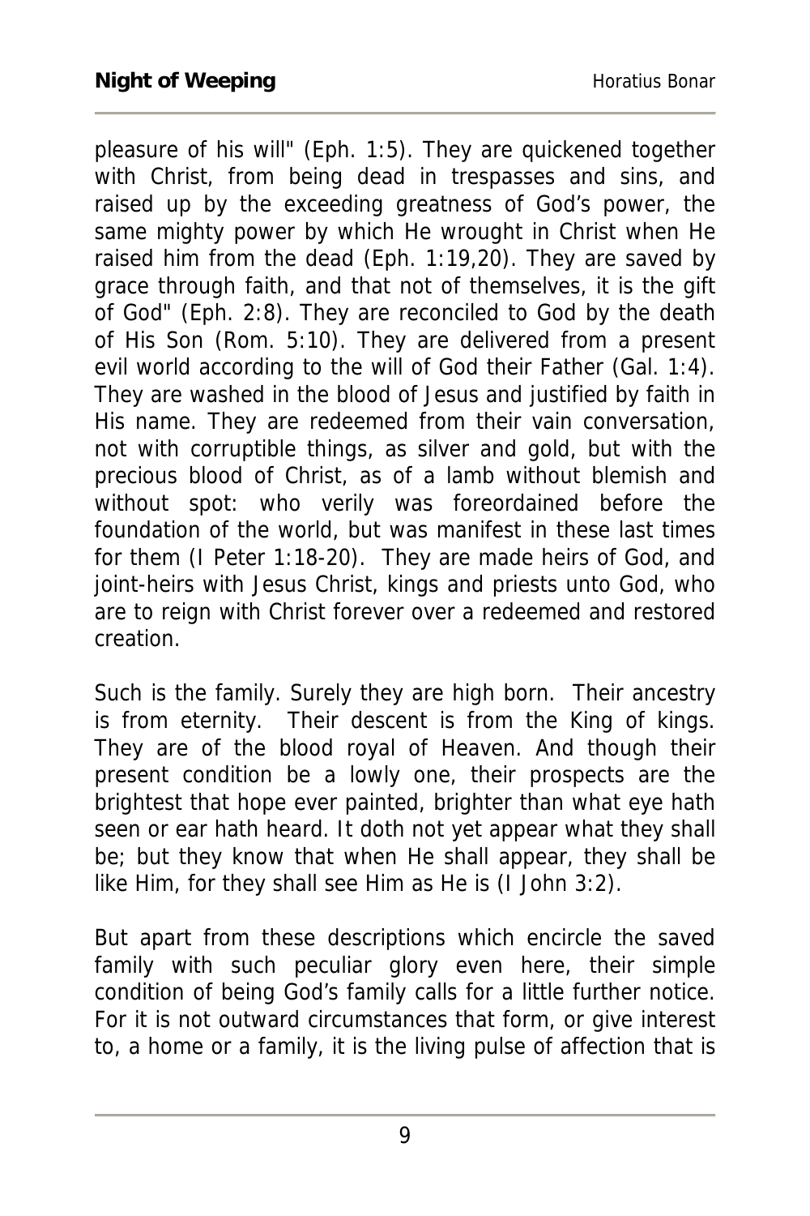pleasure of his will" (Eph. 1:5). They are quickened together with Christ, from being dead in trespasses and sins, and raised up by the exceeding greatness of God's power, the same mighty power by which He wrought in Christ when He raised him from the dead (Eph. 1:19,20). They are saved by grace through faith, and that not of themselves, it is the gift of God" (Eph. 2:8). They are reconciled to God by the death of His Son (Rom. 5:10). They are delivered from a present evil world according to the will of God their Father (Gal. 1:4). They are washed in the blood of Jesus and justified by faith in His name. They are redeemed from their vain conversation, not with corruptible things, as silver and gold, but with the precious blood of Christ, as of a lamb without blemish and without spot: who verily was foreordained before the foundation of the world, but was manifest in these last times for them (I Peter 1:18-20). They are made heirs of God, and joint-heirs with Jesus Christ, kings and priests unto God, who are to reign with Christ forever over a redeemed and restored creation.

Such is the family. Surely they are high born. Their ancestry is from eternity. Their descent is from the King of kings. They are of the blood royal of Heaven. And though their present condition be a lowly one, their prospects are the brightest that hope ever painted, brighter than what eye hath seen or ear hath heard. It doth not yet appear what they shall be; but they know that when He shall appear, they shall be like Him, for they shall see Him as He is (I John 3:2).

But apart from these descriptions which encircle the saved family with such peculiar glory even here, their simple condition of being God's family calls for a little further notice. For it is not outward circumstances that form, or give interest to, a home or a family, it is the living pulse of affection that is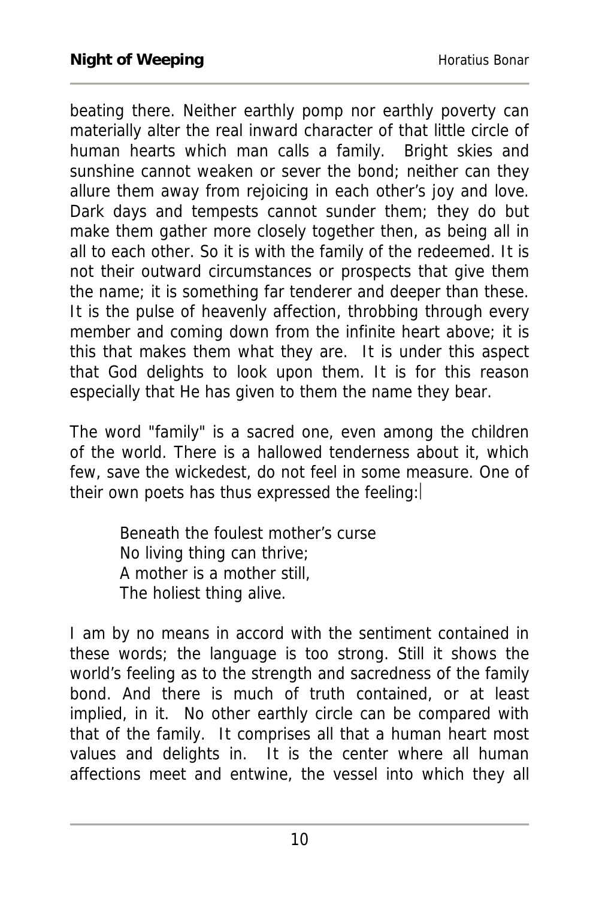beating there. Neither earthly pomp nor earthly poverty can materially alter the real inward character of that little circle of human hearts which man calls a family. Bright skies and sunshine cannot weaken or sever the bond; neither can they allure them away from rejoicing in each other's joy and love. Dark days and tempests cannot sunder them; they do but make them gather more closely together then, as being all in all to each other. So it is with the family of the redeemed. It is not their outward circumstances or prospects that give them the name; it is something far tenderer and deeper than these. It is the pulse of heavenly affection, throbbing through every member and coming down from the infinite heart above; it is this that makes them what they are. It is under this aspect that God delights to look upon them. It is for this reason especially that He has given to them the name they bear.

The word "family" is a sacred one, even among the children of the world. There is a hallowed tenderness about it, which few, save the wickedest, do not feel in some measure. One of their own poets has thus expressed the feeling:

> Beneath the foulest mother's curse
> No living thing can thrive;
> A mother is a mother still,
> The holiest thing alive.

I am by no means in accord with the sentiment contained in these words; the language is too strong. Still it shows the world's feeling as to the strength and sacredness of the family bond. And there is much of truth contained, or at least implied, in it. No other earthly circle can be compared with that of the family. It comprises all that a human heart most values and delights in. It is the center where all human affections meet and entwine, the vessel into which they all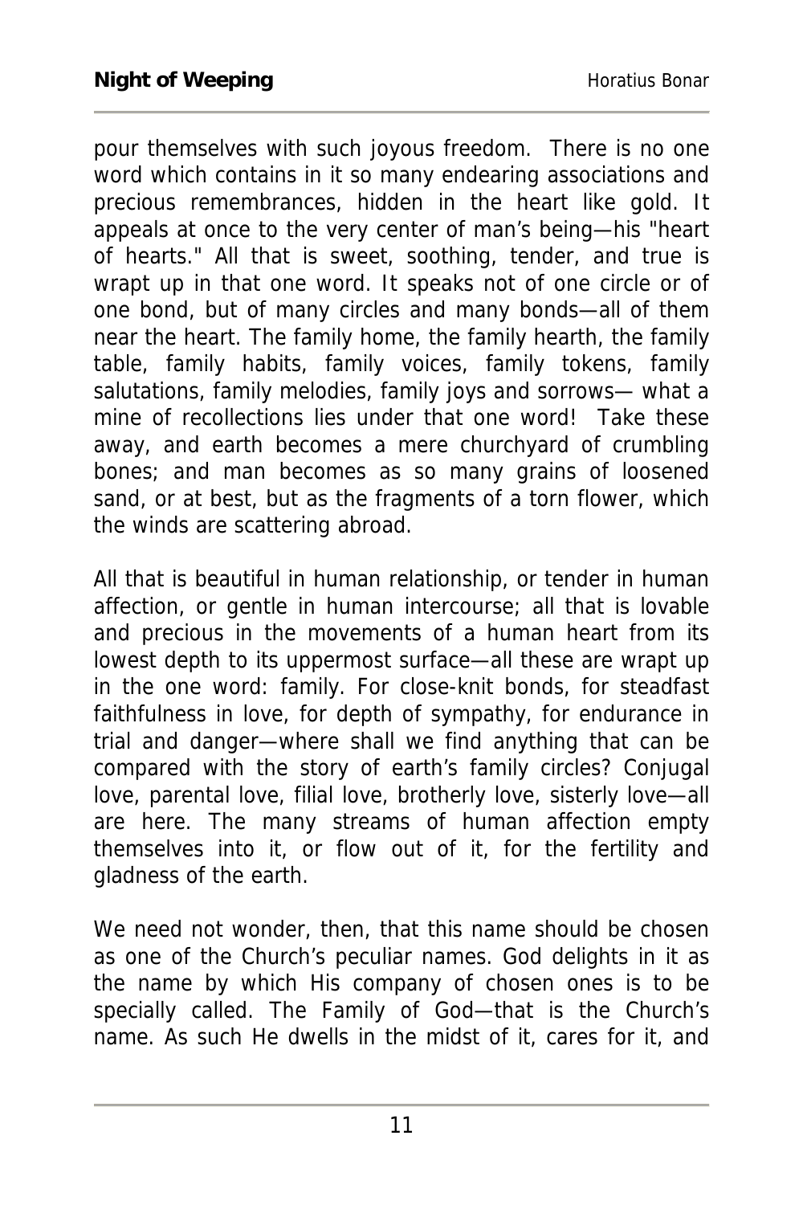pour themselves with such joyous freedom. There is no one word which contains in it so many endearing associations and precious remembrances, hidden in the heart like gold. It appeals at once to the very center of man's being—his "heart of hearts." All that is sweet, soothing, tender, and true is wrapt up in that one word. It speaks not of one circle or of one bond, but of many circles and many bonds—all of them near the heart. The family home, the family hearth, the family table, family habits, family voices, family tokens, family salutations, family melodies, family joys and sorrows— what a mine of recollections lies under that one word! Take these away, and earth becomes a mere churchyard of crumbling bones; and man becomes as so many grains of loosened sand, or at best, but as the fragments of a torn flower, which the winds are scattering abroad.

All that is beautiful in human relationship, or tender in human affection, or gentle in human intercourse; all that is lovable and precious in the movements of a human heart from its lowest depth to its uppermost surface—all these are wrapt up in the one word: family. For close-knit bonds, for steadfast faithfulness in love, for depth of sympathy, for endurance in trial and danger—where shall we find anything that can be compared with the story of earth's family circles? Conjugal love, parental love, filial love, brotherly love, sisterly love—all are here. The many streams of human affection empty themselves into it, or flow out of it, for the fertility and gladness of the earth.

We need not wonder, then, that this name should be chosen as one of the Church's peculiar names. God delights in it as the name by which His company of chosen ones is to be specially called. The Family of God—that is the Church's name. As such He dwells in the midst of it, cares for it, and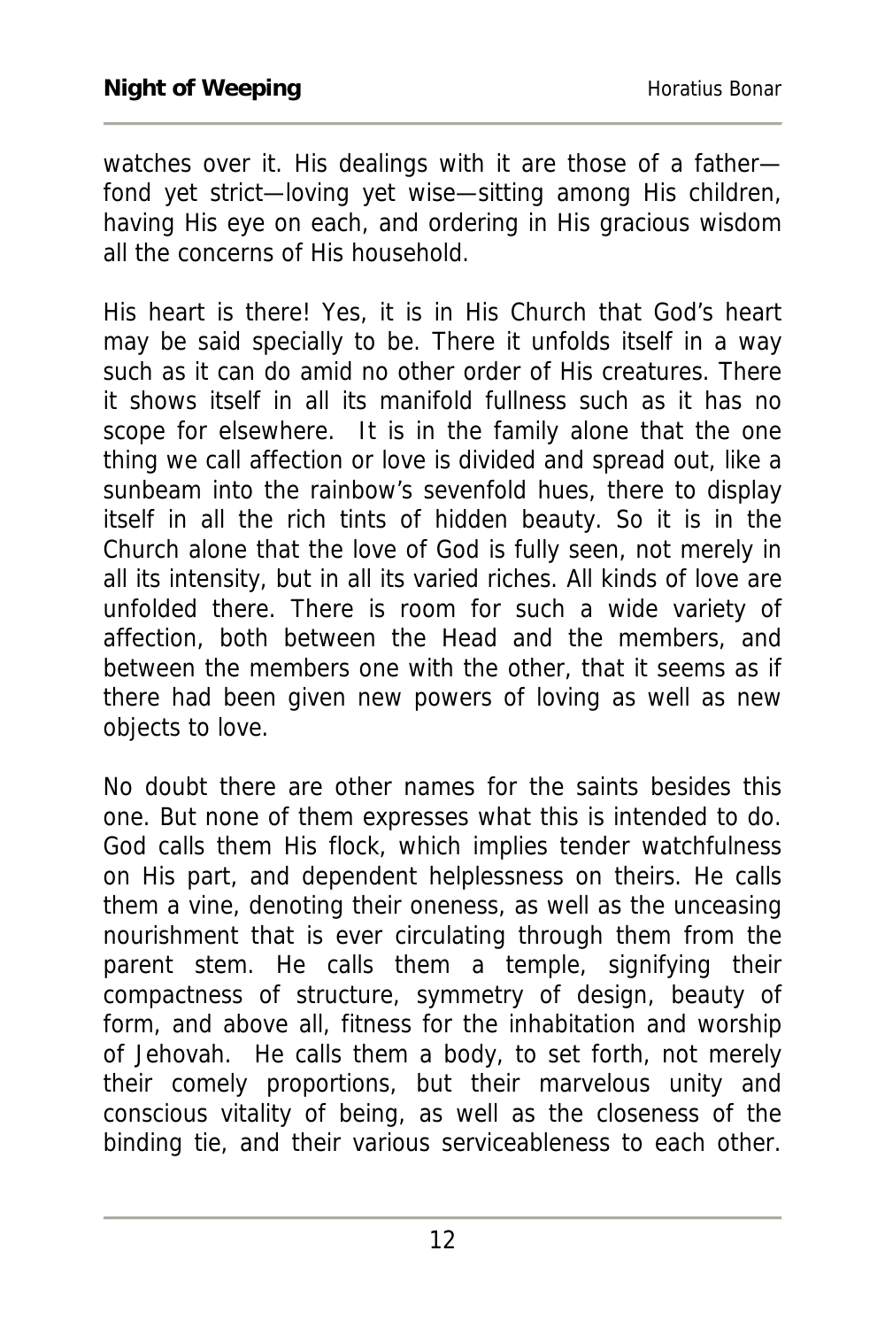watches over it. His dealings with it are those of a father—fond yet strict—loving yet wise—sitting among His children, having His eye on each, and ordering in His gracious wisdom all the concerns of His household.

His heart is there! Yes, it is in His Church that God's heart may be said specially to be. There it unfolds itself in a way such as it can do amid no other order of His creatures. There it shows itself in all its manifold fullness such as it has no scope for elsewhere. It is in the family alone that the one thing we call affection or love is divided and spread out, like a sunbeam into the rainbow's sevenfold hues, there to display itself in all the rich tints of hidden beauty. So it is in the Church alone that the love of God is fully seen, not merely in all its intensity, but in all its varied riches. All kinds of love are unfolded there. There is room for such a wide variety of affection, both between the Head and the members, and between the members one with the other, that it seems as if there had been given new powers of loving as well as new objects to love.

No doubt there are other names for the saints besides this one. But none of them expresses what this is intended to do. God calls them His flock, which implies tender watchfulness on His part, and dependent helplessness on theirs. He calls them a vine, denoting their oneness, as well as the unceasing nourishment that is ever circulating through them from the parent stem. He calls them a temple, signifying their compactness of structure, symmetry of design, beauty of form, and above all, fitness for the inhabitation and worship of Jehovah. He calls them a body, to set forth, not merely their comely proportions, but their marvelous unity and conscious vitality of being, as well as the closeness of the binding tie, and their various serviceableness to each other.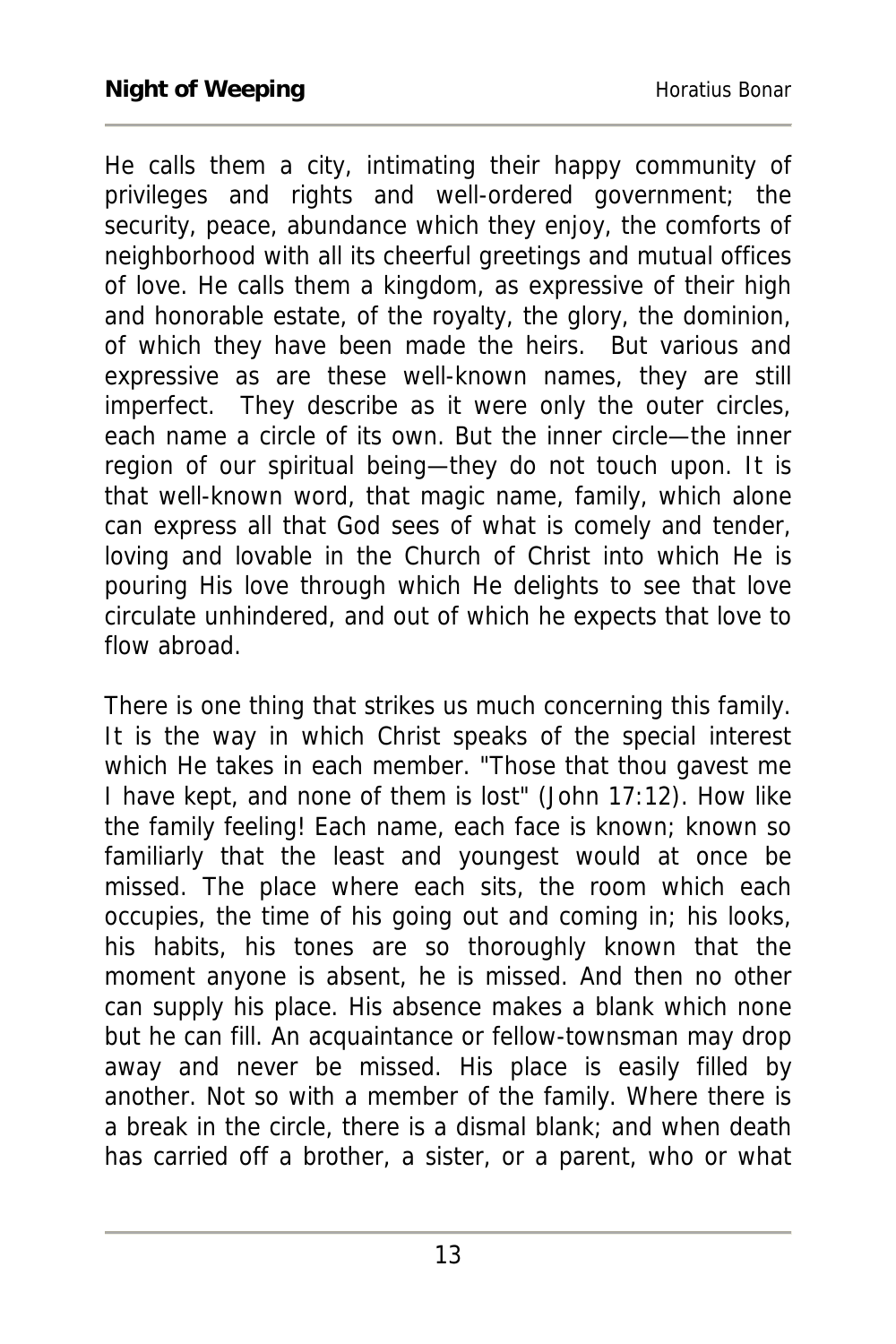He calls them a city, intimating their happy community of privileges and rights and well-ordered government; the security, peace, abundance which they enjoy, the comforts of neighborhood with all its cheerful greetings and mutual offices of love. He calls them a kingdom, as expressive of their high and honorable estate, of the royalty, the glory, the dominion, of which they have been made the heirs. But various and expressive as are these well-known names, they are still imperfect. They describe as it were only the outer circles, each name a circle of its own. But the inner circle—the inner region of our spiritual being—they do not touch upon. It is that well-known word, that magic name, family, which alone can express all that God sees of what is comely and tender, loving and lovable in the Church of Christ into which He is pouring His love through which He delights to see that love circulate unhindered, and out of which he expects that love to flow abroad.

There is one thing that strikes us much concerning this family. It is the way in which Christ speaks of the special interest which He takes in each member. "Those that thou gavest me I have kept, and none of them is lost" (John 17:12). How like the family feeling! Each name, each face is known; known so familiarly that the least and youngest would at once be missed. The place where each sits, the room which each occupies, the time of his going out and coming in; his looks, his habits, his tones are so thoroughly known that the moment anyone is absent, he is missed. And then no other can supply his place. His absence makes a blank which none but he can fill. An acquaintance or fellow-townsman may drop away and never be missed. His place is easily filled by another. Not so with a member of the family. Where there is a break in the circle, there is a dismal blank; and when death has carried off a brother, a sister, or a parent, who or what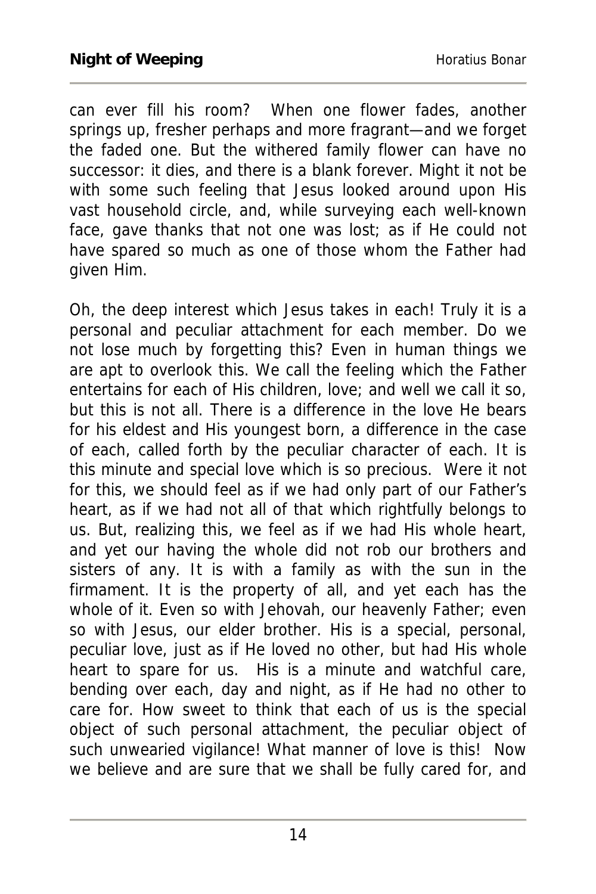can ever fill his room? When one flower fades, another springs up, fresher perhaps and more fragrant—and we forget the faded one. But the withered family flower can have no successor: it dies, and there is a blank forever. Might it not be with some such feeling that Jesus looked around upon His vast household circle, and, while surveying each well-known face, gave thanks that not one was lost; as if He could not have spared so much as one of those whom the Father had given Him.

Oh, the deep interest which Jesus takes in each! Truly it is a personal and peculiar attachment for each member. Do we not lose much by forgetting this? Even in human things we are apt to overlook this. We call the feeling which the Father entertains for each of His children, love; and well we call it so, but this is not all. There is a difference in the love He bears for his eldest and His youngest born, a difference in the case of each, called forth by the peculiar character of each. It is this minute and special love which is so precious. Were it not for this, we should feel as if we had only part of our Father's heart, as if we had not all of that which rightfully belongs to us. But, realizing this, we feel as if we had His whole heart, and yet our having the whole did not rob our brothers and sisters of any. It is with a family as with the sun in the firmament. It is the property of all, and yet each has the whole of it. Even so with Jehovah, our heavenly Father; even so with Jesus, our elder brother. His is a special, personal, peculiar love, just as if He loved no other, but had His whole heart to spare for us. His is a minute and watchful care, bending over each, day and night, as if He had no other to care for. How sweet to think that each of us is the special object of such personal attachment, the peculiar object of such unwearied vigilance! What manner of love is this! Now we believe and are sure that we shall be fully cared for, and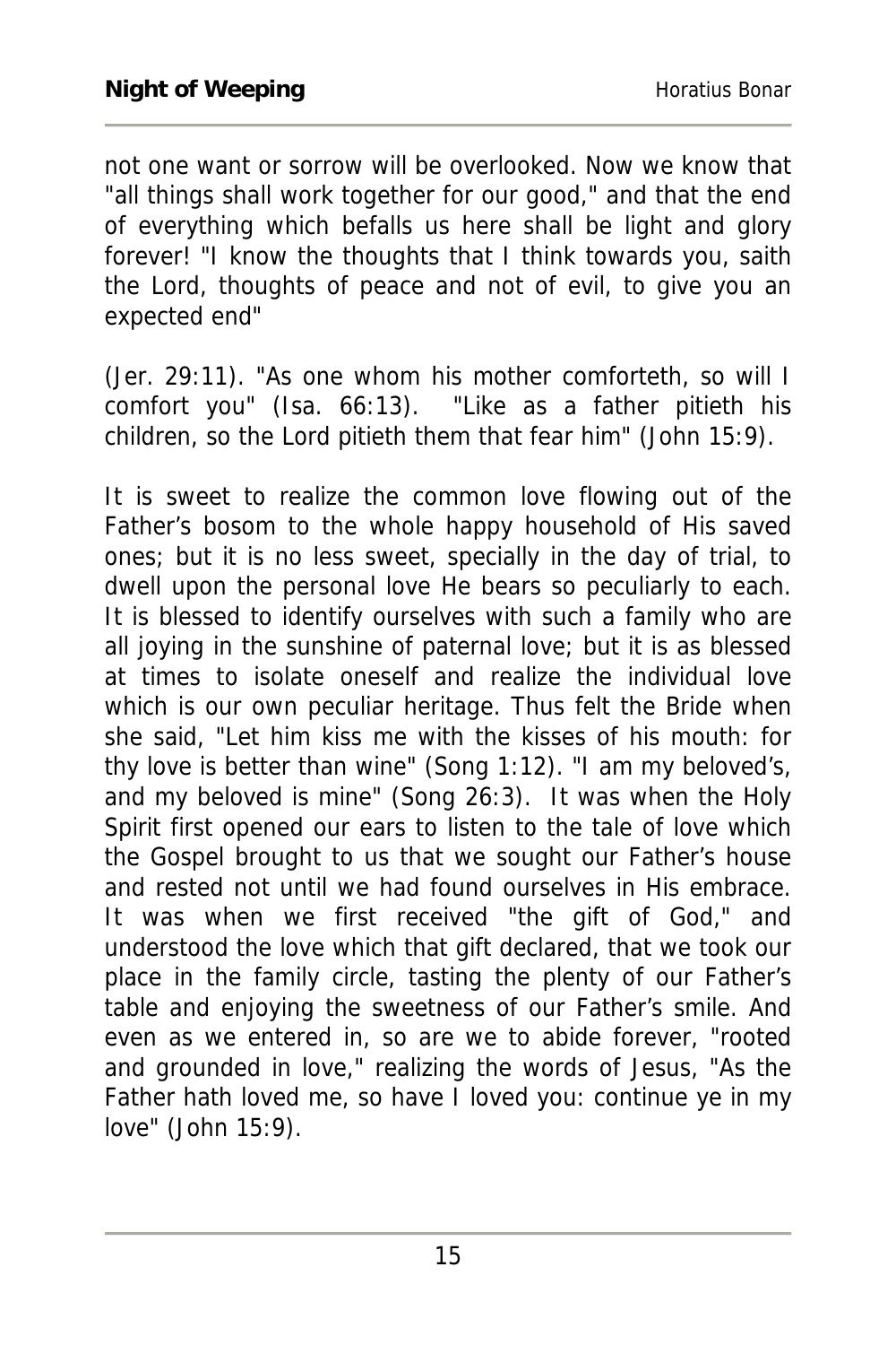not one want or sorrow will be overlooked. Now we know that "all things shall work together for our good," and that the end of everything which befalls us here shall be light and glory forever! "I know the thoughts that I think towards you, saith the Lord, thoughts of peace and not of evil, to give you an expected end"

(Jer. 29:11). "As one whom his mother comforteth, so will I comfort you" (Isa. 66:13). "Like as a father pitieth his children, so the Lord pitieth them that fear him" (John 15:9).

It is sweet to realize the common love flowing out of the Father's bosom to the whole happy household of His saved ones; but it is no less sweet, specially in the day of trial, to dwell upon the personal love He bears so peculiarly to each. It is blessed to identify ourselves with such a family who are all joying in the sunshine of paternal love; but it is as blessed at times to isolate oneself and realize the individual love which is our own peculiar heritage. Thus felt the Bride when she said, "Let him kiss me with the kisses of his mouth: for thy love is better than wine" (Song 1:12). "I am my beloved's, and my beloved is mine" (Song 26:3). It was when the Holy Spirit first opened our ears to listen to the tale of love which the Gospel brought to us that we sought our Father's house and rested not until we had found ourselves in His embrace. It was when we first received "the gift of God," and understood the love which that gift declared, that we took our place in the family circle, tasting the plenty of our Father's table and enjoying the sweetness of our Father's smile. And even as we entered in, so are we to abide forever, "rooted and grounded in love," realizing the words of Jesus, "As the Father hath loved me, so have I loved you: continue ye in my love" (John 15:9).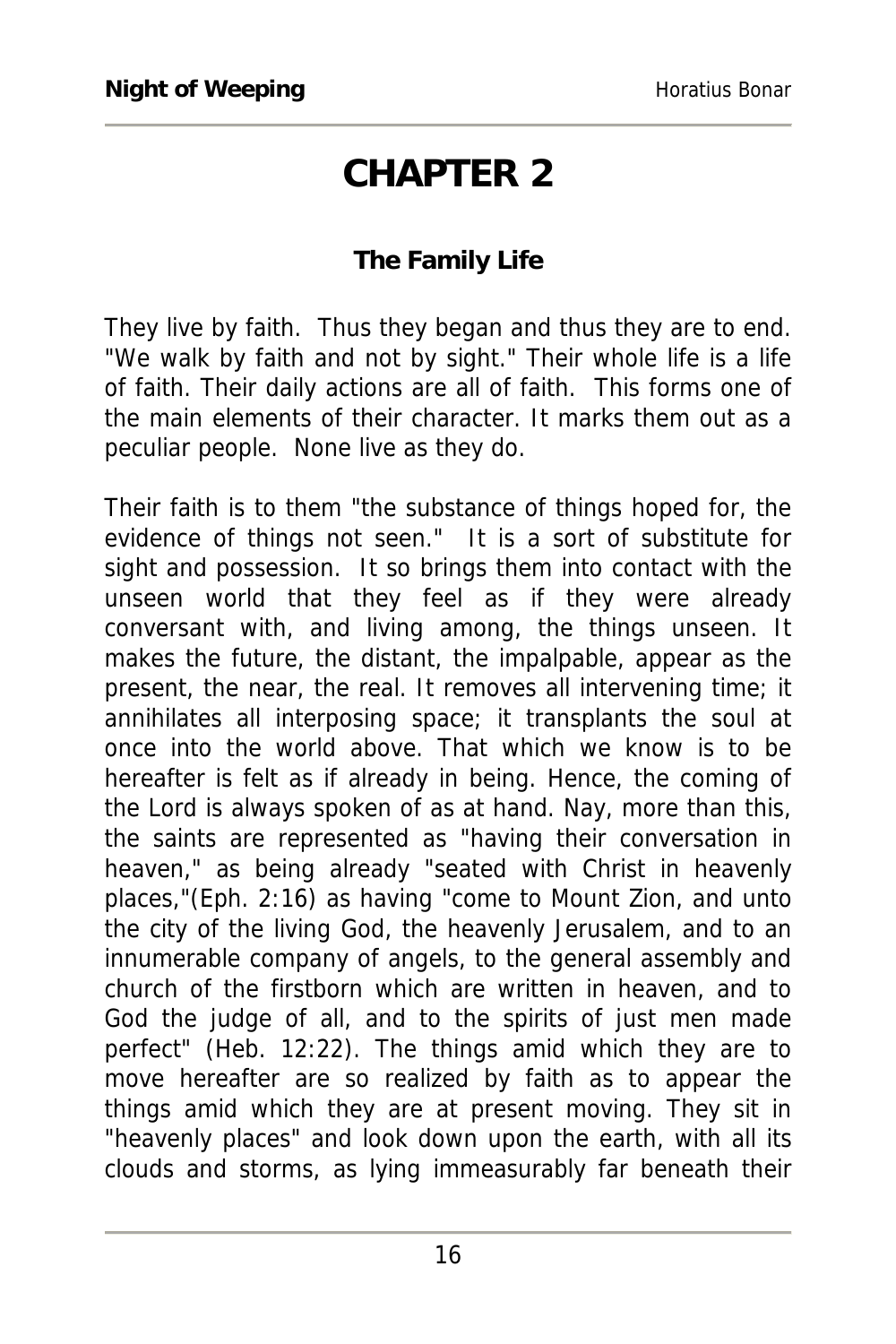# CHAPTER 2

## The Family Life

They live by faith. Thus they began and thus they are to end. "We walk by faith and not by sight." Their whole life is a life of faith. Their daily actions are all of faith. This forms one of the main elements of their character. It marks them out as a peculiar people. None live as they do.

Their faith is to them "the substance of things hoped for, the evidence of things not seen." It is a sort of substitute for sight and possession. It so brings them into contact with the unseen world that they feel as if they were already conversant with, and living among, the things unseen. It makes the future, the distant, the impalpable, appear as the present, the near, the real. It removes all intervening time; it annihilates all interposing space; it transplants the soul at once into the world above. That which we know is to be hereafter is felt as if already in being. Hence, the coming of the Lord is always spoken of as at hand. Nay, more than this, the saints are represented as "having their conversation in heaven," as being already "seated with Christ in heavenly places,"(Eph. 2:16) as having "come to Mount Zion, and unto the city of the living God, the heavenly Jerusalem, and to an innumerable company of angels, to the general assembly and church of the firstborn which are written in heaven, and to God the judge of all, and to the spirits of just men made perfect" (Heb. 12:22). The things amid which they are to move hereafter are so realized by faith as to appear the things amid which they are at present moving. They sit in "heavenly places" and look down upon the earth, with all its clouds and storms, as lying immeasurably far beneath their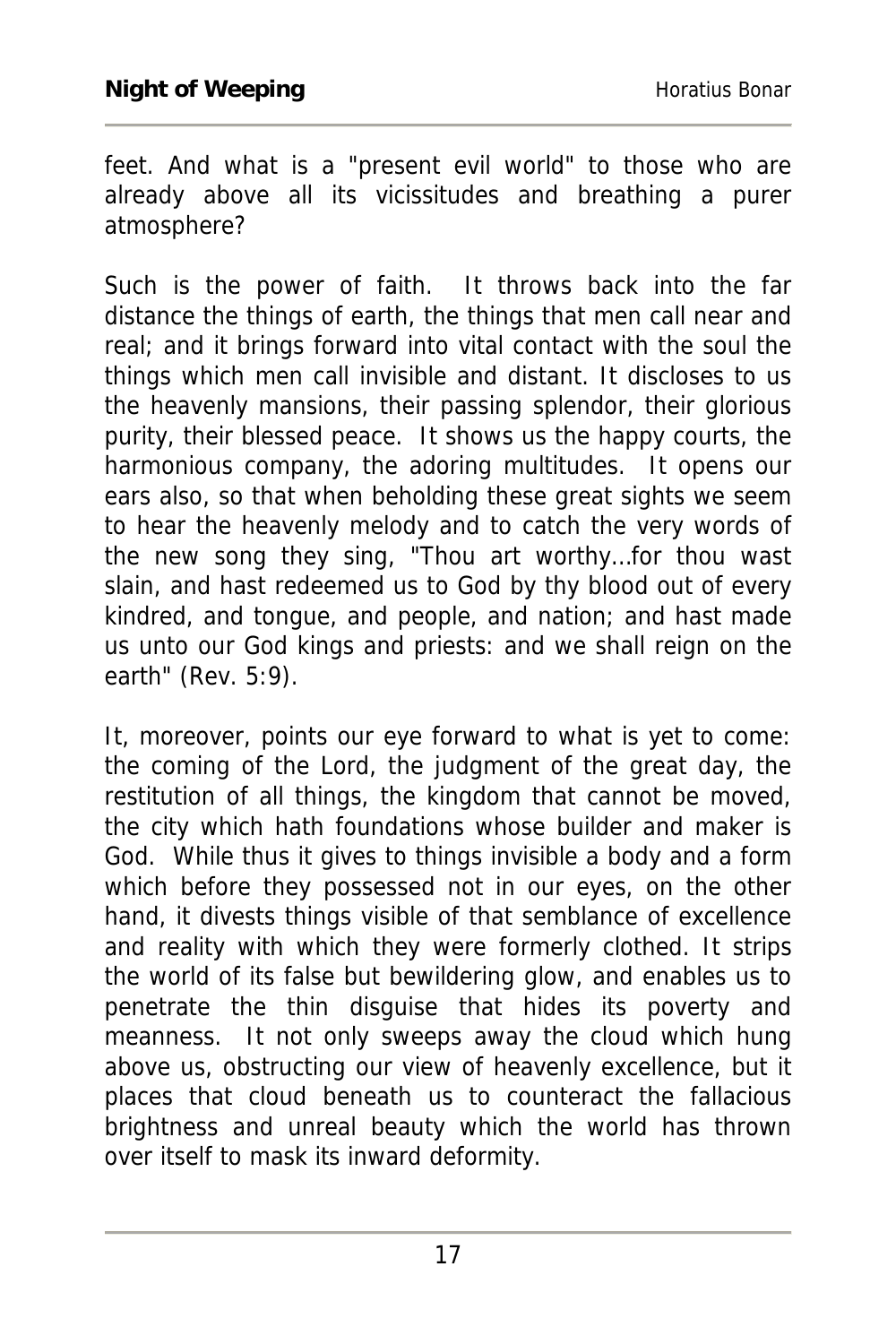feet. And what is a "present evil world" to those who are already above all its vicissitudes and breathing a purer atmosphere?

Such is the power of faith. It throws back into the far distance the things of earth, the things that men call near and real; and it brings forward into vital contact with the soul the things which men call invisible and distant. It discloses to us the heavenly mansions, their passing splendor, their glorious purity, their blessed peace. It shows us the happy courts, the harmonious company, the adoring multitudes. It opens our ears also, so that when beholding these great sights we seem to hear the heavenly melody and to catch the very words of the new song they sing, "Thou art worthy…for thou wast slain, and hast redeemed us to God by thy blood out of every kindred, and tongue, and people, and nation; and hast made us unto our God kings and priests: and we shall reign on the earth" (Rev. 5:9).

It, moreover, points our eye forward to what is yet to come: the coming of the Lord, the judgment of the great day, the restitution of all things, the kingdom that cannot be moved, the city which hath foundations whose builder and maker is God. While thus it gives to things invisible a body and a form which before they possessed not in our eyes, on the other hand, it divests things visible of that semblance of excellence and reality with which they were formerly clothed. It strips the world of its false but bewildering glow, and enables us to penetrate the thin disguise that hides its poverty and meanness. It not only sweeps away the cloud which hung above us, obstructing our view of heavenly excellence, but it places that cloud beneath us to counteract the fallacious brightness and unreal beauty which the world has thrown over itself to mask its inward deformity.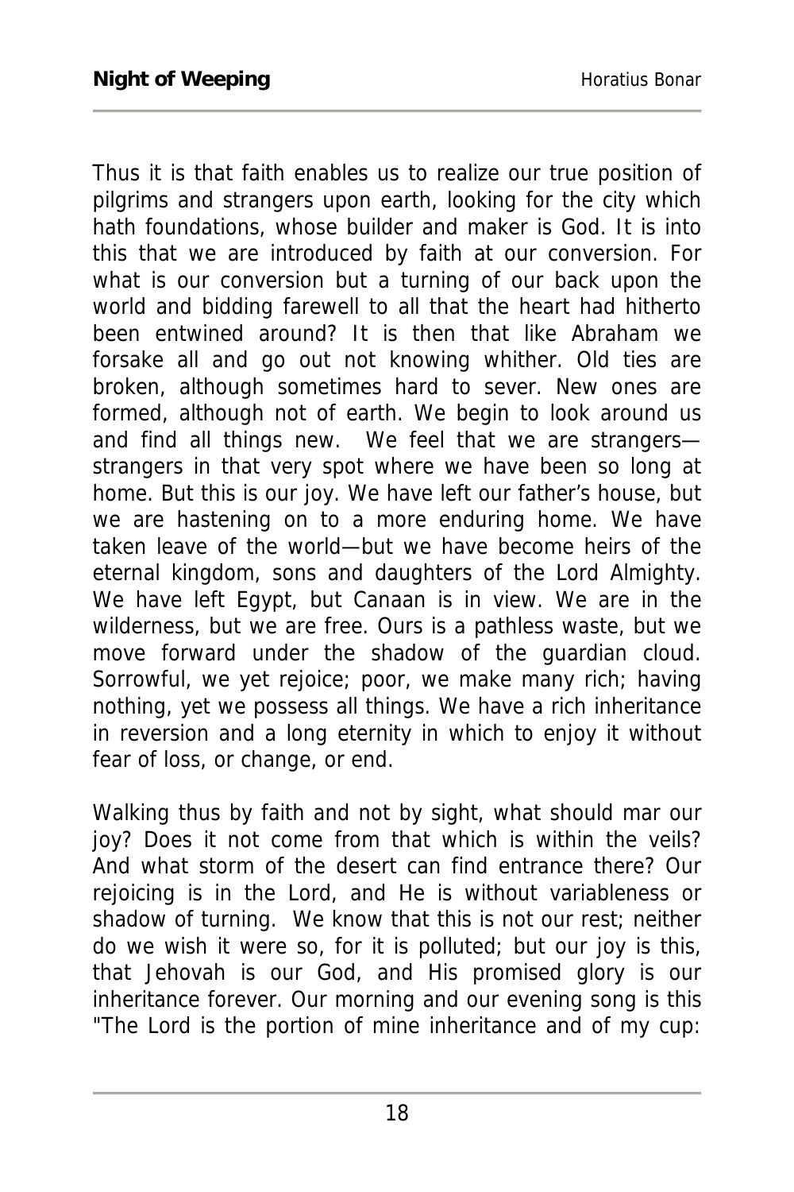Thus it is that faith enables us to realize our true position of pilgrims and strangers upon earth, looking for the city which hath foundations, whose builder and maker is God. It is into this that we are introduced by faith at our conversion. For what is our conversion but a turning of our back upon the world and bidding farewell to all that the heart had hitherto been entwined around? It is then that like Abraham we forsake all and go out not knowing whither. Old ties are broken, although sometimes hard to sever. New ones are formed, although not of earth. We begin to look around us and find all things new. We feel that we are strangers—strangers in that very spot where we have been so long at home. But this is our joy. We have left our father's house, but we are hastening on to a more enduring home. We have taken leave of the world—but we have become heirs of the eternal kingdom, sons and daughters of the Lord Almighty. We have left Egypt, but Canaan is in view. We are in the wilderness, but we are free. Ours is a pathless waste, but we move forward under the shadow of the guardian cloud. Sorrowful, we yet rejoice; poor, we make many rich; having nothing, yet we possess all things. We have a rich inheritance in reversion and a long eternity in which to enjoy it without fear of loss, or change, or end.

Walking thus by faith and not by sight, what should mar our joy? Does it not come from that which is within the veils? And what storm of the desert can find entrance there? Our rejoicing is in the Lord, and He is without variableness or shadow of turning. We know that this is not our rest; neither do we wish it were so, for it is polluted; but our joy is this, that Jehovah is our God, and His promised glory is our inheritance forever. Our morning and our evening song is this "The Lord is the portion of mine inheritance and of my cup: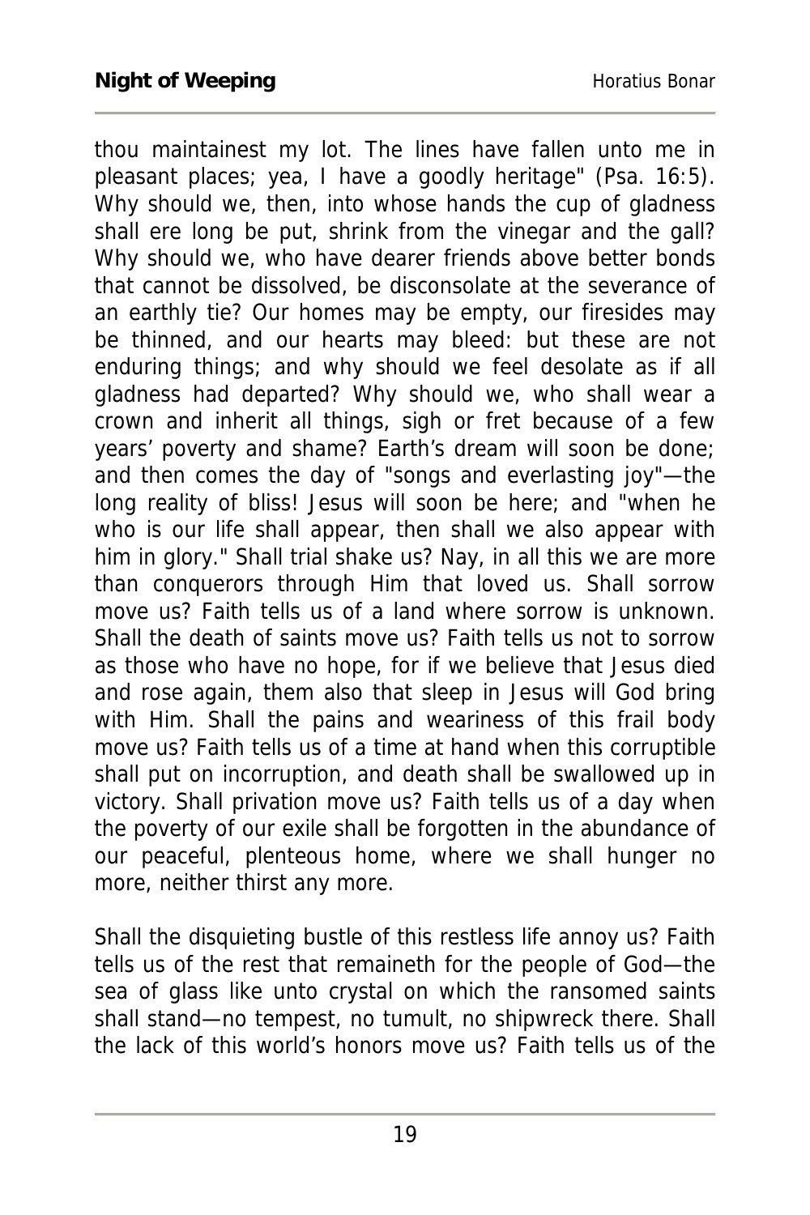thou maintainest my lot. The lines have fallen unto me in pleasant places; yea, I have a goodly heritage" (Psa. 16:5). Why should we, then, into whose hands the cup of gladness shall ere long be put, shrink from the vinegar and the gall? Why should we, who have dearer friends above better bonds that cannot be dissolved, be disconsolate at the severance of an earthly tie? Our homes may be empty, our firesides may be thinned, and our hearts may bleed: but these are not enduring things; and why should we feel desolate as if all gladness had departed? Why should we, who shall wear a crown and inherit all things, sigh or fret because of a few years' poverty and shame? Earth's dream will soon be done; and then comes the day of "songs and everlasting joy"—the long reality of bliss! Jesus will soon be here; and "when he who is our life shall appear, then shall we also appear with him in glory." Shall trial shake us? Nay, in all this we are more than conquerors through Him that loved us. Shall sorrow move us? Faith tells us of a land where sorrow is unknown. Shall the death of saints move us? Faith tells us not to sorrow as those who have no hope, for if we believe that Jesus died and rose again, them also that sleep in Jesus will God bring with Him. Shall the pains and weariness of this frail body move us? Faith tells us of a time at hand when this corruptible shall put on incorruption, and death shall be swallowed up in victory. Shall privation move us? Faith tells us of a day when the poverty of our exile shall be forgotten in the abundance of our peaceful, plenteous home, where we shall hunger no more, neither thirst any more.

Shall the disquieting bustle of this restless life annoy us? Faith tells us of the rest that remaineth for the people of God—the sea of glass like unto crystal on which the ransomed saints shall stand—no tempest, no tumult, no shipwreck there. Shall the lack of this world's honors move us? Faith tells us of the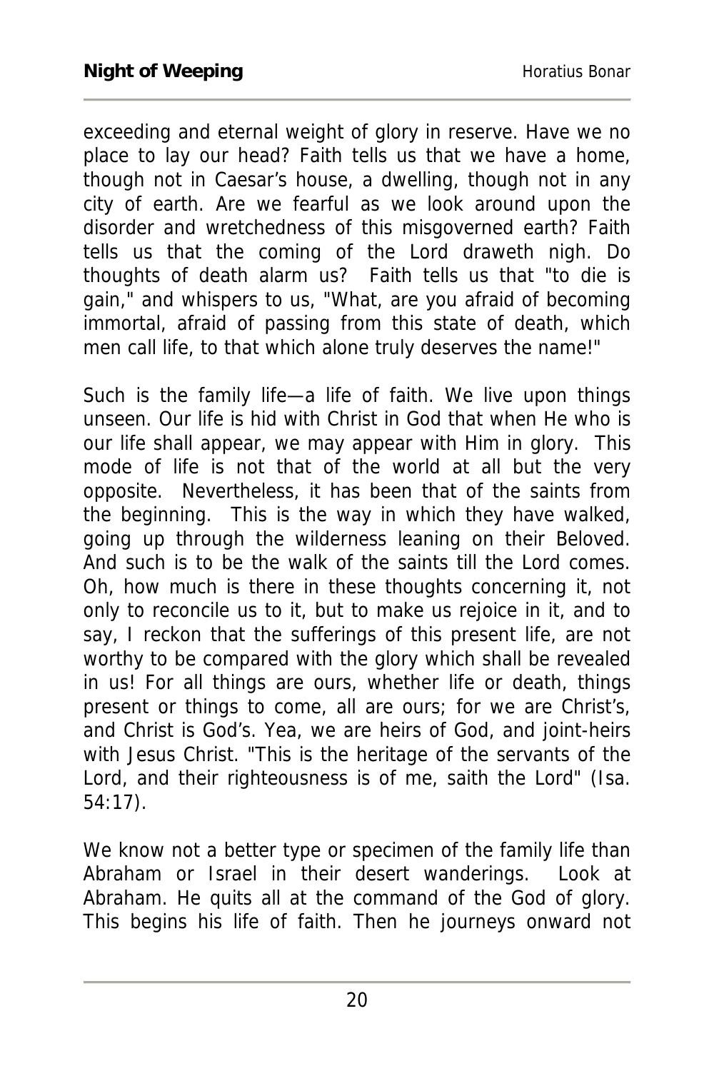exceeding and eternal weight of glory in reserve. Have we no place to lay our head? Faith tells us that we have a home, though not in Caesar's house, a dwelling, though not in any city of earth. Are we fearful as we look around upon the disorder and wretchedness of this misgoverned earth? Faith tells us that the coming of the Lord draweth nigh. Do thoughts of death alarm us? Faith tells us that "to die is gain," and whispers to us, "What, are you afraid of becoming immortal, afraid of passing from this state of death, which men call life, to that which alone truly deserves the name!"

Such is the family life—a life of faith. We live upon things unseen. Our life is hid with Christ in God that when He who is our life shall appear, we may appear with Him in glory. This mode of life is not that of the world at all but the very opposite. Nevertheless, it has been that of the saints from the beginning. This is the way in which they have walked, going up through the wilderness leaning on their Beloved. And such is to be the walk of the saints till the Lord comes. Oh, how much is there in these thoughts concerning it, not only to reconcile us to it, but to make us rejoice in it, and to say, I reckon that the sufferings of this present life, are not worthy to be compared with the glory which shall be revealed in us! For all things are ours, whether life or death, things present or things to come, all are ours; for we are Christ's, and Christ is God's. Yea, we are heirs of God, and joint-heirs with Jesus Christ. "This is the heritage of the servants of the Lord, and their righteousness is of me, saith the Lord" (Isa. 54:17).

We know not a better type or specimen of the family life than Abraham or Israel in their desert wanderings. Look at Abraham. He quits all at the command of the God of glory. This begins his life of faith. Then he journeys onward not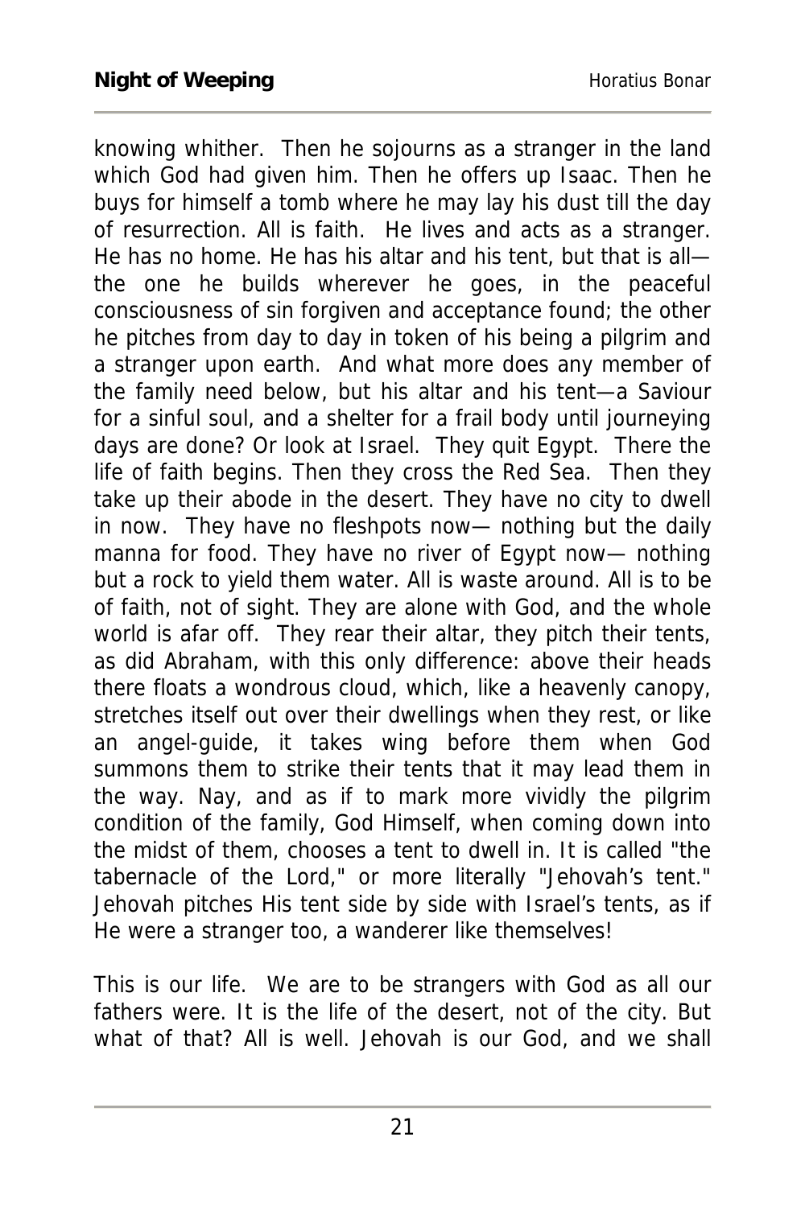knowing whither. Then he sojourns as a stranger in the land which God had given him. Then he offers up Isaac. Then he buys for himself a tomb where he may lay his dust till the day of resurrection. All is faith. He lives and acts as a stranger. He has no home. He has his altar and his tent, but that is all—the one he builds wherever he goes, in the peaceful consciousness of sin forgiven and acceptance found; the other he pitches from day to day in token of his being a pilgrim and a stranger upon earth. And what more does any member of the family need below, but his altar and his tent—a Saviour for a sinful soul, and a shelter for a frail body until journeying days are done? Or look at Israel. They quit Egypt. There the life of faith begins. Then they cross the Red Sea. Then they take up their abode in the desert. They have no city to dwell in now. They have no fleshpots now— nothing but the daily manna for food. They have no river of Egypt now— nothing but a rock to yield them water. All is waste around. All is to be of faith, not of sight. They are alone with God, and the whole world is afar off. They rear their altar, they pitch their tents, as did Abraham, with this only difference: above their heads there floats a wondrous cloud, which, like a heavenly canopy, stretches itself out over their dwellings when they rest, or like an angel-guide, it takes wing before them when God summons them to strike their tents that it may lead them in the way. Nay, and as if to mark more vividly the pilgrim condition of the family, God Himself, when coming down into the midst of them, chooses a tent to dwell in. It is called "the tabernacle of the Lord," or more literally "Jehovah's tent." Jehovah pitches His tent side by side with Israel's tents, as if He were a stranger too, a wanderer like themselves!

This is our life. We are to be strangers with God as all our fathers were. It is the life of the desert, not of the city. But what of that? All is well. Jehovah is our God, and we shall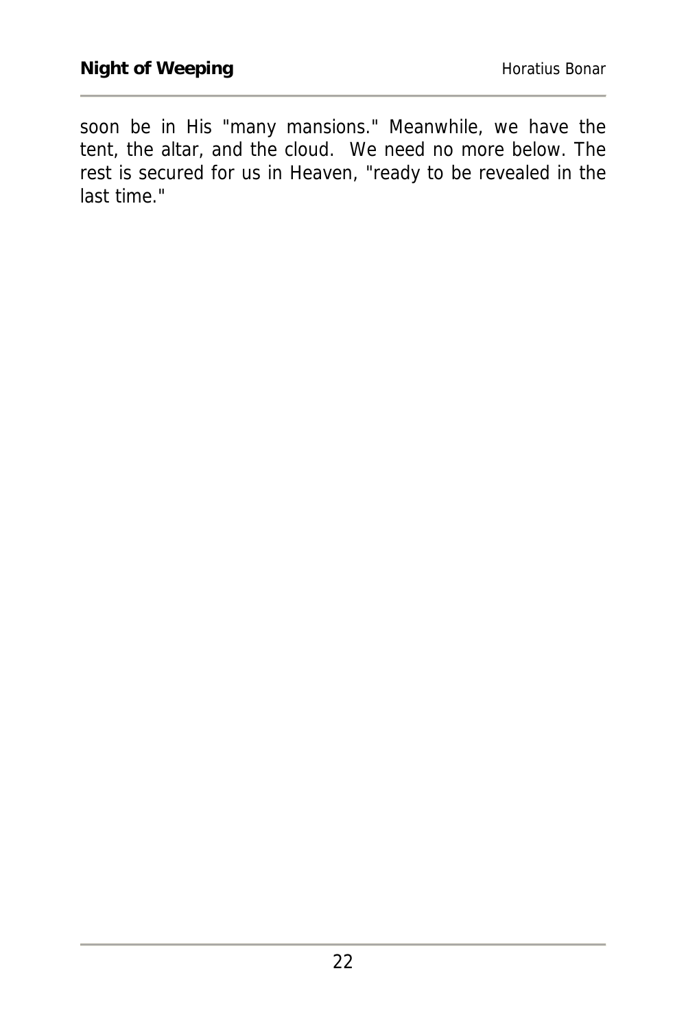soon be in His "many mansions." Meanwhile, we have the tent, the altar, and the cloud. We need no more below. The rest is secured for us in Heaven, "ready to be revealed in the last time."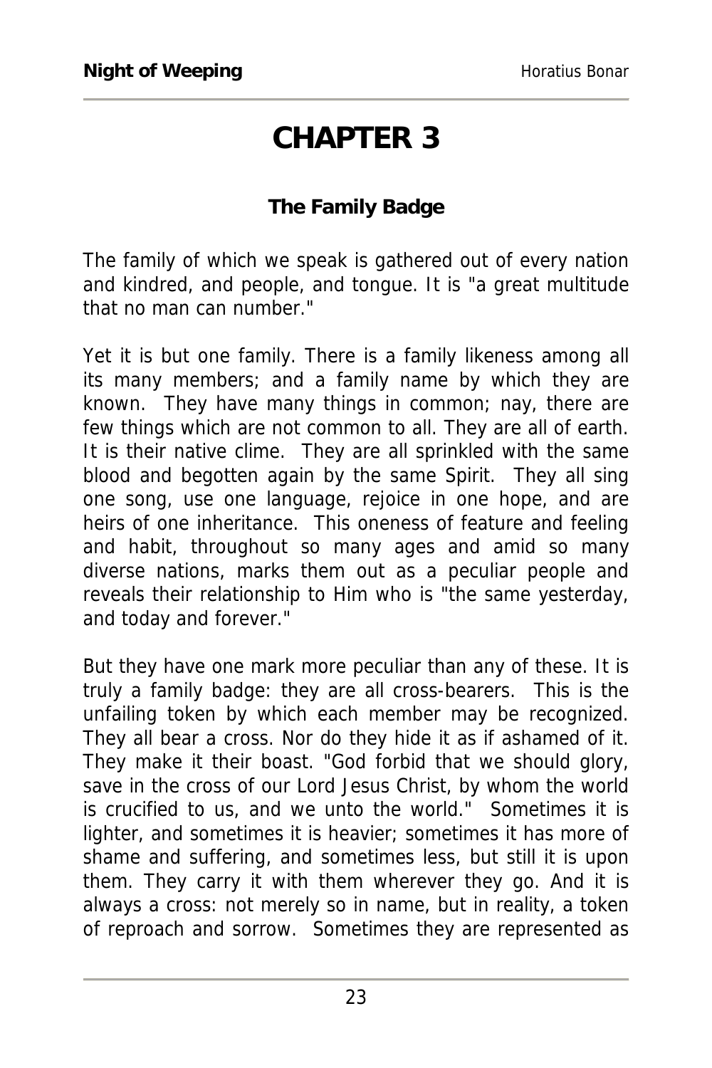# CHAPTER 3

### The Family Badge

The family of which we speak is gathered out of every nation and kindred, and people, and tongue. It is "a great multitude that no man can number."

Yet it is but one family. There is a family likeness among all its many members; and a family name by which they are known. They have many things in common; nay, there are few things which are not common to all. They are all of earth. It is their native clime. They are all sprinkled with the same blood and begotten again by the same Spirit. They all sing one song, use one language, rejoice in one hope, and are heirs of one inheritance. This oneness of feature and feeling and habit, throughout so many ages and amid so many diverse nations, marks them out as a peculiar people and reveals their relationship to Him who is "the same yesterday, and today and forever."

But they have one mark more peculiar than any of these. It is truly a family badge: they are all cross-bearers. This is the unfailing token by which each member may be recognized. They all bear a cross. Nor do they hide it as if ashamed of it. They make it their boast. "God forbid that we should glory, save in the cross of our Lord Jesus Christ, by whom the world is crucified to us, and we unto the world." Sometimes it is lighter, and sometimes it is heavier; sometimes it has more of shame and suffering, and sometimes less, but still it is upon them. They carry it with them wherever they go. And it is always a cross: not merely so in name, but in reality, a token of reproach and sorrow. Sometimes they are represented as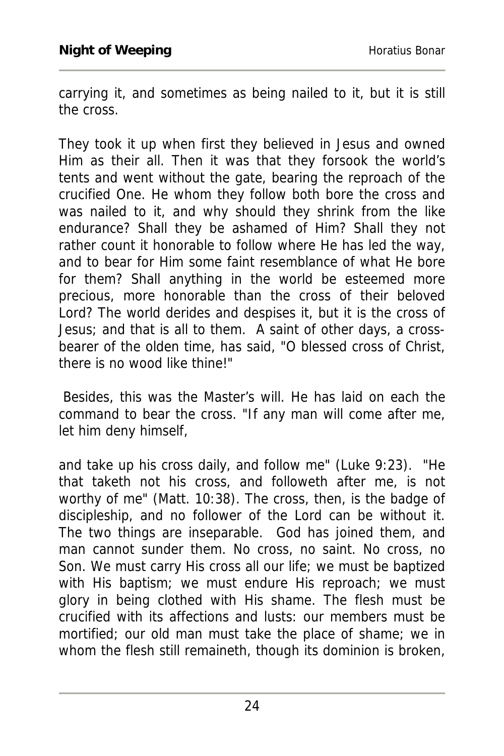carrying it, and sometimes as being nailed to it, but it is still the cross.

They took it up when first they believed in Jesus and owned Him as their all. Then it was that they forsook the world's tents and went without the gate, bearing the reproach of the crucified One. He whom they follow both bore the cross and was nailed to it, and why should they shrink from the like endurance? Shall they be ashamed of Him? Shall they not rather count it honorable to follow where He has led the way, and to bear for Him some faint resemblance of what He bore for them? Shall anything in the world be esteemed more precious, more honorable than the cross of their beloved Lord? The world derides and despises it, but it is the cross of Jesus; and that is all to them. A saint of other days, a cross-bearer of the olden time, has said, "O blessed cross of Christ, there is no wood like thine!"

Besides, this was the Master's will. He has laid on each the command to bear the cross. "If any man will come after me, let him deny himself, and take up his cross daily, and follow me" (Luke 9:23). "He that taketh not his cross, and followeth after me, is not worthy of me" (Matt. 10:38). The cross, then, is the badge of discipleship, and no follower of the Lord can be without it. The two things are inseparable. God has joined them, and man cannot sunder them. No cross, no saint. No cross, no Son. We must carry His cross all our life; we must be baptized with His baptism; we must endure His reproach; we must glory in being clothed with His shame. The flesh must be crucified with its affections and lusts: our members must be mortified; our old man must take the place of shame; we in whom the flesh still remaineth, though its dominion is broken,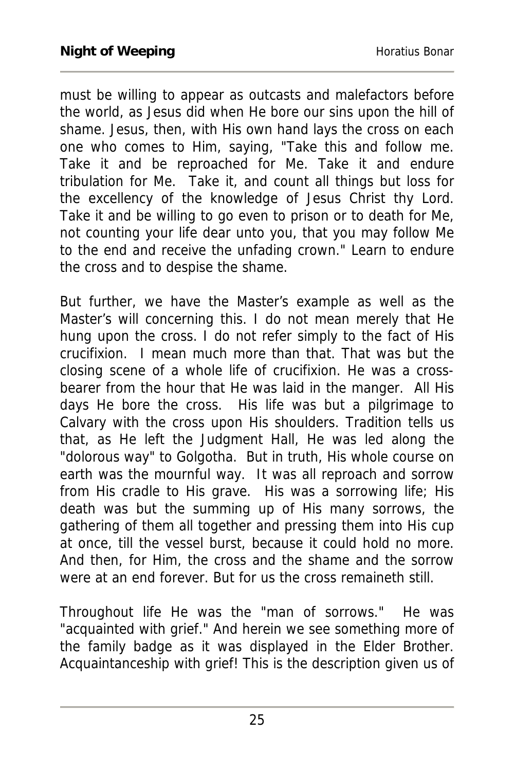must be willing to appear as outcasts and malefactors before the world, as Jesus did when He bore our sins upon the hill of shame. Jesus, then, with His own hand lays the cross on each one who comes to Him, saying, "Take this and follow me. Take it and be reproached for Me. Take it and endure tribulation for Me. Take it, and count all things but loss for the excellency of the knowledge of Jesus Christ thy Lord. Take it and be willing to go even to prison or to death for Me, not counting your life dear unto you, that you may follow Me to the end and receive the unfading crown." Learn to endure the cross and to despise the shame.

But further, we have the Master's example as well as the Master's will concerning this. I do not mean merely that He hung upon the cross. I do not refer simply to the fact of His crucifixion. I mean much more than that. That was but the closing scene of a whole life of crucifixion. He was a cross-bearer from the hour that He was laid in the manger. All His days He bore the cross. His life was but a pilgrimage to Calvary with the cross upon His shoulders. Tradition tells us that, as He left the Judgment Hall, He was led along the "dolorous way" to Golgotha. But in truth, His whole course on earth was the mournful way. It was all reproach and sorrow from His cradle to His grave. His was a sorrowing life; His death was but the summing up of His many sorrows, the gathering of them all together and pressing them into His cup at once, till the vessel burst, because it could hold no more. And then, for Him, the cross and the shame and the sorrow were at an end forever. But for us the cross remaineth still.

Throughout life He was the "man of sorrows." He was "acquainted with grief." And herein we see something more of the family badge as it was displayed in the Elder Brother. Acquaintanceship with grief! This is the description given us of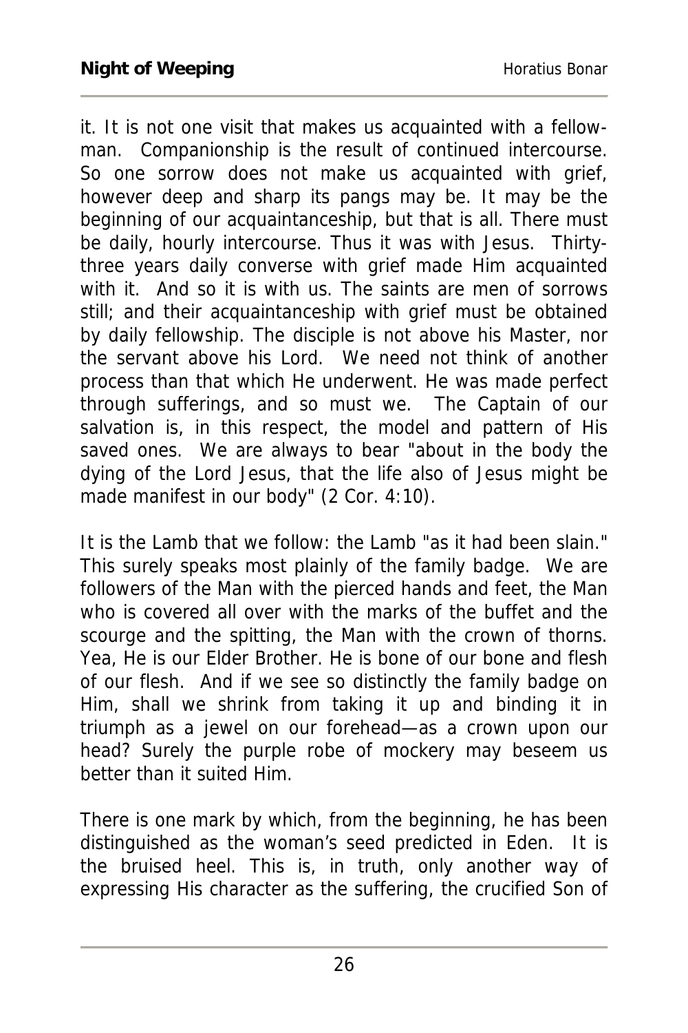it. It is not one visit that makes us acquainted with a fellow-man. Companionship is the result of continued intercourse. So one sorrow does not make us acquainted with grief, however deep and sharp its pangs may be. It may be the beginning of our acquaintanceship, but that is all. There must be daily, hourly intercourse. Thus it was with Jesus. Thirty-three years daily converse with grief made Him acquainted with it. And so it is with us. The saints are men of sorrows still; and their acquaintanceship with grief must be obtained by daily fellowship. The disciple is not above his Master, nor the servant above his Lord. We need not think of another process than that which He underwent. He was made perfect through sufferings, and so must we. The Captain of our salvation is, in this respect, the model and pattern of His saved ones. We are always to bear "about in the body the dying of the Lord Jesus, that the life also of Jesus might be made manifest in our body" (2 Cor. 4:10).

It is the Lamb that we follow: the Lamb "as it had been slain." This surely speaks most plainly of the family badge. We are followers of the Man with the pierced hands and feet, the Man who is covered all over with the marks of the buffet and the scourge and the spitting, the Man with the crown of thorns. Yea, He is our Elder Brother. He is bone of our bone and flesh of our flesh. And if we see so distinctly the family badge on Him, shall we shrink from taking it up and binding it in triumph as a jewel on our forehead—as a crown upon our head? Surely the purple robe of mockery may beseem us better than it suited Him.

There is one mark by which, from the beginning, he has been distinguished as the woman's seed predicted in Eden. It is the bruised heel. This is, in truth, only another way of expressing His character as the suffering, the crucified Son of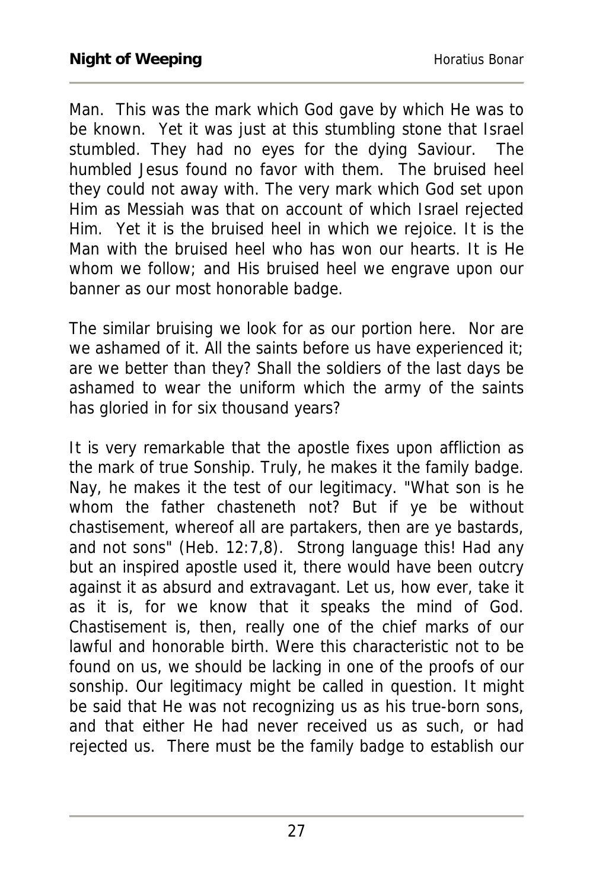Man. This was the mark which God gave by which He was to be known. Yet it was just at this stumbling stone that Israel stumbled. They had no eyes for the dying Saviour. The humbled Jesus found no favor with them. The bruised heel they could not away with. The very mark which God set upon Him as Messiah was that on account of which Israel rejected Him. Yet it is the bruised heel in which we rejoice. It is the Man with the bruised heel who has won our hearts. It is He whom we follow; and His bruised heel we engrave upon our banner as our most honorable badge.

The similar bruising we look for as our portion here. Nor are we ashamed of it. All the saints before us have experienced it; are we better than they? Shall the soldiers of the last days be ashamed to wear the uniform which the army of the saints has gloried in for six thousand years?

It is very remarkable that the apostle fixes upon affliction as the mark of true Sonship. Truly, he makes it the family badge. Nay, he makes it the test of our legitimacy. "What son is he whom the father chasteneth not? But if ye be without chastisement, whereof all are partakers, then are ye bastards, and not sons" (Heb. 12:7,8). Strong language this! Had any but an inspired apostle used it, there would have been outcry against it as absurd and extravagant. Let us, how ever, take it as it is, for we know that it speaks the mind of God. Chastisement is, then, really one of the chief marks of our lawful and honorable birth. Were this characteristic not to be found on us, we should be lacking in one of the proofs of our sonship. Our legitimacy might be called in question. It might be said that He was not recognizing us as his true-born sons, and that either He had never received us as such, or had rejected us. There must be the family badge to establish our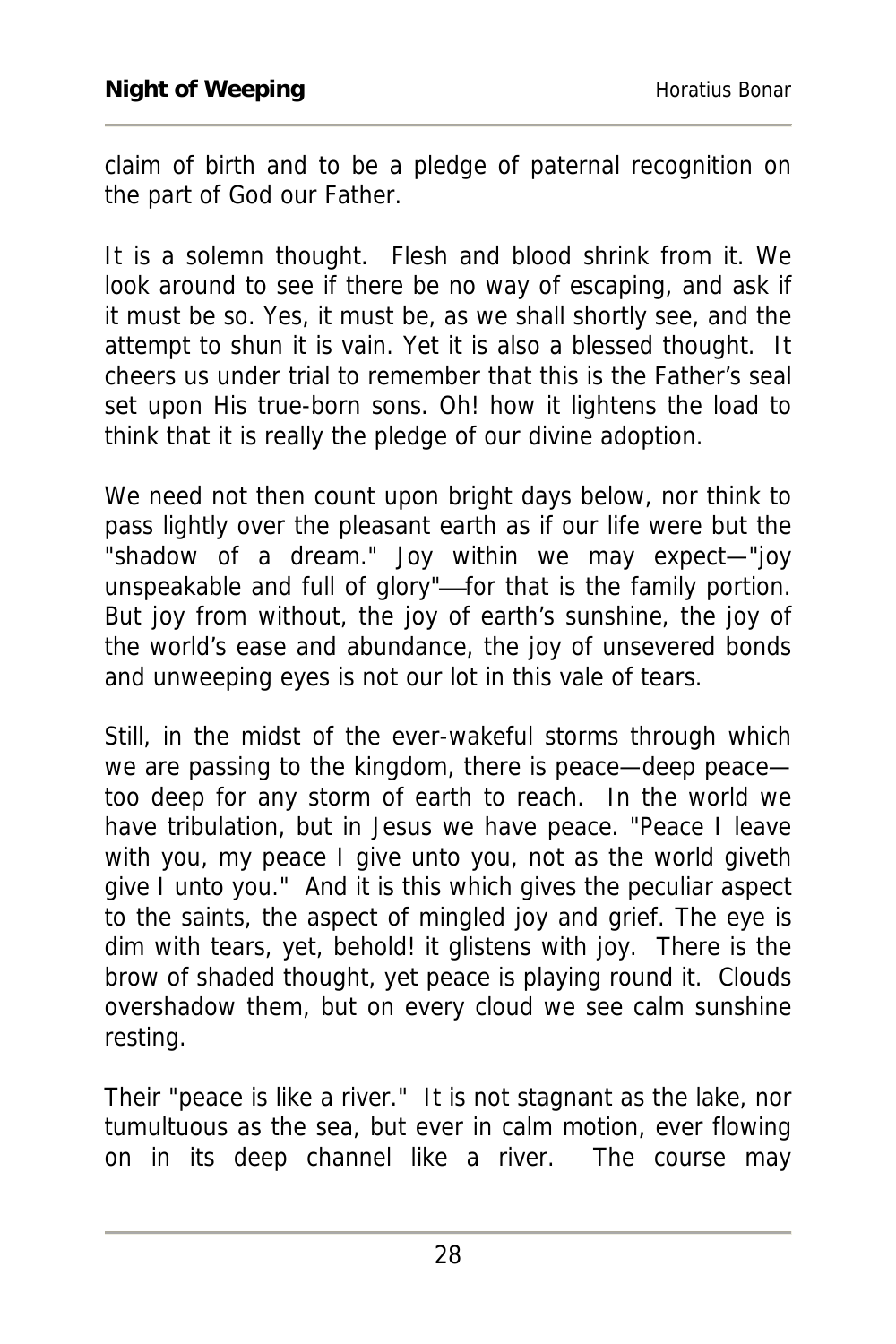claim of birth and to be a pledge of paternal recognition on the part of God our Father.

It is a solemn thought. Flesh and blood shrink from it. We look around to see if there be no way of escaping, and ask if it must be so. Yes, it must be, as we shall shortly see, and the attempt to shun it is vain. Yet it is also a blessed thought. It cheers us under trial to remember that this is the Father's seal set upon His true-born sons. Oh! how it lightens the load to think that it is really the pledge of our divine adoption.

We need not then count upon bright days below, nor think to pass lightly over the pleasant earth as if our life were but the "shadow of a dream." Joy within we may expect—"joy unspeakable and full of glory"—for that is the family portion. But joy from without, the joy of earth's sunshine, the joy of the world's ease and abundance, the joy of unsevered bonds and unweeping eyes is not our lot in this vale of tears.

Still, in the midst of the ever-wakeful storms through which we are passing to the kingdom, there is peace—deep peace—too deep for any storm of earth to reach. In the world we have tribulation, but in Jesus we have peace. "Peace I leave with you, my peace I give unto you, not as the world giveth give I unto you." And it is this which gives the peculiar aspect to the saints, the aspect of mingled joy and grief. The eye is dim with tears, yet, behold! it glistens with joy. There is the brow of shaded thought, yet peace is playing round it. Clouds overshadow them, but on every cloud we see calm sunshine resting.

Their "peace is like a river." It is not stagnant as the lake, nor tumultuous as the sea, but ever in calm motion, ever flowing on in its deep channel like a river. The course may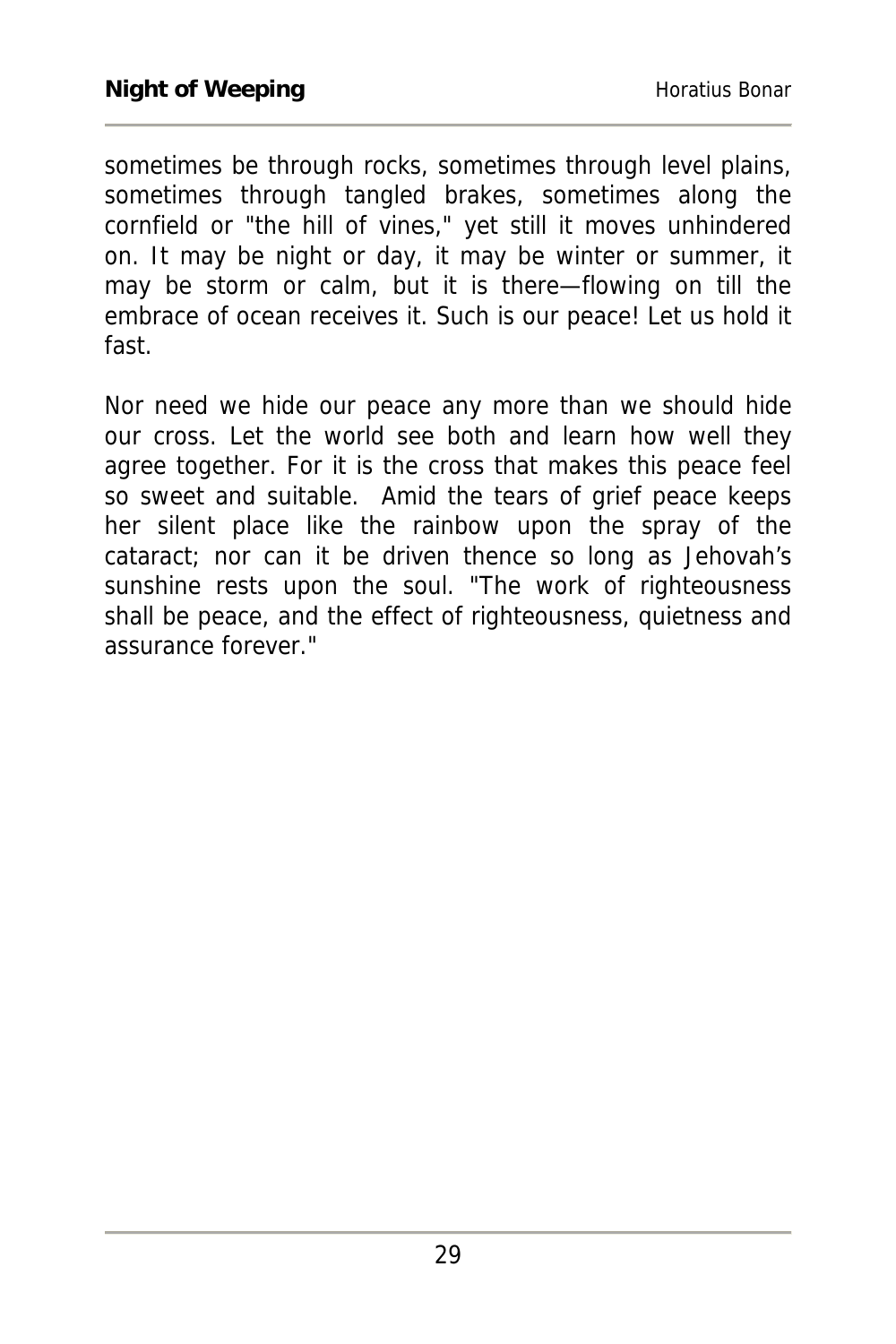sometimes be through rocks, sometimes through level plains, sometimes through tangled brakes, sometimes along the cornfield or "the hill of vines," yet still it moves unhindered on. It may be night or day, it may be winter or summer, it may be storm or calm, but it is there—flowing on till the embrace of ocean receives it. Such is our peace! Let us hold it fast.

Nor need we hide our peace any more than we should hide our cross. Let the world see both and learn how well they agree together. For it is the cross that makes this peace feel so sweet and suitable. Amid the tears of grief peace keeps her silent place like the rainbow upon the spray of the cataract; nor can it be driven thence so long as Jehovah's sunshine rests upon the soul. "The work of righteousness shall be peace, and the effect of righteousness, quietness and assurance forever."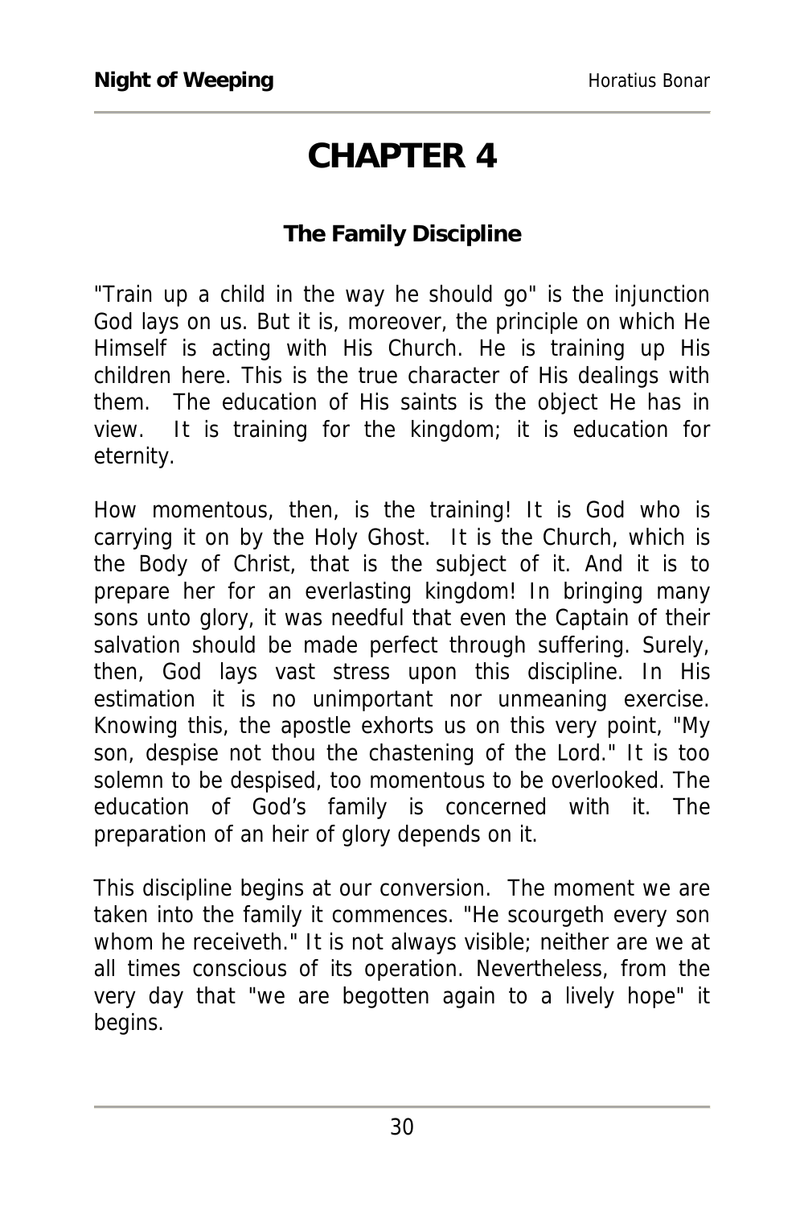# CHAPTER 4

## The Family Discipline

"Train up a child in the way he should go" is the injunction God lays on us. But it is, moreover, the principle on which He Himself is acting with His Church. He is training up His children here. This is the true character of His dealings with them. The education of His saints is the object He has in view. It is training for the kingdom; it is education for eternity.

How momentous, then, is the training! It is God who is carrying it on by the Holy Ghost. It is the Church, which is the Body of Christ, that is the subject of it. And it is to prepare her for an everlasting kingdom! In bringing many sons unto glory, it was needful that even the Captain of their salvation should be made perfect through suffering. Surely, then, God lays vast stress upon this discipline. In His estimation it is no unimportant nor unmeaning exercise. Knowing this, the apostle exhorts us on this very point, "My son, despise not thou the chastening of the Lord." It is too solemn to be despised, too momentous to be overlooked. The education of God's family is concerned with it. The preparation of an heir of glory depends on it.

This discipline begins at our conversion. The moment we are taken into the family it commences. "He scourgeth every son whom he receiveth." It is not always visible; neither are we at all times conscious of its operation. Nevertheless, from the very day that "we are begotten again to a lively hope" it begins.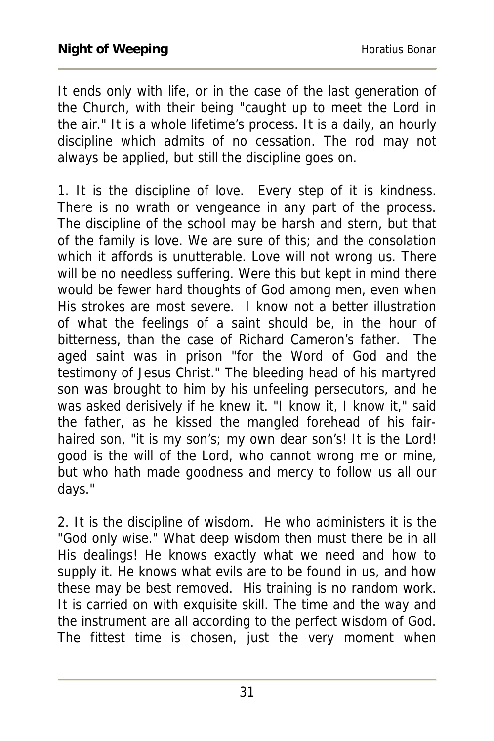It ends only with life, or in the case of the last generation of the Church, with their being "caught up to meet the Lord in the air." It is a whole lifetime's process. It is a daily, an hourly discipline which admits of no cessation. The rod may not always be applied, but still the discipline goes on.

1. It is the discipline of love. Every step of it is kindness. There is no wrath or vengeance in any part of the process. The discipline of the school may be harsh and stern, but that of the family is love. We are sure of this; and the consolation which it affords is unutterable. Love will not wrong us. There will be no needless suffering. Were this but kept in mind there would be fewer hard thoughts of God among men, even when His strokes are most severe. I know not a better illustration of what the feelings of a saint should be, in the hour of bitterness, than the case of Richard Cameron's father. The aged saint was in prison "for the Word of God and the testimony of Jesus Christ." The bleeding head of his martyred son was brought to him by his unfeeling persecutors, and he was asked derisively if he knew it. "I know it, I know it," said the father, as he kissed the mangled forehead of his fair-haired son, "it is my son's; my own dear son's! It is the Lord! good is the will of the Lord, who cannot wrong me or mine, but who hath made goodness and mercy to follow us all our days."

2. It is the discipline of wisdom. He who administers it is the "God only wise." What deep wisdom then must there be in all His dealings! He knows exactly what we need and how to supply it. He knows what evils are to be found in us, and how these may be best removed. His training is no random work. It is carried on with exquisite skill. The time and the way and the instrument are all according to the perfect wisdom of God. The fittest time is chosen, just the very moment when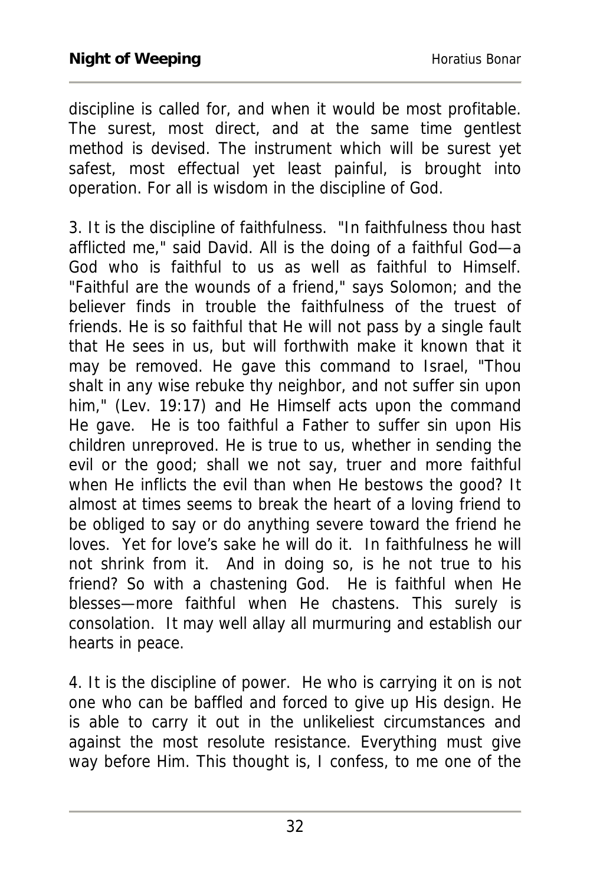discipline is called for, and when it would be most profitable. The surest, most direct, and at the same time gentlest method is devised. The instrument which will be surest yet safest, most effectual yet least painful, is brought into operation. For all is wisdom in the discipline of God.

3. It is the discipline of faithfulness. "In faithfulness thou hast afflicted me," said David. All is the doing of a faithful God—a God who is faithful to us as well as faithful to Himself. "Faithful are the wounds of a friend," says Solomon; and the believer finds in trouble the faithfulness of the truest of friends. He is so faithful that He will not pass by a single fault that He sees in us, but will forthwith make it known that it may be removed. He gave this command to Israel, "Thou shalt in any wise rebuke thy neighbor, and not suffer sin upon him," (Lev. 19:17) and He Himself acts upon the command He gave. He is too faithful a Father to suffer sin upon His children unreproved. He is true to us, whether in sending the evil or the good; shall we not say, truer and more faithful when He inflicts the evil than when He bestows the good? It almost at times seems to break the heart of a loving friend to be obliged to say or do anything severe toward the friend he loves. Yet for love's sake he will do it. In faithfulness he will not shrink from it. And in doing so, is he not true to his friend? So with a chastening God. He is faithful when He blesses—more faithful when He chastens. This surely is consolation. It may well allay all murmuring and establish our hearts in peace.

4. It is the discipline of power. He who is carrying it on is not one who can be baffled and forced to give up His design. He is able to carry it out in the unlikeliest circumstances and against the most resolute resistance. Everything must give way before Him. This thought is, I confess, to me one of the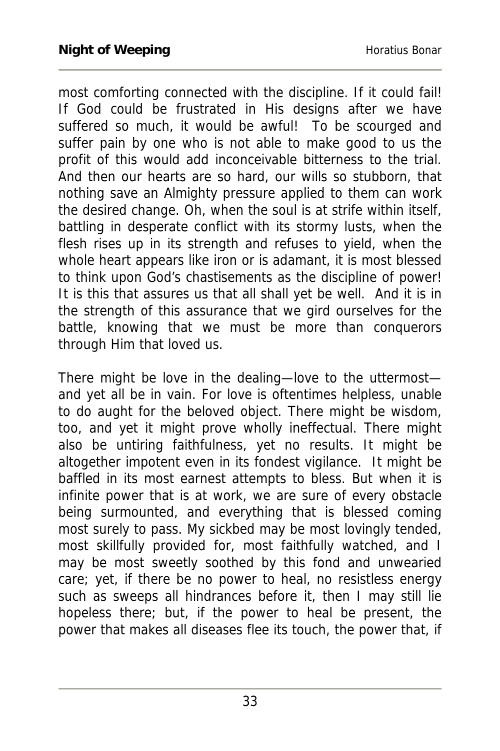most comforting connected with the discipline. If it could fail! If God could be frustrated in His designs after we have suffered so much, it would be awful! To be scourged and suffer pain by one who is not able to make good to us the profit of this would add inconceivable bitterness to the trial. And then our hearts are so hard, our wills so stubborn, that nothing save an Almighty pressure applied to them can work the desired change. Oh, when the soul is at strife within itself, battling in desperate conflict with its stormy lusts, when the flesh rises up in its strength and refuses to yield, when the whole heart appears like iron or is adamant, it is most blessed to think upon God's chastisements as the discipline of power! It is this that assures us that all shall yet be well. And it is in the strength of this assurance that we gird ourselves for the battle, knowing that we must be more than conquerors through Him that loved us.

There might be love in the dealing—love to the uttermost—and yet all be in vain. For love is oftentimes helpless, unable to do aught for the beloved object. There might be wisdom, too, and yet it might prove wholly ineffectual. There might also be untiring faithfulness, yet no results. It might be altogether impotent even in its fondest vigilance. It might be baffled in its most earnest attempts to bless. But when it is infinite power that is at work, we are sure of every obstacle being surmounted, and everything that is blessed coming most surely to pass. My sickbed may be most lovingly tended, most skillfully provided for, most faithfully watched, and I may be most sweetly soothed by this fond and unwearied care; yet, if there be no power to heal, no resistless energy such as sweeps all hindrances before it, then I may still lie hopeless there; but, if the power to heal be present, the power that makes all diseases flee its touch, the power that, if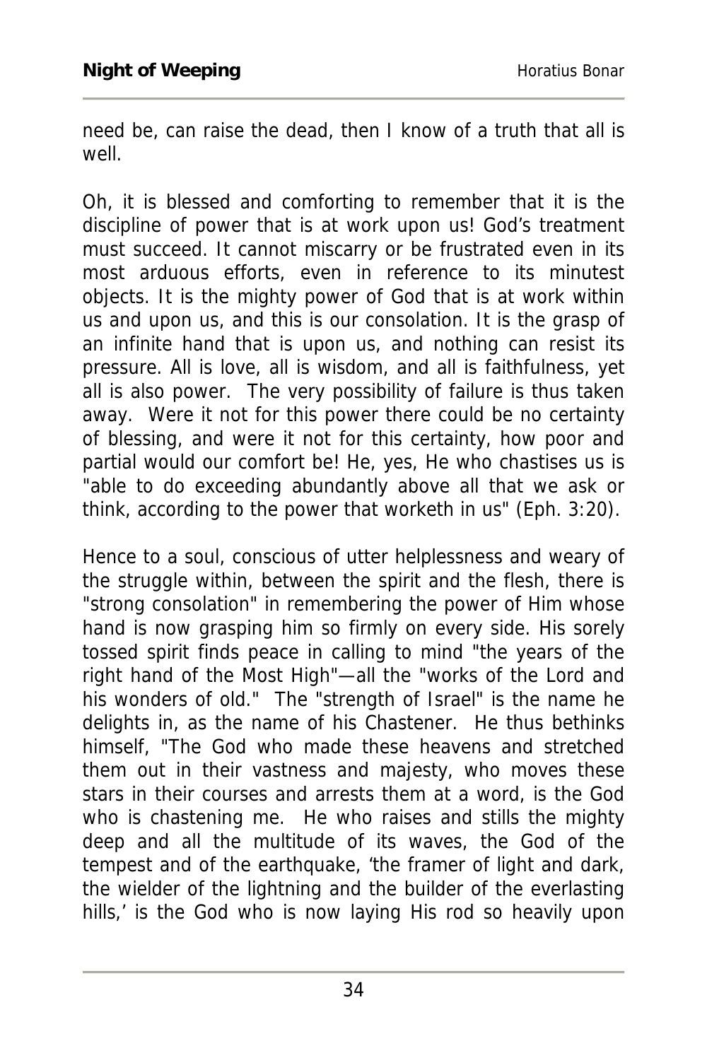need be, can raise the dead, then I know of a truth that all is well.

Oh, it is blessed and comforting to remember that it is the discipline of power that is at work upon us! God's treatment must succeed. It cannot miscarry or be frustrated even in its most arduous efforts, even in reference to its minutest objects. It is the mighty power of God that is at work within us and upon us, and this is our consolation. It is the grasp of an infinite hand that is upon us, and nothing can resist its pressure. All is love, all is wisdom, and all is faithfulness, yet all is also power. The very possibility of failure is thus taken away. Were it not for this power there could be no certainty of blessing, and were it not for this certainty, how poor and partial would our comfort be! He, yes, He who chastises us is "able to do exceeding abundantly above all that we ask or think, according to the power that worketh in us" (Eph. 3:20).

Hence to a soul, conscious of utter helplessness and weary of the struggle within, between the spirit and the flesh, there is "strong consolation" in remembering the power of Him whose hand is now grasping him so firmly on every side. His sorely tossed spirit finds peace in calling to mind "the years of the right hand of the Most High"—all the "works of the Lord and his wonders of old." The "strength of Israel" is the name he delights in, as the name of his Chastener. He thus bethinks himself, "The God who made these heavens and stretched them out in their vastness and majesty, who moves these stars in their courses and arrests them at a word, is the God who is chastening me. He who raises and stills the mighty deep and all the multitude of its waves, the God of the tempest and of the earthquake, 'the framer of light and dark, the wielder of the lightning and the builder of the everlasting hills,' is the God who is now laying His rod so heavily upon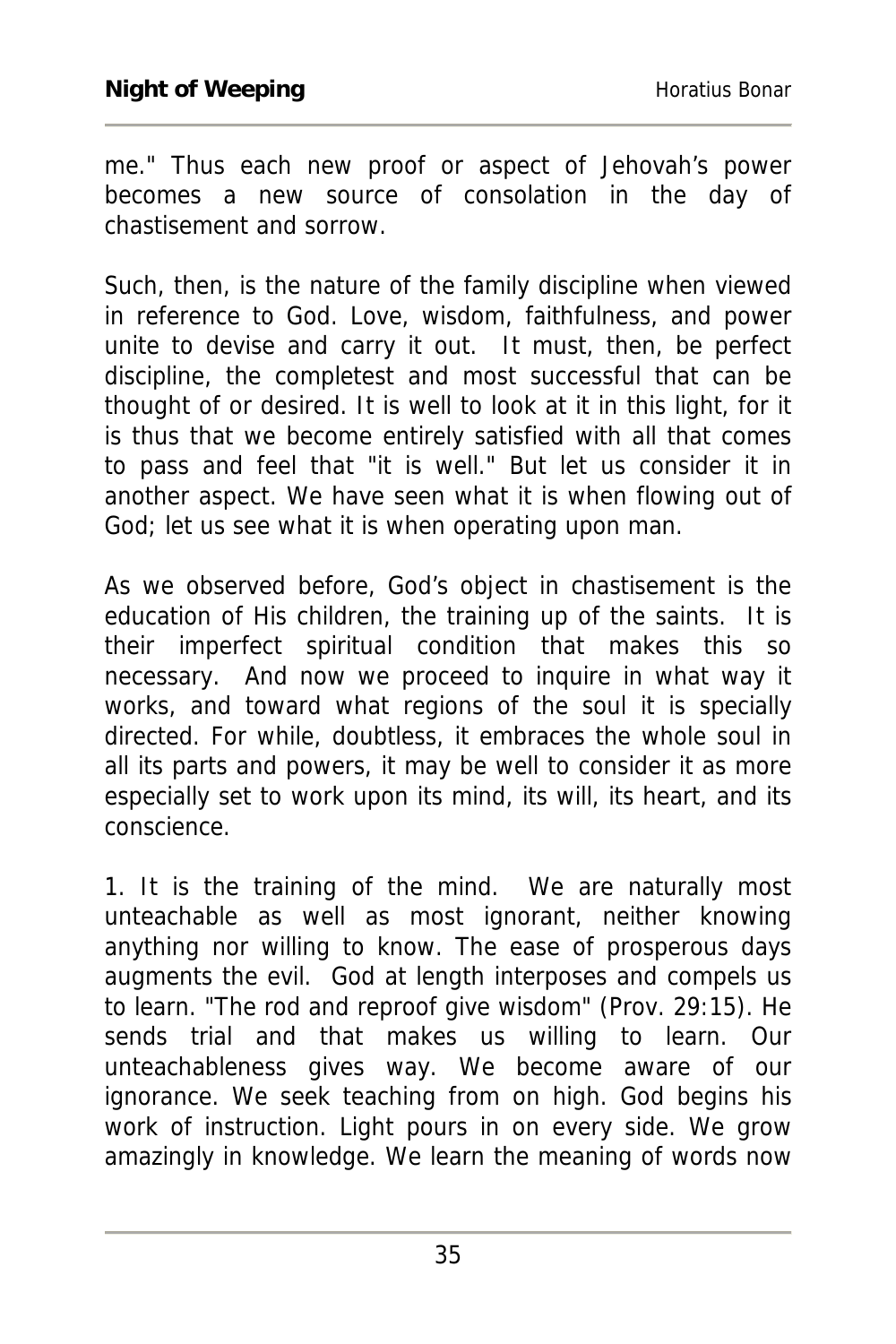me." Thus each new proof or aspect of Jehovah's power becomes a new source of consolation in the day of chastisement and sorrow.

Such, then, is the nature of the family discipline when viewed in reference to God. Love, wisdom, faithfulness, and power unite to devise and carry it out. It must, then, be perfect discipline, the completest and most successful that can be thought of or desired. It is well to look at it in this light, for it is thus that we become entirely satisfied with all that comes to pass and feel that "it is well." But let us consider it in another aspect. We have seen what it is when flowing out of God; let us see what it is when operating upon man.

As we observed before, God's object in chastisement is the education of His children, the training up of the saints. It is their imperfect spiritual condition that makes this so necessary. And now we proceed to inquire in what way it works, and toward what regions of the soul it is specially directed. For while, doubtless, it embraces the whole soul in all its parts and powers, it may be well to consider it as more especially set to work upon its mind, its will, its heart, and its conscience.

1. It is the training of the mind. We are naturally most unteachable as well as most ignorant, neither knowing anything nor willing to know. The ease of prosperous days augments the evil. God at length interposes and compels us to learn. "The rod and reproof give wisdom" (Prov. 29:15). He sends trial and that makes us willing to learn. Our unteachableness gives way. We become aware of our ignorance. We seek teaching from on high. God begins his work of instruction. Light pours in on every side. We grow amazingly in knowledge. We learn the meaning of words now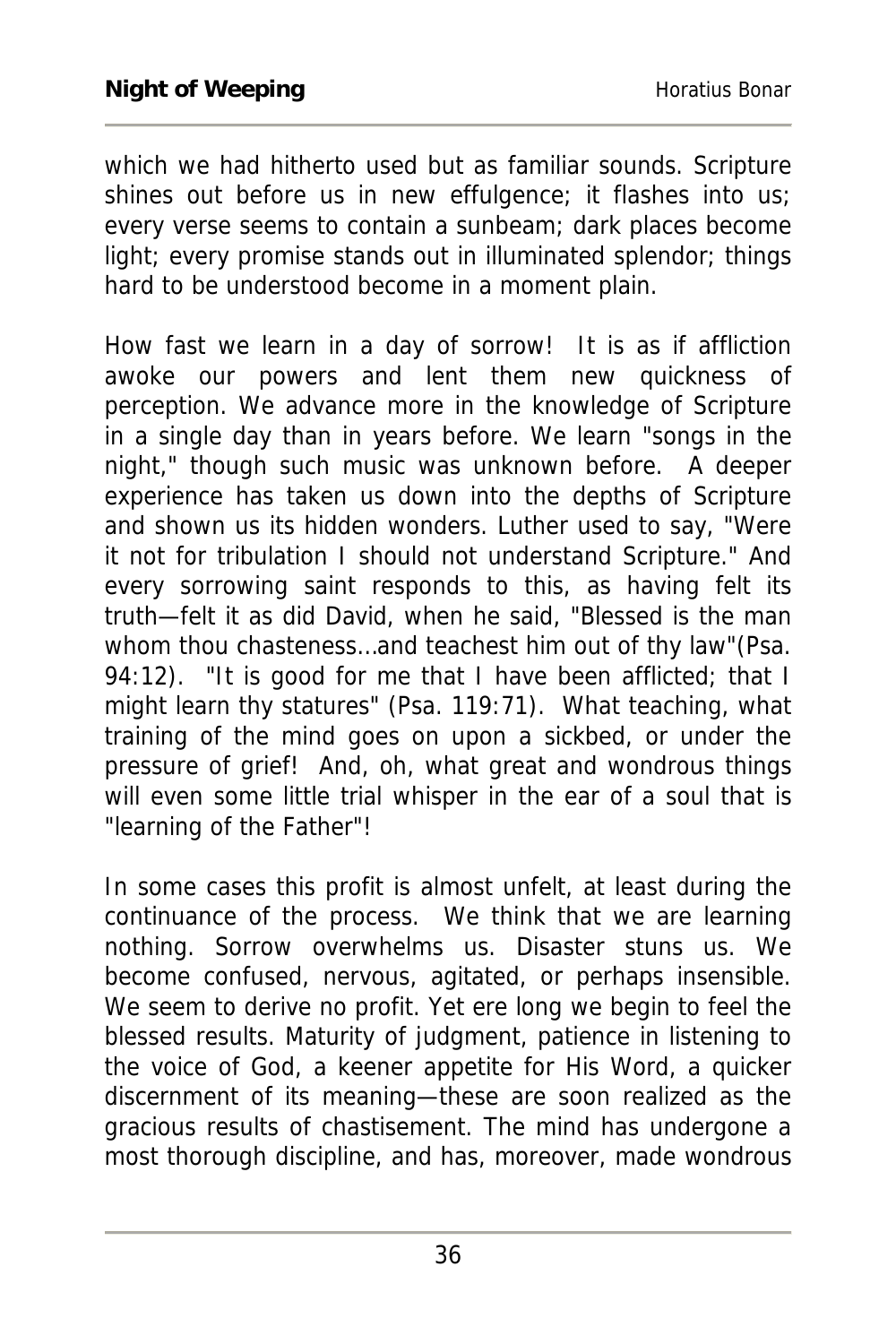which we had hitherto used but as familiar sounds. Scripture shines out before us in new effulgence; it flashes into us; every verse seems to contain a sunbeam; dark places become light; every promise stands out in illuminated splendor; things hard to be understood become in a moment plain.

How fast we learn in a day of sorrow! It is as if affliction awoke our powers and lent them new quickness of perception. We advance more in the knowledge of Scripture in a single day than in years before. We learn "songs in the night," though such music was unknown before. A deeper experience has taken us down into the depths of Scripture and shown us its hidden wonders. Luther used to say, "Were it not for tribulation I should not understand Scripture." And every sorrowing saint responds to this, as having felt its truth—felt it as did David, when he said, "Blessed is the man whom thou chasteness...and teachest him out of thy law"(Psa. 94:12). "It is good for me that I have been afflicted; that I might learn thy statures" (Psa. 119:71). What teaching, what training of the mind goes on upon a sickbed, or under the pressure of grief! And, oh, what great and wondrous things will even some little trial whisper in the ear of a soul that is "learning of the Father"!

In some cases this profit is almost unfelt, at least during the continuance of the process. We think that we are learning nothing. Sorrow overwhelms us. Disaster stuns us. We become confused, nervous, agitated, or perhaps insensible. We seem to derive no profit. Yet ere long we begin to feel the blessed results. Maturity of judgment, patience in listening to the voice of God, a keener appetite for His Word, a quicker discernment of its meaning—these are soon realized as the gracious results of chastisement. The mind has undergone a most thorough discipline, and has, moreover, made wondrous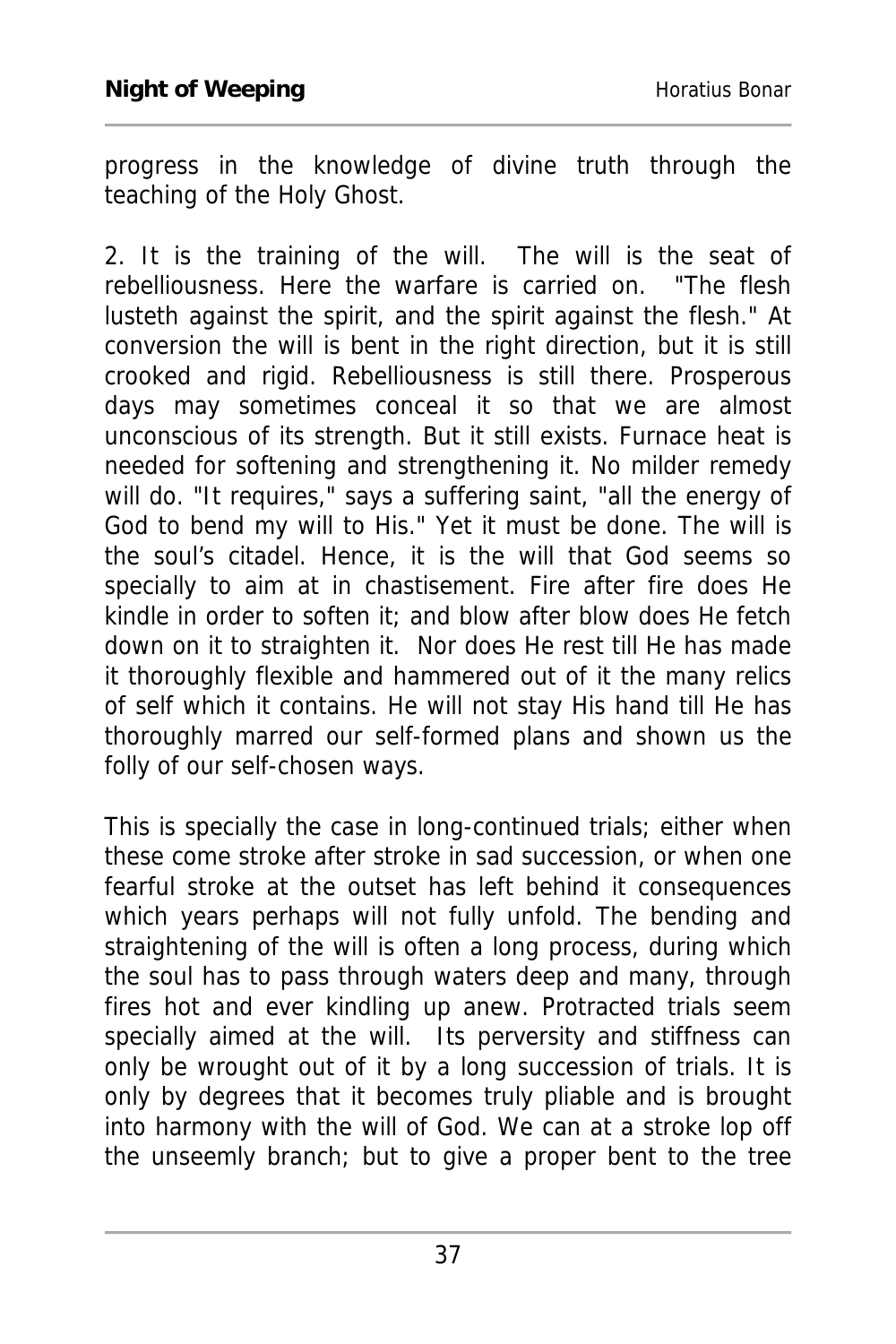progress in the knowledge of divine truth through the teaching of the Holy Ghost.

2. It is the training of the will. The will is the seat of rebelliousness. Here the warfare is carried on. "The flesh lusteth against the spirit, and the spirit against the flesh." At conversion the will is bent in the right direction, but it is still crooked and rigid. Rebelliousness is still there. Prosperous days may sometimes conceal it so that we are almost unconscious of its strength. But it still exists. Furnace heat is needed for softening and strengthening it. No milder remedy will do. "It requires," says a suffering saint, "all the energy of God to bend my will to His." Yet it must be done. The will is the soul's citadel. Hence, it is the will that God seems so specially to aim at in chastisement. Fire after fire does He kindle in order to soften it; and blow after blow does He fetch down on it to straighten it. Nor does He rest till He has made it thoroughly flexible and hammered out of it the many relics of self which it contains. He will not stay His hand till He has thoroughly marred our self-formed plans and shown us the folly of our self-chosen ways.

This is specially the case in long-continued trials; either when these come stroke after stroke in sad succession, or when one fearful stroke at the outset has left behind it consequences which years perhaps will not fully unfold. The bending and straightening of the will is often a long process, during which the soul has to pass through waters deep and many, through fires hot and ever kindling up anew. Protracted trials seem specially aimed at the will. Its perversity and stiffness can only be wrought out of it by a long succession of trials. It is only by degrees that it becomes truly pliable and is brought into harmony with the will of God. We can at a stroke lop off the unseemly branch; but to give a proper bent to the tree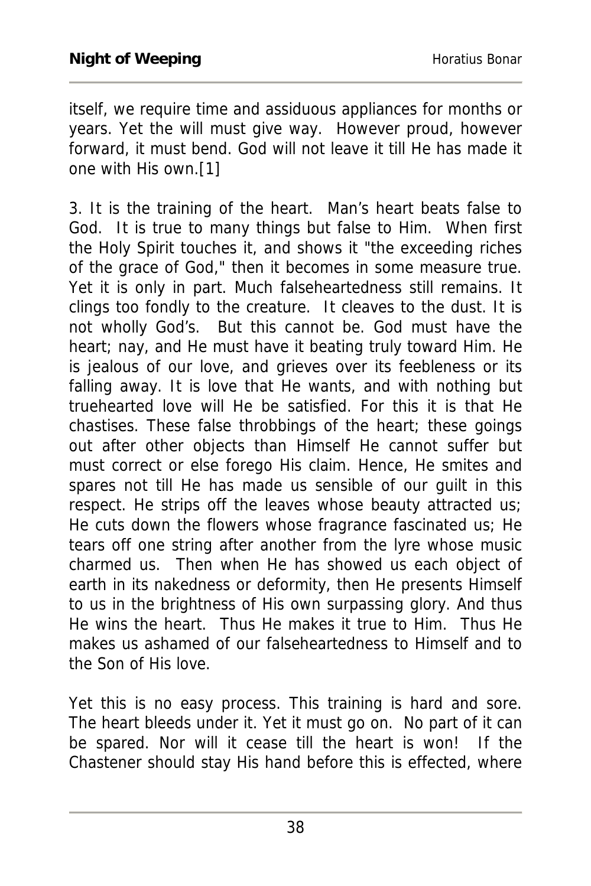itself, we require time and assiduous appliances for months or years. Yet the will must give way. However proud, however forward, it must bend. God will not leave it till He has made it one with His own.[1]

3. It is the training of the heart. Man's heart beats false to God. It is true to many things but false to Him. When first the Holy Spirit touches it, and shows it "the exceeding riches of the grace of God," then it becomes in some measure true. Yet it is only in part. Much falseheartedness still remains. It clings too fondly to the creature. It cleaves to the dust. It is not wholly God's. But this cannot be. God must have the heart; nay, and He must have it beating truly toward Him. He is jealous of our love, and grieves over its feebleness or its falling away. It is love that He wants, and with nothing but truehearted love will He be satisfied. For this it is that He chastises. These false throbbings of the heart; these goings out after other objects than Himself He cannot suffer but must correct or else forego His claim. Hence, He smites and spares not till He has made us sensible of our guilt in this respect. He strips off the leaves whose beauty attracted us; He cuts down the flowers whose fragrance fascinated us; He tears off one string after another from the lyre whose music charmed us. Then when He has showed us each object of earth in its nakedness or deformity, then He presents Himself to us in the brightness of His own surpassing glory. And thus He wins the heart. Thus He makes it true to Him. Thus He makes us ashamed of our falseheartedness to Himself and to the Son of His love.

Yet this is no easy process. This training is hard and sore. The heart bleeds under it. Yet it must go on. No part of it can be spared. Nor will it cease till the heart is won! If the Chastener should stay His hand before this is effected, where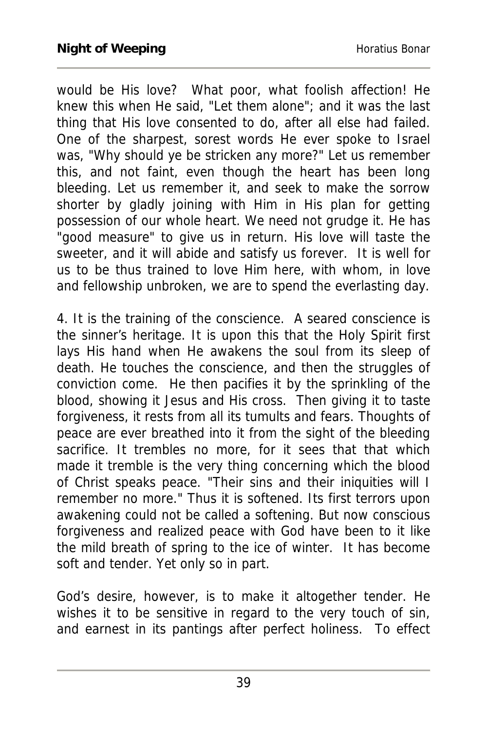would be His love? What poor, what foolish affection! He knew this when He said, "Let them alone"; and it was the last thing that His love consented to do, after all else had failed. One of the sharpest, sorest words He ever spoke to Israel was, "Why should ye be stricken any more?" Let us remember this, and not faint, even though the heart has been long bleeding. Let us remember it, and seek to make the sorrow shorter by gladly joining with Him in His plan for getting possession of our whole heart. We need not grudge it. He has "good measure" to give us in return. His love will taste the sweeter, and it will abide and satisfy us forever. It is well for us to be thus trained to love Him here, with whom, in love and fellowship unbroken, we are to spend the everlasting day.

4. It is the training of the conscience. A seared conscience is the sinner's heritage. It is upon this that the Holy Spirit first lays His hand when He awakens the soul from its sleep of death. He touches the conscience, and then the struggles of conviction come. He then pacifies it by the sprinkling of the blood, showing it Jesus and His cross. Then giving it to taste forgiveness, it rests from all its tumults and fears. Thoughts of peace are ever breathed into it from the sight of the bleeding sacrifice. It trembles no more, for it sees that that which made it tremble is the very thing concerning which the blood of Christ speaks peace. "Their sins and their iniquities will I remember no more." Thus it is softened. Its first terrors upon awakening could not be called a softening. But now conscious forgiveness and realized peace with God have been to it like the mild breath of spring to the ice of winter. It has become soft and tender. Yet only so in part.

God's desire, however, is to make it altogether tender. He wishes it to be sensitive in regard to the very touch of sin, and earnest in its pantings after perfect holiness. To effect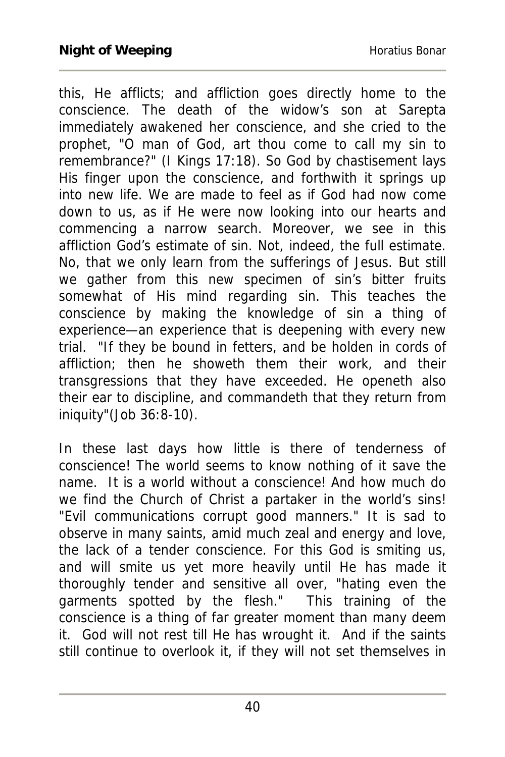this, He afflicts; and affliction goes directly home to the conscience. The death of the widow's son at Sarepta immediately awakened her conscience, and she cried to the prophet, "O man of God, art thou come to call my sin to remembrance?" (I Kings 17:18). So God by chastisement lays His finger upon the conscience, and forthwith it springs up into new life. We are made to feel as if God had now come down to us, as if He were now looking into our hearts and commencing a narrow search. Moreover, we see in this affliction God's estimate of sin. Not, indeed, the full estimate. No, that we only learn from the sufferings of Jesus. But still we gather from this new specimen of sin's bitter fruits somewhat of His mind regarding sin. This teaches the conscience by making the knowledge of sin a thing of experience—an experience that is deepening with every new trial. "If they be bound in fetters, and be holden in cords of affliction; then he showeth them their work, and their transgressions that they have exceeded. He openeth also their ear to discipline, and commandeth that they return from iniquity"(Job 36:8-10).

In these last days how little is there of tenderness of conscience! The world seems to know nothing of it save the name. It is a world without a conscience! And how much do we find the Church of Christ a partaker in the world's sins! "Evil communications corrupt good manners." It is sad to observe in many saints, amid much zeal and energy and love, the lack of a tender conscience. For this God is smiting us, and will smite us yet more heavily until He has made it thoroughly tender and sensitive all over, "hating even the garments spotted by the flesh." This training of the conscience is a thing of far greater moment than many deem it. God will not rest till He has wrought it. And if the saints still continue to overlook it, if they will not set themselves in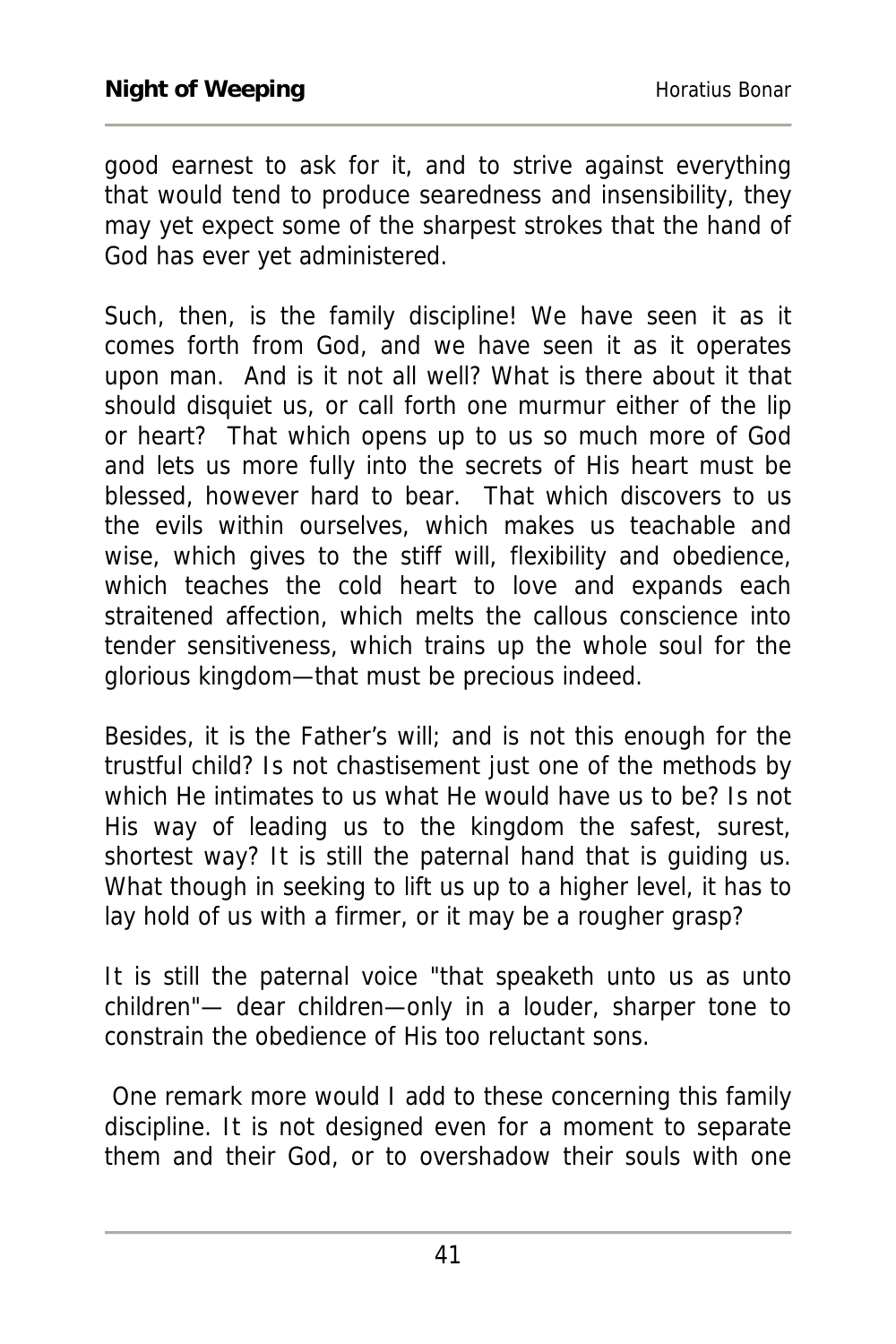good earnest to ask for it, and to strive against everything that would tend to produce searedness and insensibility, they may yet expect some of the sharpest strokes that the hand of God has ever yet administered.

Such, then, is the family discipline! We have seen it as it comes forth from God, and we have seen it as it operates upon man. And is it not all well? What is there about it that should disquiet us, or call forth one murmur either of the lip or heart? That which opens up to us so much more of God and lets us more fully into the secrets of His heart must be blessed, however hard to bear. That which discovers to us the evils within ourselves, which makes us teachable and wise, which gives to the stiff will, flexibility and obedience, which teaches the cold heart to love and expands each straitened affection, which melts the callous conscience into tender sensitiveness, which trains up the whole soul for the glorious kingdom—that must be precious indeed.

Besides, it is the Father's will; and is not this enough for the trustful child? Is not chastisement just one of the methods by which He intimates to us what He would have us to be? Is not His way of leading us to the kingdom the safest, surest, shortest way? It is still the paternal hand that is guiding us. What though in seeking to lift us up to a higher level, it has to lay hold of us with a firmer, or it may be a rougher grasp?

It is still the paternal voice "that speaketh unto us as unto children"— dear children—only in a louder, sharper tone to constrain the obedience of His too reluctant sons.

One remark more would I add to these concerning this family discipline. It is not designed even for a moment to separate them and their God, or to overshadow their souls with one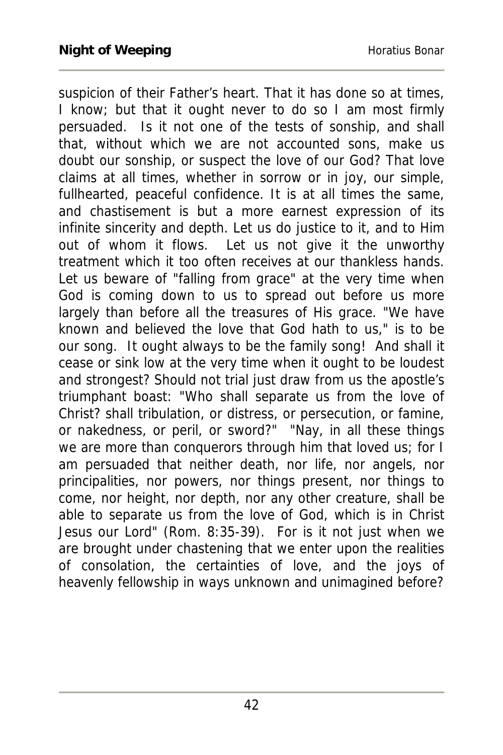suspicion of their Father's heart. That it has done so at times, I know; but that it ought never to do so I am most firmly persuaded. Is it not one of the tests of sonship, and shall that, without which we are not accounted sons, make us doubt our sonship, or suspect the love of our God? That love claims at all times, whether in sorrow or in joy, our simple, fullhearted, peaceful confidence. It is at all times the same, and chastisement is but a more earnest expression of its infinite sincerity and depth. Let us do justice to it, and to Him out of whom it flows. Let us not give it the unworthy treatment which it too often receives at our thankless hands. Let us beware of "falling from grace" at the very time when God is coming down to us to spread out before us more largely than before all the treasures of His grace. "We have known and believed the love that God hath to us," is to be our song. It ought always to be the family song! And shall it cease or sink low at the very time when it ought to be loudest and strongest? Should not trial just draw from us the apostle's triumphant boast: "Who shall separate us from the love of Christ? shall tribulation, or distress, or persecution, or famine, or nakedness, or peril, or sword?" "Nay, in all these things we are more than conquerors through him that loved us; for I am persuaded that neither death, nor life, nor angels, nor principalities, nor powers, nor things present, nor things to come, nor height, nor depth, nor any other creature, shall be able to separate us from the love of God, which is in Christ Jesus our Lord" (Rom. 8:35-39). For is it not just when we are brought under chastening that we enter upon the realities of consolation, the certainties of love, and the joys of heavenly fellowship in ways unknown and unimagined before?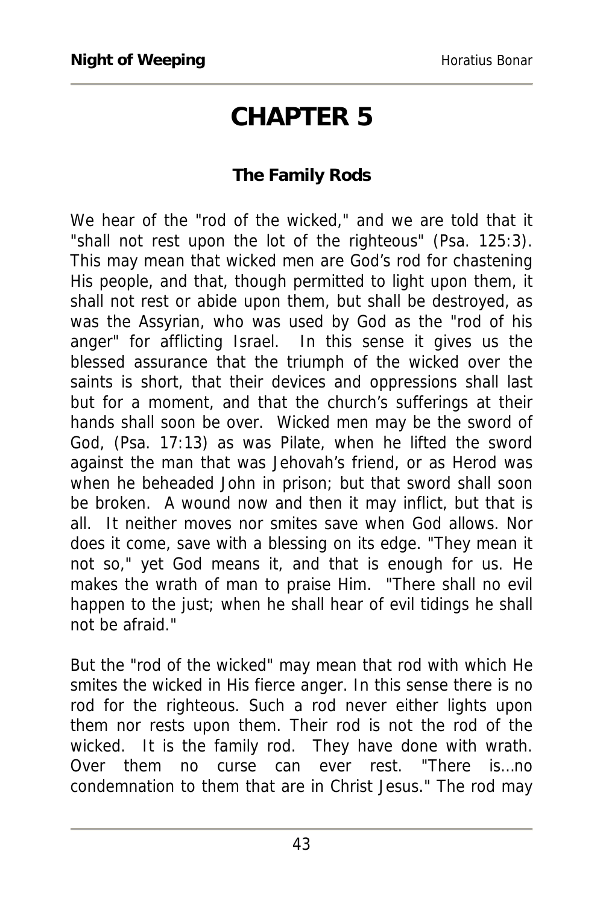# CHAPTER 5

### The Family Rods

We hear of the "rod of the wicked," and we are told that it "shall not rest upon the lot of the righteous" (Psa. 125:3). This may mean that wicked men are God's rod for chastening His people, and that, though permitted to light upon them, it shall not rest or abide upon them, but shall be destroyed, as was the Assyrian, who was used by God as the "rod of his anger" for afflicting Israel. In this sense it gives us the blessed assurance that the triumph of the wicked over the saints is short, that their devices and oppressions shall last but for a moment, and that the church's sufferings at their hands shall soon be over. Wicked men may be the sword of God, (Psa. 17:13) as was Pilate, when he lifted the sword against the man that was Jehovah's friend, or as Herod was when he beheaded John in prison; but that sword shall soon be broken. A wound now and then it may inflict, but that is all. It neither moves nor smites save when God allows. Nor does it come, save with a blessing on its edge. "They mean it not so," yet God means it, and that is enough for us. He makes the wrath of man to praise Him. "There shall no evil happen to the just; when he shall hear of evil tidings he shall not be afraid."

But the "rod of the wicked" may mean that rod with which He smites the wicked in His fierce anger. In this sense there is no rod for the righteous. Such a rod never either lights upon them nor rests upon them. Their rod is not the rod of the wicked. It is the family rod. They have done with wrath. Over them no curse can ever rest. "There is…no condemnation to them that are in Christ Jesus." The rod may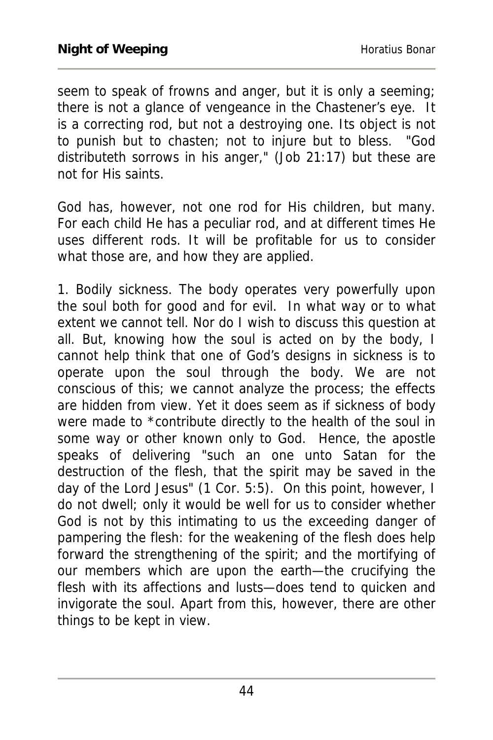seem to speak of frowns and anger, but it is only a seeming; there is not a glance of vengeance in the Chastener's eye. It is a correcting rod, but not a destroying one. Its object is not to punish but to chasten; not to injure but to bless. "God distributeth sorrows in his anger," (Job 21:17) but these are not for His saints.

God has, however, not one rod for His children, but many. For each child He has a peculiar rod, and at different times He uses different rods. It will be profitable for us to consider what those are, and how they are applied.

1. Bodily sickness. The body operates very powerfully upon the soul both for good and for evil. In what way or to what extent we cannot tell. Nor do I wish to discuss this question at all. But, knowing how the soul is acted on by the body, I cannot help think that one of God's designs in sickness is to operate upon the soul through the body. We are not conscious of this; we cannot analyze the process; the effects are hidden from view. Yet it does seem as if sickness of body were made to *contribute directly to the health of the soul in some way or other known only to God. Hence, the apostle speaks of delivering "such an one unto Satan for the destruction of the flesh, that the spirit may be saved in the day of the Lord Jesus" (1 Cor. 5:5). On this point, however, I do not dwell; only it would be well for us to consider whether God is not by this intimating to us the exceeding danger of pampering the flesh: for the weakening of the flesh does help forward the strengthening of the spirit; and the mortifying of our members which are upon the earth—the crucifying the flesh with its affections and lusts—does tend to quicken and invigorate the soul. Apart from this, however, there are other things to be kept in view.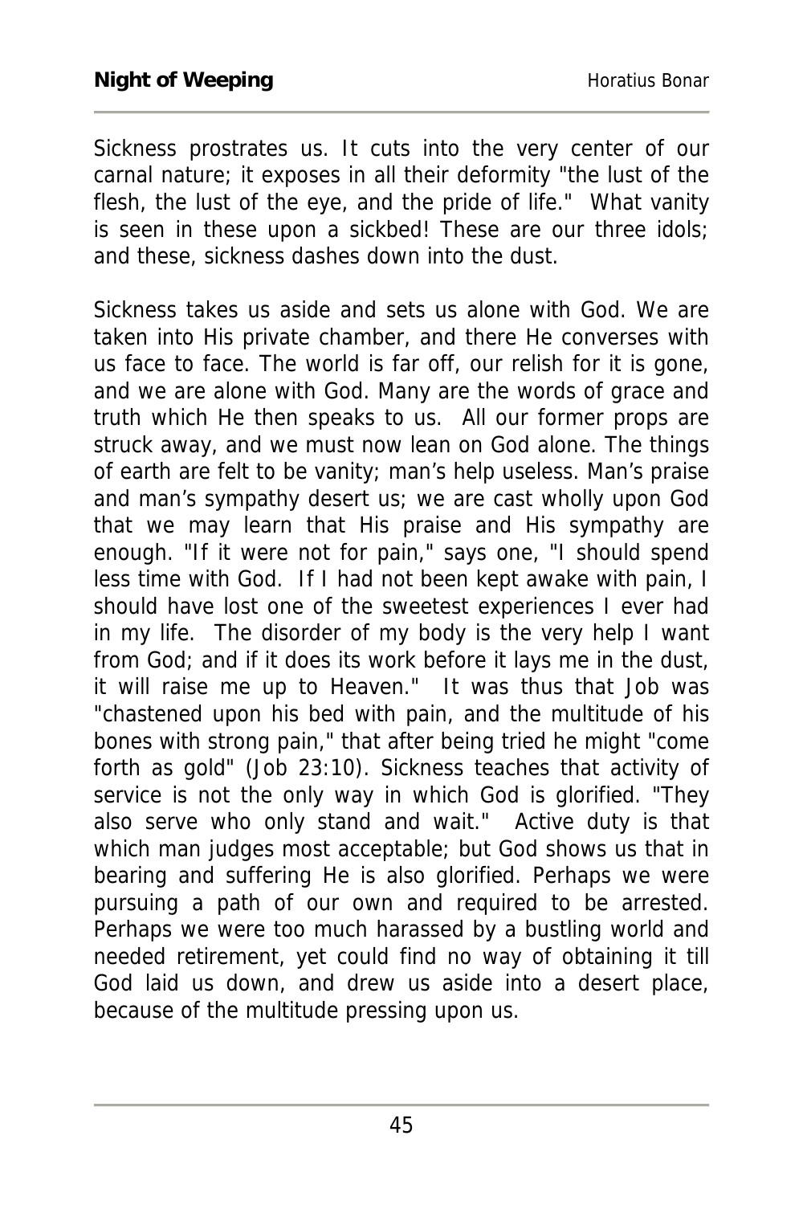Sickness prostrates us. It cuts into the very center of our carnal nature; it exposes in all their deformity "the lust of the flesh, the lust of the eye, and the pride of life." What vanity is seen in these upon a sickbed! These are our three idols; and these, sickness dashes down into the dust.

Sickness takes us aside and sets us alone with God. We are taken into His private chamber, and there He converses with us face to face. The world is far off, our relish for it is gone, and we are alone with God. Many are the words of grace and truth which He then speaks to us. All our former props are struck away, and we must now lean on God alone. The things of earth are felt to be vanity; man's help useless. Man's praise and man's sympathy desert us; we are cast wholly upon God that we may learn that His praise and His sympathy are enough. "If it were not for pain," says one, "I should spend less time with God. If I had not been kept awake with pain, I should have lost one of the sweetest experiences I ever had in my life. The disorder of my body is the very help I want from God; and if it does its work before it lays me in the dust, it will raise me up to Heaven." It was thus that Job was "chastened upon his bed with pain, and the multitude of his bones with strong pain," that after being tried he might "come forth as gold" (Job 23:10). Sickness teaches that activity of service is not the only way in which God is glorified. "They also serve who only stand and wait." Active duty is that which man judges most acceptable; but God shows us that in bearing and suffering He is also glorified. Perhaps we were pursuing a path of our own and required to be arrested. Perhaps we were too much harassed by a bustling world and needed retirement, yet could find no way of obtaining it till God laid us down, and drew us aside into a desert place, because of the multitude pressing upon us.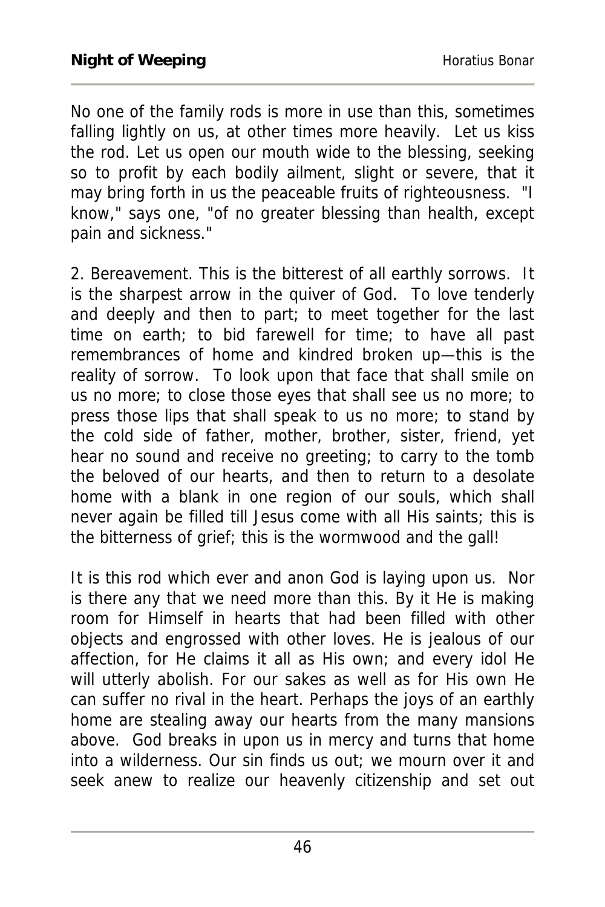No one of the family rods is more in use than this, sometimes falling lightly on us, at other times more heavily. Let us kiss the rod. Let us open our mouth wide to the blessing, seeking so to profit by each bodily ailment, slight or severe, that it may bring forth in us the peaceable fruits of righteousness. "I know," says one, "of no greater blessing than health, except pain and sickness."

2. Bereavement. This is the bitterest of all earthly sorrows. It is the sharpest arrow in the quiver of God. To love tenderly and deeply and then to part; to meet together for the last time on earth; to bid farewell for time; to have all past remembrances of home and kindred broken up—this is the reality of sorrow. To look upon that face that shall smile on us no more; to close those eyes that shall see us no more; to press those lips that shall speak to us no more; to stand by the cold side of father, mother, brother, sister, friend, yet hear no sound and receive no greeting; to carry to the tomb the beloved of our hearts, and then to return to a desolate home with a blank in one region of our souls, which shall never again be filled till Jesus come with all His saints; this is the bitterness of grief; this is the wormwood and the gall!

It is this rod which ever and anon God is laying upon us. Nor is there any that we need more than this. By it He is making room for Himself in hearts that had been filled with other objects and engrossed with other loves. He is jealous of our affection, for He claims it all as His own; and every idol He will utterly abolish. For our sakes as well as for His own He can suffer no rival in the heart. Perhaps the joys of an earthly home are stealing away our hearts from the many mansions above. God breaks in upon us in mercy and turns that home into a wilderness. Our sin finds us out; we mourn over it and seek anew to realize our heavenly citizenship and set out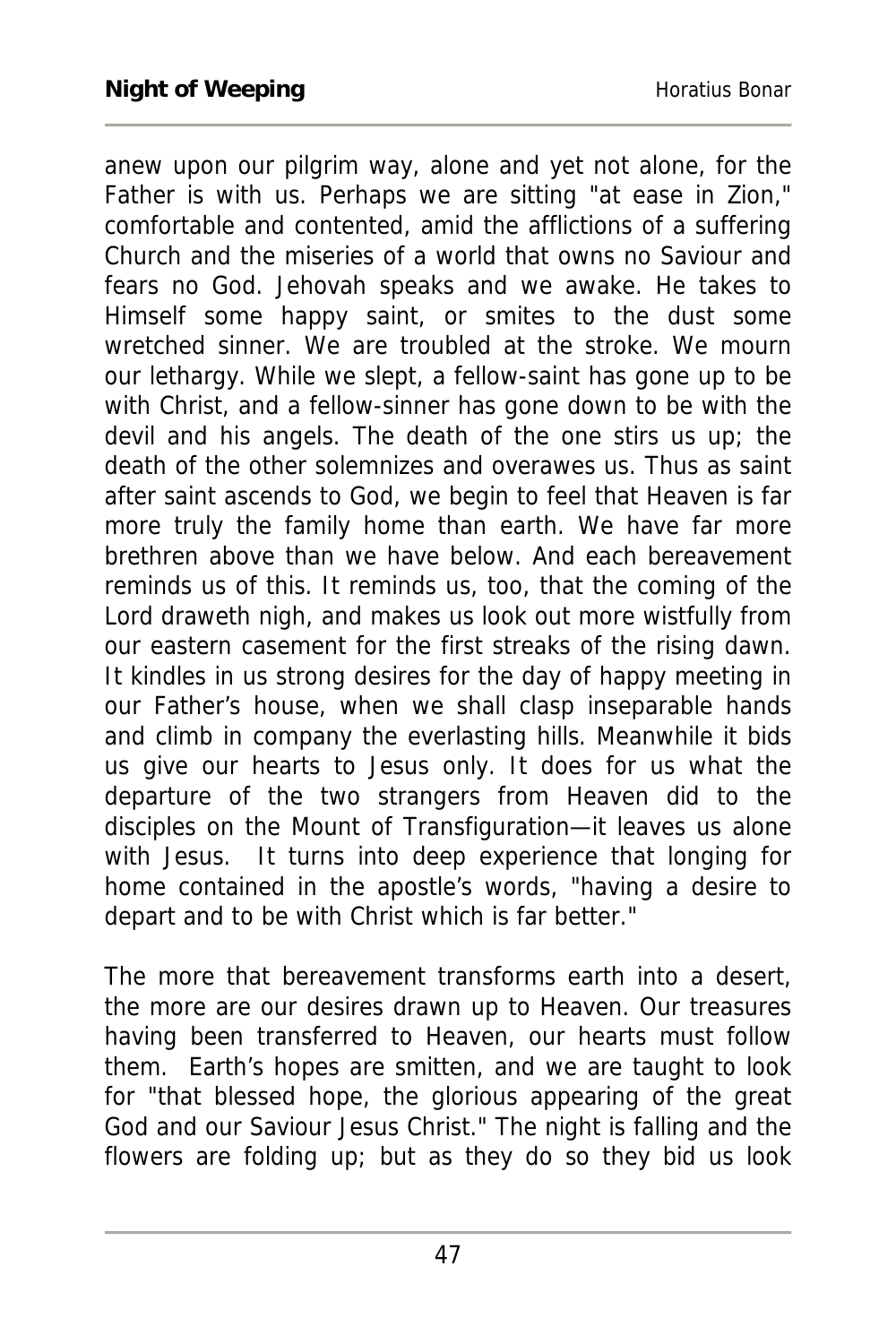anew upon our pilgrim way, alone and yet not alone, for the Father is with us. Perhaps we are sitting "at ease in Zion," comfortable and contented, amid the afflictions of a suffering Church and the miseries of a world that owns no Saviour and fears no God. Jehovah speaks and we awake. He takes to Himself some happy saint, or smites to the dust some wretched sinner. We are troubled at the stroke. We mourn our lethargy. While we slept, a fellow-saint has gone up to be with Christ, and a fellow-sinner has gone down to be with the devil and his angels. The death of the one stirs us up; the death of the other solemnizes and overawes us. Thus as saint after saint ascends to God, we begin to feel that Heaven is far more truly the family home than earth. We have far more brethren above than we have below. And each bereavement reminds us of this. It reminds us, too, that the coming of the Lord draweth nigh, and makes us look out more wistfully from our eastern casement for the first streaks of the rising dawn. It kindles in us strong desires for the day of happy meeting in our Father's house, when we shall clasp inseparable hands and climb in company the everlasting hills. Meanwhile it bids us give our hearts to Jesus only. It does for us what the departure of the two strangers from Heaven did to the disciples on the Mount of Transfiguration—it leaves us alone with Jesus. It turns into deep experience that longing for home contained in the apostle's words, "having a desire to depart and to be with Christ which is far better."

The more that bereavement transforms earth into a desert, the more are our desires drawn up to Heaven. Our treasures having been transferred to Heaven, our hearts must follow them. Earth's hopes are smitten, and we are taught to look for "that blessed hope, the glorious appearing of the great God and our Saviour Jesus Christ." The night is falling and the flowers are folding up; but as they do so they bid us look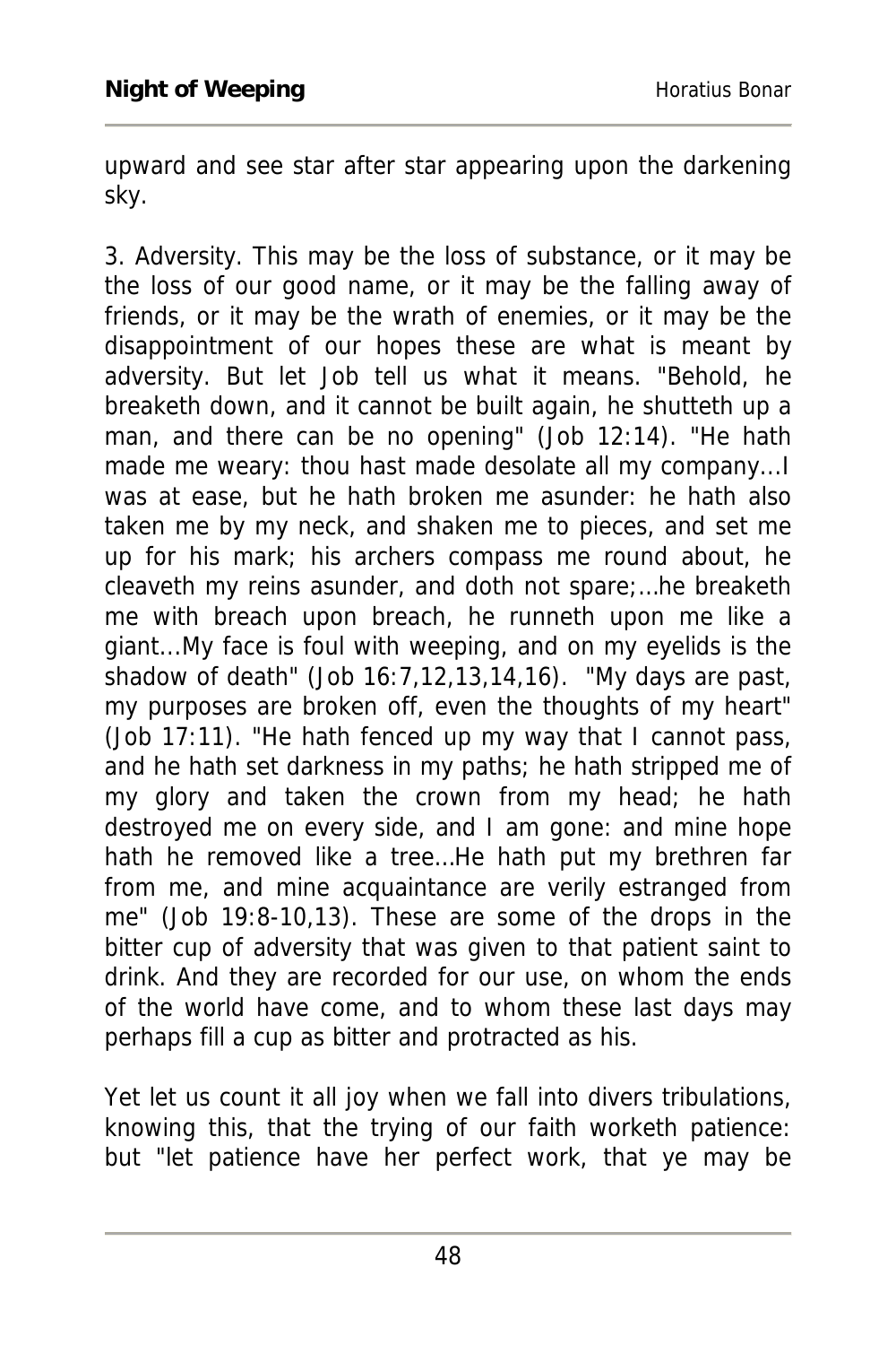upward and see star after star appearing upon the darkening sky.

3. Adversity. This may be the loss of substance, or it may be the loss of our good name, or it may be the falling away of friends, or it may be the wrath of enemies, or it may be the disappointment of our hopes these are what is meant by adversity. But let Job tell us what it means. "Behold, he breaketh down, and it cannot be built again, he shutteth up a man, and there can be no opening" (Job 12:14). "He hath made me weary: thou hast made desolate all my company...I was at ease, but he hath broken me asunder: he hath also taken me by my neck, and shaken me to pieces, and set me up for his mark; his archers compass me round about, he cleaveth my reins asunder, and doth not spare;…he breaketh me with breach upon breach, he runneth upon me like a giant...My face is foul with weeping, and on my eyelids is the shadow of death" (Job 16:7,12,13,14,16). "My days are past, my purposes are broken off, even the thoughts of my heart" (Job 17:11). "He hath fenced up my way that I cannot pass, and he hath set darkness in my paths; he hath stripped me of my glory and taken the crown from my head; he hath destroyed me on every side, and I am gone: and mine hope hath he removed like a tree…He hath put my brethren far from me, and mine acquaintance are verily estranged from me" (Job 19:8-10,13). These are some of the drops in the bitter cup of adversity that was given to that patient saint to drink. And they are recorded for our use, on whom the ends of the world have come, and to whom these last days may perhaps fill a cup as bitter and protracted as his.

Yet let us count it all joy when we fall into divers tribulations, knowing this, that the trying of our faith worketh patience: but "let patience have her perfect work, that ye may be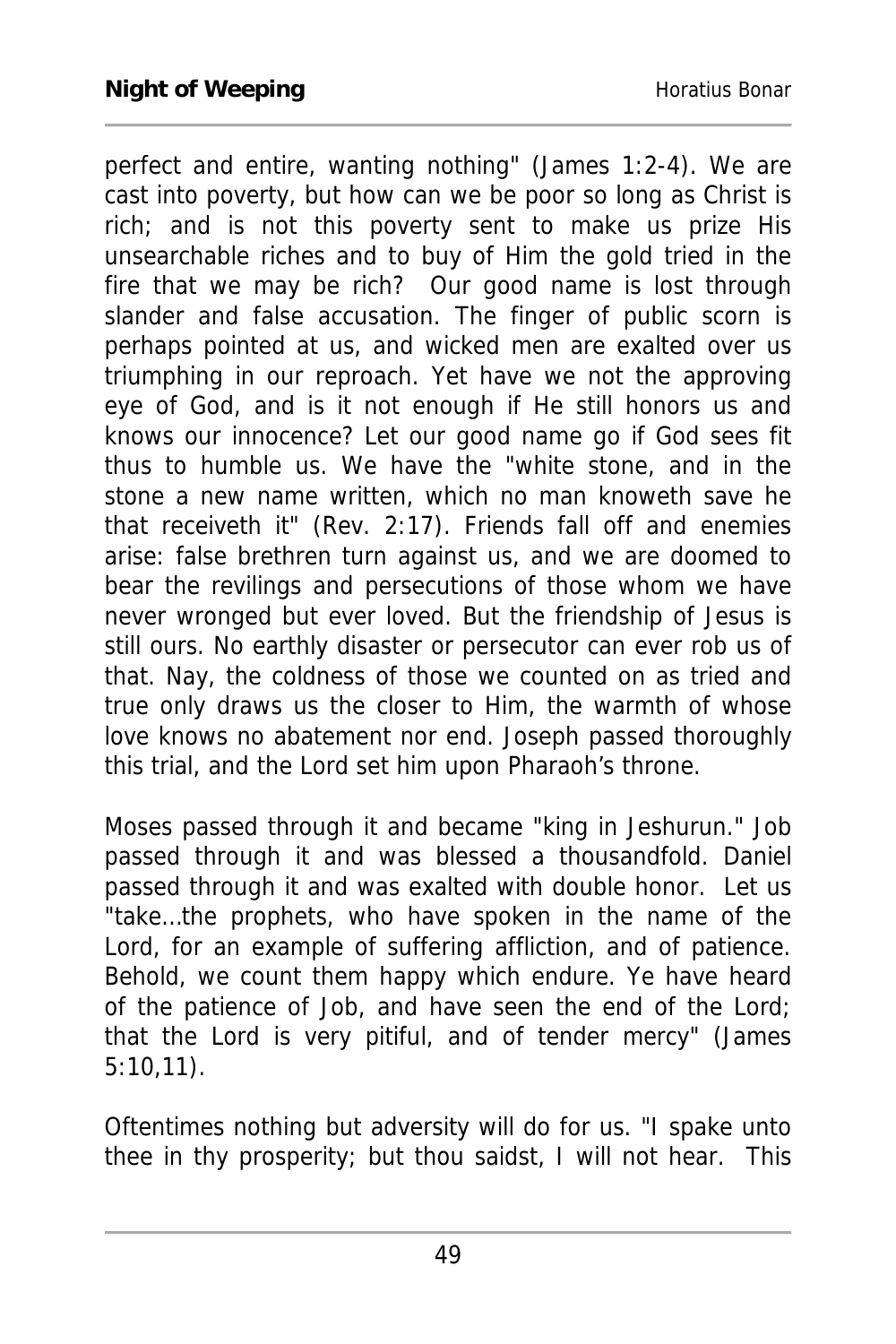perfect and entire, wanting nothing" (James 1:2-4). We are cast into poverty, but how can we be poor so long as Christ is rich; and is not this poverty sent to make us prize His unsearchable riches and to buy of Him the gold tried in the fire that we may be rich? Our good name is lost through slander and false accusation. The finger of public scorn is perhaps pointed at us, and wicked men are exalted over us triumphing in our reproach. Yet have we not the approving eye of God, and is it not enough if He still honors us and knows our innocence? Let our good name go if God sees fit thus to humble us. We have the "white stone, and in the stone a new name written, which no man knoweth save he that receiveth it" (Rev. 2:17). Friends fall off and enemies arise: false brethren turn against us, and we are doomed to bear the revilings and persecutions of those whom we have never wronged but ever loved. But the friendship of Jesus is still ours. No earthly disaster or persecutor can ever rob us of that. Nay, the coldness of those we counted on as tried and true only draws us the closer to Him, the warmth of whose love knows no abatement nor end. Joseph passed thoroughly this trial, and the Lord set him upon Pharaoh's throne.

Moses passed through it and became "king in Jeshurun." Job passed through it and was blessed a thousandfold. Daniel passed through it and was exalted with double honor. Let us "take…the prophets, who have spoken in the name of the Lord, for an example of suffering affliction, and of patience. Behold, we count them happy which endure. Ye have heard of the patience of Job, and have seen the end of the Lord; that the Lord is very pitiful, and of tender mercy" (James 5:10,11).

Oftentimes nothing but adversity will do for us. "I spake unto thee in thy prosperity; but thou saidst, I will not hear. This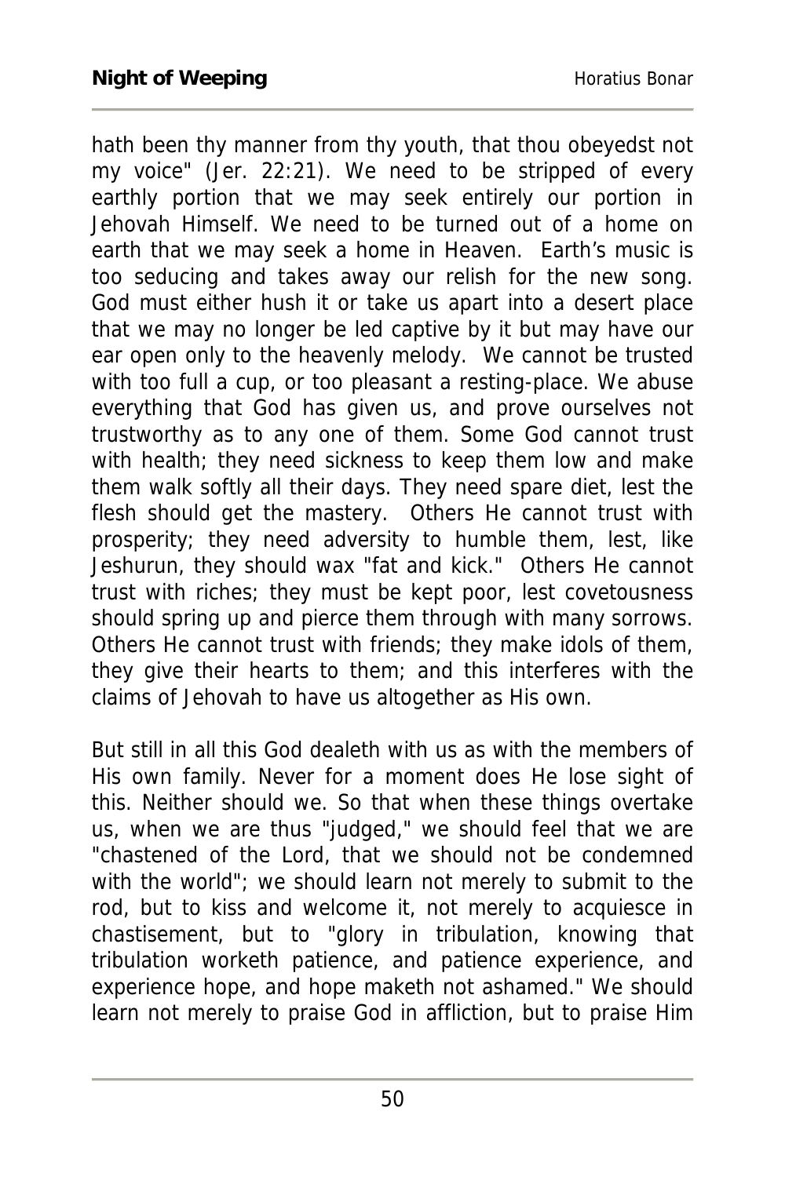hath been thy manner from thy youth, that thou obeyedst not my voice" (Jer. 22:21). We need to be stripped of every earthly portion that we may seek entirely our portion in Jehovah Himself. We need to be turned out of a home on earth that we may seek a home in Heaven. Earth's music is too seducing and takes away our relish for the new song. God must either hush it or take us apart into a desert place that we may no longer be led captive by it but may have our ear open only to the heavenly melody. We cannot be trusted with too full a cup, or too pleasant a resting-place. We abuse everything that God has given us, and prove ourselves not trustworthy as to any one of them. Some God cannot trust with health; they need sickness to keep them low and make them walk softly all their days. They need spare diet, lest the flesh should get the mastery. Others He cannot trust with prosperity; they need adversity to humble them, lest, like Jeshurun, they should wax "fat and kick." Others He cannot trust with riches; they must be kept poor, lest covetousness should spring up and pierce them through with many sorrows. Others He cannot trust with friends; they make idols of them, they give their hearts to them; and this interferes with the claims of Jehovah to have us altogether as His own.

But still in all this God dealeth with us as with the members of His own family. Never for a moment does He lose sight of this. Neither should we. So that when these things overtake us, when we are thus "judged," we should feel that we are "chastened of the Lord, that we should not be condemned with the world"; we should learn not merely to submit to the rod, but to kiss and welcome it, not merely to acquiesce in chastisement, but to "glory in tribulation, knowing that tribulation worketh patience, and patience experience, and experience hope, and hope maketh not ashamed." We should learn not merely to praise God in affliction, but to praise Him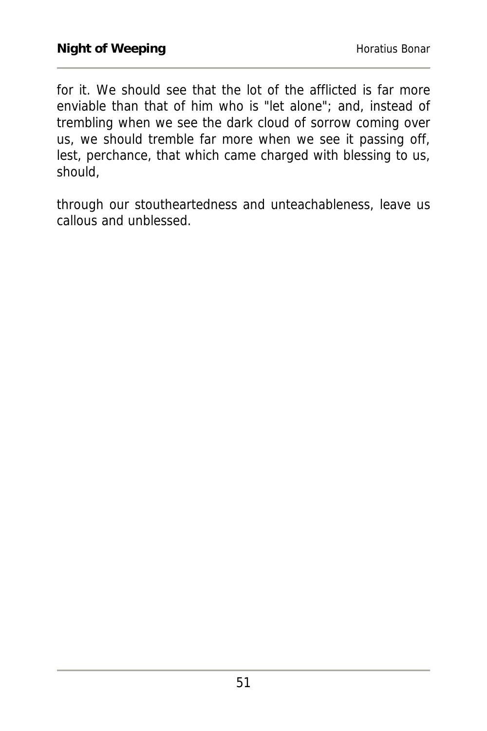for it. We should see that the lot of the afflicted is far more enviable than that of him who is "let alone"; and, instead of trembling when we see the dark cloud of sorrow coming over us, we should tremble far more when we see it passing off, lest, perchance, that which came charged with blessing to us, should,

through our stoutheartedness and unteachableness, leave us callous and unblessed.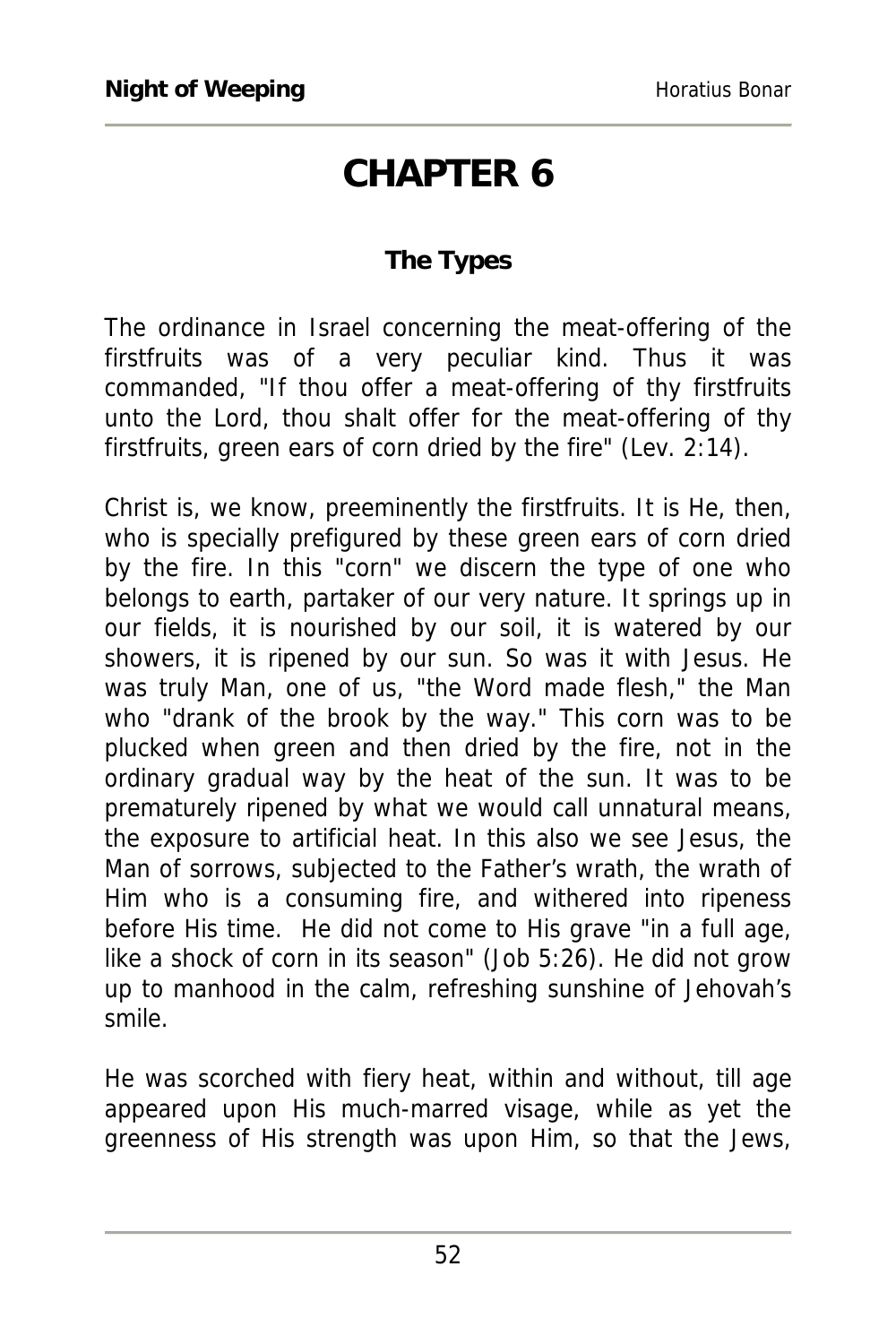# CHAPTER 6

### The Types

The ordinance in Israel concerning the meat-offering of the firstfruits was of a very peculiar kind. Thus it was commanded, "If thou offer a meat-offering of thy firstfruits unto the Lord, thou shalt offer for the meat-offering of thy firstfruits, green ears of corn dried by the fire" (Lev. 2:14).

Christ is, we know, preeminently the firstfruits. It is He, then, who is specially prefigured by these green ears of corn dried by the fire. In this "corn" we discern the type of one who belongs to earth, partaker of our very nature. It springs up in our fields, it is nourished by our soil, it is watered by our showers, it is ripened by our sun. So was it with Jesus. He was truly Man, one of us, "the Word made flesh," the Man who "drank of the brook by the way." This corn was to be plucked when green and then dried by the fire, not in the ordinary gradual way by the heat of the sun. It was to be prematurely ripened by what we would call unnatural means, the exposure to artificial heat. In this also we see Jesus, the Man of sorrows, subjected to the Father's wrath, the wrath of Him who is a consuming fire, and withered into ripeness before His time. He did not come to His grave "in a full age, like a shock of corn in its season" (Job 5:26). He did not grow up to manhood in the calm, refreshing sunshine of Jehovah's smile.

He was scorched with fiery heat, within and without, till age appeared upon His much-marred visage, while as yet the greenness of His strength was upon Him, so that the Jews,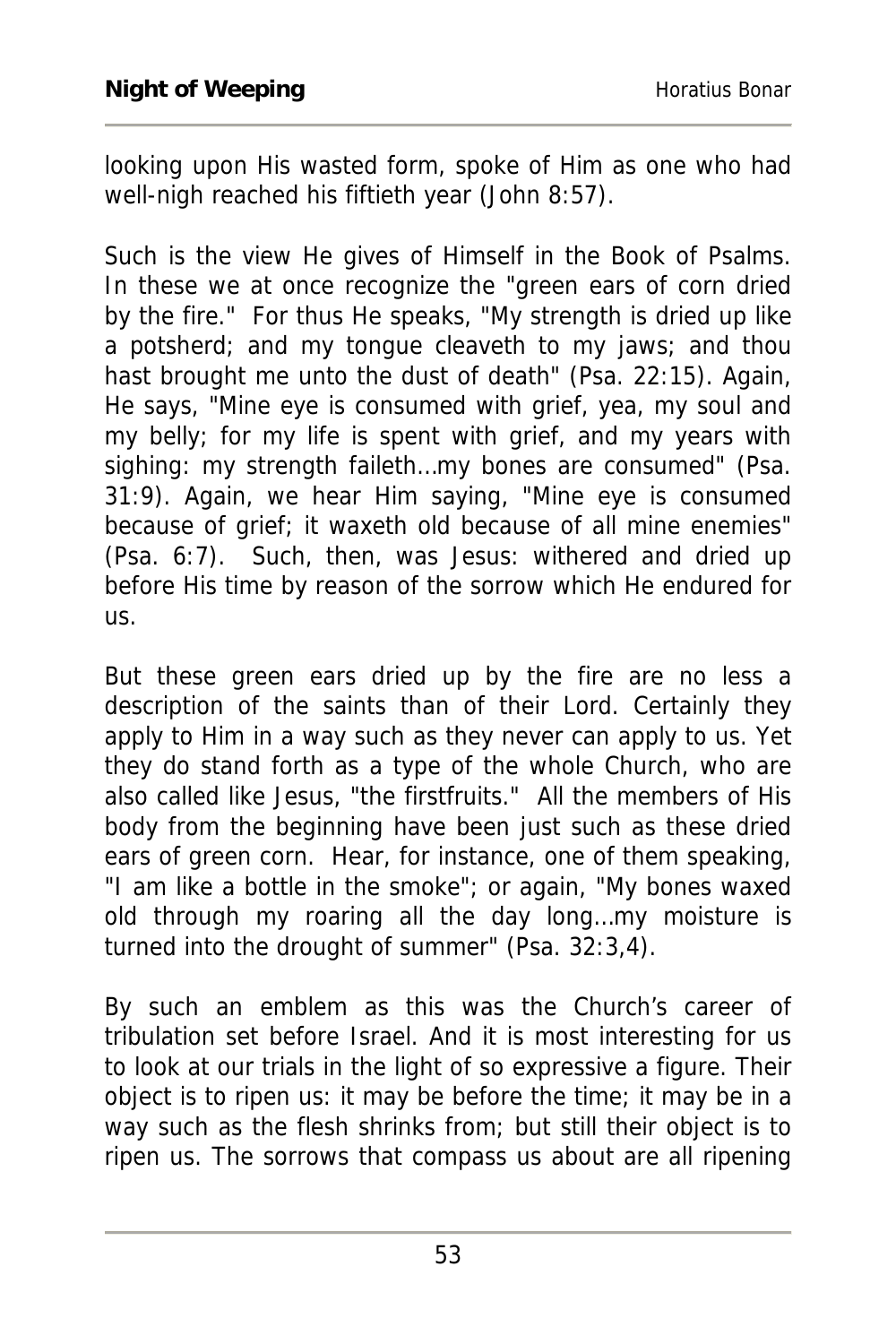looking upon His wasted form, spoke of Him as one who had well-nigh reached his fiftieth year (John 8:57).

Such is the view He gives of Himself in the Book of Psalms. In these we at once recognize the "green ears of corn dried by the fire." For thus He speaks, "My strength is dried up like a potsherd; and my tongue cleaveth to my jaws; and thou hast brought me unto the dust of death" (Psa. 22:15). Again, He says, "Mine eye is consumed with grief, yea, my soul and my belly; for my life is spent with grief, and my years with sighing: my strength faileth…my bones are consumed" (Psa. 31:9). Again, we hear Him saying, "Mine eye is consumed because of grief; it waxeth old because of all mine enemies" (Psa. 6:7). Such, then, was Jesus: withered and dried up before His time by reason of the sorrow which He endured for us.

But these green ears dried up by the fire are no less a description of the saints than of their Lord. Certainly they apply to Him in a way such as they never can apply to us. Yet they do stand forth as a type of the whole Church, who are also called like Jesus, "the firstfruits." All the members of His body from the beginning have been just such as these dried ears of green corn. Hear, for instance, one of them speaking, "I am like a bottle in the smoke"; or again, "My bones waxed old through my roaring all the day long…my moisture is turned into the drought of summer" (Psa. 32:3,4).

By such an emblem as this was the Church's career of tribulation set before Israel. And it is most interesting for us to look at our trials in the light of so expressive a figure. Their object is to ripen us: it may be before the time; it may be in a way such as the flesh shrinks from; but still their object is to ripen us. The sorrows that compass us about are all ripening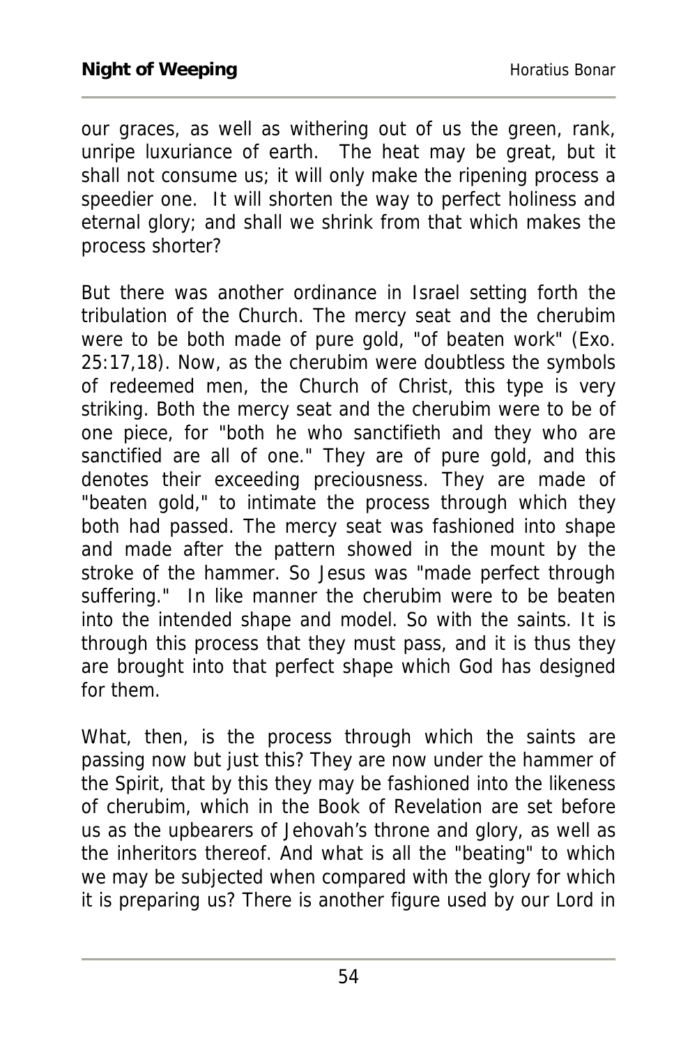our graces, as well as withering out of us the green, rank, unripe luxuriance of earth. The heat may be great, but it shall not consume us; it will only make the ripening process a speedier one. It will shorten the way to perfect holiness and eternal glory; and shall we shrink from that which makes the process shorter?

But there was another ordinance in Israel setting forth the tribulation of the Church. The mercy seat and the cherubim were to be both made of pure gold, "of beaten work" (Exo. 25:17,18). Now, as the cherubim were doubtless the symbols of redeemed men, the Church of Christ, this type is very striking. Both the mercy seat and the cherubim were to be of one piece, for "both he who sanctifieth and they who are sanctified are all of one." They are of pure gold, and this denotes their exceeding preciousness. They are made of "beaten gold," to intimate the process through which they both had passed. The mercy seat was fashioned into shape and made after the pattern showed in the mount by the stroke of the hammer. So Jesus was "made perfect through suffering." In like manner the cherubim were to be beaten into the intended shape and model. So with the saints. It is through this process that they must pass, and it is thus they are brought into that perfect shape which God has designed for them.

What, then, is the process through which the saints are passing now but just this? They are now under the hammer of the Spirit, that by this they may be fashioned into the likeness of cherubim, which in the Book of Revelation are set before us as the upbearers of Jehovah's throne and glory, as well as the inheritors thereof. And what is all the "beating" to which we may be subjected when compared with the glory for which it is preparing us? There is another figure used by our Lord in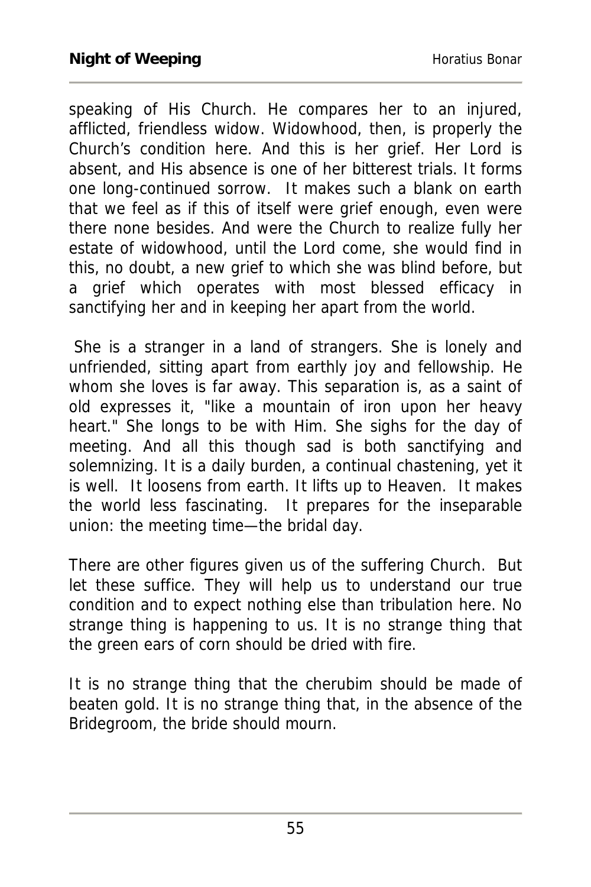speaking of His Church. He compares her to an injured, afflicted, friendless widow. Widowhood, then, is properly the Church's condition here. And this is her grief. Her Lord is absent, and His absence is one of her bitterest trials. It forms one long-continued sorrow. It makes such a blank on earth that we feel as if this of itself were grief enough, even were there none besides. And were the Church to realize fully her estate of widowhood, until the Lord come, she would find in this, no doubt, a new grief to which she was blind before, but a grief which operates with most blessed efficacy in sanctifying her and in keeping her apart from the world.

She is a stranger in a land of strangers. She is lonely and unfriended, sitting apart from earthly joy and fellowship. He whom she loves is far away. This separation is, as a saint of old expresses it, "like a mountain of iron upon her heavy heart." She longs to be with Him. She sighs for the day of meeting. And all this though sad is both sanctifying and solemnizing. It is a daily burden, a continual chastening, yet it is well. It loosens from earth. It lifts up to Heaven. It makes the world less fascinating. It prepares for the inseparable union: the meeting time—the bridal day.

There are other figures given us of the suffering Church. But let these suffice. They will help us to understand our true condition and to expect nothing else than tribulation here. No strange thing is happening to us. It is no strange thing that the green ears of corn should be dried with fire.

It is no strange thing that the cherubim should be made of beaten gold. It is no strange thing that, in the absence of the Bridegroom, the bride should mourn.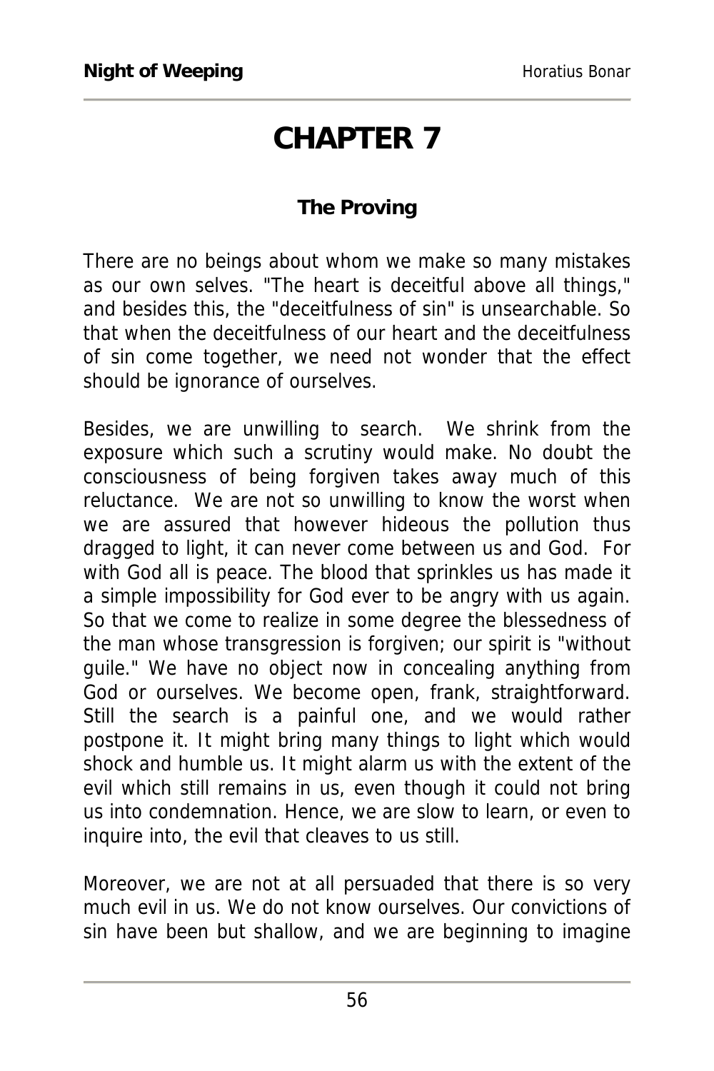# CHAPTER 7

### The Proving

There are no beings about whom we make so many mistakes as our own selves. "The heart is deceitful above all things," and besides this, the "deceitfulness of sin" is unsearchable. So that when the deceitfulness of our heart and the deceitfulness of sin come together, we need not wonder that the effect should be ignorance of ourselves.

Besides, we are unwilling to search. We shrink from the exposure which such a scrutiny would make. No doubt the consciousness of being forgiven takes away much of this reluctance. We are not so unwilling to know the worst when we are assured that however hideous the pollution thus dragged to light, it can never come between us and God. For with God all is peace. The blood that sprinkles us has made it a simple impossibility for God ever to be angry with us again. So that we come to realize in some degree the blessedness of the man whose transgression is forgiven; our spirit is "without guile." We have no object now in concealing anything from God or ourselves. We become open, frank, straightforward. Still the search is a painful one, and we would rather postpone it. It might bring many things to light which would shock and humble us. It might alarm us with the extent of the evil which still remains in us, even though it could not bring us into condemnation. Hence, we are slow to learn, or even to inquire into, the evil that cleaves to us still.

Moreover, we are not at all persuaded that there is so very much evil in us. We do not know ourselves. Our convictions of sin have been but shallow, and we are beginning to imagine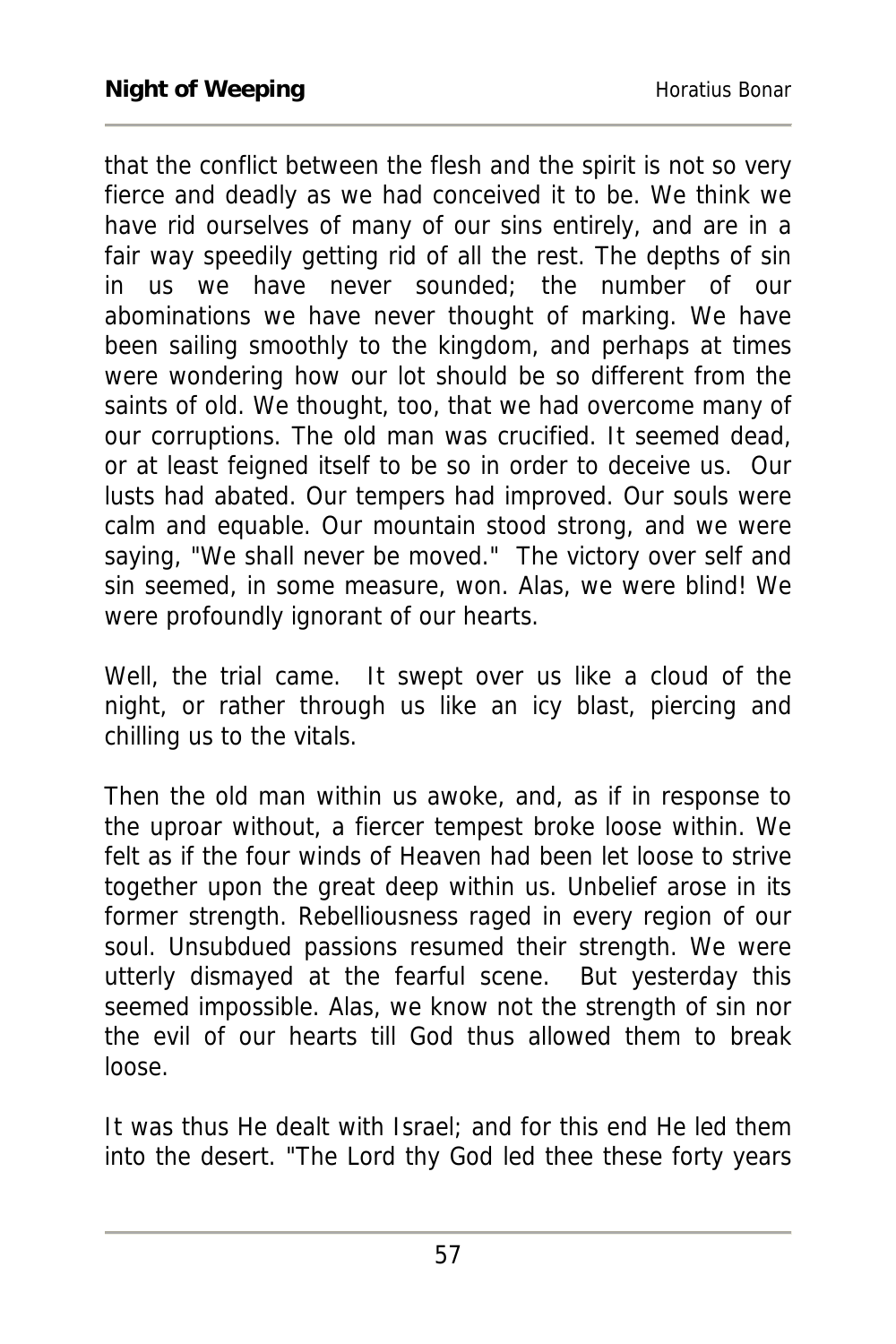that the conflict between the flesh and the spirit is not so very fierce and deadly as we had conceived it to be. We think we have rid ourselves of many of our sins entirely, and are in a fair way speedily getting rid of all the rest. The depths of sin in us we have never sounded; the number of our abominations we have never thought of marking. We have been sailing smoothly to the kingdom, and perhaps at times were wondering how our lot should be so different from the saints of old. We thought, too, that we had overcome many of our corruptions. The old man was crucified. It seemed dead, or at least feigned itself to be so in order to deceive us. Our lusts had abated. Our tempers had improved. Our souls were calm and equable. Our mountain stood strong, and we were saying, "We shall never be moved." The victory over self and sin seemed, in some measure, won. Alas, we were blind! We were profoundly ignorant of our hearts.

Well, the trial came. It swept over us like a cloud of the night, or rather through us like an icy blast, piercing and chilling us to the vitals.

Then the old man within us awoke, and, as if in response to the uproar without, a fiercer tempest broke loose within. We felt as if the four winds of Heaven had been let loose to strive together upon the great deep within us. Unbelief arose in its former strength. Rebelliousness raged in every region of our soul. Unsubdued passions resumed their strength. We were utterly dismayed at the fearful scene. But yesterday this seemed impossible. Alas, we know not the strength of sin nor the evil of our hearts till God thus allowed them to break loose.

It was thus He dealt with Israel; and for this end He led them into the desert. "The Lord thy God led thee these forty years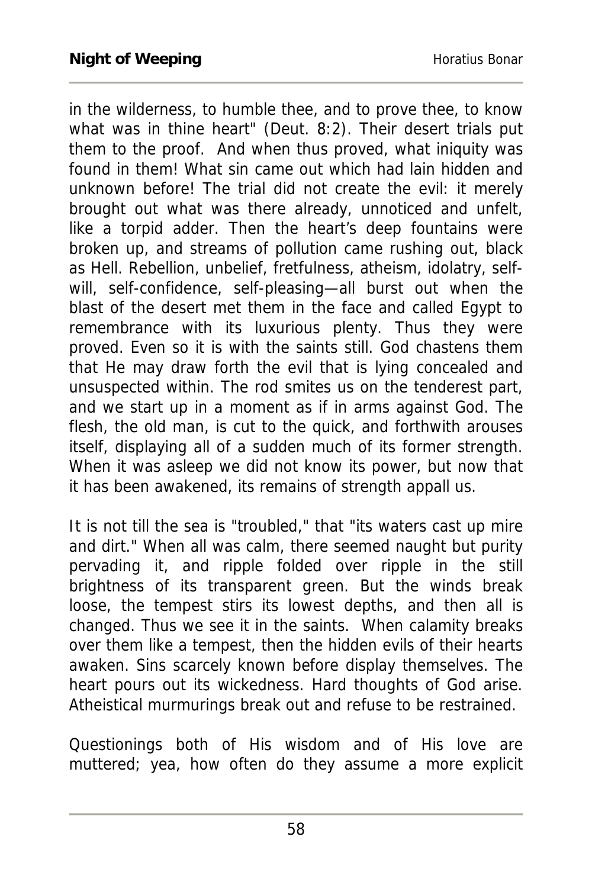in the wilderness, to humble thee, and to prove thee, to know what was in thine heart" (Deut. 8:2). Their desert trials put them to the proof. And when thus proved, what iniquity was found in them! What sin came out which had lain hidden and unknown before! The trial did not create the evil: it merely brought out what was there already, unnoticed and unfelt, like a torpid adder. Then the heart's deep fountains were broken up, and streams of pollution came rushing out, black as Hell. Rebellion, unbelief, fretfulness, atheism, idolatry, self-will, self-confidence, self-pleasing—all burst out when the blast of the desert met them in the face and called Egypt to remembrance with its luxurious plenty. Thus they were proved. Even so it is with the saints still. God chastens them that He may draw forth the evil that is lying concealed and unsuspected within. The rod smites us on the tenderest part, and we start up in a moment as if in arms against God. The flesh, the old man, is cut to the quick, and forthwith arouses itself, displaying all of a sudden much of its former strength. When it was asleep we did not know its power, but now that it has been awakened, its remains of strength appall us.

It is not till the sea is "troubled," that "its waters cast up mire and dirt." When all was calm, there seemed naught but purity pervading it, and ripple folded over ripple in the still brightness of its transparent green. But the winds break loose, the tempest stirs its lowest depths, and then all is changed. Thus we see it in the saints. When calamity breaks over them like a tempest, then the hidden evils of their hearts awaken. Sins scarcely known before display themselves. The heart pours out its wickedness. Hard thoughts of God arise. Atheistical murmurings break out and refuse to be restrained.

Questionings both of His wisdom and of His love are muttered; yea, how often do they assume a more explicit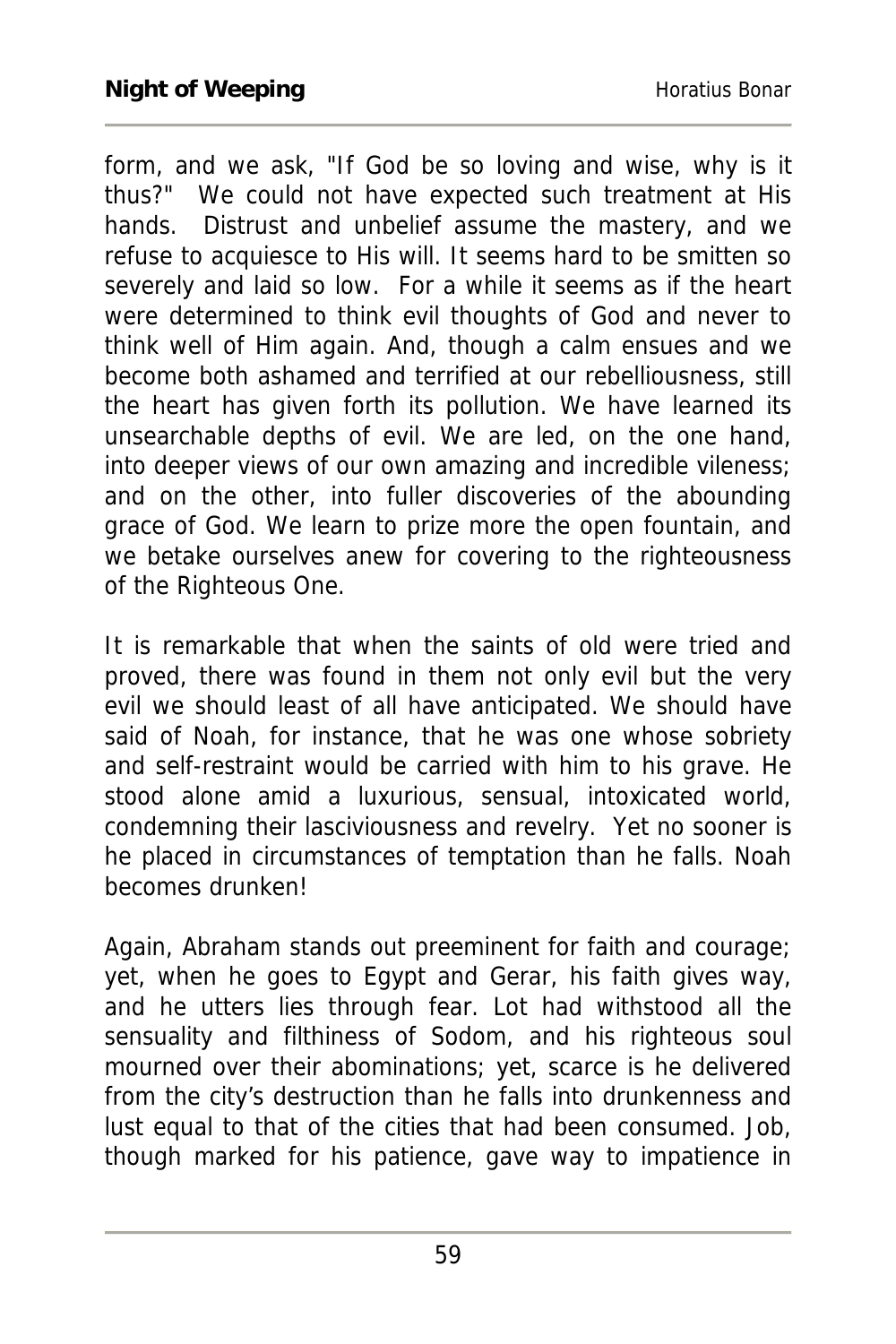form, and we ask, "If God be so loving and wise, why is it thus?" We could not have expected such treatment at His hands. Distrust and unbelief assume the mastery, and we refuse to acquiesce to His will. It seems hard to be smitten so severely and laid so low. For a while it seems as if the heart were determined to think evil thoughts of God and never to think well of Him again. And, though a calm ensues and we become both ashamed and terrified at our rebelliousness, still the heart has given forth its pollution. We have learned its unsearchable depths of evil. We are led, on the one hand, into deeper views of our own amazing and incredible vileness; and on the other, into fuller discoveries of the abounding grace of God. We learn to prize more the open fountain, and we betake ourselves anew for covering to the righteousness of the Righteous One.

It is remarkable that when the saints of old were tried and proved, there was found in them not only evil but the very evil we should least of all have anticipated. We should have said of Noah, for instance, that he was one whose sobriety and self-restraint would be carried with him to his grave. He stood alone amid a luxurious, sensual, intoxicated world, condemning their lasciviousness and revelry. Yet no sooner is he placed in circumstances of temptation than he falls. Noah becomes drunken!

Again, Abraham stands out preeminent for faith and courage; yet, when he goes to Egypt and Gerar, his faith gives way, and he utters lies through fear. Lot had withstood all the sensuality and filthiness of Sodom, and his righteous soul mourned over their abominations; yet, scarce is he delivered from the city's destruction than he falls into drunkenness and lust equal to that of the cities that had been consumed. Job, though marked for his patience, gave way to impatience in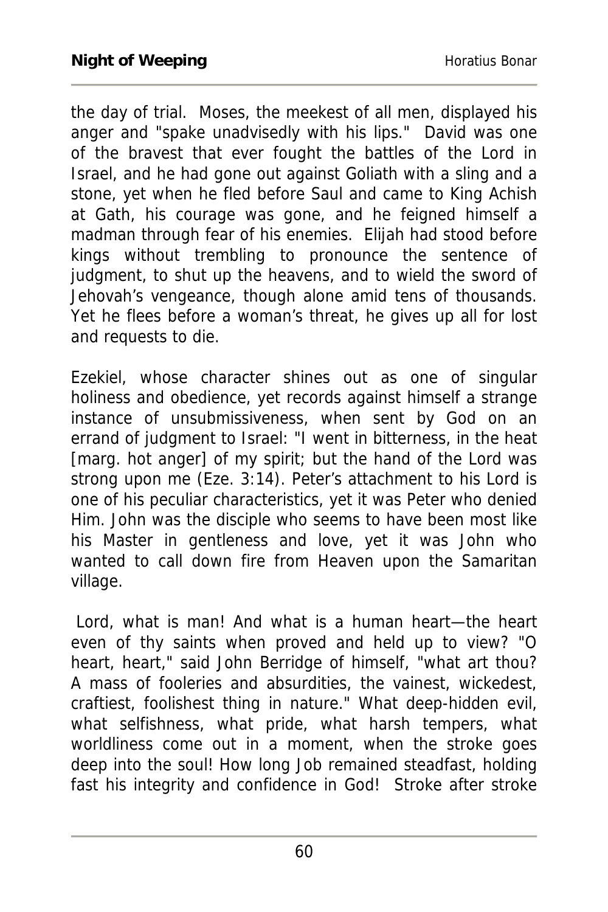the day of trial. Moses, the meekest of all men, displayed his anger and "spake unadvisedly with his lips." David was one of the bravest that ever fought the battles of the Lord in Israel, and he had gone out against Goliath with a sling and a stone, yet when he fled before Saul and came to King Achish at Gath, his courage was gone, and he feigned himself a madman through fear of his enemies. Elijah had stood before kings without trembling to pronounce the sentence of judgment, to shut up the heavens, and to wield the sword of Jehovah's vengeance, though alone amid tens of thousands. Yet he flees before a woman's threat, he gives up all for lost and requests to die.

Ezekiel, whose character shines out as one of singular holiness and obedience, yet records against himself a strange instance of unsubmissiveness, when sent by God on an errand of judgment to Israel: "I went in bitterness, in the heat [marg. hot anger] of my spirit; but the hand of the Lord was strong upon me (Eze. 3:14). Peter's attachment to his Lord is one of his peculiar characteristics, yet it was Peter who denied Him. John was the disciple who seems to have been most like his Master in gentleness and love, yet it was John who wanted to call down fire from Heaven upon the Samaritan village.

Lord, what is man! And what is a human heart—the heart even of thy saints when proved and held up to view? "O heart, heart," said John Berridge of himself, "what art thou? A mass of fooleries and absurdities, the vainest, wickedest, craftiest, foolishest thing in nature." What deep-hidden evil, what selfishness, what pride, what harsh tempers, what worldliness come out in a moment, when the stroke goes deep into the soul! How long Job remained steadfast, holding fast his integrity and confidence in God! Stroke after stroke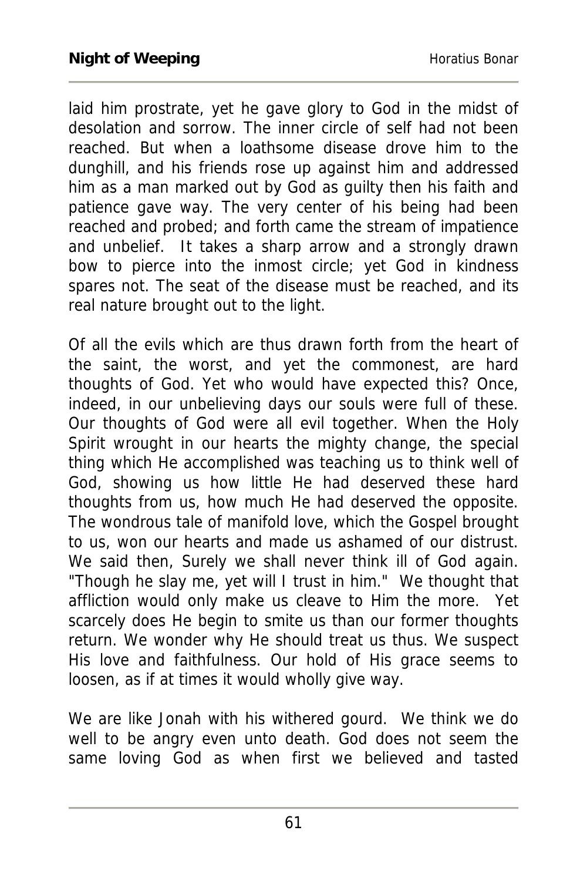laid him prostrate, yet he gave glory to God in the midst of desolation and sorrow. The inner circle of self had not been reached. But when a loathsome disease drove him to the dunghill, and his friends rose up against him and addressed him as a man marked out by God as guilty then his faith and patience gave way. The very center of his being had been reached and probed; and forth came the stream of impatience and unbelief. It takes a sharp arrow and a strongly drawn bow to pierce into the inmost circle; yet God in kindness spares not. The seat of the disease must be reached, and its real nature brought out to the light.

Of all the evils which are thus drawn forth from the heart of the saint, the worst, and yet the commonest, are hard thoughts of God. Yet who would have expected this? Once, indeed, in our unbelieving days our souls were full of these. Our thoughts of God were all evil together. When the Holy Spirit wrought in our hearts the mighty change, the special thing which He accomplished was teaching us to think well of God, showing us how little He had deserved these hard thoughts from us, how much He had deserved the opposite. The wondrous tale of manifold love, which the Gospel brought to us, won our hearts and made us ashamed of our distrust. We said then, Surely we shall never think ill of God again. "Though he slay me, yet will I trust in him." We thought that affliction would only make us cleave to Him the more. Yet scarcely does He begin to smite us than our former thoughts return. We wonder why He should treat us thus. We suspect His love and faithfulness. Our hold of His grace seems to loosen, as if at times it would wholly give way.

We are like Jonah with his withered gourd. We think we do well to be angry even unto death. God does not seem the same loving God as when first we believed and tasted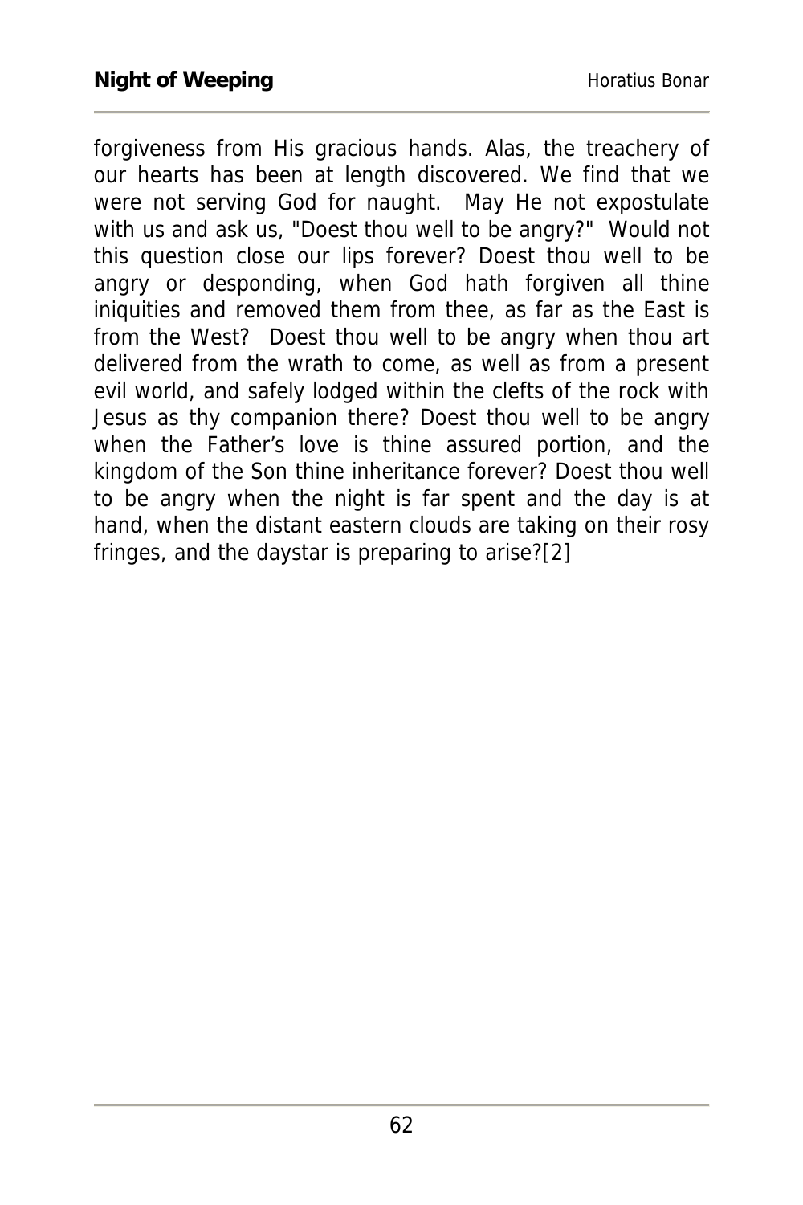forgiveness from His gracious hands. Alas, the treachery of our hearts has been at length discovered. We find that we were not serving God for naught. May He not expostulate with us and ask us, "Doest thou well to be angry?" Would not this question close our lips forever? Doest thou well to be angry or desponding, when God hath forgiven all thine iniquities and removed them from thee, as far as the East is from the West? Doest thou well to be angry when thou art delivered from the wrath to come, as well as from a present evil world, and safely lodged within the clefts of the rock with Jesus as thy companion there? Doest thou well to be angry when the Father's love is thine assured portion, and the kingdom of the Son thine inheritance forever? Doest thou well to be angry when the night is far spent and the day is at hand, when the distant eastern clouds are taking on their rosy fringes, and the daystar is preparing to arise?[2]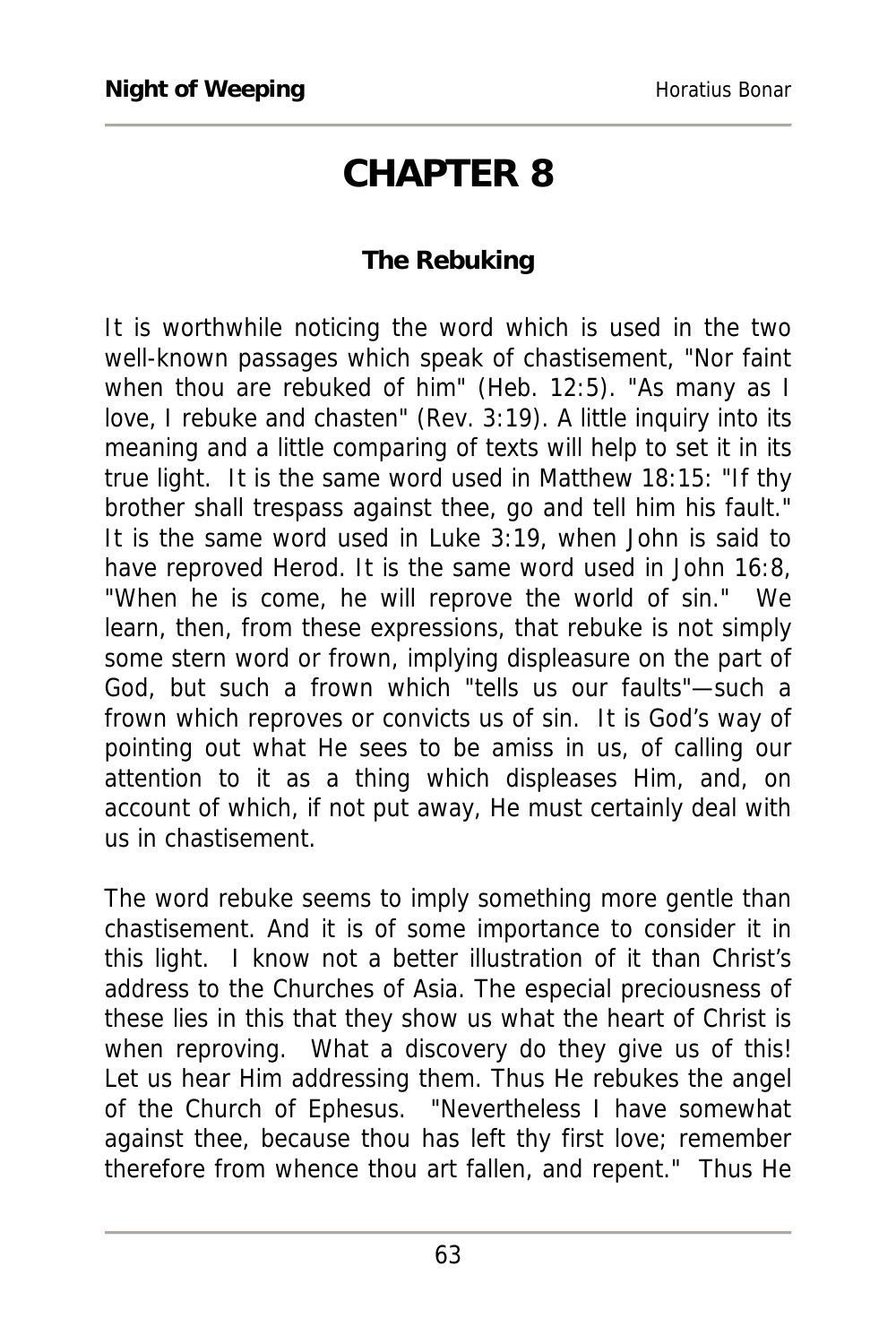# CHAPTER 8

### The Rebuking

It is worthwhile noticing the word which is used in the two well-known passages which speak of chastisement, "Nor faint when thou are rebuked of him" (Heb. 12:5). "As many as I love, I rebuke and chasten" (Rev. 3:19). A little inquiry into its meaning and a little comparing of texts will help to set it in its true light. It is the same word used in Matthew 18:15: "If thy brother shall trespass against thee, go and tell him his fault." It is the same word used in Luke 3:19, when John is said to have reproved Herod. It is the same word used in John 16:8, "When he is come, he will reprove the world of sin." We learn, then, from these expressions, that rebuke is not simply some stern word or frown, implying displeasure on the part of God, but such a frown which "tells us our faults"—such a frown which reproves or convicts us of sin. It is God's way of pointing out what He sees to be amiss in us, of calling our attention to it as a thing which displeases Him, and, on account of which, if not put away, He must certainly deal with us in chastisement.

The word rebuke seems to imply something more gentle than chastisement. And it is of some importance to consider it in this light. I know not a better illustration of it than Christ's address to the Churches of Asia. The especial preciousness of these lies in this that they show us what the heart of Christ is when reproving. What a discovery do they give us of this! Let us hear Him addressing them. Thus He rebukes the angel of the Church of Ephesus. "Nevertheless I have somewhat against thee, because thou has left thy first love; remember therefore from whence thou art fallen, and repent." Thus He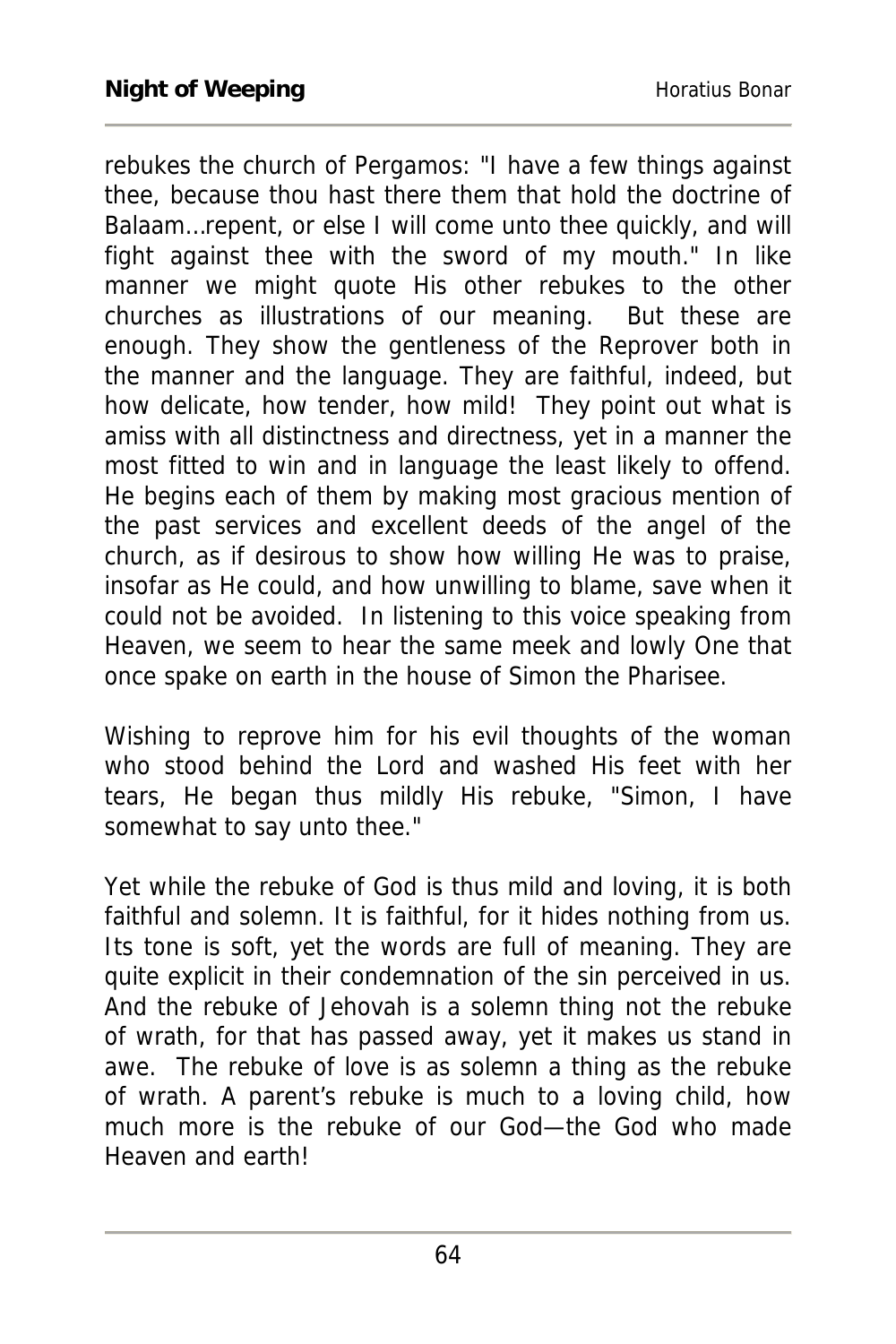rebukes the church of Pergamos: "I have a few things against thee, because thou hast there them that hold the doctrine of Balaam...repent, or else I will come unto thee quickly, and will fight against thee with the sword of my mouth." In like manner we might quote His other rebukes to the other churches as illustrations of our meaning. But these are enough. They show the gentleness of the Reprover both in the manner and the language. They are faithful, indeed, but how delicate, how tender, how mild! They point out what is amiss with all distinctness and directness, yet in a manner the most fitted to win and in language the least likely to offend. He begins each of them by making most gracious mention of the past services and excellent deeds of the angel of the church, as if desirous to show how willing He was to praise, insofar as He could, and how unwilling to blame, save when it could not be avoided. In listening to this voice speaking from Heaven, we seem to hear the same meek and lowly One that once spake on earth in the house of Simon the Pharisee.

Wishing to reprove him for his evil thoughts of the woman who stood behind the Lord and washed His feet with her tears, He began thus mildly His rebuke, "Simon, I have somewhat to say unto thee."

Yet while the rebuke of God is thus mild and loving, it is both faithful and solemn. It is faithful, for it hides nothing from us. Its tone is soft, yet the words are full of meaning. They are quite explicit in their condemnation of the sin perceived in us. And the rebuke of Jehovah is a solemn thing not the rebuke of wrath, for that has passed away, yet it makes us stand in awe. The rebuke of love is as solemn a thing as the rebuke of wrath. A parent's rebuke is much to a loving child, how much more is the rebuke of our God—the God who made Heaven and earth!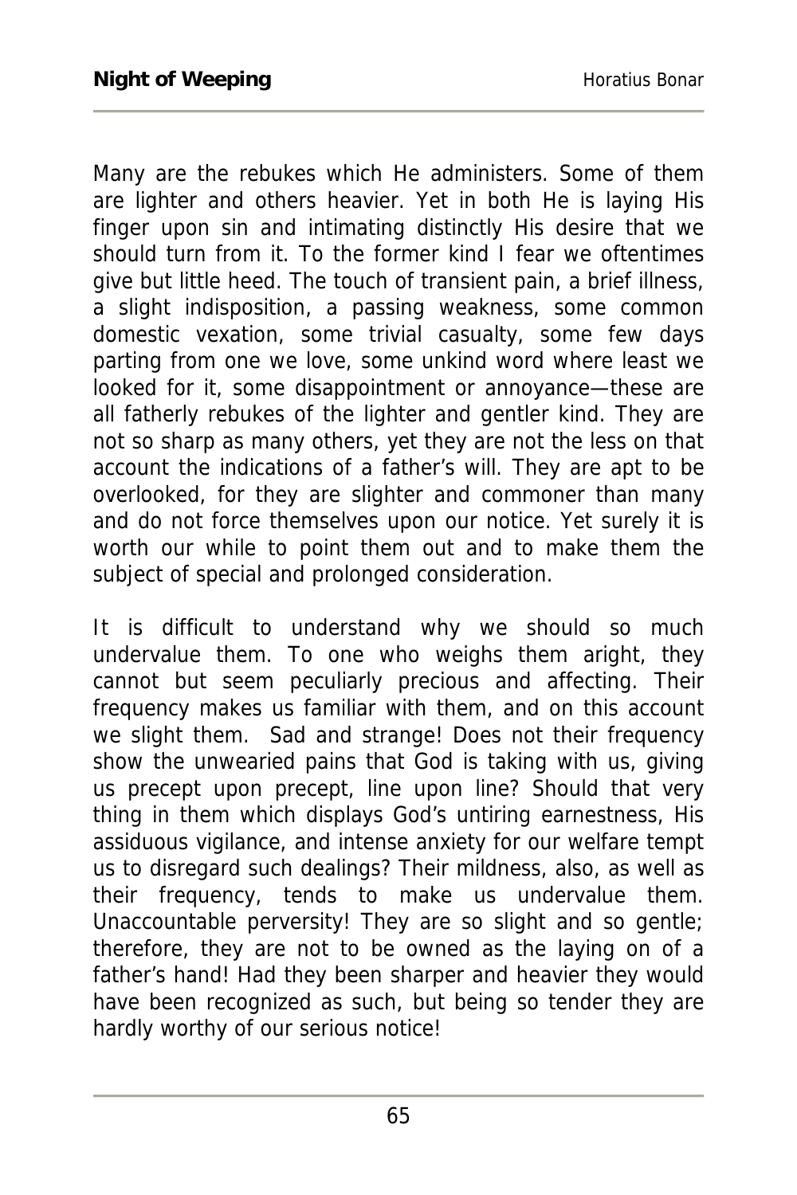Many are the rebukes which He administers. Some of them are lighter and others heavier. Yet in both He is laying His finger upon sin and intimating distinctly His desire that we should turn from it. To the former kind I fear we oftentimes give but little heed. The touch of transient pain, a brief illness, a slight indisposition, a passing weakness, some common domestic vexation, some trivial casualty, some few days parting from one we love, some unkind word where least we looked for it, some disappointment or annoyance—these are all fatherly rebukes of the lighter and gentler kind. They are not so sharp as many others, yet they are not the less on that account the indications of a father's will. They are apt to be overlooked, for they are slighter and commoner than many and do not force themselves upon our notice. Yet surely it is worth our while to point them out and to make them the subject of special and prolonged consideration.

It is difficult to understand why we should so much undervalue them. To one who weighs them aright, they cannot but seem peculiarly precious and affecting. Their frequency makes us familiar with them, and on this account we slight them. Sad and strange! Does not their frequency show the unwearied pains that God is taking with us, giving us precept upon precept, line upon line? Should that very thing in them which displays God's untiring earnestness, His assiduous vigilance, and intense anxiety for our welfare tempt us to disregard such dealings? Their mildness, also, as well as their frequency, tends to make us undervalue them. Unaccountable perversity! They are so slight and so gentle; therefore, they are not to be owned as the laying on of a father's hand! Had they been sharper and heavier they would have been recognized as such, but being so tender they are hardly worthy of our serious notice!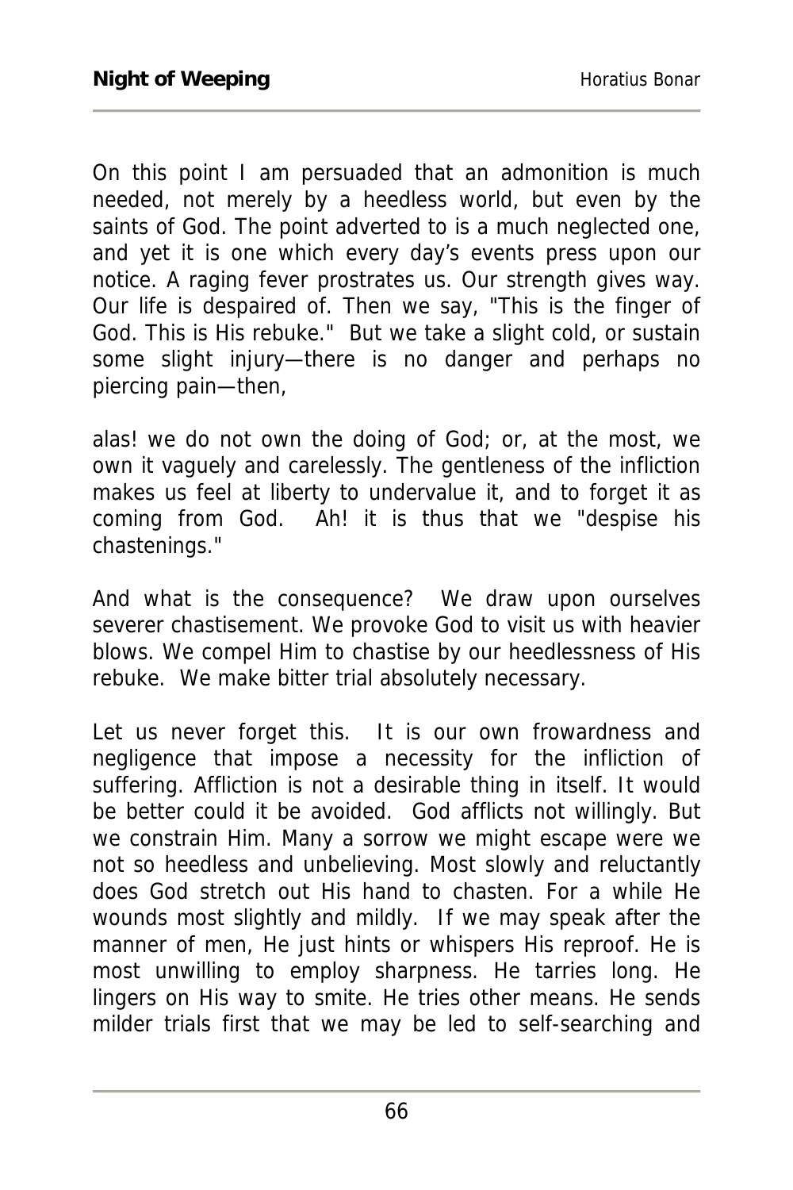On this point I am persuaded that an admonition is much needed, not merely by a heedless world, but even by the saints of God. The point adverted to is a much neglected one, and yet it is one which every day's events press upon our notice. A raging fever prostrates us. Our strength gives way. Our life is despaired of. Then we say, "This is the finger of God. This is His rebuke." But we take a slight cold, or sustain some slight injury—there is no danger and perhaps no piercing pain—then,

alas! we do not own the doing of God; or, at the most, we own it vaguely and carelessly. The gentleness of the infliction makes us feel at liberty to undervalue it, and to forget it as coming from God. Ah! it is thus that we "despise his chastenings."

And what is the consequence? We draw upon ourselves severer chastisement. We provoke God to visit us with heavier blows. We compel Him to chastise by our heedlessness of His rebuke. We make bitter trial absolutely necessary.

Let us never forget this. It is our own frowardness and negligence that impose a necessity for the infliction of suffering. Affliction is not a desirable thing in itself. It would be better could it be avoided. God afflicts not willingly. But we constrain Him. Many a sorrow we might escape were we not so heedless and unbelieving. Most slowly and reluctantly does God stretch out His hand to chasten. For a while He wounds most slightly and mildly. If we may speak after the manner of men, He just hints or whispers His reproof. He is most unwilling to employ sharpness. He tarries long. He lingers on His way to smite. He tries other means. He sends milder trials first that we may be led to self-searching and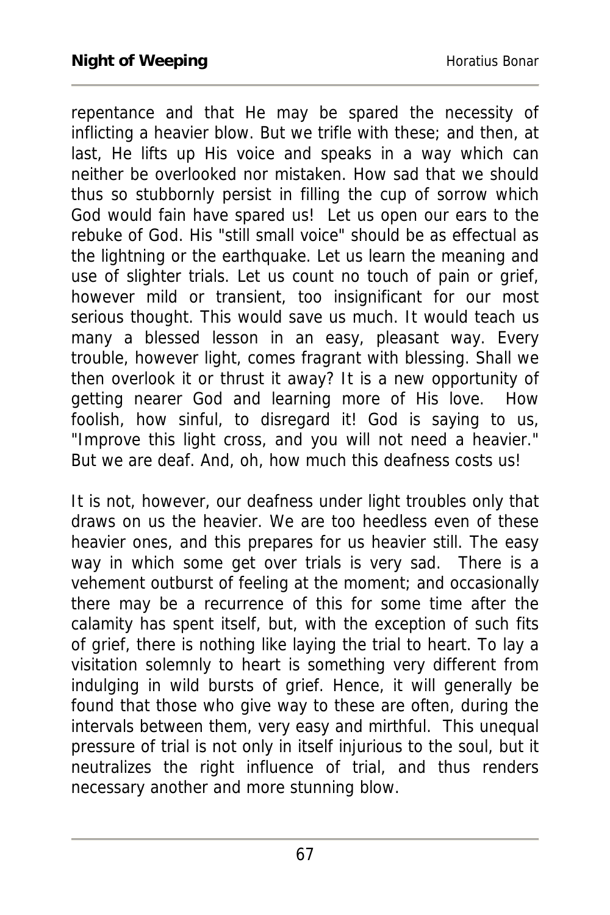repentance and that He may be spared the necessity of inflicting a heavier blow. But we trifle with these; and then, at last, He lifts up His voice and speaks in a way which can neither be overlooked nor mistaken. How sad that we should thus so stubbornly persist in filling the cup of sorrow which God would fain have spared us! Let us open our ears to the rebuke of God. His "still small voice" should be as effectual as the lightning or the earthquake. Let us learn the meaning and use of slighter trials. Let us count no touch of pain or grief, however mild or transient, too insignificant for our most serious thought. This would save us much. It would teach us many a blessed lesson in an easy, pleasant way. Every trouble, however light, comes fragrant with blessing. Shall we then overlook it or thrust it away? It is a new opportunity of getting nearer God and learning more of His love. How foolish, how sinful, to disregard it! God is saying to us, "Improve this light cross, and you will not need a heavier." But we are deaf. And, oh, how much this deafness costs us!

It is not, however, our deafness under light troubles only that draws on us the heavier. We are too heedless even of these heavier ones, and this prepares for us heavier still. The easy way in which some get over trials is very sad. There is a vehement outburst of feeling at the moment; and occasionally there may be a recurrence of this for some time after the calamity has spent itself, but, with the exception of such fits of grief, there is nothing like laying the trial to heart. To lay a visitation solemnly to heart is something very different from indulging in wild bursts of grief. Hence, it will generally be found that those who give way to these are often, during the intervals between them, very easy and mirthful. This unequal pressure of trial is not only in itself injurious to the soul, but it neutralizes the right influence of trial, and thus renders necessary another and more stunning blow.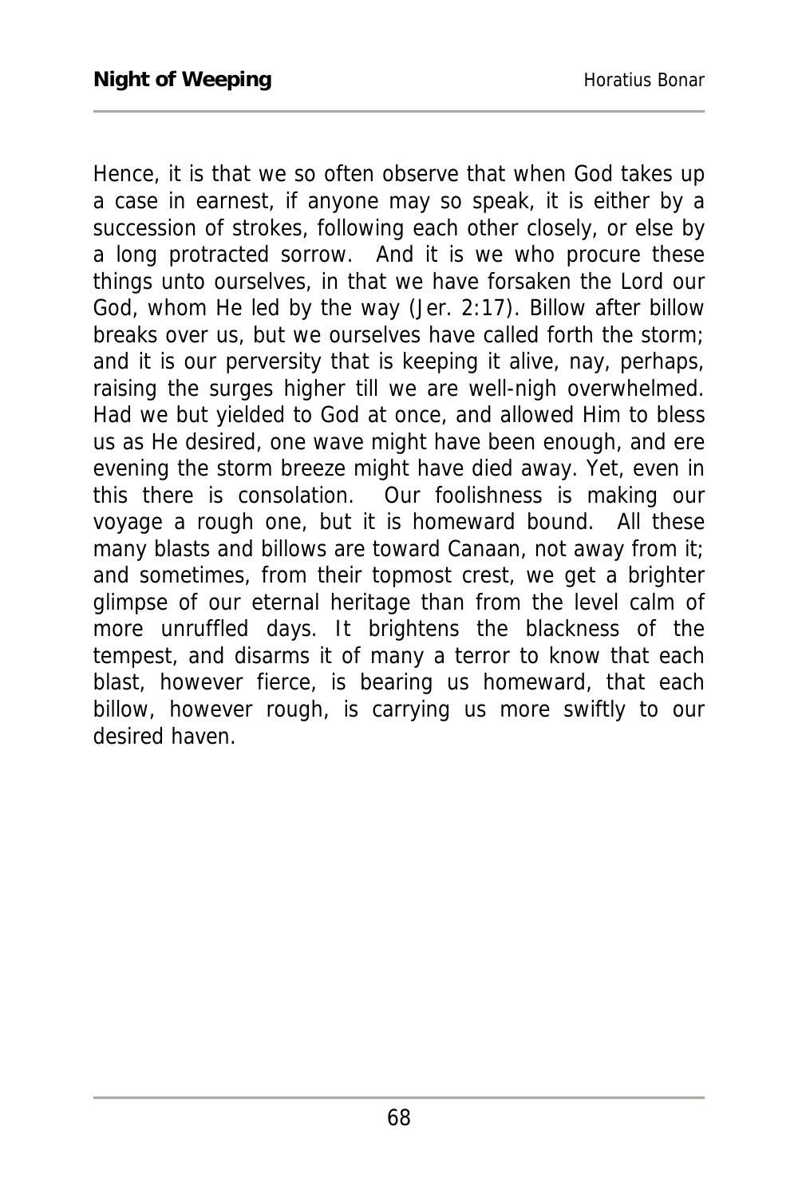Hence, it is that we so often observe that when God takes up a case in earnest, if anyone may so speak, it is either by a succession of strokes, following each other closely, or else by a long protracted sorrow. And it is we who procure these things unto ourselves, in that we have forsaken the Lord our God, whom He led by the way (Jer. 2:17). Billow after billow breaks over us, but we ourselves have called forth the storm; and it is our perversity that is keeping it alive, nay, perhaps, raising the surges higher till we are well-nigh overwhelmed. Had we but yielded to God at once, and allowed Him to bless us as He desired, one wave might have been enough, and ere evening the storm breeze might have died away. Yet, even in this there is consolation. Our foolishness is making our voyage a rough one, but it is homeward bound. All these many blasts and billows are toward Canaan, not away from it; and sometimes, from their topmost crest, we get a brighter glimpse of our eternal heritage than from the level calm of more unruffled days. It brightens the blackness of the tempest, and disarms it of many a terror to know that each blast, however fierce, is bearing us homeward, that each billow, however rough, is carrying us more swiftly to our desired haven.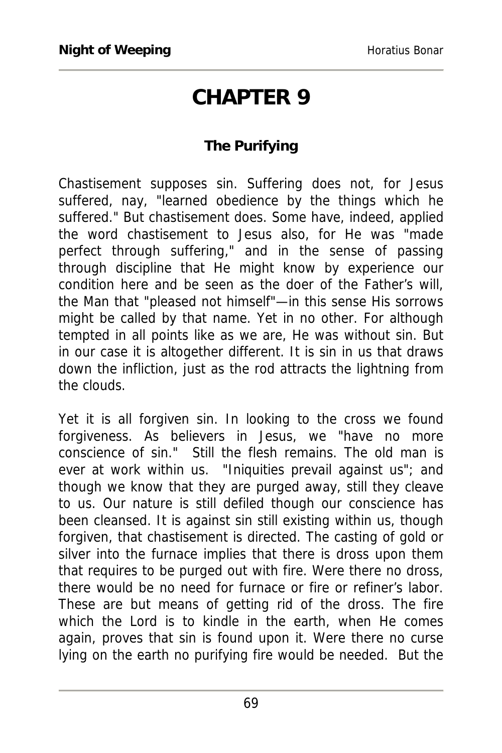# CHAPTER 9

### The Purifying

Chastisement supposes sin. Suffering does not, for Jesus suffered, nay, "learned obedience by the things which he suffered." But chastisement does. Some have, indeed, applied the word chastisement to Jesus also, for He was "made perfect through suffering," and in the sense of passing through discipline that He might know by experience our condition here and be seen as the doer of the Father's will, the Man that "pleased not himself"—in this sense His sorrows might be called by that name. Yet in no other. For although tempted in all points like as we are, He was without sin. But in our case it is altogether different. It is sin in us that draws down the infliction, just as the rod attracts the lightning from the clouds.

Yet it is all forgiven sin. In looking to the cross we found forgiveness. As believers in Jesus, we "have no more conscience of sin." Still the flesh remains. The old man is ever at work within us. "Iniquities prevail against us"; and though we know that they are purged away, still they cleave to us. Our nature is still defiled though our conscience has been cleansed. It is against sin still existing within us, though forgiven, that chastisement is directed. The casting of gold or silver into the furnace implies that there is dross upon them that requires to be purged out with fire. Were there no dross, there would be no need for furnace or fire or refiner's labor. These are but means of getting rid of the dross. The fire which the Lord is to kindle in the earth, when He comes again, proves that sin is found upon it. Were there no curse lying on the earth no purifying fire would be needed. But the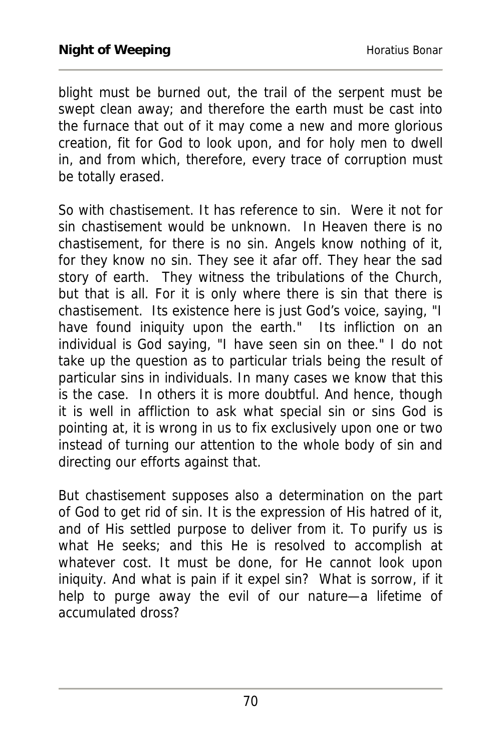blight must be burned out, the trail of the serpent must be swept clean away; and therefore the earth must be cast into the furnace that out of it may come a new and more glorious creation, fit for God to look upon, and for holy men to dwell in, and from which, therefore, every trace of corruption must be totally erased.

So with chastisement. It has reference to sin. Were it not for sin chastisement would be unknown. In Heaven there is no chastisement, for there is no sin. Angels know nothing of it, for they know no sin. They see it afar off. They hear the sad story of earth. They witness the tribulations of the Church, but that is all. For it is only where there is sin that there is chastisement. Its existence here is just God's voice, saying, "I have found iniquity upon the earth." Its infliction on an individual is God saying, "I have seen sin on thee." I do not take up the question as to particular trials being the result of particular sins in individuals. In many cases we know that this is the case. In others it is more doubtful. And hence, though it is well in affliction to ask what special sin or sins God is pointing at, it is wrong in us to fix exclusively upon one or two instead of turning our attention to the whole body of sin and directing our efforts against that.

But chastisement supposes also a determination on the part of God to get rid of sin. It is the expression of His hatred of it, and of His settled purpose to deliver from it. To purify us is what He seeks; and this He is resolved to accomplish at whatever cost. It must be done, for He cannot look upon iniquity. And what is pain if it expel sin? What is sorrow, if it help to purge away the evil of our nature—a lifetime of accumulated dross?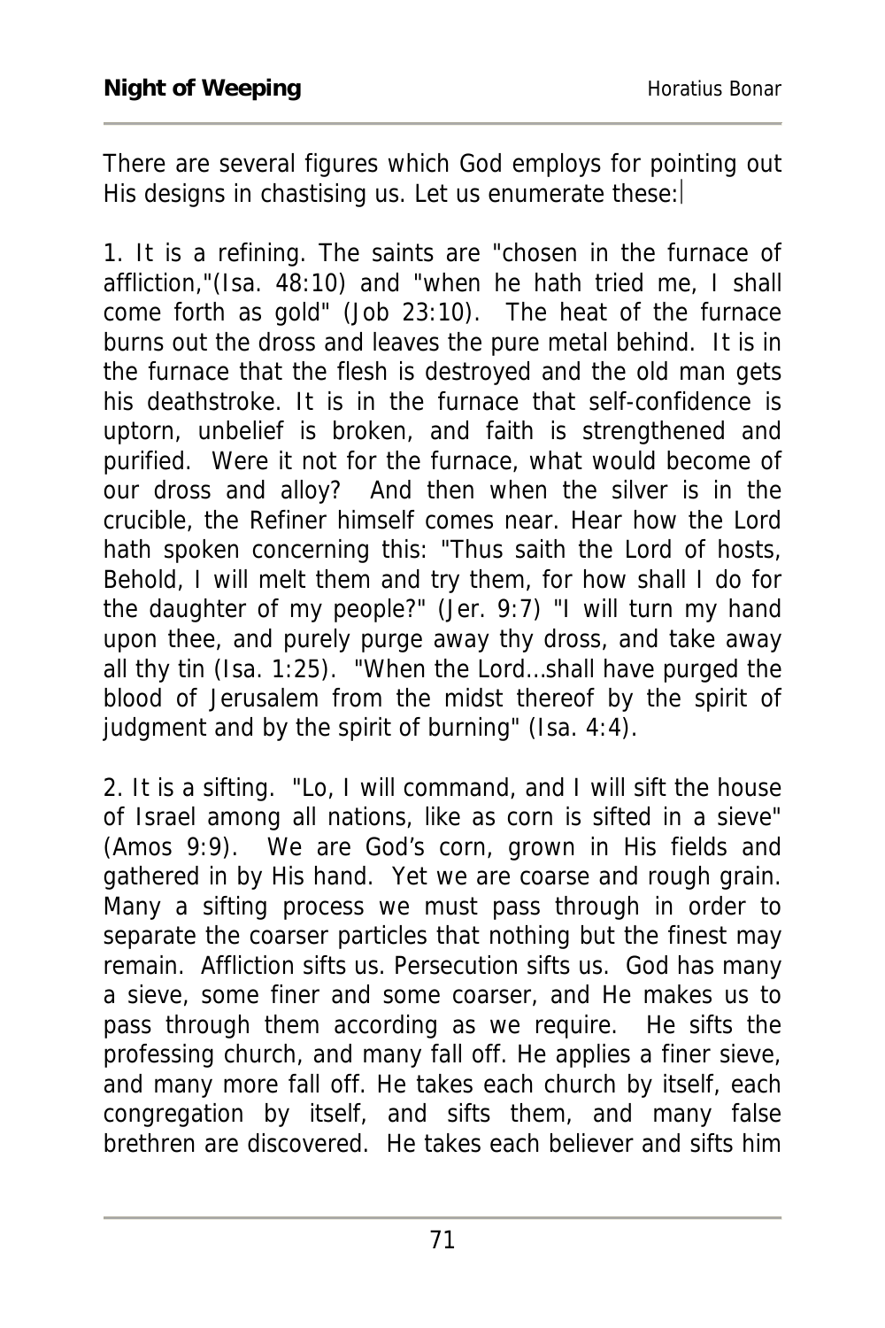There are several figures which God employs for pointing out His designs in chastising us. Let us enumerate these:

1. It is a refining. The saints are "chosen in the furnace of affliction,"(Isa. 48:10) and "when he hath tried me, I shall come forth as gold" (Job 23:10). The heat of the furnace burns out the dross and leaves the pure metal behind. It is in the furnace that the flesh is destroyed and the old man gets his deathstroke. It is in the furnace that self-confidence is uptorn, unbelief is broken, and faith is strengthened and purified. Were it not for the furnace, what would become of our dross and alloy? And then when the silver is in the crucible, the Refiner himself comes near. Hear how the Lord hath spoken concerning this: "Thus saith the Lord of hosts, Behold, I will melt them and try them, for how shall I do for the daughter of my people?" (Jer. 9:7) "I will turn my hand upon thee, and purely purge away thy dross, and take away all thy tin (Isa. 1:25). "When the Lord…shall have purged the blood of Jerusalem from the midst thereof by the spirit of judgment and by the spirit of burning" (Isa. 4:4).

2. It is a sifting. "Lo, I will command, and I will sift the house of Israel among all nations, like as corn is sifted in a sieve" (Amos 9:9). We are God's corn, grown in His fields and gathered in by His hand. Yet we are coarse and rough grain. Many a sifting process we must pass through in order to separate the coarser particles that nothing but the finest may remain. Affliction sifts us. Persecution sifts us. God has many a sieve, some finer and some coarser, and He makes us to pass through them according as we require. He sifts the professing church, and many fall off. He applies a finer sieve, and many more fall off. He takes each church by itself, each congregation by itself, and sifts them, and many false brethren are discovered. He takes each believer and sifts him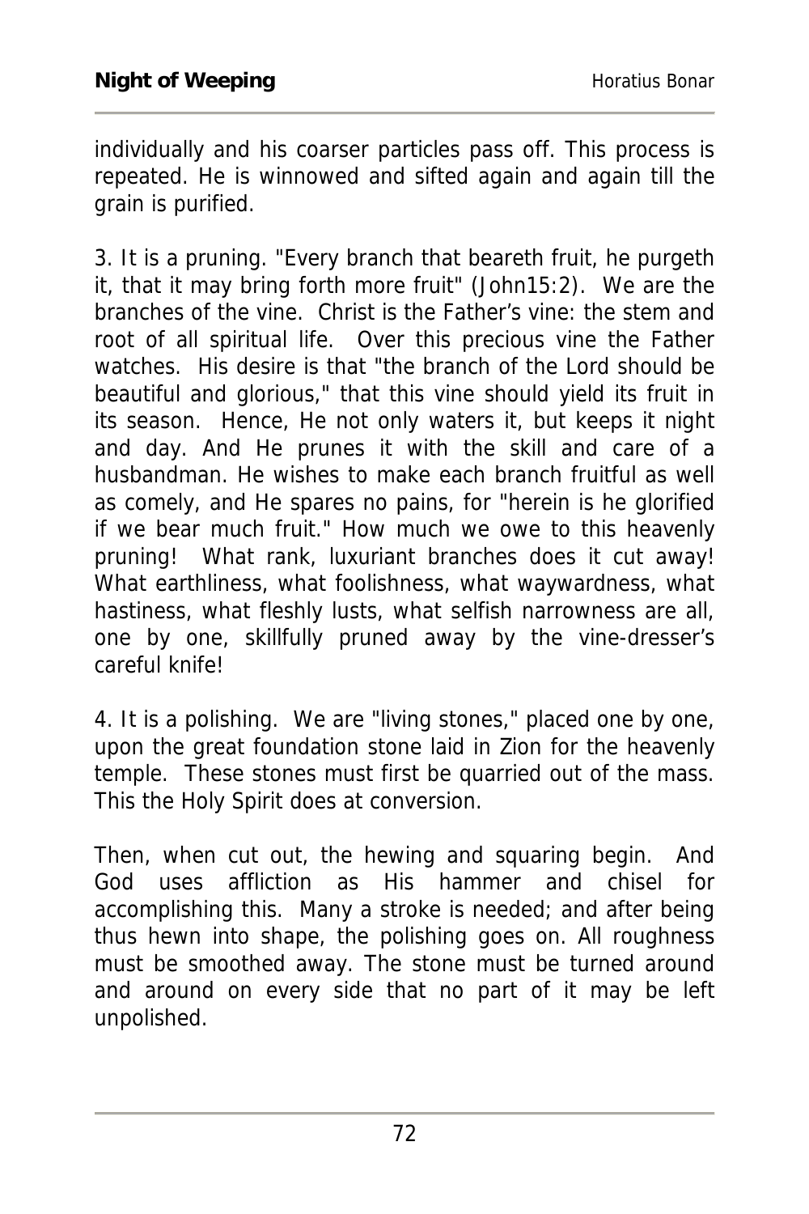individually and his coarser particles pass off. This process is repeated. He is winnowed and sifted again and again till the grain is purified.

3. It is a pruning. "Every branch that beareth fruit, he purgeth it, that it may bring forth more fruit" (John15:2). We are the branches of the vine. Christ is the Father's vine: the stem and root of all spiritual life. Over this precious vine the Father watches. His desire is that "the branch of the Lord should be beautiful and glorious," that this vine should yield its fruit in its season. Hence, He not only waters it, but keeps it night and day. And He prunes it with the skill and care of a husbandman. He wishes to make each branch fruitful as well as comely, and He spares no pains, for "herein is he glorified if we bear much fruit." How much we owe to this heavenly pruning! What rank, luxuriant branches does it cut away! What earthliness, what foolishness, what waywardness, what hastiness, what fleshly lusts, what selfish narrowness are all, one by one, skillfully pruned away by the vine-dresser's careful knife!

4. It is a polishing. We are "living stones," placed one by one, upon the great foundation stone laid in Zion for the heavenly temple. These stones must first be quarried out of the mass. This the Holy Spirit does at conversion.

Then, when cut out, the hewing and squaring begin. And God uses affliction as His hammer and chisel for accomplishing this. Many a stroke is needed; and after being thus hewn into shape, the polishing goes on. All roughness must be smoothed away. The stone must be turned around and around on every side that no part of it may be left unpolished.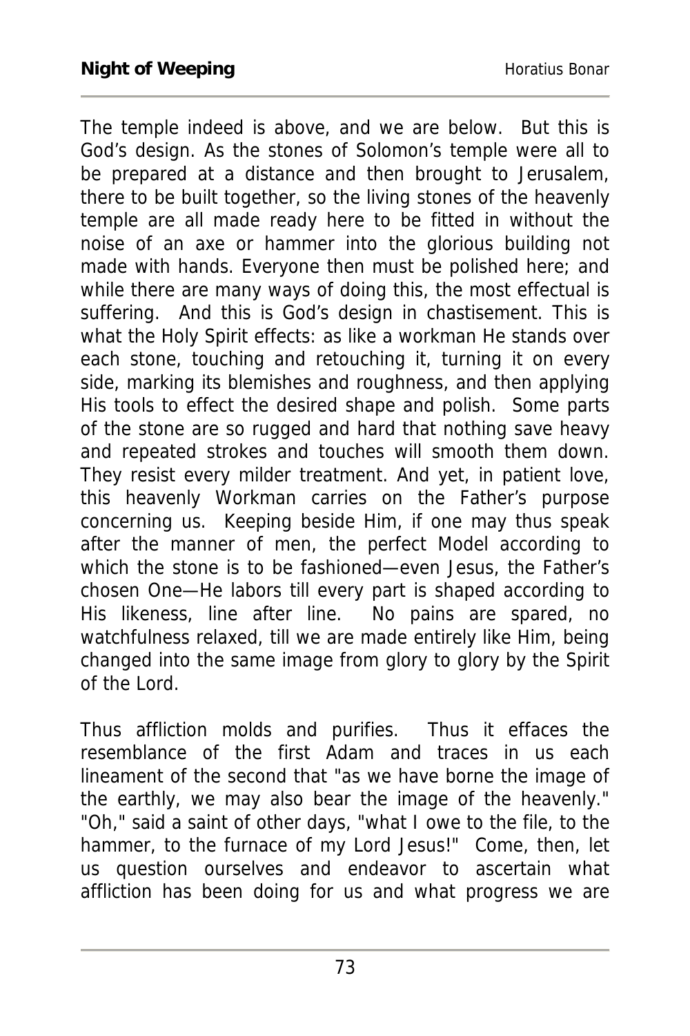The temple indeed is above, and we are below. But this is God's design. As the stones of Solomon's temple were all to be prepared at a distance and then brought to Jerusalem, there to be built together, so the living stones of the heavenly temple are all made ready here to be fitted in without the noise of an axe or hammer into the glorious building not made with hands. Everyone then must be polished here; and while there are many ways of doing this, the most effectual is suffering. And this is God's design in chastisement. This is what the Holy Spirit effects: as like a workman He stands over each stone, touching and retouching it, turning it on every side, marking its blemishes and roughness, and then applying His tools to effect the desired shape and polish. Some parts of the stone are so rugged and hard that nothing save heavy and repeated strokes and touches will smooth them down. They resist every milder treatment. And yet, in patient love, this heavenly Workman carries on the Father's purpose concerning us. Keeping beside Him, if one may thus speak after the manner of men, the perfect Model according to which the stone is to be fashioned—even Jesus, the Father's chosen One—He labors till every part is shaped according to His likeness, line after line. No pains are spared, no watchfulness relaxed, till we are made entirely like Him, being changed into the same image from glory to glory by the Spirit of the Lord.

Thus affliction molds and purifies. Thus it effaces the resemblance of the first Adam and traces in us each lineament of the second that "as we have borne the image of the earthly, we may also bear the image of the heavenly." "Oh," said a saint of other days, "what I owe to the file, to the hammer, to the furnace of my Lord Jesus!" Come, then, let us question ourselves and endeavor to ascertain what affliction has been doing for us and what progress we are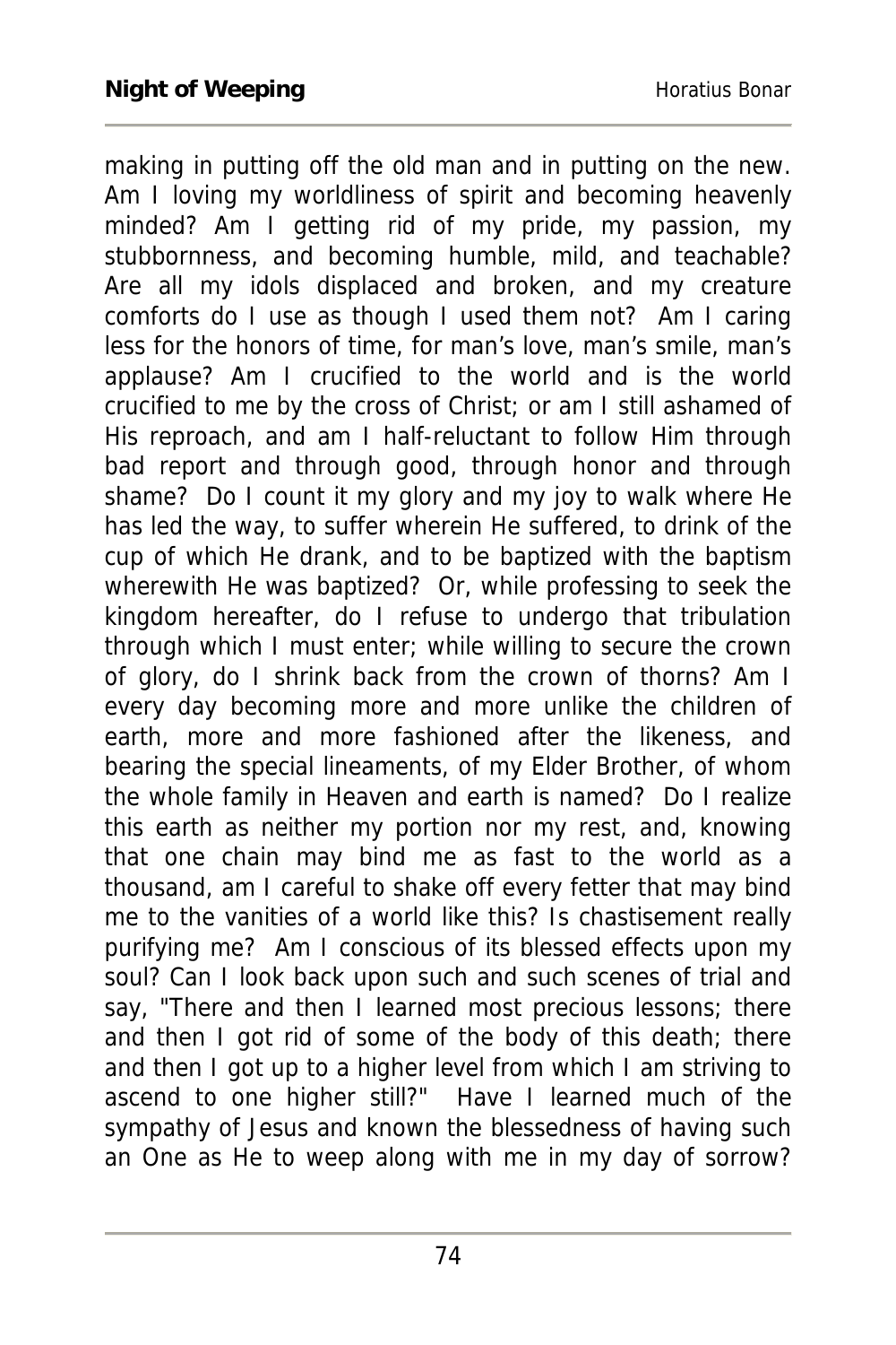making in putting off the old man and in putting on the new. Am I loving my worldliness of spirit and becoming heavenly minded? Am I getting rid of my pride, my passion, my stubbornness, and becoming humble, mild, and teachable? Are all my idols displaced and broken, and my creature comforts do I use as though I used them not? Am I caring less for the honors of time, for man's love, man's smile, man's applause? Am I crucified to the world and is the world crucified to me by the cross of Christ; or am I still ashamed of His reproach, and am I half-reluctant to follow Him through bad report and through good, through honor and through shame? Do I count it my glory and my joy to walk where He has led the way, to suffer wherein He suffered, to drink of the cup of which He drank, and to be baptized with the baptism wherewith He was baptized? Or, while professing to seek the kingdom hereafter, do I refuse to undergo that tribulation through which I must enter; while willing to secure the crown of glory, do I shrink back from the crown of thorns? Am I every day becoming more and more unlike the children of earth, more and more fashioned after the likeness, and bearing the special lineaments, of my Elder Brother, of whom the whole family in Heaven and earth is named? Do I realize this earth as neither my portion nor my rest, and, knowing that one chain may bind me as fast to the world as a thousand, am I careful to shake off every fetter that may bind me to the vanities of a world like this? Is chastisement really purifying me? Am I conscious of its blessed effects upon my soul? Can I look back upon such and such scenes of trial and say, "There and then I learned most precious lessons; there and then I got rid of some of the body of this death; there and then I got up to a higher level from which I am striving to ascend to one higher still?" Have I learned much of the sympathy of Jesus and known the blessedness of having such an One as He to weep along with me in my day of sorrow?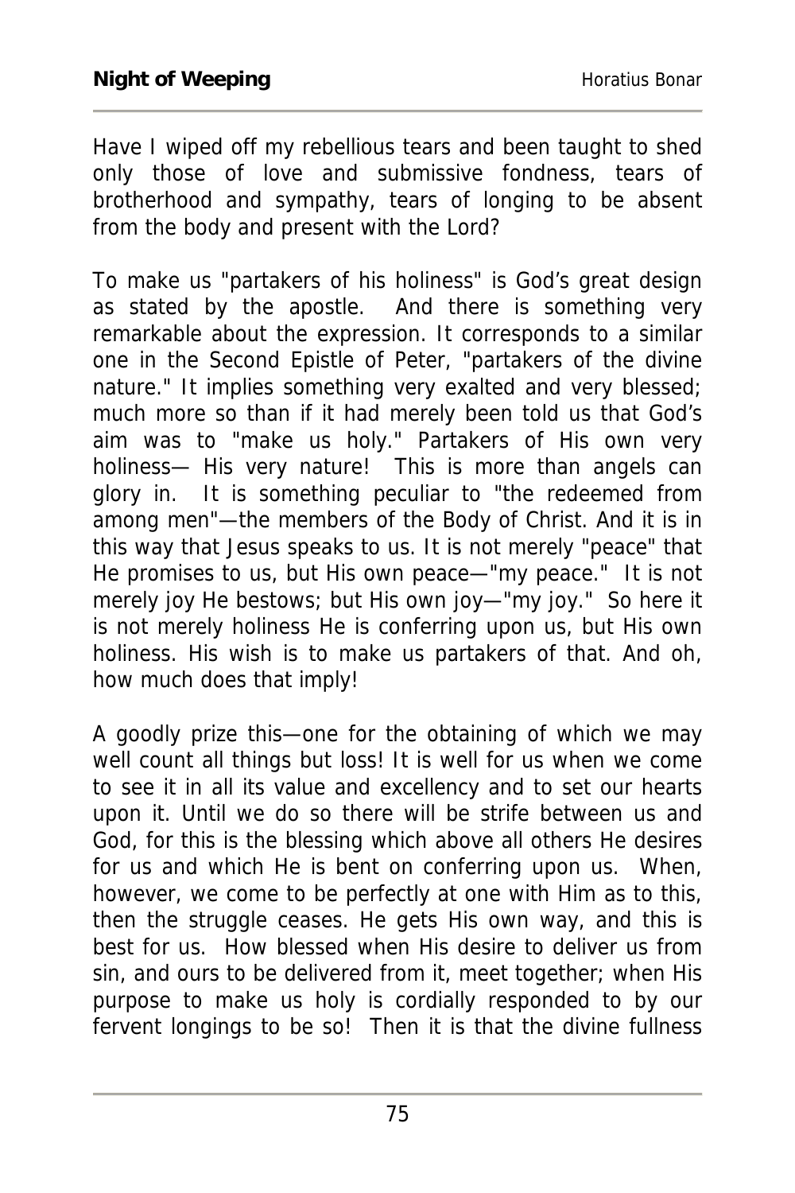Have I wiped off my rebellious tears and been taught to shed only those of love and submissive fondness, tears of brotherhood and sympathy, tears of longing to be absent from the body and present with the Lord?

To make us "partakers of his holiness" is God's great design as stated by the apostle. And there is something very remarkable about the expression. It corresponds to a similar one in the Second Epistle of Peter, "partakers of the divine nature." It implies something very exalted and very blessed; much more so than if it had merely been told us that God's aim was to "make us holy." Partakers of His own very holiness— His very nature! This is more than angels can glory in. It is something peculiar to "the redeemed from among men"—the members of the Body of Christ. And it is in this way that Jesus speaks to us. It is not merely "peace" that He promises to us, but His own peace—"my peace." It is not merely joy He bestows; but His own joy—"my joy." So here it is not merely holiness He is conferring upon us, but His own holiness. His wish is to make us partakers of that. And oh, how much does that imply!

A goodly prize this—one for the obtaining of which we may well count all things but loss! It is well for us when we come to see it in all its value and excellency and to set our hearts upon it. Until we do so there will be strife between us and God, for this is the blessing which above all others He desires for us and which He is bent on conferring upon us. When, however, we come to be perfectly at one with Him as to this, then the struggle ceases. He gets His own way, and this is best for us. How blessed when His desire to deliver us from sin, and ours to be delivered from it, meet together; when His purpose to make us holy is cordially responded to by our fervent longings to be so! Then it is that the divine fullness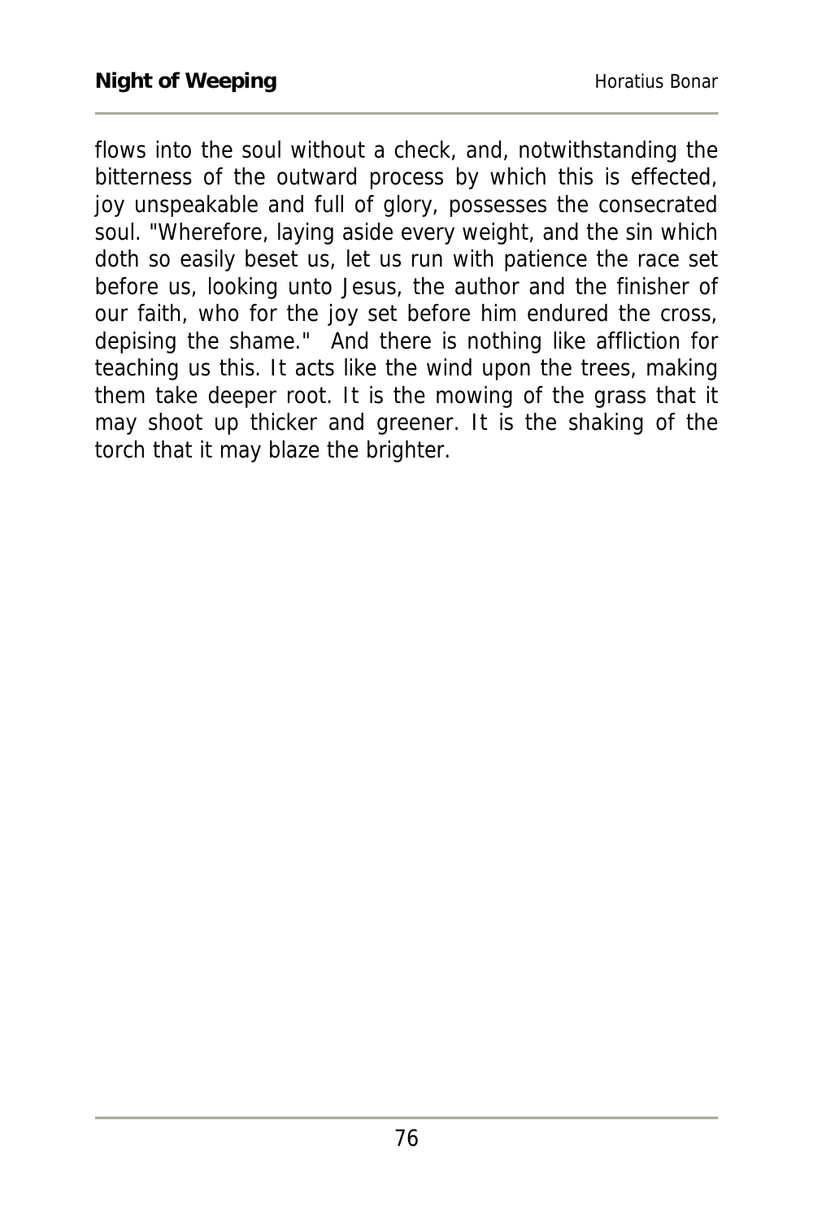flows into the soul without a check, and, notwithstanding the bitterness of the outward process by which this is effected, joy unspeakable and full of glory, possesses the consecrated soul. "Wherefore, laying aside every weight, and the sin which doth so easily beset us, let us run with patience the race set before us, looking unto Jesus, the author and the finisher of our faith, who for the joy set before him endured the cross, depising the shame." And there is nothing like affliction for teaching us this. It acts like the wind upon the trees, making them take deeper root. It is the mowing of the grass that it may shoot up thicker and greener. It is the shaking of the torch that it may blaze the brighter.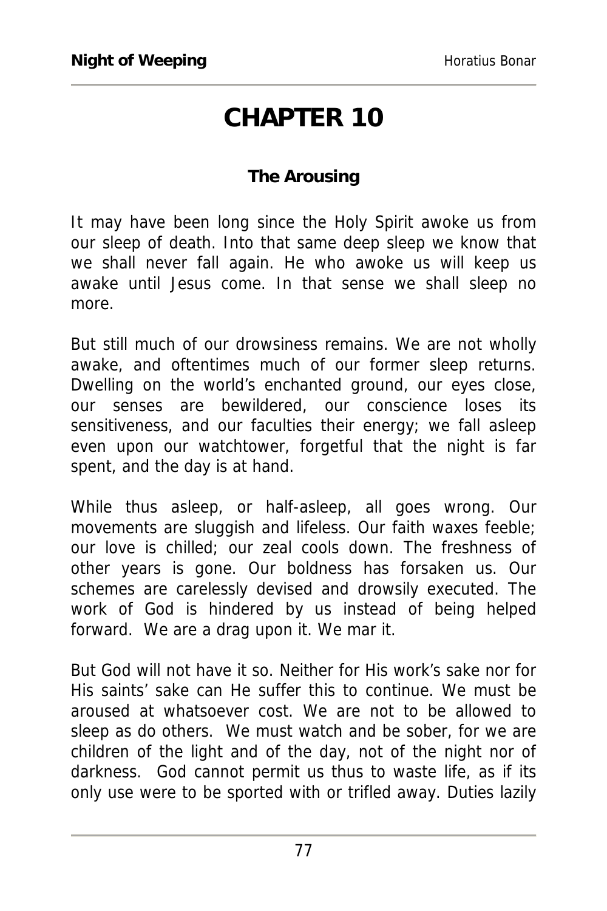# CHAPTER 10

### The Arousing

It may have been long since the Holy Spirit awoke us from our sleep of death. Into that same deep sleep we know that we shall never fall again. He who awoke us will keep us awake until Jesus come. In that sense we shall sleep no more.

But still much of our drowsiness remains. We are not wholly awake, and oftentimes much of our former sleep returns. Dwelling on the world's enchanted ground, our eyes close, our senses are bewildered, our conscience loses its sensitiveness, and our faculties their energy; we fall asleep even upon our watchtower, forgetful that the night is far spent, and the day is at hand.

While thus asleep, or half-asleep, all goes wrong. Our movements are sluggish and lifeless. Our faith waxes feeble; our love is chilled; our zeal cools down. The freshness of other years is gone. Our boldness has forsaken us. Our schemes are carelessly devised and drowsily executed. The work of God is hindered by us instead of being helped forward. We are a drag upon it. We mar it.

But God will not have it so. Neither for His work's sake nor for His saints' sake can He suffer this to continue. We must be aroused at whatsoever cost. We are not to be allowed to sleep as do others. We must watch and be sober, for we are children of the light and of the day, not of the night nor of darkness. God cannot permit us thus to waste life, as if its only use were to be sported with or trifled away. Duties lazily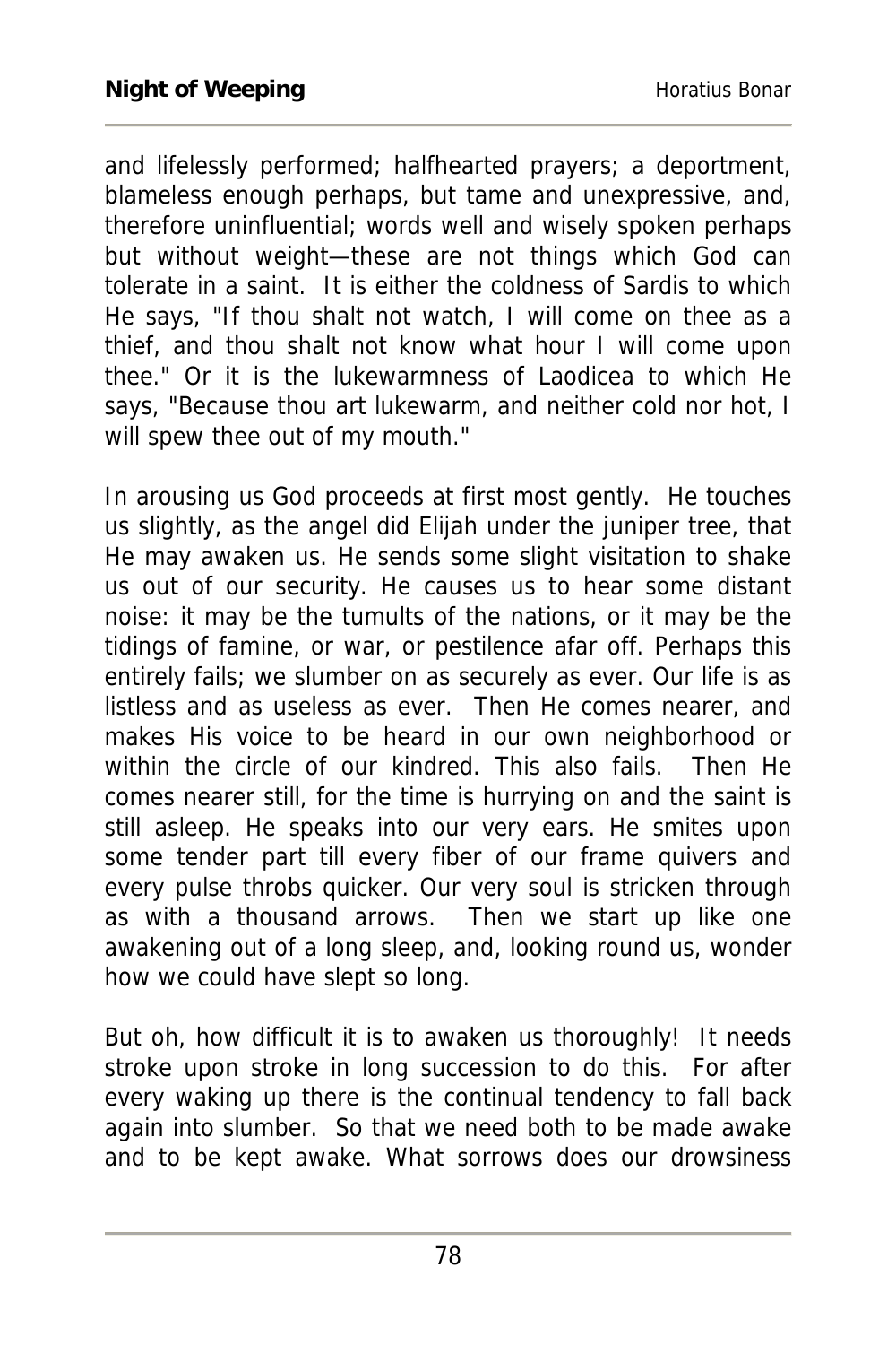and lifelessly performed; halfhearted prayers; a deportment, blameless enough perhaps, but tame and unexpressive, and, therefore uninfluential; words well and wisely spoken perhaps but without weight—these are not things which God can tolerate in a saint. It is either the coldness of Sardis to which He says, "If thou shalt not watch, I will come on thee as a thief, and thou shalt not know what hour I will come upon thee." Or it is the lukewarmness of Laodicea to which He says, "Because thou art lukewarm, and neither cold nor hot, I will spew thee out of my mouth."

In arousing us God proceeds at first most gently. He touches us slightly, as the angel did Elijah under the juniper tree, that He may awaken us. He sends some slight visitation to shake us out of our security. He causes us to hear some distant noise: it may be the tumults of the nations, or it may be the tidings of famine, or war, or pestilence afar off. Perhaps this entirely fails; we slumber on as securely as ever. Our life is as listless and as useless as ever. Then He comes nearer, and makes His voice to be heard in our own neighborhood or within the circle of our kindred. This also fails. Then He comes nearer still, for the time is hurrying on and the saint is still asleep. He speaks into our very ears. He smites upon some tender part till every fiber of our frame quivers and every pulse throbs quicker. Our very soul is stricken through as with a thousand arrows. Then we start up like one awakening out of a long sleep, and, looking round us, wonder how we could have slept so long.

But oh, how difficult it is to awaken us thoroughly! It needs stroke upon stroke in long succession to do this. For after every waking up there is the continual tendency to fall back again into slumber. So that we need both to be made awake and to be kept awake. What sorrows does our drowsiness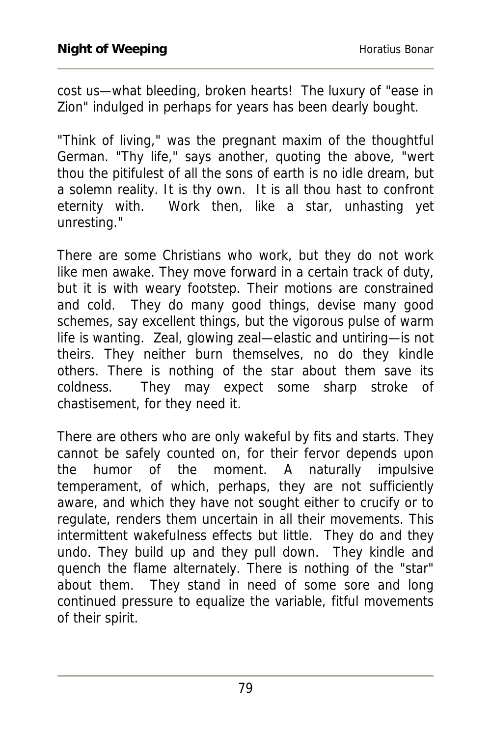cost us—what bleeding, broken hearts! The luxury of "ease in Zion" indulged in perhaps for years has been dearly bought.

"Think of living," was the pregnant maxim of the thoughtful German. "Thy life," says another, quoting the above, "wert thou the pitifulest of all the sons of earth is no idle dream, but a solemn reality. It is thy own. It is all thou hast to confront eternity with. Work then, like a star, unhasting yet unresting."

There are some Christians who work, but they do not work like men awake. They move forward in a certain track of duty, but it is with weary footstep. Their motions are constrained and cold. They do many good things, devise many good schemes, say excellent things, but the vigorous pulse of warm life is wanting. Zeal, glowing zeal—elastic and untiring—is not theirs. They neither burn themselves, no do they kindle others. There is nothing of the star about them save its coldness. They may expect some sharp stroke of chastisement, for they need it.

There are others who are only wakeful by fits and starts. They cannot be safely counted on, for their fervor depends upon the humor of the moment. A naturally impulsive temperament, of which, perhaps, they are not sufficiently aware, and which they have not sought either to crucify or to regulate, renders them uncertain in all their movements. This intermittent wakefulness effects but little. They do and they undo. They build up and they pull down. They kindle and quench the flame alternately. There is nothing of the "star" about them. They stand in need of some sore and long continued pressure to equalize the variable, fitful movements of their spirit.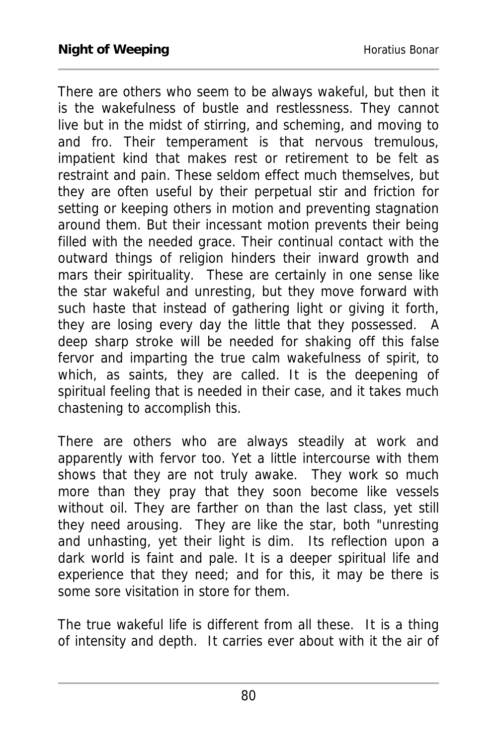There are others who seem to be always wakeful, but then it is the wakefulness of bustle and restlessness. They cannot live but in the midst of stirring, and scheming, and moving to and fro. Their temperament is that nervous tremulous, impatient kind that makes rest or retirement to be felt as restraint and pain. These seldom effect much themselves, but they are often useful by their perpetual stir and friction for setting or keeping others in motion and preventing stagnation around them. But their incessant motion prevents their being filled with the needed grace. Their continual contact with the outward things of religion hinders their inward growth and mars their spirituality. These are certainly in one sense like the star wakeful and unresting, but they move forward with such haste that instead of gathering light or giving it forth, they are losing every day the little that they possessed. A deep sharp stroke will be needed for shaking off this false fervor and imparting the true calm wakefulness of spirit, to which, as saints, they are called. It is the deepening of spiritual feeling that is needed in their case, and it takes much chastening to accomplish this.

There are others who are always steadily at work and apparently with fervor too. Yet a little intercourse with them shows that they are not truly awake. They work so much more than they pray that they soon become like vessels without oil. They are farther on than the last class, yet still they need arousing. They are like the star, both "unresting and unhasting, yet their light is dim. Its reflection upon a dark world is faint and pale. It is a deeper spiritual life and experience that they need; and for this, it may be there is some sore visitation in store for them.

The true wakeful life is different from all these. It is a thing of intensity and depth. It carries ever about with it the air of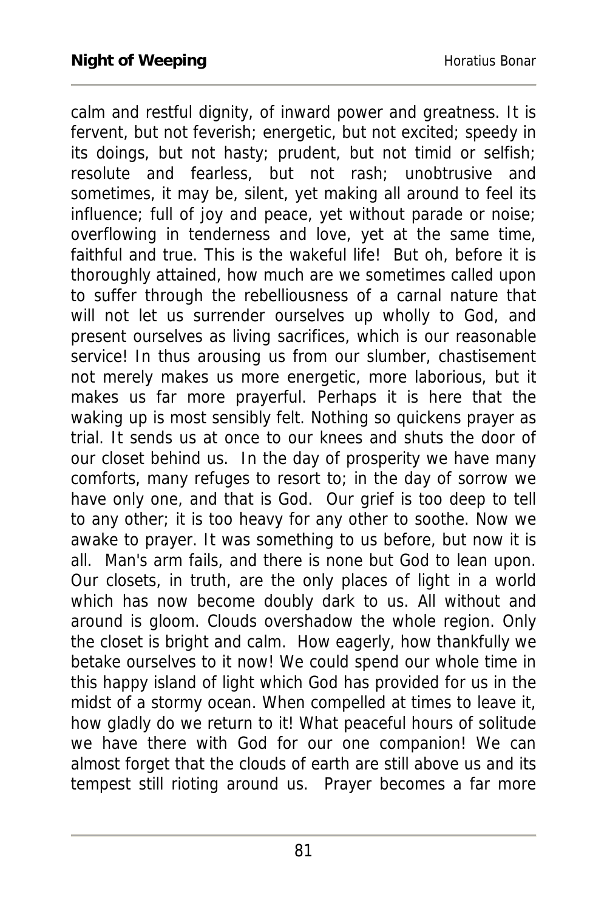calm and restful dignity, of inward power and greatness. It is fervent, but not feverish; energetic, but not excited; speedy in its doings, but not hasty; prudent, but not timid or selfish; resolute and fearless, but not rash; unobtrusive and sometimes, it may be, silent, yet making all around to feel its influence; full of joy and peace, yet without parade or noise; overflowing in tenderness and love, yet at the same time, faithful and true. This is the wakeful life! But oh, before it is thoroughly attained, how much are we sometimes called upon to suffer through the rebelliousness of a carnal nature that will not let us surrender ourselves up wholly to God, and present ourselves as living sacrifices, which is our reasonable service! In thus arousing us from our slumber, chastisement not merely makes us more energetic, more laborious, but it makes us far more prayerful. Perhaps it is here that the waking up is most sensibly felt. Nothing so quickens prayer as trial. It sends us at once to our knees and shuts the door of our closet behind us. In the day of prosperity we have many comforts, many refuges to resort to; in the day of sorrow we have only one, and that is God. Our grief is too deep to tell to any other; it is too heavy for any other to soothe. Now we awake to prayer. It was something to us before, but now it is all. Man's arm fails, and there is none but God to lean upon. Our closets, in truth, are the only places of light in a world which has now become doubly dark to us. All without and around is gloom. Clouds overshadow the whole region. Only the closet is bright and calm. How eagerly, how thankfully we betake ourselves to it now! We could spend our whole time in this happy island of light which God has provided for us in the midst of a stormy ocean. When compelled at times to leave it, how gladly do we return to it! What peaceful hours of solitude we have there with God for our one companion! We can almost forget that the clouds of earth are still above us and its tempest still rioting around us. Prayer becomes a far more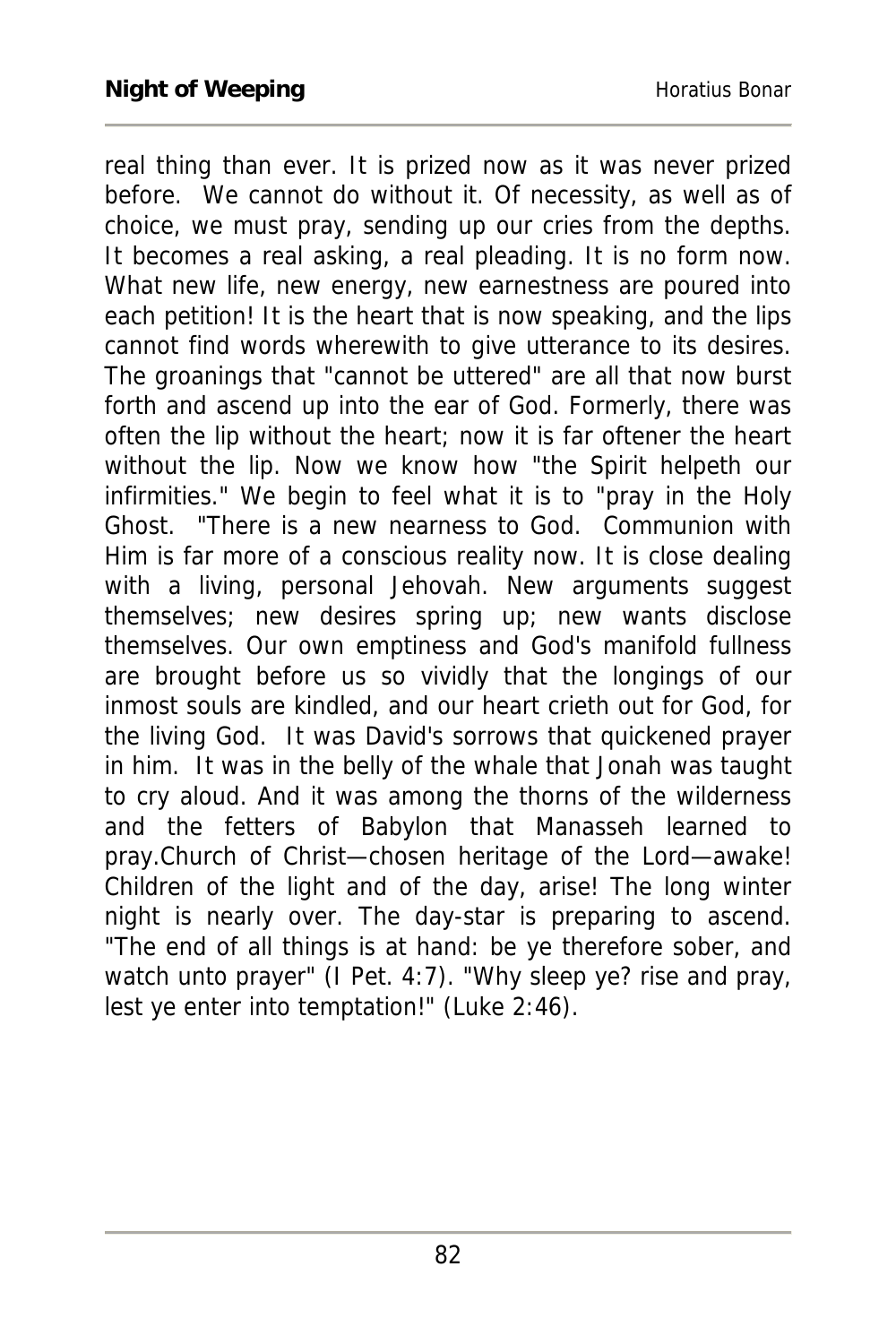real thing than ever. It is prized now as it was never prized before. We cannot do without it. Of necessity, as well as of choice, we must pray, sending up our cries from the depths. It becomes a real asking, a real pleading. It is no form now. What new life, new energy, new earnestness are poured into each petition! It is the heart that is now speaking, and the lips cannot find words wherewith to give utterance to its desires. The groanings that "cannot be uttered" are all that now burst forth and ascend up into the ear of God. Formerly, there was often the lip without the heart; now it is far oftener the heart without the lip. Now we know how "the Spirit helpeth our infirmities." We begin to feel what it is to "pray in the Holy Ghost. "There is a new nearness to God. Communion with Him is far more of a conscious reality now. It is close dealing with a living, personal Jehovah. New arguments suggest themselves; new desires spring up; new wants disclose themselves. Our own emptiness and God's manifold fullness are brought before us so vividly that the longings of our inmost souls are kindled, and our heart crieth out for God, for the living God. It was David's sorrows that quickened prayer in him. It was in the belly of the whale that Jonah was taught to cry aloud. And it was among the thorns of the wilderness and the fetters of Babylon that Manasseh learned to pray.Church of Christ—chosen heritage of the Lord—awake! Children of the light and of the day, arise! The long winter night is nearly over. The day-star is preparing to ascend. "The end of all things is at hand: be ye therefore sober, and watch unto prayer" (I Pet. 4:7). "Why sleep ye? rise and pray, lest ye enter into temptation!" (Luke 2:46).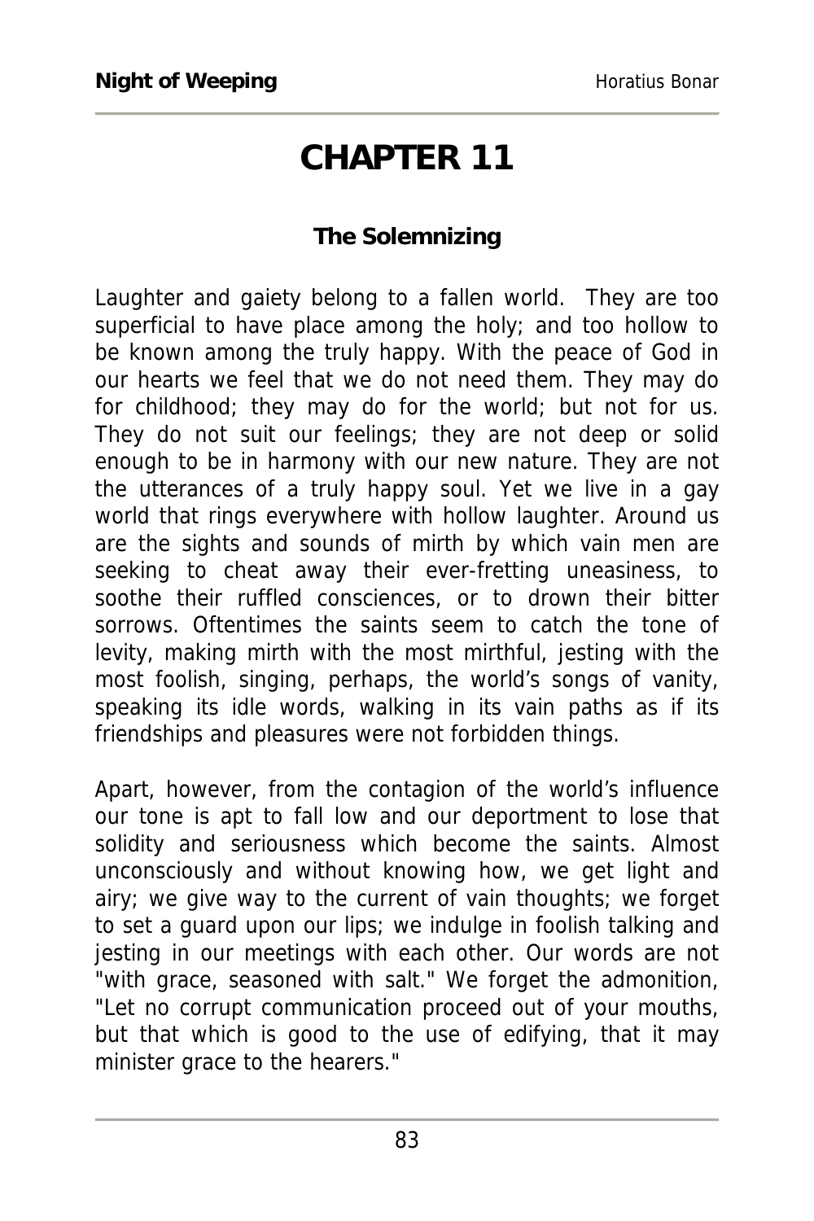# CHAPTER 11

## The Solemnizing

Laughter and gaiety belong to a fallen world. They are too superficial to have place among the holy; and too hollow to be known among the truly happy. With the peace of God in our hearts we feel that we do not need them. They may do for childhood; they may do for the world; but not for us. They do not suit our feelings; they are not deep or solid enough to be in harmony with our new nature. They are not the utterances of a truly happy soul. Yet we live in a gay world that rings everywhere with hollow laughter. Around us are the sights and sounds of mirth by which vain men are seeking to cheat away their ever-fretting uneasiness, to soothe their ruffled consciences, or to drown their bitter sorrows. Oftentimes the saints seem to catch the tone of levity, making mirth with the most mirthful, jesting with the most foolish, singing, perhaps, the world's songs of vanity, speaking its idle words, walking in its vain paths as if its friendships and pleasures were not forbidden things.

Apart, however, from the contagion of the world's influence our tone is apt to fall low and our deportment to lose that solidity and seriousness which become the saints. Almost unconsciously and without knowing how, we get light and airy; we give way to the current of vain thoughts; we forget to set a guard upon our lips; we indulge in foolish talking and jesting in our meetings with each other. Our words are not "with grace, seasoned with salt." We forget the admonition, "Let no corrupt communication proceed out of your mouths, but that which is good to the use of edifying, that it may minister grace to the hearers."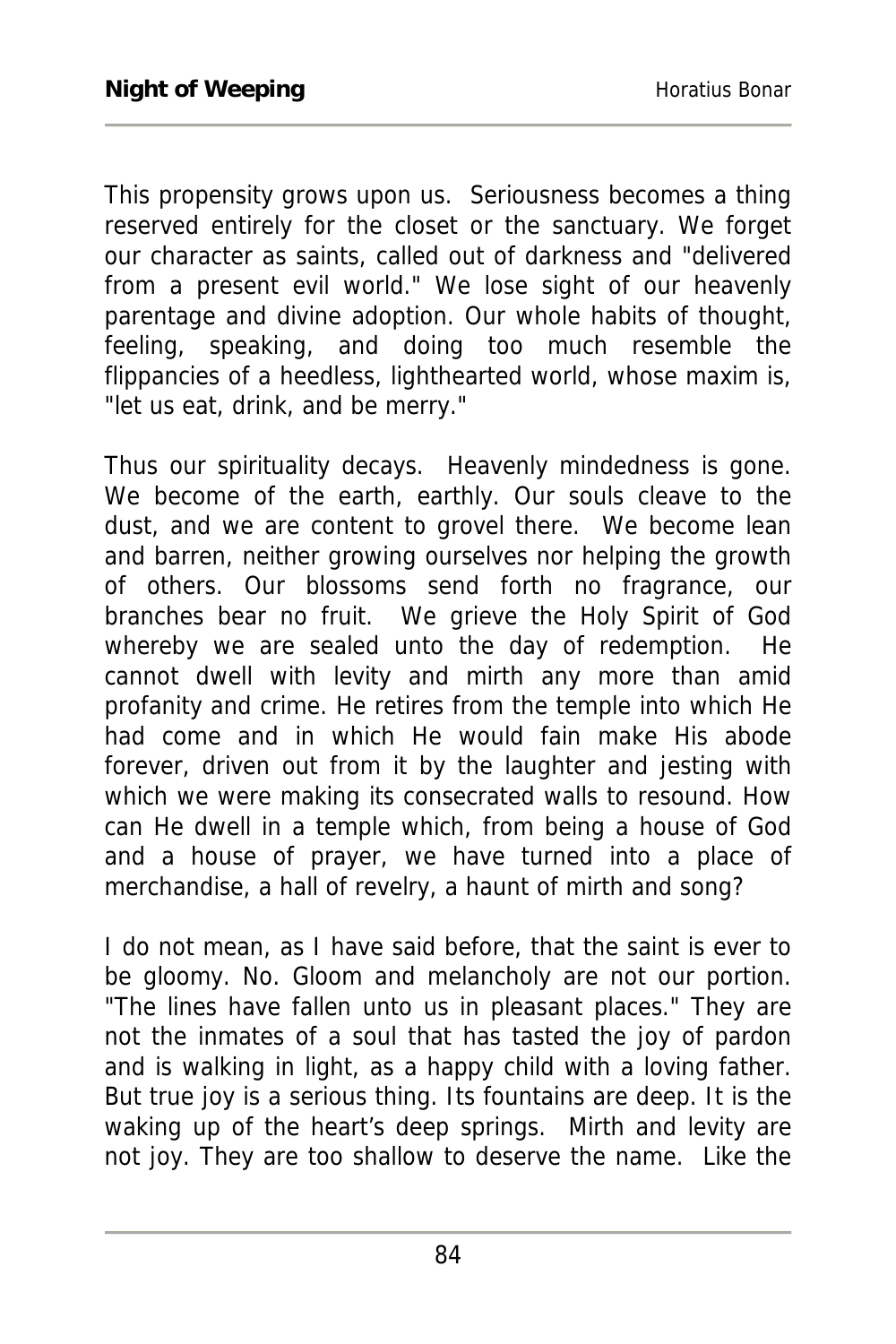This propensity grows upon us. Seriousness becomes a thing reserved entirely for the closet or the sanctuary. We forget our character as saints, called out of darkness and "delivered from a present evil world." We lose sight of our heavenly parentage and divine adoption. Our whole habits of thought, feeling, speaking, and doing too much resemble the flippancies of a heedless, lighthearted world, whose maxim is, "let us eat, drink, and be merry."

Thus our spirituality decays. Heavenly mindedness is gone. We become of the earth, earthly. Our souls cleave to the dust, and we are content to grovel there. We become lean and barren, neither growing ourselves nor helping the growth of others. Our blossoms send forth no fragrance, our branches bear no fruit. We grieve the Holy Spirit of God whereby we are sealed unto the day of redemption. He cannot dwell with levity and mirth any more than amid profanity and crime. He retires from the temple into which He had come and in which He would fain make His abode forever, driven out from it by the laughter and jesting with which we were making its consecrated walls to resound. How can He dwell in a temple which, from being a house of God and a house of prayer, we have turned into a place of merchandise, a hall of revelry, a haunt of mirth and song?

I do not mean, as I have said before, that the saint is ever to be gloomy. No. Gloom and melancholy are not our portion. "The lines have fallen unto us in pleasant places." They are not the inmates of a soul that has tasted the joy of pardon and is walking in light, as a happy child with a loving father. But true joy is a serious thing. Its fountains are deep. It is the waking up of the heart's deep springs. Mirth and levity are not joy. They are too shallow to deserve the name. Like the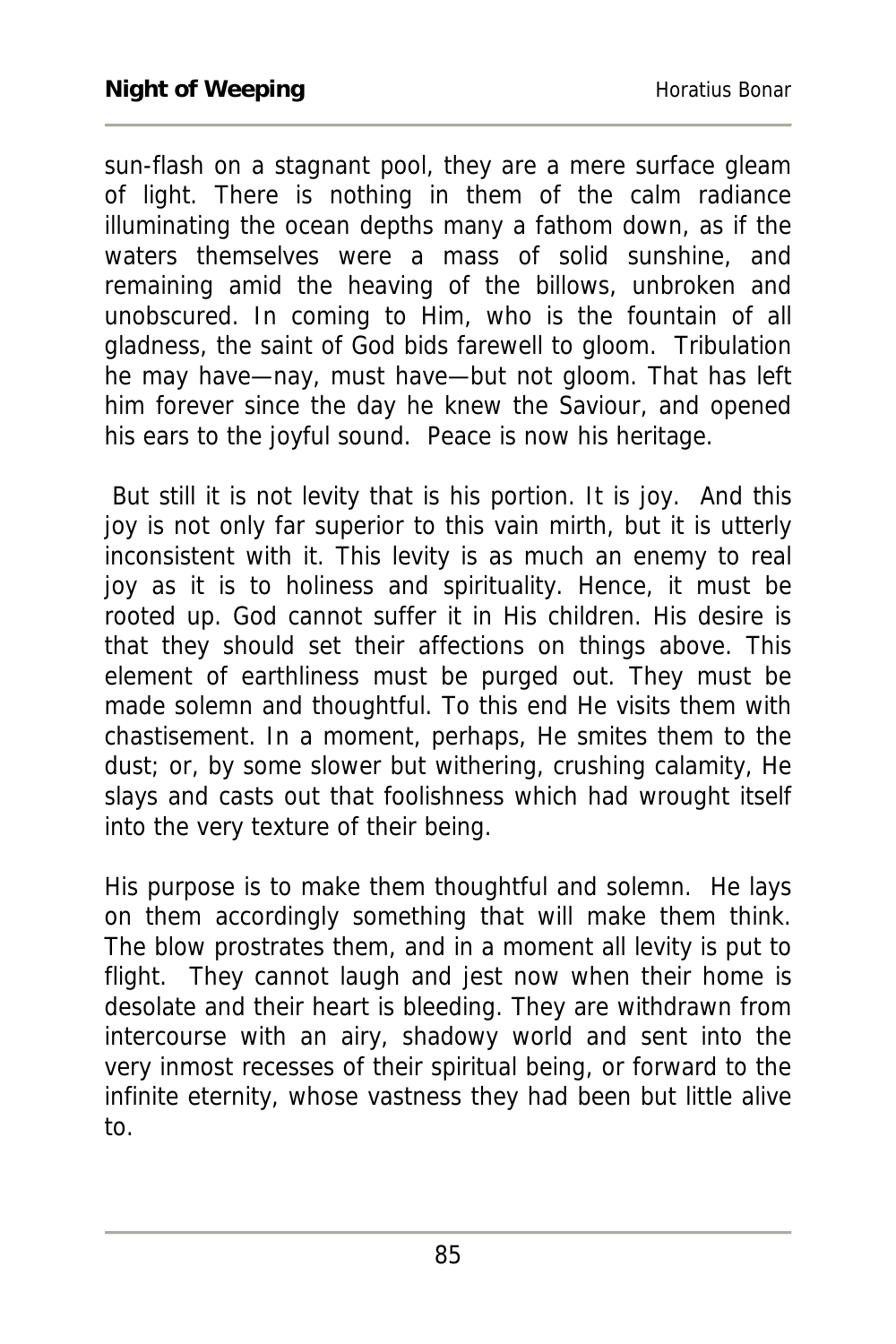sun-flash on a stagnant pool, they are a mere surface gleam of light. There is nothing in them of the calm radiance illuminating the ocean depths many a fathom down, as if the waters themselves were a mass of solid sunshine, and remaining amid the heaving of the billows, unbroken and unobscured. In coming to Him, who is the fountain of all gladness, the saint of God bids farewell to gloom. Tribulation he may have—nay, must have—but not gloom. That has left him forever since the day he knew the Saviour, and opened his ears to the joyful sound. Peace is now his heritage.

But still it is not levity that is his portion. It is joy. And this joy is not only far superior to this vain mirth, but it is utterly inconsistent with it. This levity is as much an enemy to real joy as it is to holiness and spirituality. Hence, it must be rooted up. God cannot suffer it in His children. His desire is that they should set their affections on things above. This element of earthliness must be purged out. They must be made solemn and thoughtful. To this end He visits them with chastisement. In a moment, perhaps, He smites them to the dust; or, by some slower but withering, crushing calamity, He slays and casts out that foolishness which had wrought itself into the very texture of their being.

His purpose is to make them thoughtful and solemn. He lays on them accordingly something that will make them think. The blow prostrates them, and in a moment all levity is put to flight. They cannot laugh and jest now when their home is desolate and their heart is bleeding. They are withdrawn from intercourse with an airy, shadowy world and sent into the very inmost recesses of their spiritual being, or forward to the infinite eternity, whose vastness they had been but little alive to.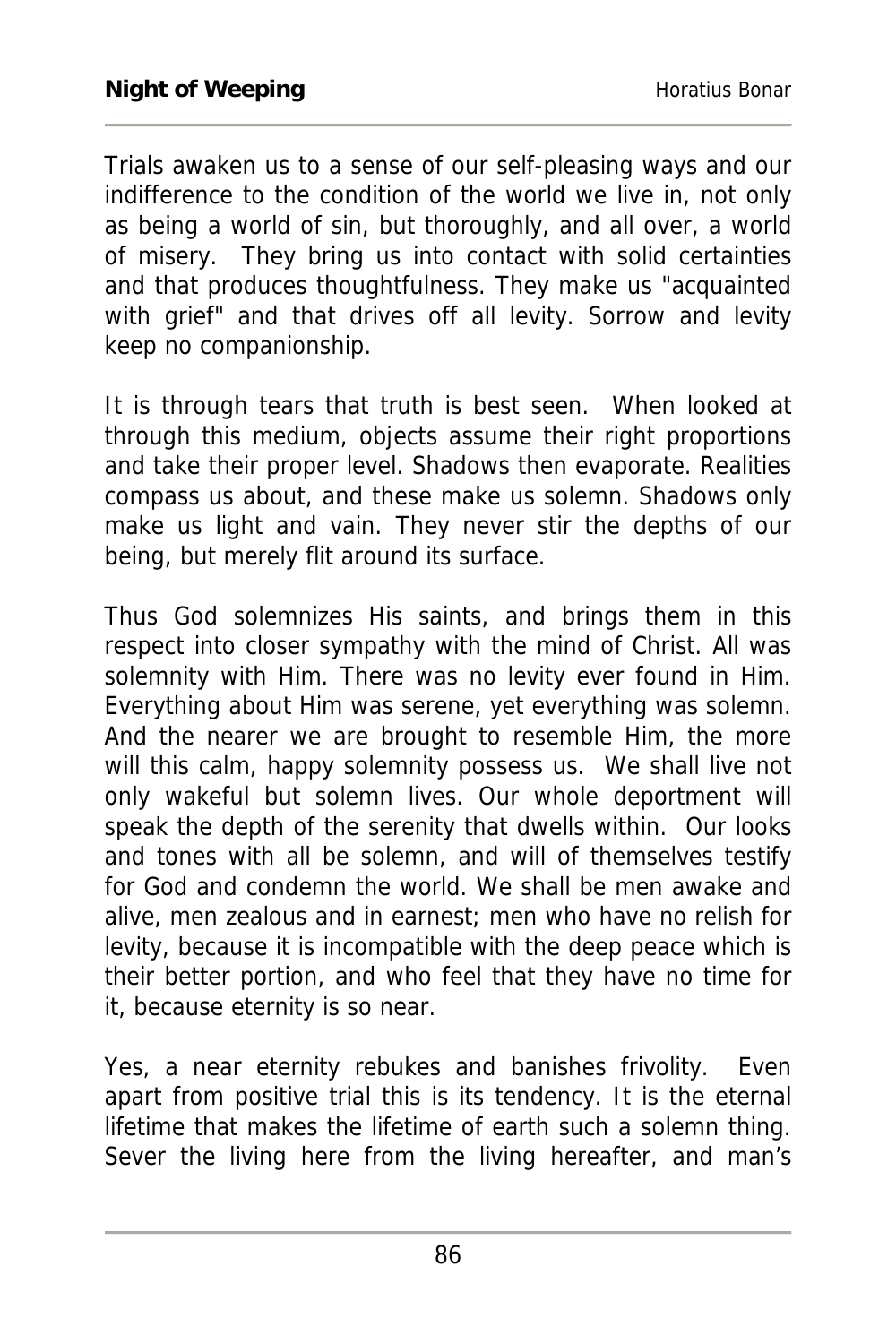Trials awaken us to a sense of our self-pleasing ways and our indifference to the condition of the world we live in, not only as being a world of sin, but thoroughly, and all over, a world of misery. They bring us into contact with solid certainties and that produces thoughtfulness. They make us "acquainted with grief" and that drives off all levity. Sorrow and levity keep no companionship.

It is through tears that truth is best seen. When looked at through this medium, objects assume their right proportions and take their proper level. Shadows then evaporate. Realities compass us about, and these make us solemn. Shadows only make us light and vain. They never stir the depths of our being, but merely flit around its surface.

Thus God solemnizes His saints, and brings them in this respect into closer sympathy with the mind of Christ. All was solemnity with Him. There was no levity ever found in Him. Everything about Him was serene, yet everything was solemn. And the nearer we are brought to resemble Him, the more will this calm, happy solemnity possess us. We shall live not only wakeful but solemn lives. Our whole deportment will speak the depth of the serenity that dwells within. Our looks and tones with all be solemn, and will of themselves testify for God and condemn the world. We shall be men awake and alive, men zealous and in earnest; men who have no relish for levity, because it is incompatible with the deep peace which is their better portion, and who feel that they have no time for it, because eternity is so near.

Yes, a near eternity rebukes and banishes frivolity. Even apart from positive trial this is its tendency. It is the eternal lifetime that makes the lifetime of earth such a solemn thing. Sever the living here from the living hereafter, and man's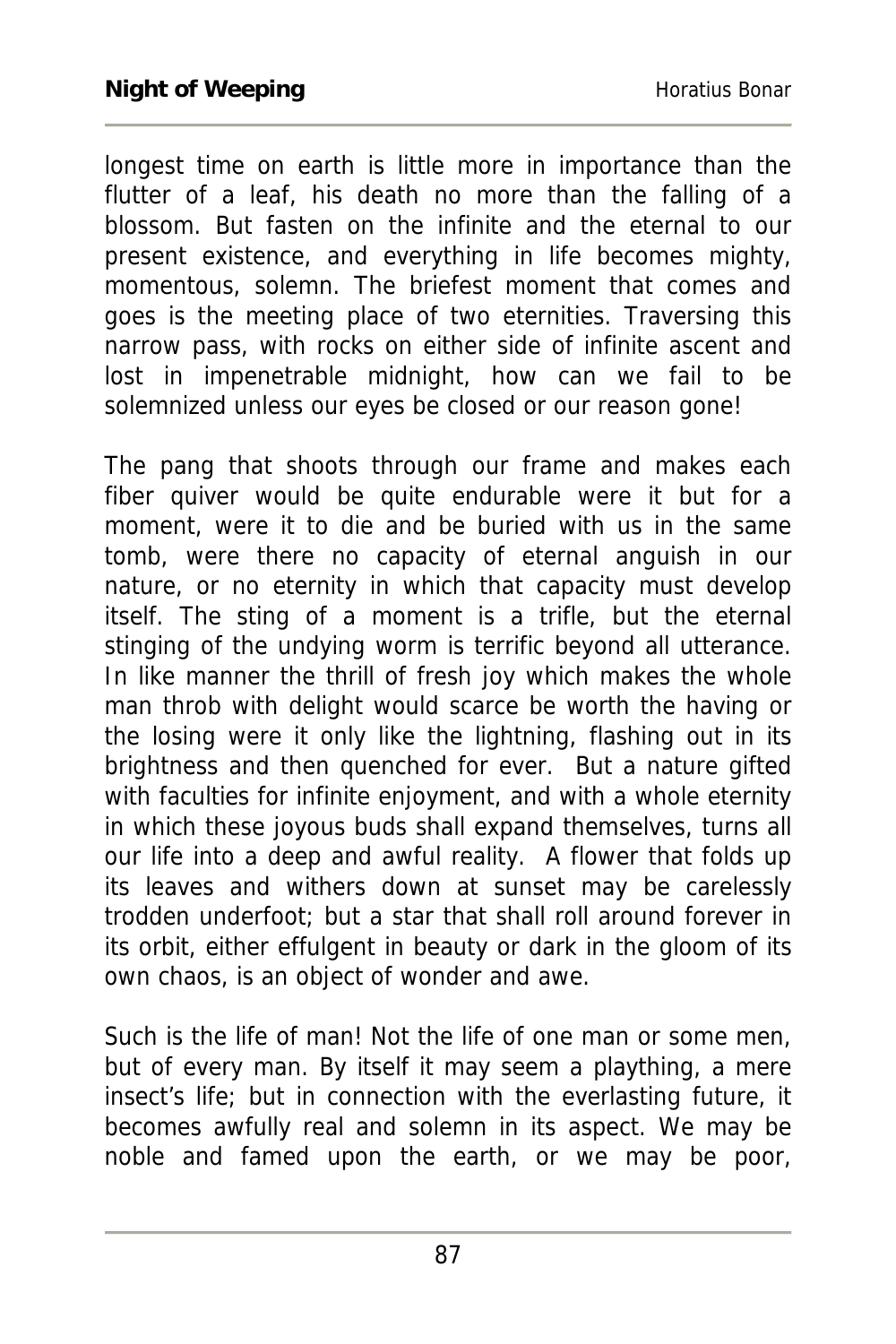longest time on earth is little more in importance than the flutter of a leaf, his death no more than the falling of a blossom. But fasten on the infinite and the eternal to our present existence, and everything in life becomes mighty, momentous, solemn. The briefest moment that comes and goes is the meeting place of two eternities. Traversing this narrow pass, with rocks on either side of infinite ascent and lost in impenetrable midnight, how can we fail to be solemnized unless our eyes be closed or our reason gone!

The pang that shoots through our frame and makes each fiber quiver would be quite endurable were it but for a moment, were it to die and be buried with us in the same tomb, were there no capacity of eternal anguish in our nature, or no eternity in which that capacity must develop itself. The sting of a moment is a trifle, but the eternal stinging of the undying worm is terrific beyond all utterance. In like manner the thrill of fresh joy which makes the whole man throb with delight would scarce be worth the having or the losing were it only like the lightning, flashing out in its brightness and then quenched for ever. But a nature gifted with faculties for infinite enjoyment, and with a whole eternity in which these joyous buds shall expand themselves, turns all our life into a deep and awful reality. A flower that folds up its leaves and withers down at sunset may be carelessly trodden underfoot; but a star that shall roll around forever in its orbit, either effulgent in beauty or dark in the gloom of its own chaos, is an object of wonder and awe.

Such is the life of man! Not the life of one man or some men, but of every man. By itself it may seem a plaything, a mere insect's life; but in connection with the everlasting future, it becomes awfully real and solemn in its aspect. We may be noble and famed upon the earth, or we may be poor,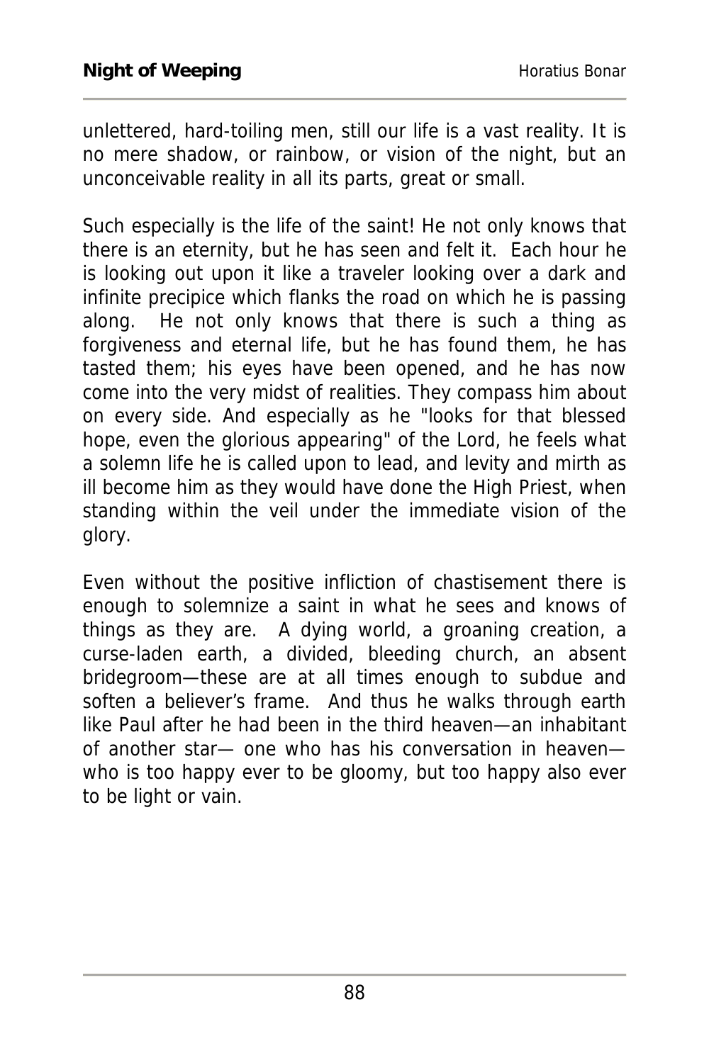unlettered, hard-toiling men, still our life is a vast reality. It is no mere shadow, or rainbow, or vision of the night, but an unconceivable reality in all its parts, great or small.

Such especially is the life of the saint! He not only knows that there is an eternity, but he has seen and felt it. Each hour he is looking out upon it like a traveler looking over a dark and infinite precipice which flanks the road on which he is passing along. He not only knows that there is such a thing as forgiveness and eternal life, but he has found them, he has tasted them; his eyes have been opened, and he has now come into the very midst of realities. They compass him about on every side. And especially as he "looks for that blessed hope, even the glorious appearing" of the Lord, he feels what a solemn life he is called upon to lead, and levity and mirth as ill become him as they would have done the High Priest, when standing within the veil under the immediate vision of the glory.

Even without the positive infliction of chastisement there is enough to solemnize a saint in what he sees and knows of things as they are. A dying world, a groaning creation, a curse-laden earth, a divided, bleeding church, an absent bridegroom—these are at all times enough to subdue and soften a believer's frame. And thus he walks through earth like Paul after he had been in the third heaven—an inhabitant of another star— one who has his conversation in heaven— who is too happy ever to be gloomy, but too happy also ever to be light or vain.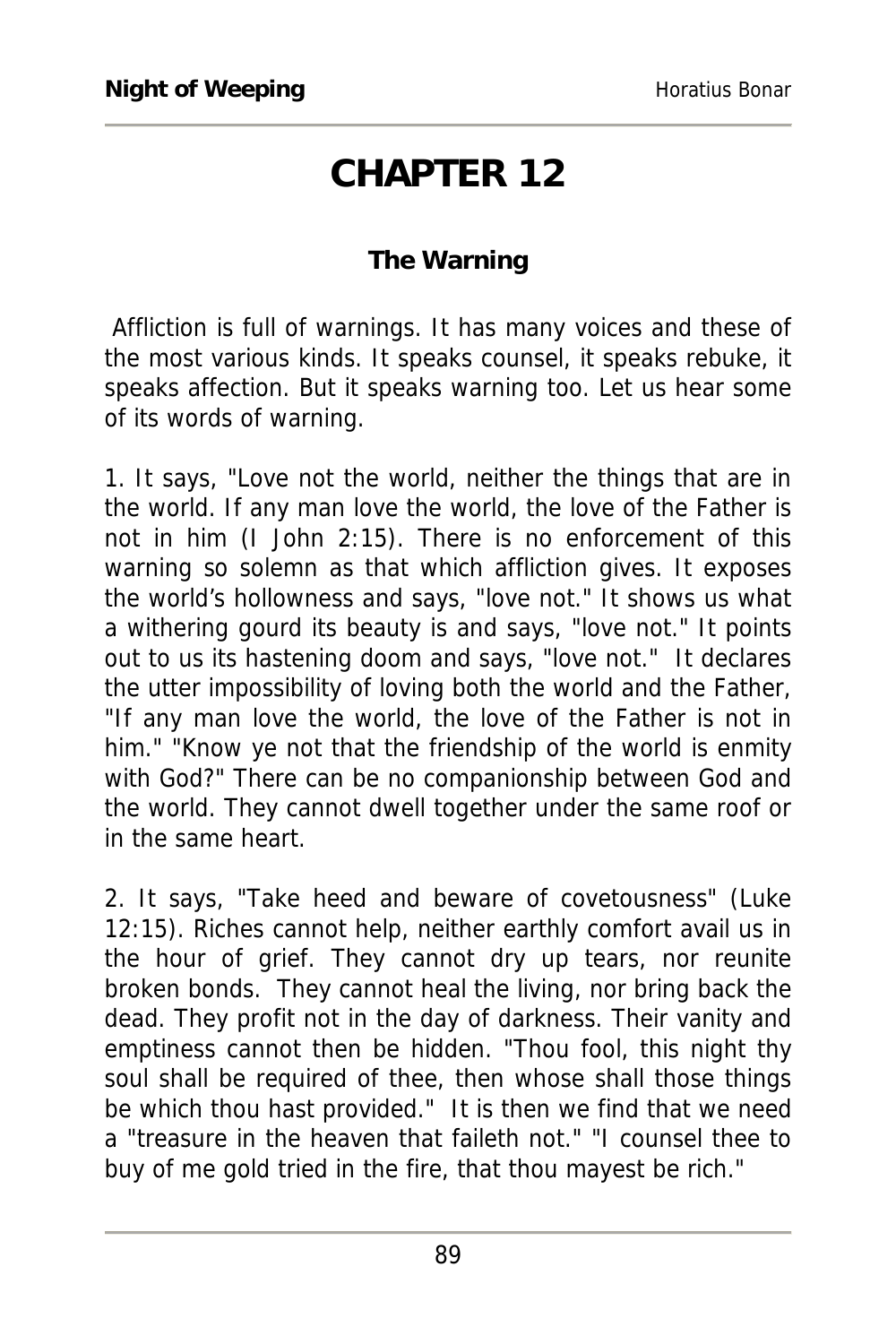# CHAPTER 12

### The Warning

Affliction is full of warnings. It has many voices and these of the most various kinds. It speaks counsel, it speaks rebuke, it speaks affection. But it speaks warning too. Let us hear some of its words of warning.

1. It says, "Love not the world, neither the things that are in the world. If any man love the world, the love of the Father is not in him (I John 2:15). There is no enforcement of this warning so solemn as that which affliction gives. It exposes the world's hollowness and says, "love not." It shows us what a withering gourd its beauty is and says, "love not." It points out to us its hastening doom and says, "love not." It declares the utter impossibility of loving both the world and the Father, "If any man love the world, the love of the Father is not in him." "Know ye not that the friendship of the world is enmity with God?" There can be no companionship between God and the world. They cannot dwell together under the same roof or in the same heart.

2. It says, "Take heed and beware of covetousness" (Luke 12:15). Riches cannot help, neither earthly comfort avail us in the hour of grief. They cannot dry up tears, nor reunite broken bonds. They cannot heal the living, nor bring back the dead. They profit not in the day of darkness. Their vanity and emptiness cannot then be hidden. "Thou fool, this night thy soul shall be required of thee, then whose shall those things be which thou hast provided." It is then we find that we need a "treasure in the heaven that faileth not." "I counsel thee to buy of me gold tried in the fire, that thou mayest be rich."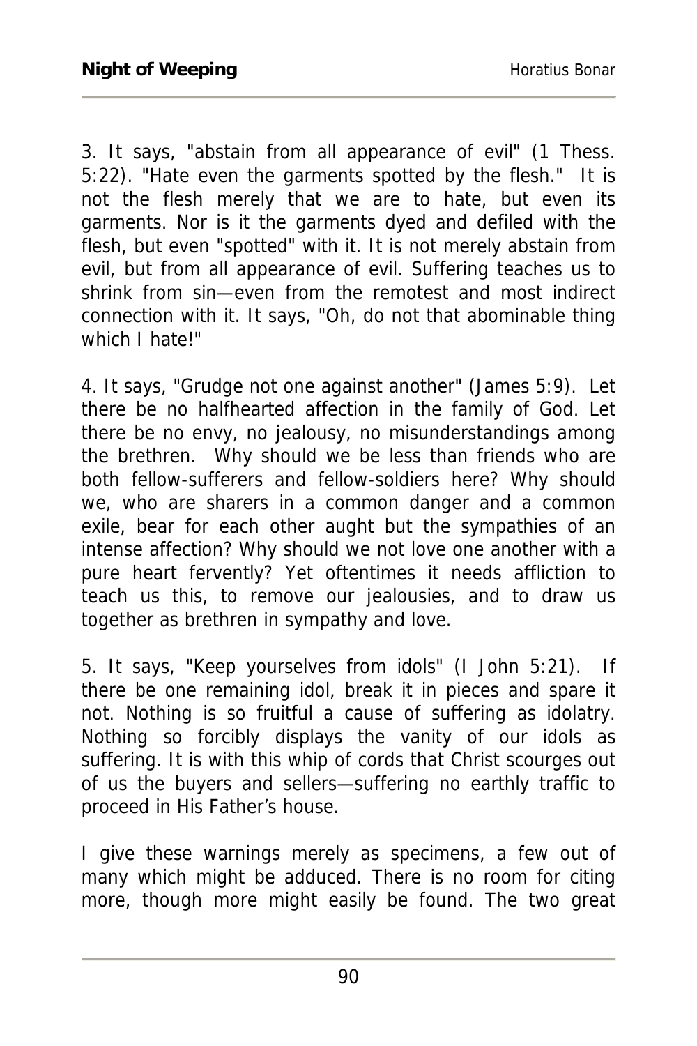3. It says, "abstain from all appearance of evil" (1 Thess. 5:22). "Hate even the garments spotted by the flesh." It is not the flesh merely that we are to hate, but even its garments. Nor is it the garments dyed and defiled with the flesh, but even "spotted" with it. It is not merely abstain from evil, but from all appearance of evil. Suffering teaches us to shrink from sin—even from the remotest and most indirect connection with it. It says, "Oh, do not that abominable thing which I hate!"

4. It says, "Grudge not one against another" (James 5:9). Let there be no halfhearted affection in the family of God. Let there be no envy, no jealousy, no misunderstandings among the brethren. Why should we be less than friends who are both fellow-sufferers and fellow-soldiers here? Why should we, who are sharers in a common danger and a common exile, bear for each other aught but the sympathies of an intense affection? Why should we not love one another with a pure heart fervently? Yet oftentimes it needs affliction to teach us this, to remove our jealousies, and to draw us together as brethren in sympathy and love.

5. It says, "Keep yourselves from idols" (I John 5:21). If there be one remaining idol, break it in pieces and spare it not. Nothing is so fruitful a cause of suffering as idolatry. Nothing so forcibly displays the vanity of our idols as suffering. It is with this whip of cords that Christ scourges out of us the buyers and sellers—suffering no earthly traffic to proceed in His Father's house.

I give these warnings merely as specimens, a few out of many which might be adduced. There is no room for citing more, though more might easily be found. The two great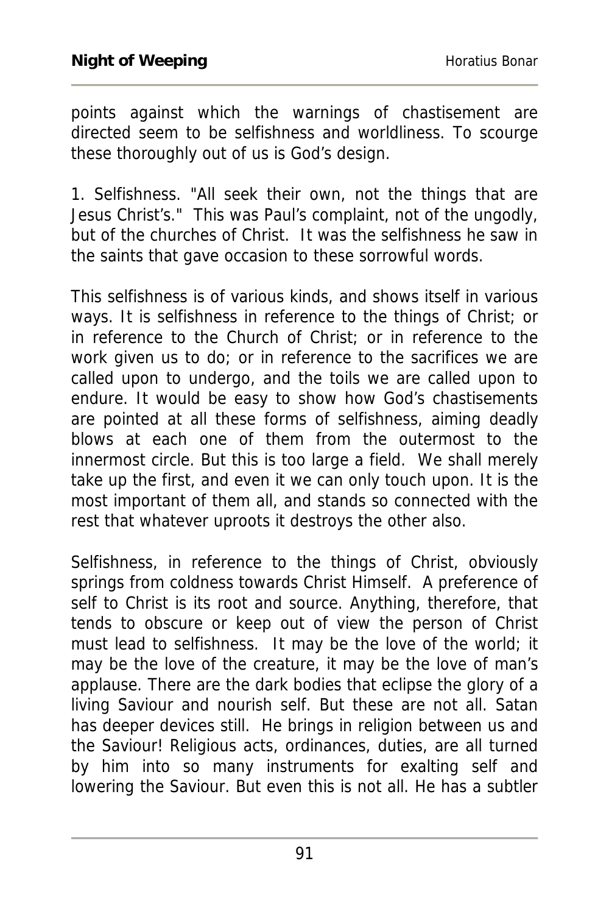points against which the warnings of chastisement are directed seem to be selfishness and worldliness. To scourge these thoroughly out of us is God's design.

1. Selfishness. "All seek their own, not the things that are Jesus Christ's." This was Paul's complaint, not of the ungodly, but of the churches of Christ. It was the selfishness he saw in the saints that gave occasion to these sorrowful words.

This selfishness is of various kinds, and shows itself in various ways. It is selfishness in reference to the things of Christ; or in reference to the Church of Christ; or in reference to the work given us to do; or in reference to the sacrifices we are called upon to undergo, and the toils we are called upon to endure. It would be easy to show how God's chastisements are pointed at all these forms of selfishness, aiming deadly blows at each one of them from the outermost to the innermost circle. But this is too large a field. We shall merely take up the first, and even it we can only touch upon. It is the most important of them all, and stands so connected with the rest that whatever uproots it destroys the other also.

Selfishness, in reference to the things of Christ, obviously springs from coldness towards Christ Himself. A preference of self to Christ is its root and source. Anything, therefore, that tends to obscure or keep out of view the person of Christ must lead to selfishness. It may be the love of the world; it may be the love of the creature, it may be the love of man's applause. There are the dark bodies that eclipse the glory of a living Saviour and nourish self. But these are not all. Satan has deeper devices still. He brings in religion between us and the Saviour! Religious acts, ordinances, duties, are all turned by him into so many instruments for exalting self and lowering the Saviour. But even this is not all. He has a subtler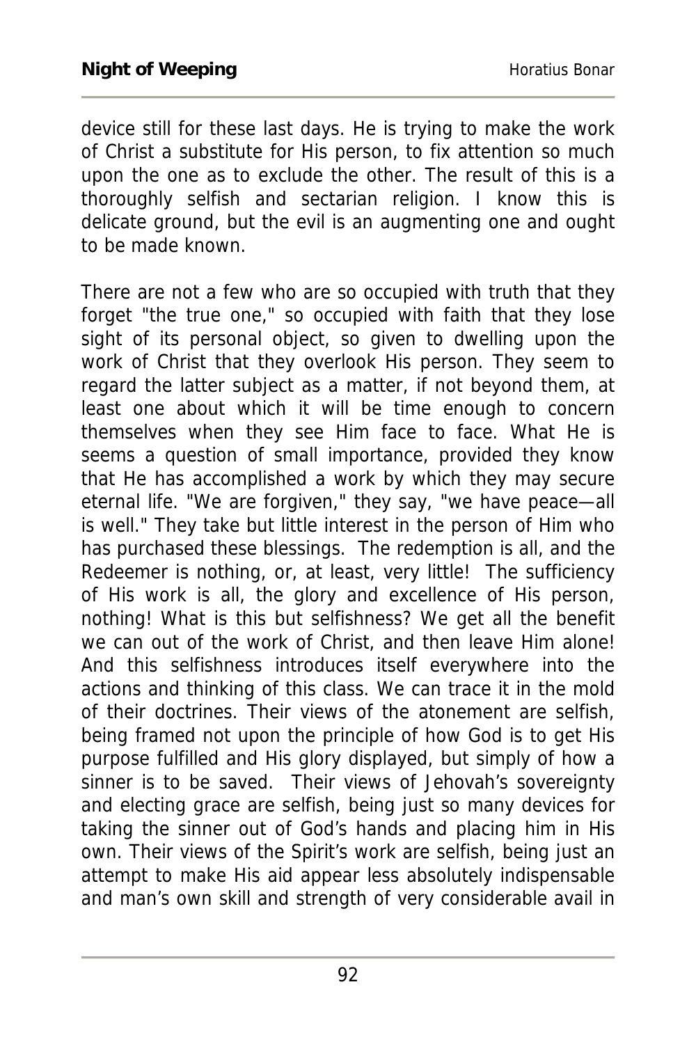device still for these last days. He is trying to make the work of Christ a substitute for His person, to fix attention so much upon the one as to exclude the other. The result of this is a thoroughly selfish and sectarian religion. I know this is delicate ground, but the evil is an augmenting one and ought to be made known.

There are not a few who are so occupied with truth that they forget "the true one," so occupied with faith that they lose sight of its personal object, so given to dwelling upon the work of Christ that they overlook His person. They seem to regard the latter subject as a matter, if not beyond them, at least one about which it will be time enough to concern themselves when they see Him face to face. What He is seems a question of small importance, provided they know that He has accomplished a work by which they may secure eternal life. "We are forgiven," they say, "we have peace—all is well." They take but little interest in the person of Him who has purchased these blessings. The redemption is all, and the Redeemer is nothing, or, at least, very little! The sufficiency of His work is all, the glory and excellence of His person, nothing! What is this but selfishness? We get all the benefit we can out of the work of Christ, and then leave Him alone! And this selfishness introduces itself everywhere into the actions and thinking of this class. We can trace it in the mold of their doctrines. Their views of the atonement are selfish, being framed not upon the principle of how God is to get His purpose fulfilled and His glory displayed, but simply of how a sinner is to be saved. Their views of Jehovah's sovereignty and electing grace are selfish, being just so many devices for taking the sinner out of God's hands and placing him in His own. Their views of the Spirit's work are selfish, being just an attempt to make His aid appear less absolutely indispensable and man's own skill and strength of very considerable avail in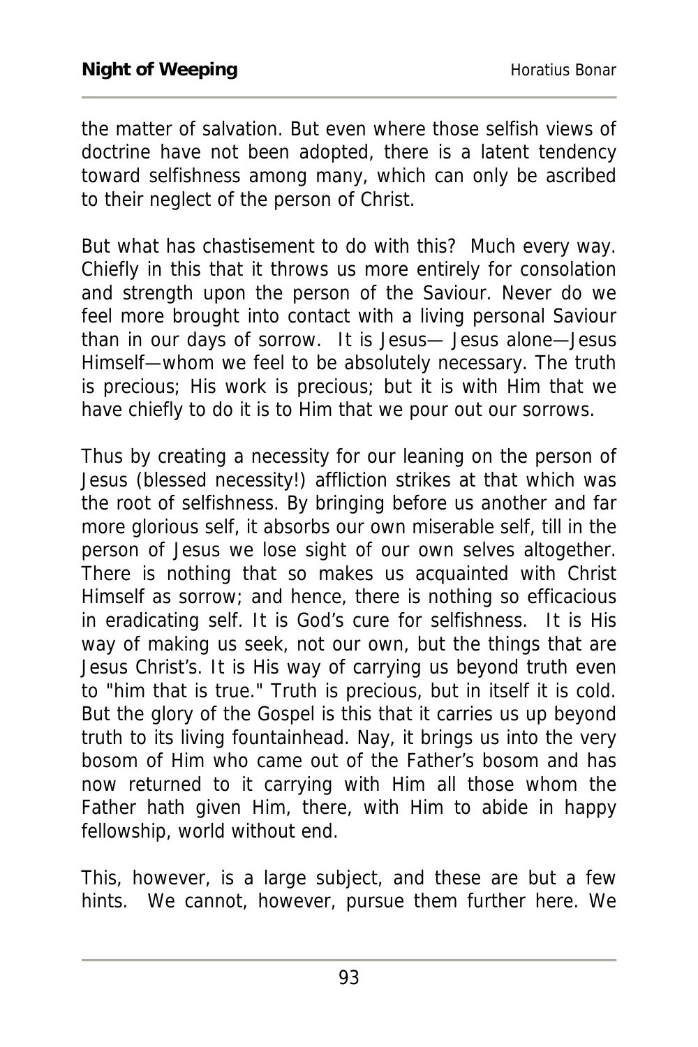the matter of salvation. But even where those selfish views of doctrine have not been adopted, there is a latent tendency toward selfishness among many, which can only be ascribed to their neglect of the person of Christ.

But what has chastisement to do with this? Much every way. Chiefly in this that it throws us more entirely for consolation and strength upon the person of the Saviour. Never do we feel more brought into contact with a living personal Saviour than in our days of sorrow. It is Jesus— Jesus alone—Jesus Himself—whom we feel to be absolutely necessary. The truth is precious; His work is precious; but it is with Him that we have chiefly to do it is to Him that we pour out our sorrows.

Thus by creating a necessity for our leaning on the person of Jesus (blessed necessity!) affliction strikes at that which was the root of selfishness. By bringing before us another and far more glorious self, it absorbs our own miserable self, till in the person of Jesus we lose sight of our own selves altogether. There is nothing that so makes us acquainted with Christ Himself as sorrow; and hence, there is nothing so efficacious in eradicating self. It is God's cure for selfishness. It is His way of making us seek, not our own, but the things that are Jesus Christ's. It is His way of carrying us beyond truth even to "him that is true." Truth is precious, but in itself it is cold. But the glory of the Gospel is this that it carries us up beyond truth to its living fountainhead. Nay, it brings us into the very bosom of Him who came out of the Father's bosom and has now returned to it carrying with Him all those whom the Father hath given Him, there, with Him to abide in happy fellowship, world without end.

This, however, is a large subject, and these are but a few hints. We cannot, however, pursue them further here. We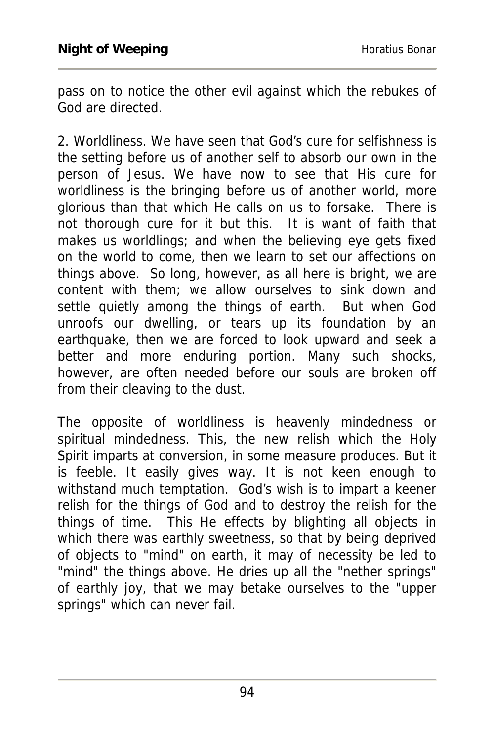pass on to notice the other evil against which the rebukes of God are directed.

2. Worldliness. We have seen that God's cure for selfishness is the setting before us of another self to absorb our own in the person of Jesus. We have now to see that His cure for worldliness is the bringing before us of another world, more glorious than that which He calls on us to forsake. There is not thorough cure for it but this. It is want of faith that makes us worldlings; and when the believing eye gets fixed on the world to come, then we learn to set our affections on things above. So long, however, as all here is bright, we are content with them; we allow ourselves to sink down and settle quietly among the things of earth. But when God unroofs our dwelling, or tears up its foundation by an earthquake, then we are forced to look upward and seek a better and more enduring portion. Many such shocks, however, are often needed before our souls are broken off from their cleaving to the dust.

The opposite of worldliness is heavenly mindedness or spiritual mindedness. This, the new relish which the Holy Spirit imparts at conversion, in some measure produces. But it is feeble. It easily gives way. It is not keen enough to withstand much temptation. God's wish is to impart a keener relish for the things of God and to destroy the relish for the things of time. This He effects by blighting all objects in which there was earthly sweetness, so that by being deprived of objects to "mind" on earth, it may of necessity be led to "mind" the things above. He dries up all the "nether springs" of earthly joy, that we may betake ourselves to the "upper springs" which can never fail.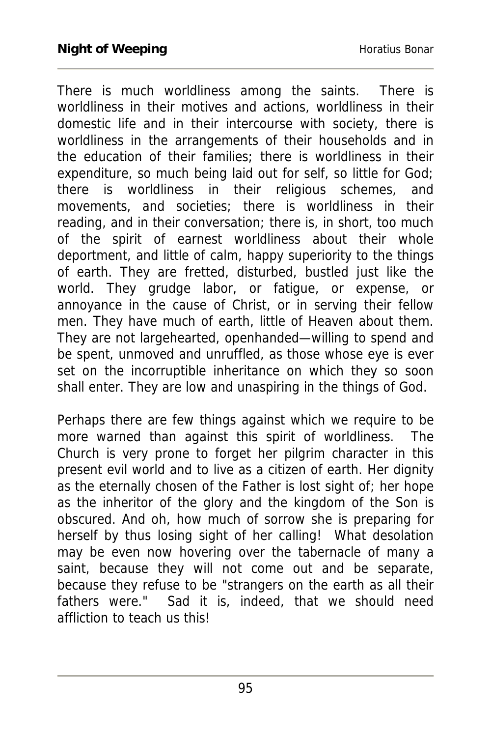There is much worldliness among the saints. There is worldliness in their motives and actions, worldliness in their domestic life and in their intercourse with society, there is worldliness in the arrangements of their households and in the education of their families; there is worldliness in their expenditure, so much being laid out for self, so little for God; there is worldliness in their religious schemes, and movements, and societies; there is worldliness in their reading, and in their conversation; there is, in short, too much of the spirit of earnest worldliness about their whole deportment, and little of calm, happy superiority to the things of earth. They are fretted, disturbed, bustled just like the world. They grudge labor, or fatigue, or expense, or annoyance in the cause of Christ, or in serving their fellow men. They have much of earth, little of Heaven about them. They are not largehearted, openhanded—willing to spend and be spent, unmoved and unruffled, as those whose eye is ever set on the incorruptible inheritance on which they so soon shall enter. They are low and unaspiring in the things of God.

Perhaps there are few things against which we require to be more warned than against this spirit of worldliness. The Church is very prone to forget her pilgrim character in this present evil world and to live as a citizen of earth. Her dignity as the eternally chosen of the Father is lost sight of; her hope as the inheritor of the glory and the kingdom of the Son is obscured. And oh, how much of sorrow she is preparing for herself by thus losing sight of her calling! What desolation may be even now hovering over the tabernacle of many a saint, because they will not come out and be separate, because they refuse to be "strangers on the earth as all their fathers were." Sad it is, indeed, that we should need affliction to teach us this!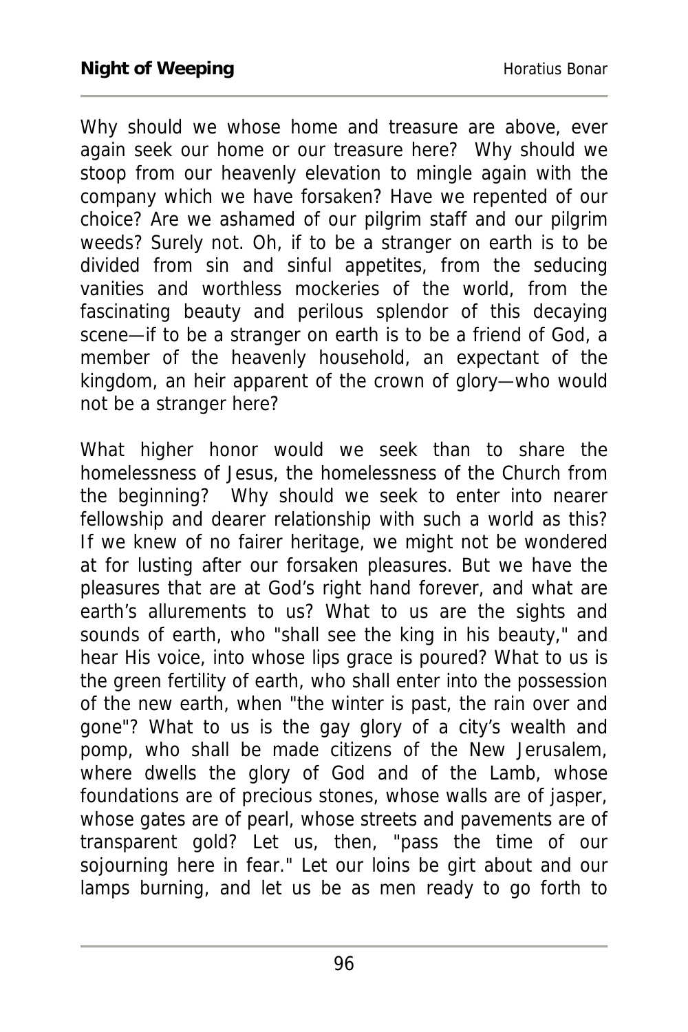Why should we whose home and treasure are above, ever again seek our home or our treasure here? Why should we stoop from our heavenly elevation to mingle again with the company which we have forsaken? Have we repented of our choice? Are we ashamed of our pilgrim staff and our pilgrim weeds? Surely not. Oh, if to be a stranger on earth is to be divided from sin and sinful appetites, from the seducing vanities and worthless mockeries of the world, from the fascinating beauty and perilous splendor of this decaying scene—if to be a stranger on earth is to be a friend of God, a member of the heavenly household, an expectant of the kingdom, an heir apparent of the crown of glory—who would not be a stranger here?

What higher honor would we seek than to share the homelessness of Jesus, the homelessness of the Church from the beginning? Why should we seek to enter into nearer fellowship and dearer relationship with such a world as this? If we knew of no fairer heritage, we might not be wondered at for lusting after our forsaken pleasures. But we have the pleasures that are at God's right hand forever, and what are earth's allurements to us? What to us are the sights and sounds of earth, who "shall see the king in his beauty," and hear His voice, into whose lips grace is poured? What to us is the green fertility of earth, who shall enter into the possession of the new earth, when "the winter is past, the rain over and gone"? What to us is the gay glory of a city's wealth and pomp, who shall be made citizens of the New Jerusalem, where dwells the glory of God and of the Lamb, whose foundations are of precious stones, whose walls are of jasper, whose gates are of pearl, whose streets and pavements are of transparent gold? Let us, then, "pass the time of our sojourning here in fear." Let our loins be girt about and our lamps burning, and let us be as men ready to go forth to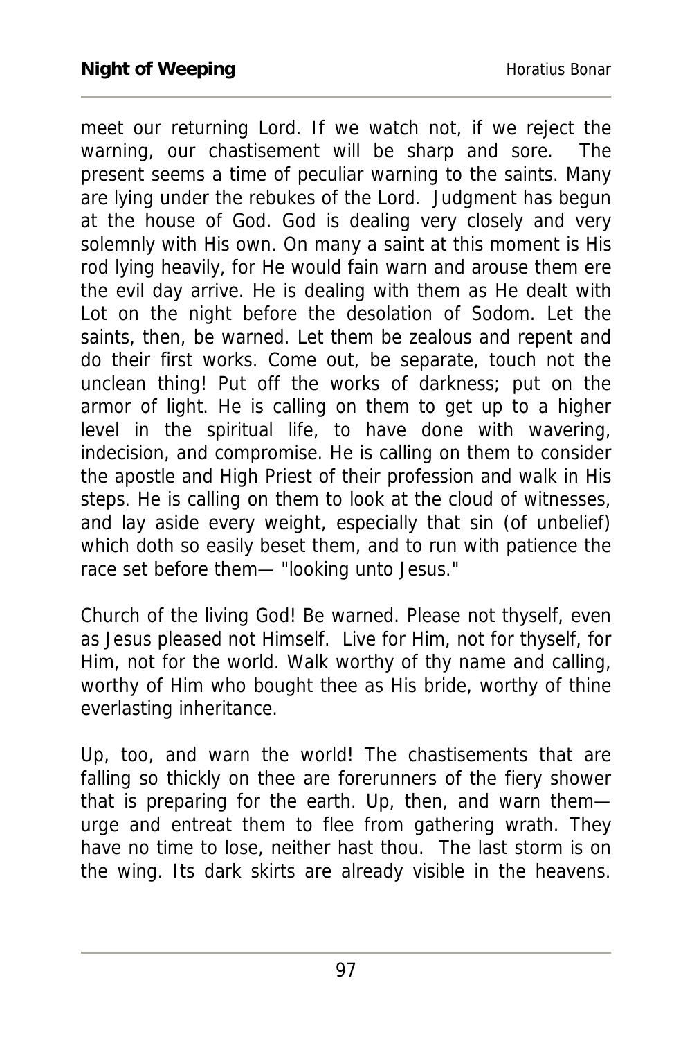meet our returning Lord. If we watch not, if we reject the warning, our chastisement will be sharp and sore. The present seems a time of peculiar warning to the saints. Many are lying under the rebukes of the Lord. Judgment has begun at the house of God. God is dealing very closely and very solemnly with His own. On many a saint at this moment is His rod lying heavily, for He would fain warn and arouse them ere the evil day arrive. He is dealing with them as He dealt with Lot on the night before the desolation of Sodom. Let the saints, then, be warned. Let them be zealous and repent and do their first works. Come out, be separate, touch not the unclean thing! Put off the works of darkness; put on the armor of light. He is calling on them to get up to a higher level in the spiritual life, to have done with wavering, indecision, and compromise. He is calling on them to consider the apostle and High Priest of their profession and walk in His steps. He is calling on them to look at the cloud of witnesses, and lay aside every weight, especially that sin (of unbelief) which doth so easily beset them, and to run with patience the race set before them— "looking unto Jesus."

Church of the living God! Be warned. Please not thyself, even as Jesus pleased not Himself. Live for Him, not for thyself, for Him, not for the world. Walk worthy of thy name and calling, worthy of Him who bought thee as His bride, worthy of thine everlasting inheritance.

Up, too, and warn the world! The chastisements that are falling so thickly on thee are forerunners of the fiery shower that is preparing for the earth. Up, then, and warn them— urge and entreat them to flee from gathering wrath. They have no time to lose, neither hast thou. The last storm is on the wing. Its dark skirts are already visible in the heavens.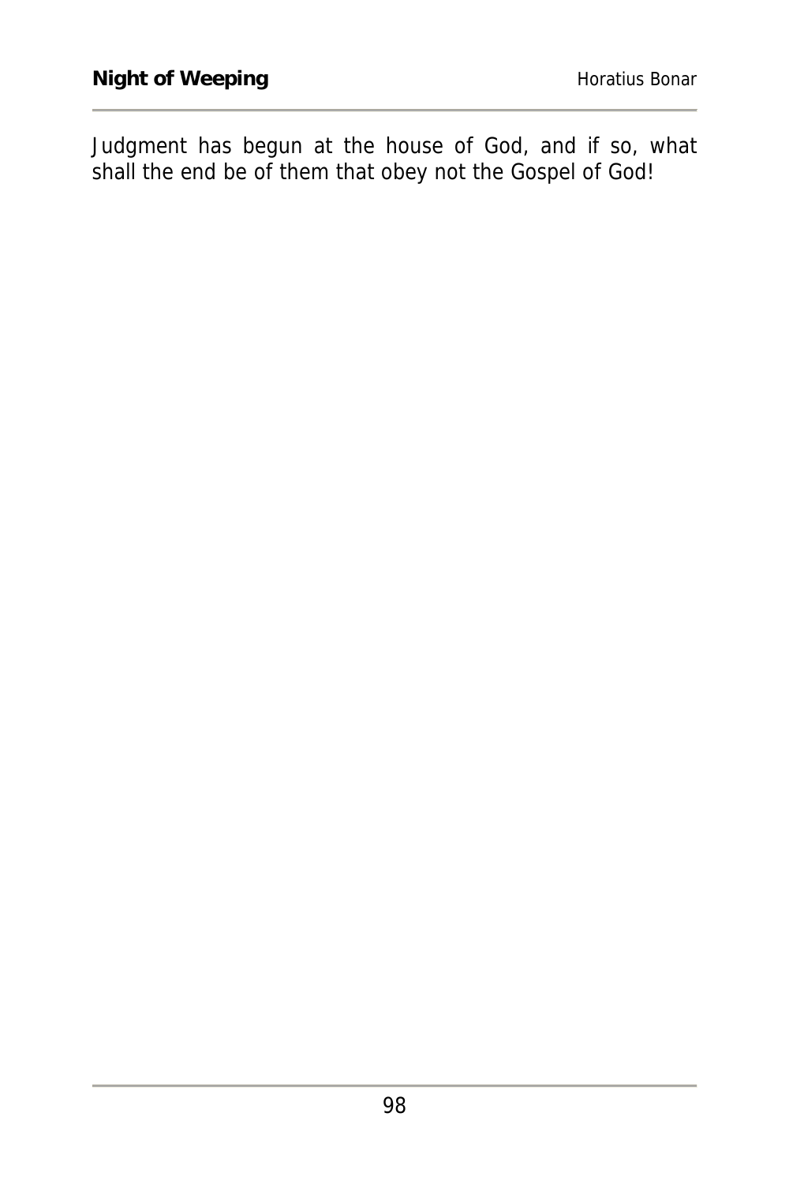Judgment has begun at the house of God, and if so, what shall the end be of them that obey not the Gospel of God!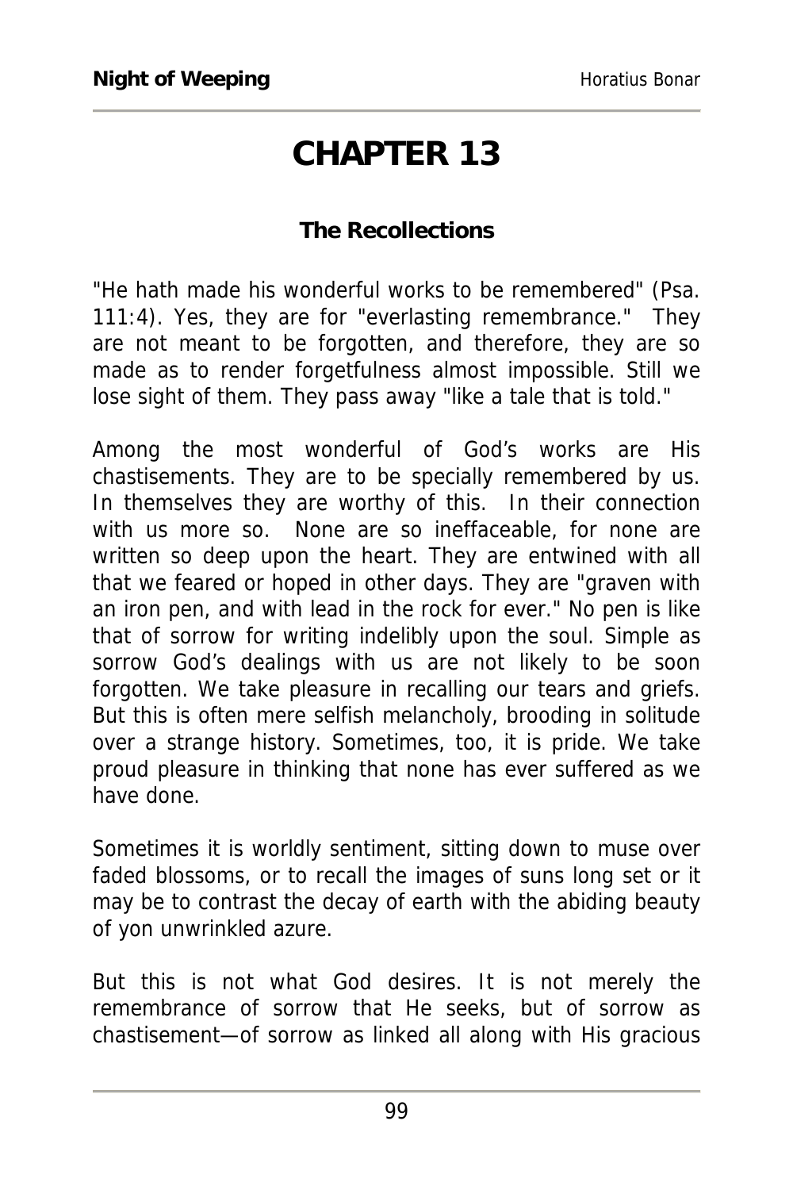# CHAPTER 13

### The Recollections

"He hath made his wonderful works to be remembered" (Psa. 111:4). Yes, they are for "everlasting remembrance." They are not meant to be forgotten, and therefore, they are so made as to render forgetfulness almost impossible. Still we lose sight of them. They pass away "like a tale that is told."

Among the most wonderful of God's works are His chastisements. They are to be specially remembered by us. In themselves they are worthy of this. In their connection with us more so. None are so ineffaceable, for none are written so deep upon the heart. They are entwined with all that we feared or hoped in other days. They are "graven with an iron pen, and with lead in the rock for ever." No pen is like that of sorrow for writing indelibly upon the soul. Simple as sorrow God's dealings with us are not likely to be soon forgotten. We take pleasure in recalling our tears and griefs. But this is often mere selfish melancholy, brooding in solitude over a strange history. Sometimes, too, it is pride. We take proud pleasure in thinking that none has ever suffered as we have done.

Sometimes it is worldly sentiment, sitting down to muse over faded blossoms, or to recall the images of suns long set or it may be to contrast the decay of earth with the abiding beauty of yon unwrinkled azure.

But this is not what God desires. It is not merely the remembrance of sorrow that He seeks, but of sorrow as chastisement—of sorrow as linked all along with His gracious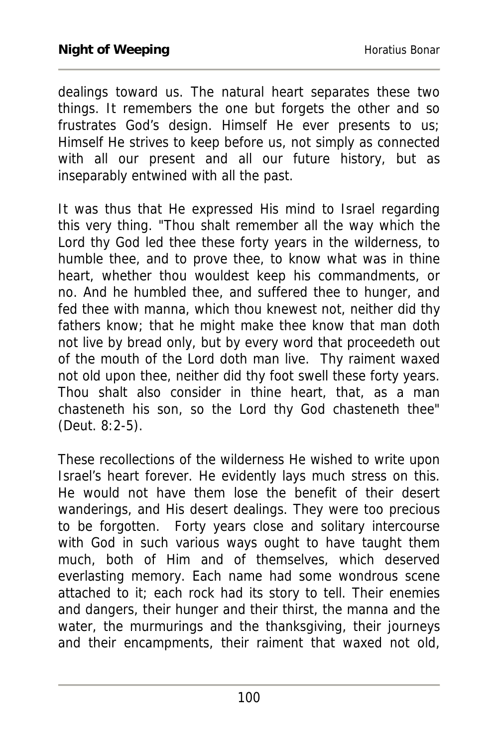dealings toward us. The natural heart separates these two things. It remembers the one but forgets the other and so frustrates God's design. Himself He ever presents to us; Himself He strives to keep before us, not simply as connected with all our present and all our future history, but as inseparably entwined with all the past.

It was thus that He expressed His mind to Israel regarding this very thing. "Thou shalt remember all the way which the Lord thy God led thee these forty years in the wilderness, to humble thee, and to prove thee, to know what was in thine heart, whether thou wouldest keep his commandments, or no. And he humbled thee, and suffered thee to hunger, and fed thee with manna, which thou knewest not, neither did thy fathers know; that he might make thee know that man doth not live by bread only, but by every word that proceedeth out of the mouth of the Lord doth man live. Thy raiment waxed not old upon thee, neither did thy foot swell these forty years. Thou shalt also consider in thine heart, that, as a man chasteneth his son, so the Lord thy God chasteneth thee" (Deut. 8:2-5).

These recollections of the wilderness He wished to write upon Israel's heart forever. He evidently lays much stress on this. He would not have them lose the benefit of their desert wanderings, and His desert dealings. They were too precious to be forgotten. Forty years close and solitary intercourse with God in such various ways ought to have taught them much, both of Him and of themselves, which deserved everlasting memory. Each name had some wondrous scene attached to it; each rock had its story to tell. Their enemies and dangers, their hunger and their thirst, the manna and the water, the murmurings and the thanksgiving, their journeys and their encampments, their raiment that waxed not old,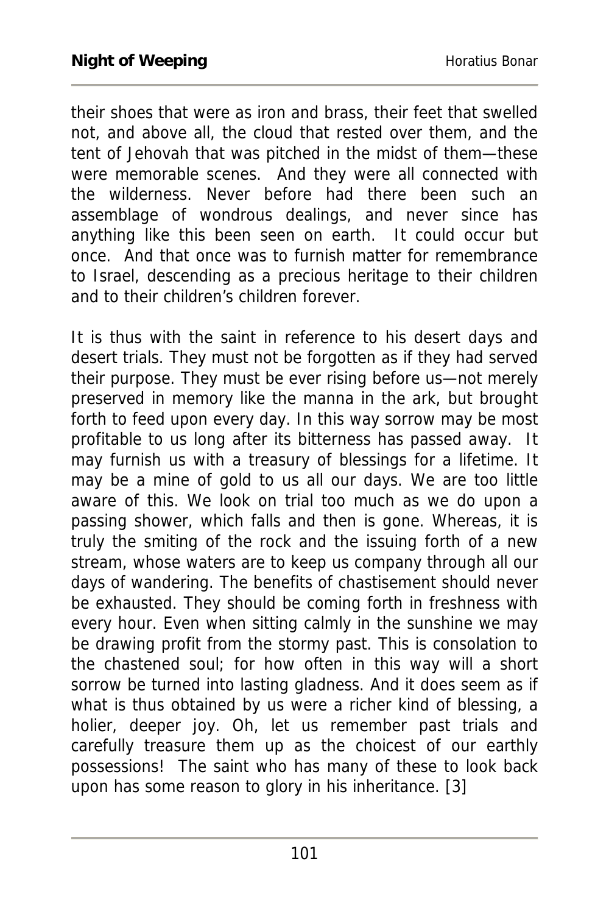their shoes that were as iron and brass, their feet that swelled not, and above all, the cloud that rested over them, and the tent of Jehovah that was pitched in the midst of them—these were memorable scenes. And they were all connected with the wilderness. Never before had there been such an assemblage of wondrous dealings, and never since has anything like this been seen on earth. It could occur but once. And that once was to furnish matter for remembrance to Israel, descending as a precious heritage to their children and to their children's children forever.

It is thus with the saint in reference to his desert days and desert trials. They must not be forgotten as if they had served their purpose. They must be ever rising before us—not merely preserved in memory like the manna in the ark, but brought forth to feed upon every day. In this way sorrow may be most profitable to us long after its bitterness has passed away. It may furnish us with a treasury of blessings for a lifetime. It may be a mine of gold to us all our days. We are too little aware of this. We look on trial too much as we do upon a passing shower, which falls and then is gone. Whereas, it is truly the smiting of the rock and the issuing forth of a new stream, whose waters are to keep us company through all our days of wandering. The benefits of chastisement should never be exhausted. They should be coming forth in freshness with every hour. Even when sitting calmly in the sunshine we may be drawing profit from the stormy past. This is consolation to the chastened soul; for how often in this way will a short sorrow be turned into lasting gladness. And it does seem as if what is thus obtained by us were a richer kind of blessing, a holier, deeper joy. Oh, let us remember past trials and carefully treasure them up as the choicest of our earthly possessions! The saint who has many of these to look back upon has some reason to glory in his inheritance. [3]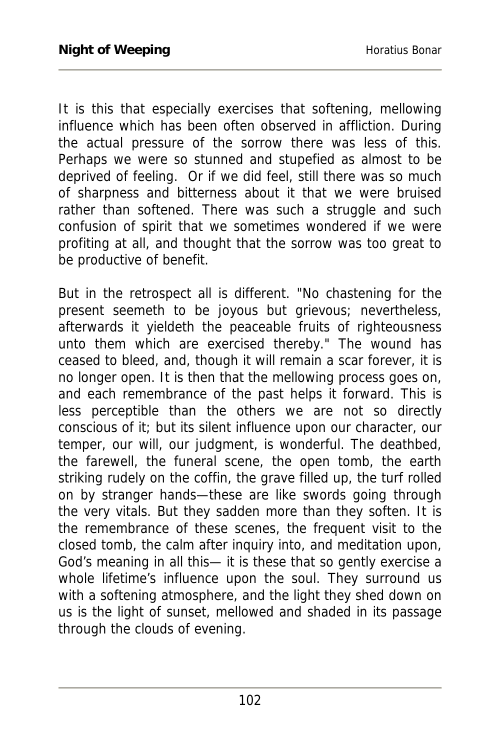It is this that especially exercises that softening, mellowing influence which has been often observed in affliction. During the actual pressure of the sorrow there was less of this. Perhaps we were so stunned and stupefied as almost to be deprived of feeling. Or if we did feel, still there was so much of sharpness and bitterness about it that we were bruised rather than softened. There was such a struggle and such confusion of spirit that we sometimes wondered if we were profiting at all, and thought that the sorrow was too great to be productive of benefit.

But in the retrospect all is different. "No chastening for the present seemeth to be joyous but grievous; nevertheless, afterwards it yieldeth the peaceable fruits of righteousness unto them which are exercised thereby." The wound has ceased to bleed, and, though it will remain a scar forever, it is no longer open. It is then that the mellowing process goes on, and each remembrance of the past helps it forward. This is less perceptible than the others we are not so directly conscious of it; but its silent influence upon our character, our temper, our will, our judgment, is wonderful. The deathbed, the farewell, the funeral scene, the open tomb, the earth striking rudely on the coffin, the grave filled up, the turf rolled on by stranger hands—these are like swords going through the very vitals. But they sadden more than they soften. It is the remembrance of these scenes, the frequent visit to the closed tomb, the calm after inquiry into, and meditation upon, God's meaning in all this— it is these that so gently exercise a whole lifetime's influence upon the soul. They surround us with a softening atmosphere, and the light they shed down on us is the light of sunset, mellowed and shaded in its passage through the clouds of evening.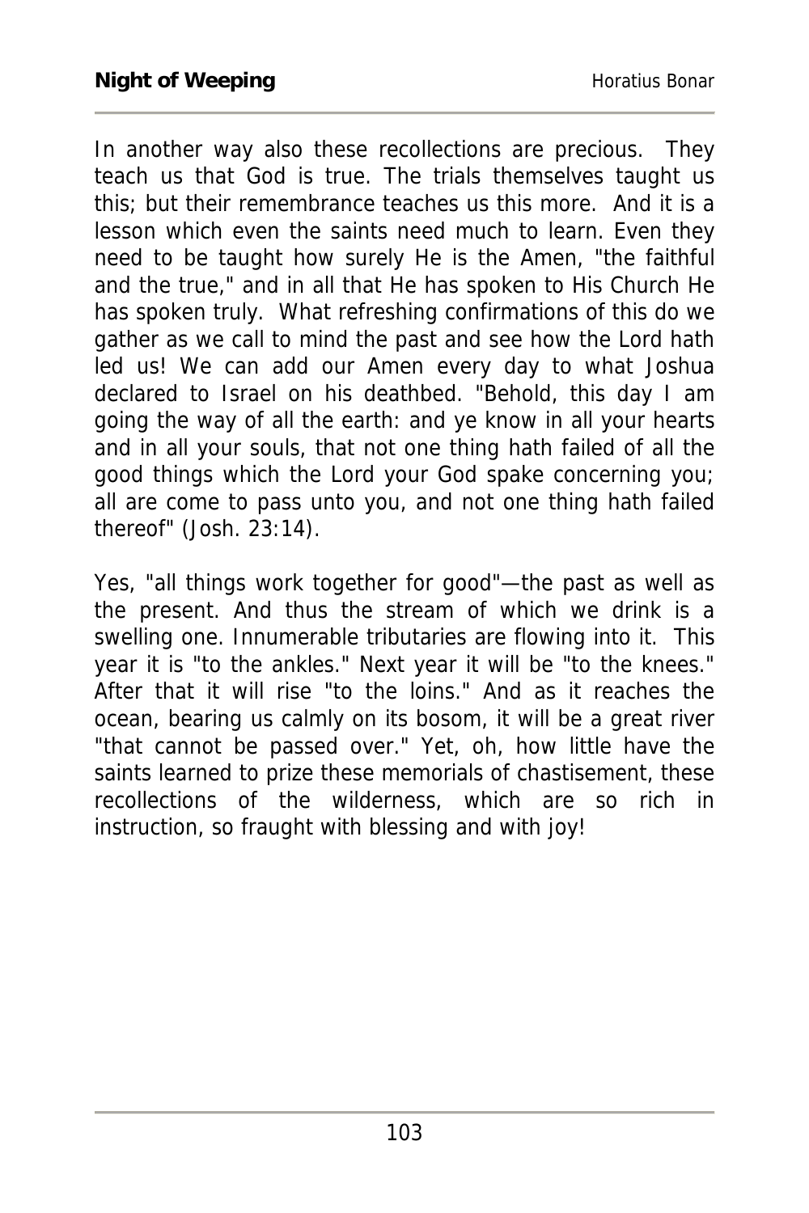In another way also these recollections are precious. They teach us that God is true. The trials themselves taught us this; but their remembrance teaches us this more. And it is a lesson which even the saints need much to learn. Even they need to be taught how surely He is the Amen, "the faithful and the true," and in all that He has spoken to His Church He has spoken truly. What refreshing confirmations of this do we gather as we call to mind the past and see how the Lord hath led us! We can add our Amen every day to what Joshua declared to Israel on his deathbed. "Behold, this day I am going the way of all the earth: and ye know in all your hearts and in all your souls, that not one thing hath failed of all the good things which the Lord your God spake concerning you; all are come to pass unto you, and not one thing hath failed thereof" (Josh. 23:14).

Yes, "all things work together for good"—the past as well as the present. And thus the stream of which we drink is a swelling one. Innumerable tributaries are flowing into it. This year it is "to the ankles." Next year it will be "to the knees." After that it will rise "to the loins." And as it reaches the ocean, bearing us calmly on its bosom, it will be a great river "that cannot be passed over." Yet, oh, how little have the saints learned to prize these memorials of chastisement, these recollections of the wilderness, which are so rich in instruction, so fraught with blessing and with joy!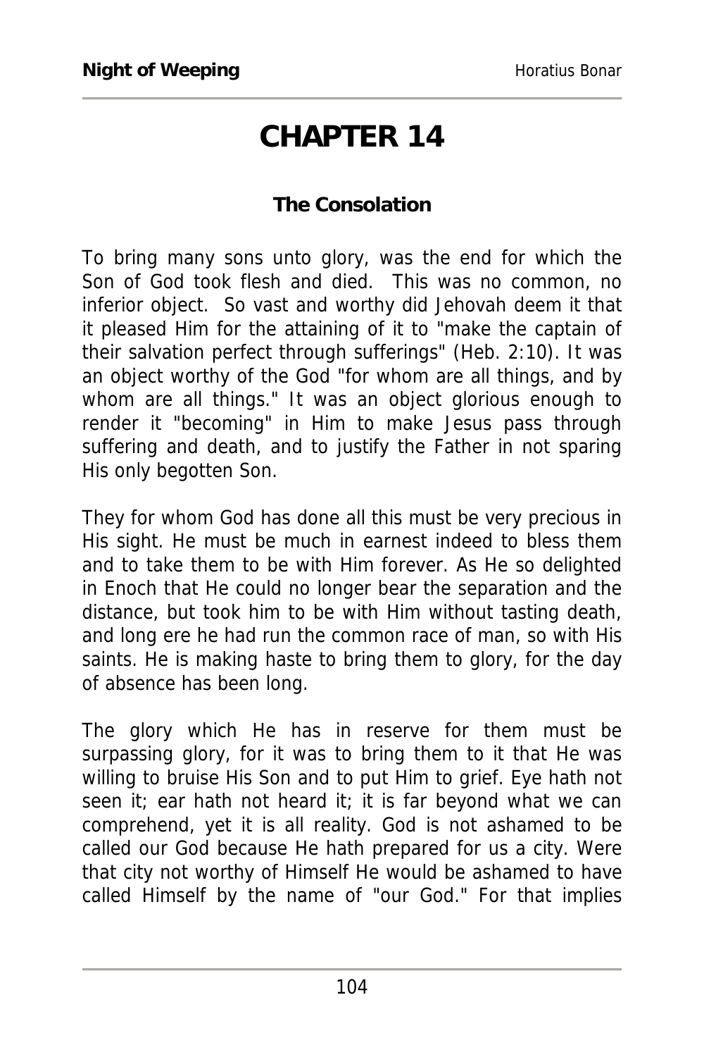# CHAPTER 14

**The Consolation**

To bring many sons unto glory, was the end for which the Son of God took flesh and died. This was no common, no inferior object. So vast and worthy did Jehovah deem it that it pleased Him for the attaining of it to "make the captain of their salvation perfect through sufferings" (Heb. 2:10). It was an object worthy of the God "for whom are all things, and by whom are all things." It was an object glorious enough to render it "becoming" in Him to make Jesus pass through suffering and death, and to justify the Father in not sparing His only begotten Son.

They for whom God has done all this must be very precious in His sight. He must be much in earnest indeed to bless them and to take them to be with Him forever. As He so delighted in Enoch that He could no longer bear the separation and the distance, but took him to be with Him without tasting death, and long ere he had run the common race of man, so with His saints. He is making haste to bring them to glory, for the day of absence has been long.

The glory which He has in reserve for them must be surpassing glory, for it was to bring them to it that He was willing to bruise His Son and to put Him to grief. Eye hath not seen it; ear hath not heard it; it is far beyond what we can comprehend, yet it is all reality. God is not ashamed to be called our God because He hath prepared for us a city. Were that city not worthy of Himself He would be ashamed to have called Himself by the name of "our God." For that implies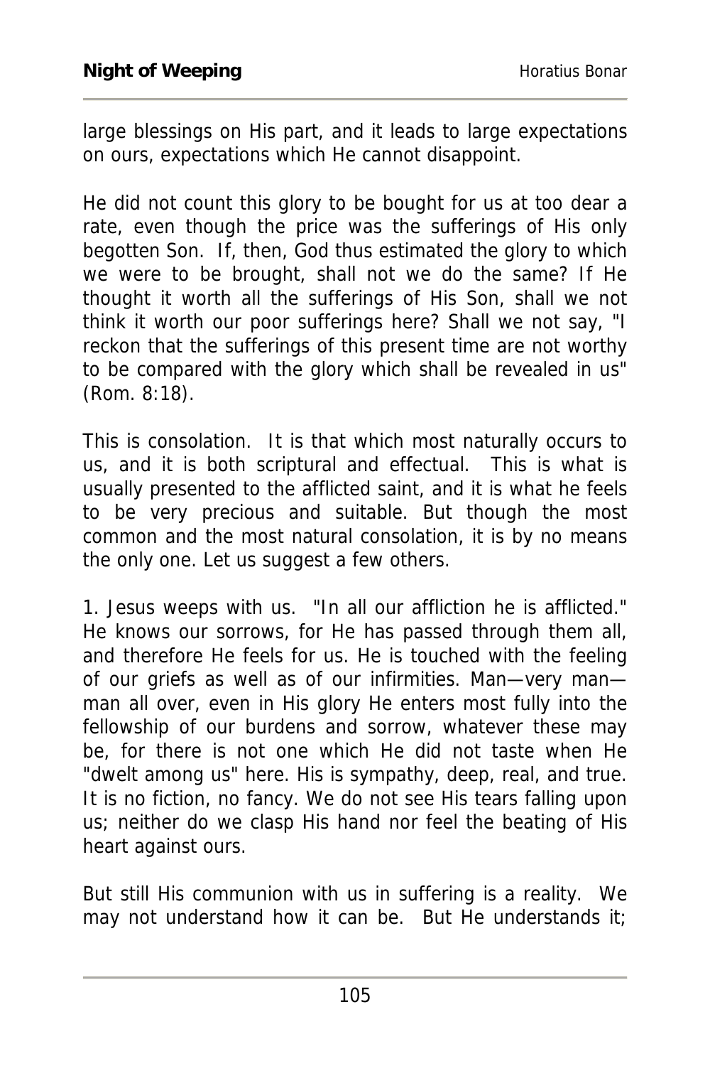large blessings on His part, and it leads to large expectations on ours, expectations which He cannot disappoint.

He did not count this glory to be bought for us at too dear a rate, even though the price was the sufferings of His only begotten Son. If, then, God thus estimated the glory to which we were to be brought, shall not we do the same? If He thought it worth all the sufferings of His Son, shall we not think it worth our poor sufferings here? Shall we not say, "I reckon that the sufferings of this present time are not worthy to be compared with the glory which shall be revealed in us" (Rom. 8:18).

This is consolation. It is that which most naturally occurs to us, and it is both scriptural and effectual. This is what is usually presented to the afflicted saint, and it is what he feels to be very precious and suitable. But though the most common and the most natural consolation, it is by no means the only one. Let us suggest a few others.

1. Jesus weeps with us. "In all our affliction he is afflicted." He knows our sorrows, for He has passed through them all, and therefore He feels for us. He is touched with the feeling of our griefs as well as of our infirmities. Man—very man—man all over, even in His glory He enters most fully into the fellowship of our burdens and sorrow, whatever these may be, for there is not one which He did not taste when He "dwelt among us" here. His is sympathy, deep, real, and true. It is no fiction, no fancy. We do not see His tears falling upon us; neither do we clasp His hand nor feel the beating of His heart against ours.

But still His communion with us in suffering is a reality. We may not understand how it can be. But He understands it;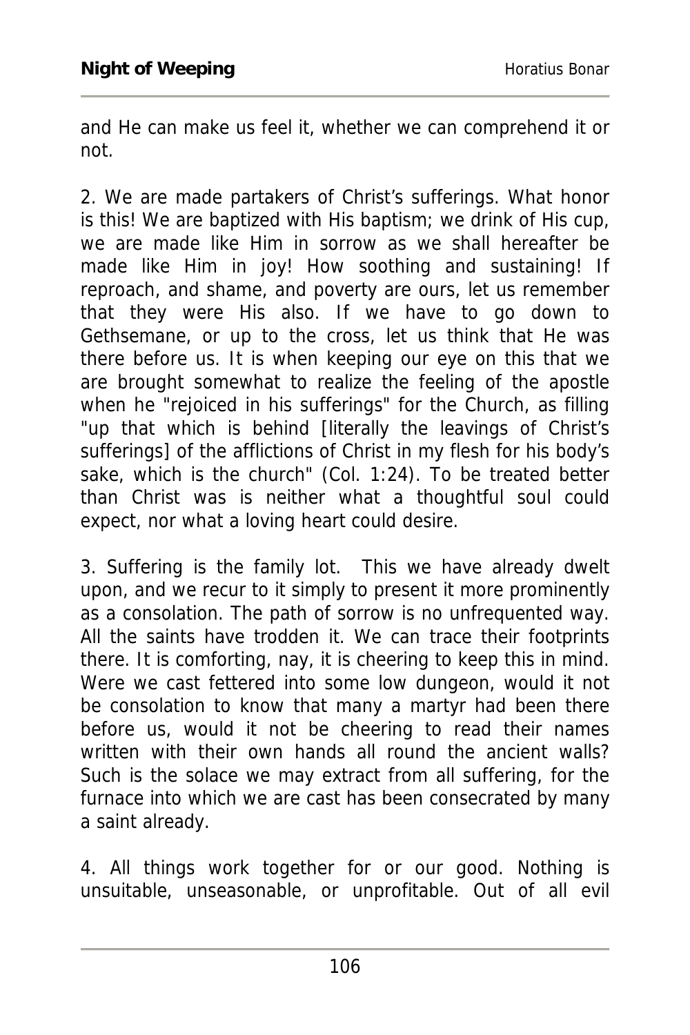and He can make us feel it, whether we can comprehend it or not.

2. We are made partakers of Christ's sufferings. What honor is this! We are baptized with His baptism; we drink of His cup, we are made like Him in sorrow as we shall hereafter be made like Him in joy! How soothing and sustaining! If reproach, and shame, and poverty are ours, let us remember that they were His also. If we have to go down to Gethsemane, or up to the cross, let us think that He was there before us. It is when keeping our eye on this that we are brought somewhat to realize the feeling of the apostle when he "rejoiced in his sufferings" for the Church, as filling "up that which is behind [literally the leavings of Christ's sufferings] of the afflictions of Christ in my flesh for his body's sake, which is the church" (Col. 1:24). To be treated better than Christ was is neither what a thoughtful soul could expect, nor what a loving heart could desire.

3. Suffering is the family lot. This we have already dwelt upon, and we recur to it simply to present it more prominently as a consolation. The path of sorrow is no unfrequented way. All the saints have trodden it. We can trace their footprints there. It is comforting, nay, it is cheering to keep this in mind. Were we cast fettered into some low dungeon, would it not be consolation to know that many a martyr had been there before us, would it not be cheering to read their names written with their own hands all round the ancient walls? Such is the solace we may extract from all suffering, for the furnace into which we are cast has been consecrated by many a saint already.

4. All things work together for or our good. Nothing is unsuitable, unseasonable, or unprofitable. Out of all evil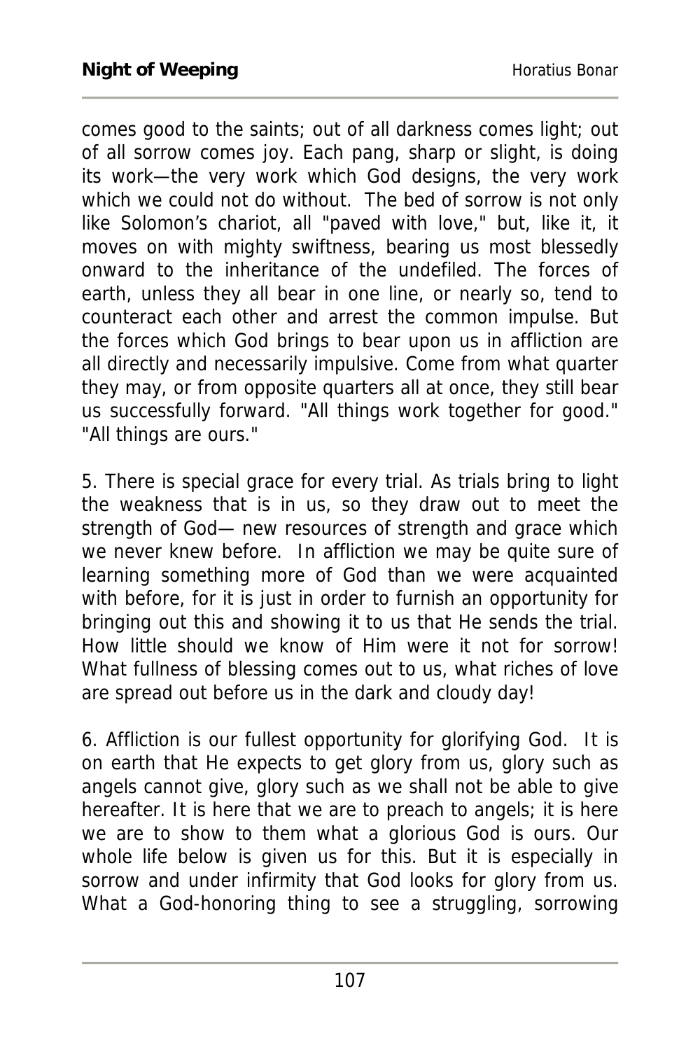comes good to the saints; out of all darkness comes light; out of all sorrow comes joy. Each pang, sharp or slight, is doing its work—the very work which God designs, the very work which we could not do without. The bed of sorrow is not only like Solomon's chariot, all "paved with love," but, like it, it moves on with mighty swiftness, bearing us most blessedly onward to the inheritance of the undefiled. The forces of earth, unless they all bear in one line, or nearly so, tend to counteract each other and arrest the common impulse. But the forces which God brings to bear upon us in affliction are all directly and necessarily impulsive. Come from what quarter they may, or from opposite quarters all at once, they still bear us successfully forward. "All things work together for good." "All things are ours."

5. There is special grace for every trial. As trials bring to light the weakness that is in us, so they draw out to meet the strength of God— new resources of strength and grace which we never knew before. In affliction we may be quite sure of learning something more of God than we were acquainted with before, for it is just in order to furnish an opportunity for bringing out this and showing it to us that He sends the trial. How little should we know of Him were it not for sorrow! What fullness of blessing comes out to us, what riches of love are spread out before us in the dark and cloudy day!

6. Affliction is our fullest opportunity for glorifying God. It is on earth that He expects to get glory from us, glory such as angels cannot give, glory such as we shall not be able to give hereafter. It is here that we are to preach to angels; it is here we are to show to them what a glorious God is ours. Our whole life below is given us for this. But it is especially in sorrow and under infirmity that God looks for glory from us. What a God-honoring thing to see a struggling, sorrowing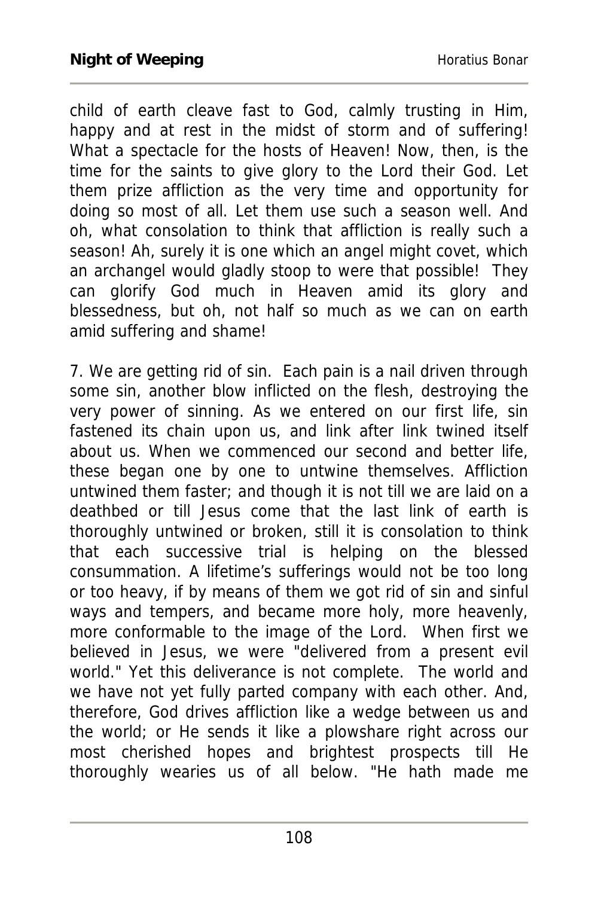child of earth cleave fast to God, calmly trusting in Him, happy and at rest in the midst of storm and of suffering! What a spectacle for the hosts of Heaven! Now, then, is the time for the saints to give glory to the Lord their God. Let them prize affliction as the very time and opportunity for doing so most of all. Let them use such a season well. And oh, what consolation to think that affliction is really such a season! Ah, surely it is one which an angel might covet, which an archangel would gladly stoop to were that possible! They can glorify God much in Heaven amid its glory and blessedness, but oh, not half so much as we can on earth amid suffering and shame!

7. We are getting rid of sin. Each pain is a nail driven through some sin, another blow inflicted on the flesh, destroying the very power of sinning. As we entered on our first life, sin fastened its chain upon us, and link after link twined itself about us. When we commenced our second and better life, these began one by one to untwine themselves. Affliction untwined them faster; and though it is not till we are laid on a deathbed or till Jesus come that the last link of earth is thoroughly untwined or broken, still it is consolation to think that each successive trial is helping on the blessed consummation. A lifetime's sufferings would not be too long or too heavy, if by means of them we got rid of sin and sinful ways and tempers, and became more holy, more heavenly, more conformable to the image of the Lord. When first we believed in Jesus, we were "delivered from a present evil world." Yet this deliverance is not complete. The world and we have not yet fully parted company with each other. And, therefore, God drives affliction like a wedge between us and the world; or He sends it like a plowshare right across our most cherished hopes and brightest prospects till He thoroughly wearies us of all below. "He hath made me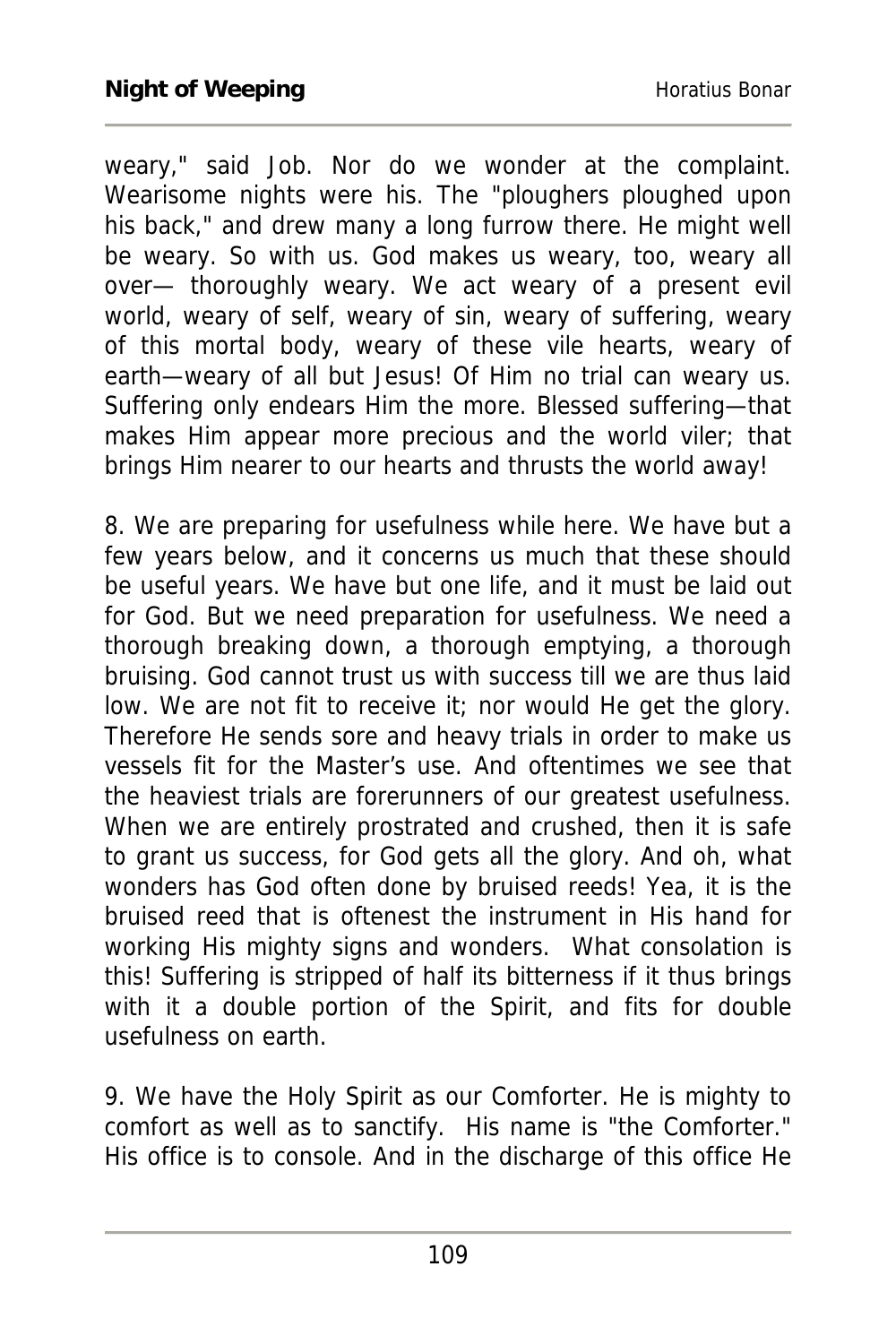weary," said Job. Nor do we wonder at the complaint. Wearisome nights were his. The "ploughers ploughed upon his back," and drew many a long furrow there. He might well be weary. So with us. God makes us weary, too, weary all over— thoroughly weary. We act weary of a present evil world, weary of self, weary of sin, weary of suffering, weary of this mortal body, weary of these vile hearts, weary of earth—weary of all but Jesus! Of Him no trial can weary us. Suffering only endears Him the more. Blessed suffering—that makes Him appear more precious and the world viler; that brings Him nearer to our hearts and thrusts the world away!

8. We are preparing for usefulness while here. We have but a few years below, and it concerns us much that these should be useful years. We have but one life, and it must be laid out for God. But we need preparation for usefulness. We need a thorough breaking down, a thorough emptying, a thorough bruising. God cannot trust us with success till we are thus laid low. We are not fit to receive it; nor would He get the glory. Therefore He sends sore and heavy trials in order to make us vessels fit for the Master's use. And oftentimes we see that the heaviest trials are forerunners of our greatest usefulness. When we are entirely prostrated and crushed, then it is safe to grant us success, for God gets all the glory. And oh, what wonders has God often done by bruised reeds! Yea, it is the bruised reed that is oftenest the instrument in His hand for working His mighty signs and wonders. What consolation is this! Suffering is stripped of half its bitterness if it thus brings with it a double portion of the Spirit, and fits for double usefulness on earth.

9. We have the Holy Spirit as our Comforter. He is mighty to comfort as well as to sanctify. His name is "the Comforter." His office is to console. And in the discharge of this office He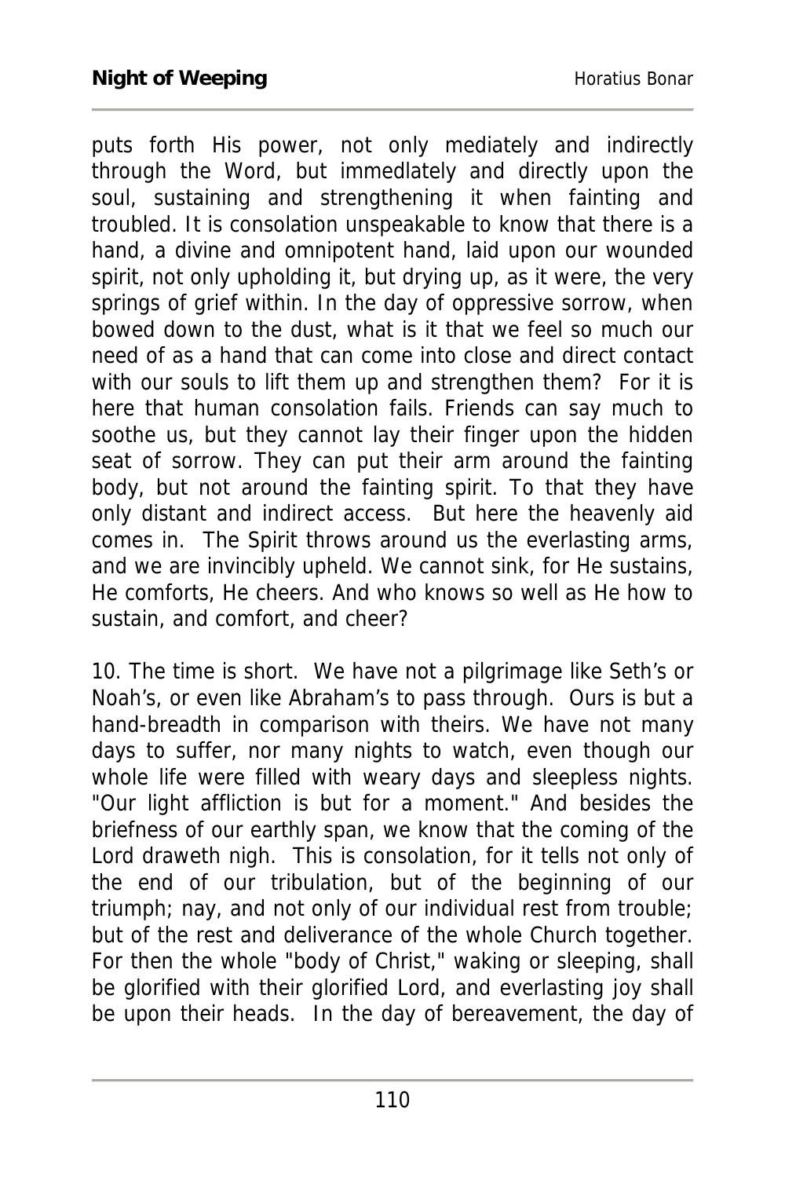puts forth His power, not only mediately and indirectly through the Word, but immedlately and directly upon the soul, sustaining and strengthening it when fainting and troubled. It is consolation unspeakable to know that there is a hand, a divine and omnipotent hand, laid upon our wounded spirit, not only upholding it, but drying up, as it were, the very springs of grief within. In the day of oppressive sorrow, when bowed down to the dust, what is it that we feel so much our need of as a hand that can come into close and direct contact with our souls to lift them up and strengthen them? For it is here that human consolation fails. Friends can say much to soothe us, but they cannot lay their finger upon the hidden seat of sorrow. They can put their arm around the fainting body, but not around the fainting spirit. To that they have only distant and indirect access. But here the heavenly aid comes in. The Spirit throws around us the everlasting arms, and we are invincibly upheld. We cannot sink, for He sustains, He comforts, He cheers. And who knows so well as He how to sustain, and comfort, and cheer?

10. The time is short. We have not a pilgrimage like Seth's or Noah's, or even like Abraham's to pass through. Ours is but a hand-breadth in comparison with theirs. We have not many days to suffer, nor many nights to watch, even though our whole life were filled with weary days and sleepless nights. "Our light affliction is but for a moment." And besides the briefness of our earthly span, we know that the coming of the Lord draweth nigh. This is consolation, for it tells not only of the end of our tribulation, but of the beginning of our triumph; nay, and not only of our individual rest from trouble; but of the rest and deliverance of the whole Church together. For then the whole "body of Christ," waking or sleeping, shall be glorified with their glorified Lord, and everlasting joy shall be upon their heads. In the day of bereavement, the day of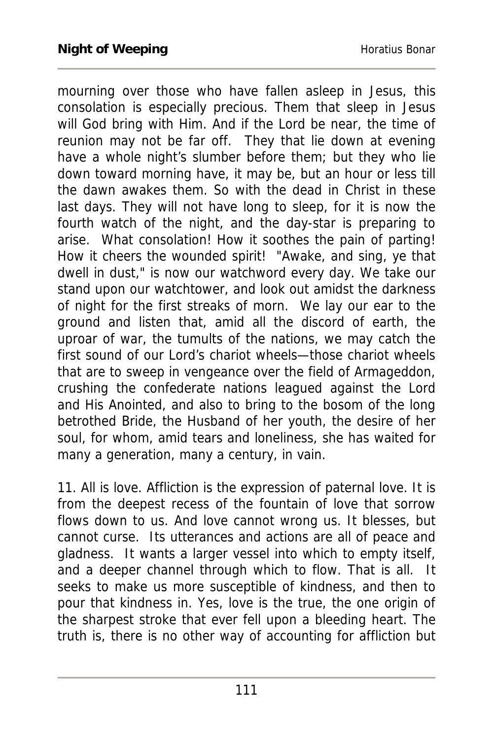mourning over those who have fallen asleep in Jesus, this consolation is especially precious. Them that sleep in Jesus will God bring with Him. And if the Lord be near, the time of reunion may not be far off. They that lie down at evening have a whole night's slumber before them; but they who lie down toward morning have, it may be, but an hour or less till the dawn awakes them. So with the dead in Christ in these last days. They will not have long to sleep, for it is now the fourth watch of the night, and the day-star is preparing to arise. What consolation! How it soothes the pain of parting! How it cheers the wounded spirit! "Awake, and sing, ye that dwell in dust," is now our watchword every day. We take our stand upon our watchtower, and look out amidst the darkness of night for the first streaks of morn. We lay our ear to the ground and listen that, amid all the discord of earth, the uproar of war, the tumults of the nations, we may catch the first sound of our Lord's chariot wheels—those chariot wheels that are to sweep in vengeance over the field of Armageddon, crushing the confederate nations leagued against the Lord and His Anointed, and also to bring to the bosom of the long betrothed Bride, the Husband of her youth, the desire of her soul, for whom, amid tears and loneliness, she has waited for many a generation, many a century, in vain.

11. All is love. Affliction is the expression of paternal love. It is from the deepest recess of the fountain of love that sorrow flows down to us. And love cannot wrong us. It blesses, but cannot curse. Its utterances and actions are all of peace and gladness. It wants a larger vessel into which to empty itself, and a deeper channel through which to flow. That is all. It seeks to make us more susceptible of kindness, and then to pour that kindness in. Yes, love is the true, the one origin of the sharpest stroke that ever fell upon a bleeding heart. The truth is, there is no other way of accounting for affliction but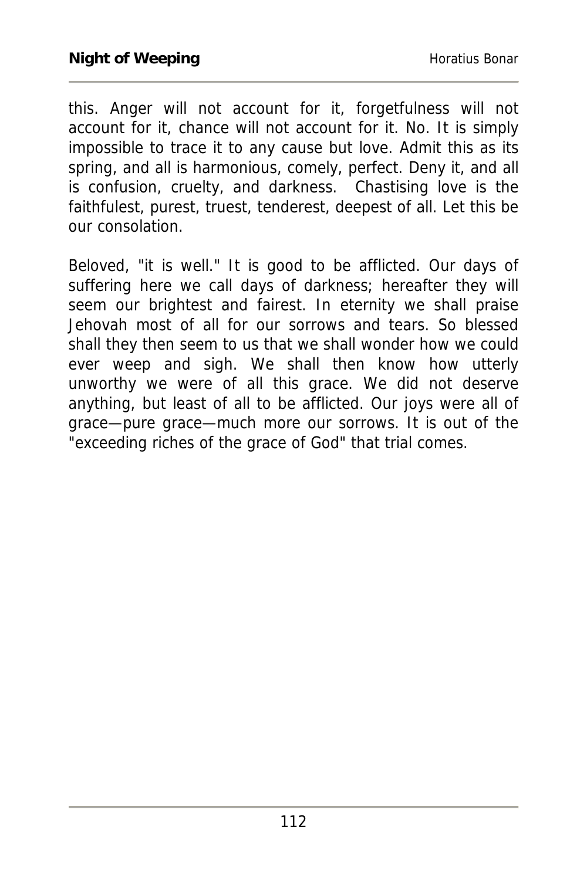this. Anger will not account for it, forgetfulness will not account for it, chance will not account for it. No. It is simply impossible to trace it to any cause but love. Admit this as its spring, and all is harmonious, comely, perfect. Deny it, and all is confusion, cruelty, and darkness. Chastising love is the faithfulest, purest, truest, tenderest, deepest of all. Let this be our consolation.

Beloved, "it is well." It is good to be afflicted. Our days of suffering here we call days of darkness; hereafter they will seem our brightest and fairest. In eternity we shall praise Jehovah most of all for our sorrows and tears. So blessed shall they then seem to us that we shall wonder how we could ever weep and sigh. We shall then know how utterly unworthy we were of all this grace. We did not deserve anything, but least of all to be afflicted. Our joys were all of grace—pure grace—much more our sorrows. It is out of the "exceeding riches of the grace of God" that trial comes.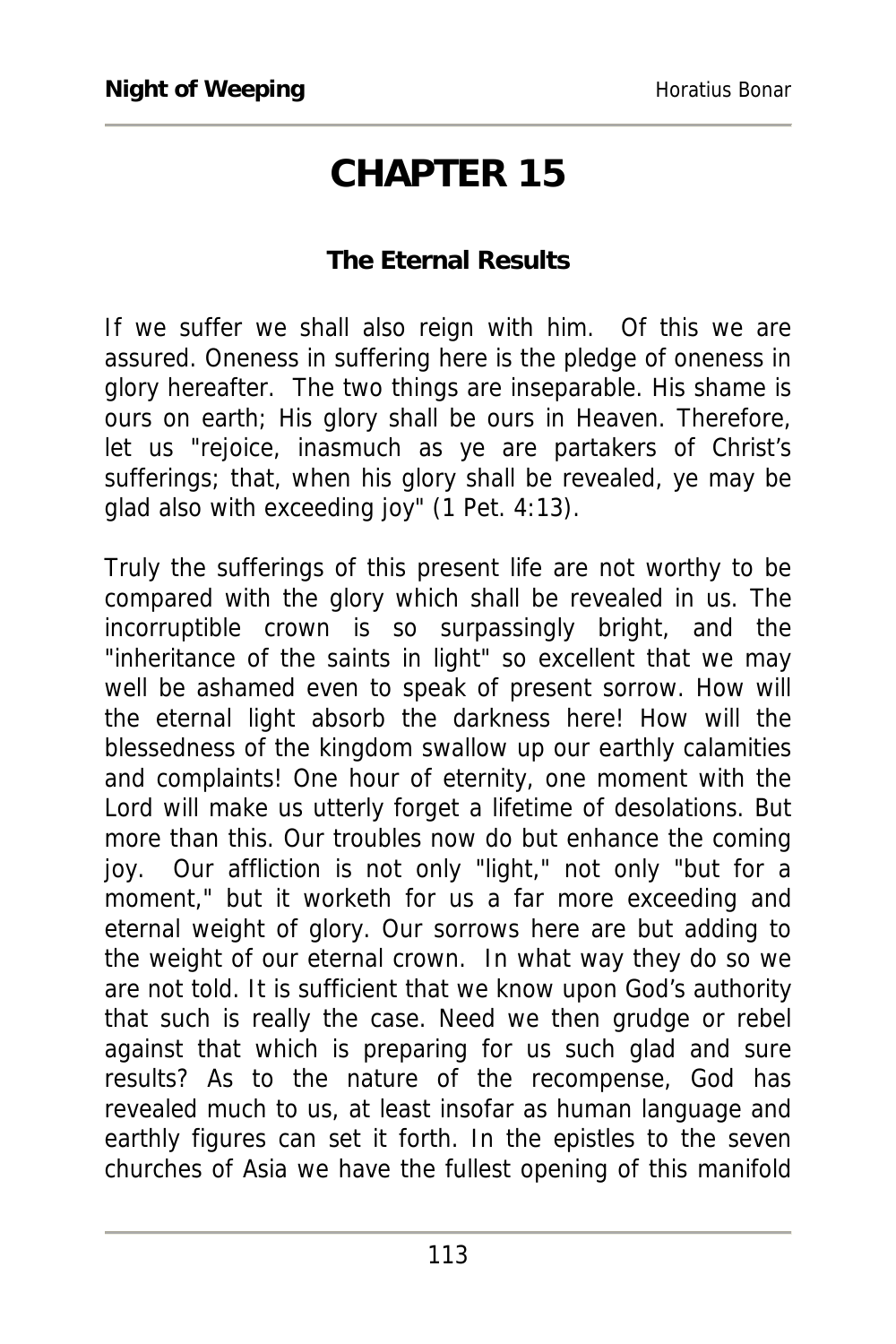# CHAPTER 15

**The Eternal Results**

If we suffer we shall also reign with him. Of this we are assured. Oneness in suffering here is the pledge of oneness in glory hereafter. The two things are inseparable. His shame is ours on earth; His glory shall be ours in Heaven. Therefore, let us "rejoice, inasmuch as ye are partakers of Christ's sufferings; that, when his glory shall be revealed, ye may be glad also with exceeding joy" (1 Pet. 4:13).

Truly the sufferings of this present life are not worthy to be compared with the glory which shall be revealed in us. The incorruptible crown is so surpassingly bright, and the "inheritance of the saints in light" so excellent that we may well be ashamed even to speak of present sorrow. How will the eternal light absorb the darkness here! How will the blessedness of the kingdom swallow up our earthly calamities and complaints! One hour of eternity, one moment with the Lord will make us utterly forget a lifetime of desolations. But more than this. Our troubles now do but enhance the coming joy. Our affliction is not only "light," not only "but for a moment," but it worketh for us a far more exceeding and eternal weight of glory. Our sorrows here are but adding to the weight of our eternal crown. In what way they do so we are not told. It is sufficient that we know upon God's authority that such is really the case. Need we then grudge or rebel against that which is preparing for us such glad and sure results? As to the nature of the recompense, God has revealed much to us, at least insofar as human language and earthly figures can set it forth. In the epistles to the seven churches of Asia we have the fullest opening of this manifold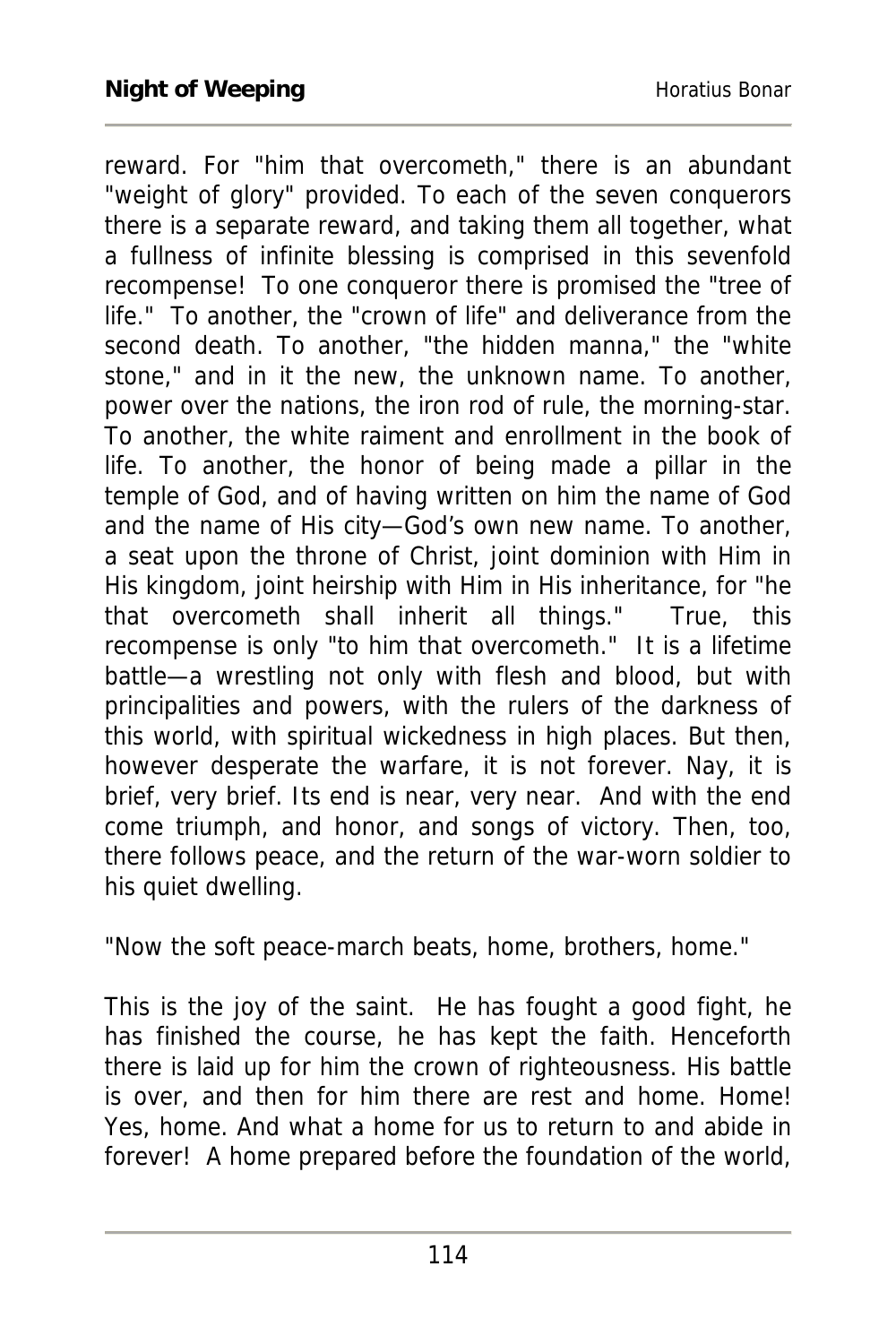reward. For "him that overcometh," there is an abundant "weight of glory" provided. To each of the seven conquerors there is a separate reward, and taking them all together, what a fullness of infinite blessing is comprised in this sevenfold recompense! To one conqueror there is promised the "tree of life." To another, the "crown of life" and deliverance from the second death. To another, "the hidden manna," the "white stone," and in it the new, the unknown name. To another, power over the nations, the iron rod of rule, the morning-star. To another, the white raiment and enrollment in the book of life. To another, the honor of being made a pillar in the temple of God, and of having written on him the name of God and the name of His city—God's own new name. To another, a seat upon the throne of Christ, joint dominion with Him in His kingdom, joint heirship with Him in His inheritance, for "he that overcometh shall inherit all things." True, this recompense is only "to him that overcometh." It is a lifetime battle—a wrestling not only with flesh and blood, but with principalities and powers, with the rulers of the darkness of this world, with spiritual wickedness in high places. But then, however desperate the warfare, it is not forever. Nay, it is brief, very brief. Its end is near, very near. And with the end come triumph, and honor, and songs of victory. Then, too, there follows peace, and the return of the war-worn soldier to his quiet dwelling.

"Now the soft peace-march beats, home, brothers, home."

This is the joy of the saint. He has fought a good fight, he has finished the course, he has kept the faith. Henceforth there is laid up for him the crown of righteousness. His battle is over, and then for him there are rest and home. Home! Yes, home. And what a home for us to return to and abide in forever! A home prepared before the foundation of the world,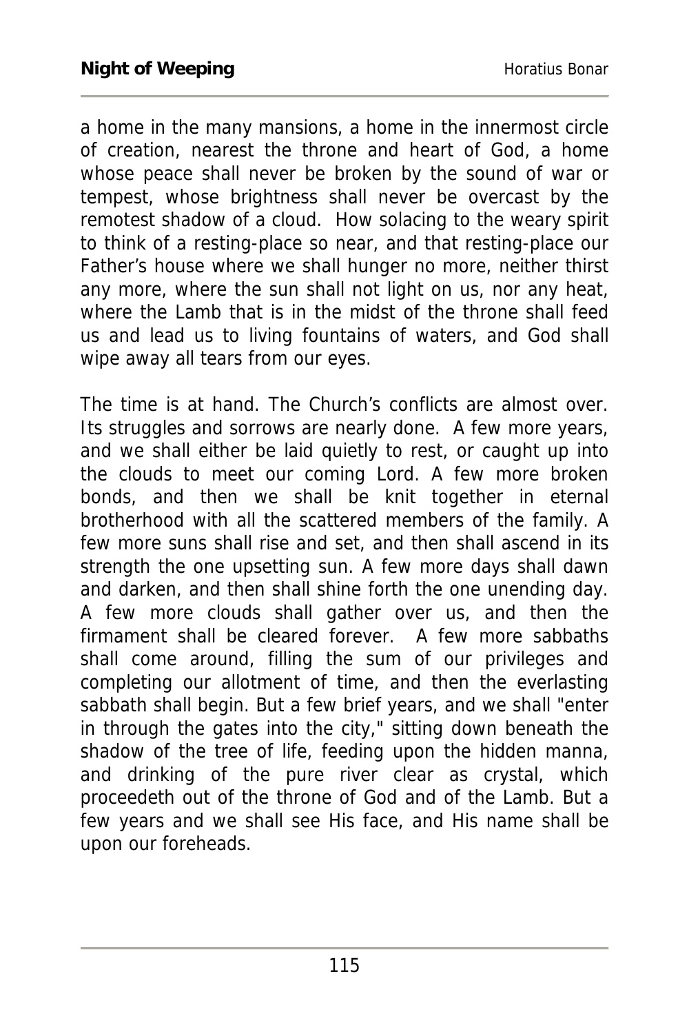a home in the many mansions, a home in the innermost circle of creation, nearest the throne and heart of God, a home whose peace shall never be broken by the sound of war or tempest, whose brightness shall never be overcast by the remotest shadow of a cloud. How solacing to the weary spirit to think of a resting-place so near, and that resting-place our Father's house where we shall hunger no more, neither thirst any more, where the sun shall not light on us, nor any heat, where the Lamb that is in the midst of the throne shall feed us and lead us to living fountains of waters, and God shall wipe away all tears from our eyes.

The time is at hand. The Church's conflicts are almost over. Its struggles and sorrows are nearly done. A few more years, and we shall either be laid quietly to rest, or caught up into the clouds to meet our coming Lord. A few more broken bonds, and then we shall be knit together in eternal brotherhood with all the scattered members of the family. A few more suns shall rise and set, and then shall ascend in its strength the one upsetting sun. A few more days shall dawn and darken, and then shall shine forth the one unending day. A few more clouds shall gather over us, and then the firmament shall be cleared forever. A few more sabbaths shall come around, filling the sum of our privileges and completing our allotment of time, and then the everlasting sabbath shall begin. But a few brief years, and we shall "enter in through the gates into the city," sitting down beneath the shadow of the tree of life, feeding upon the hidden manna, and drinking of the pure river clear as crystal, which proceedeth out of the throne of God and of the Lamb. But a few years and we shall see His face, and His name shall be upon our foreheads.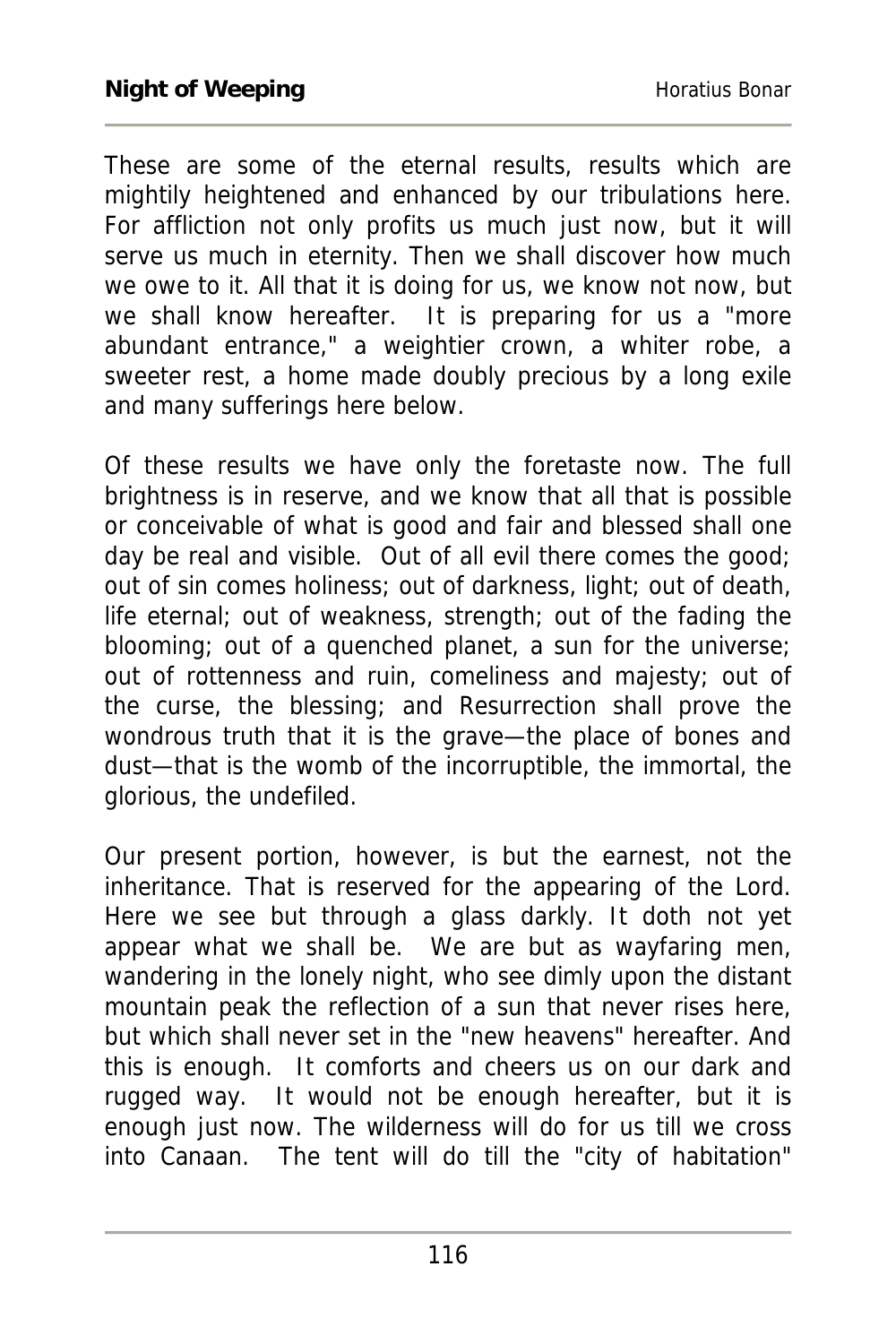These are some of the eternal results, results which are mightily heightened and enhanced by our tribulations here. For affliction not only profits us much just now, but it will serve us much in eternity. Then we shall discover how much we owe to it. All that it is doing for us, we know not now, but we shall know hereafter. It is preparing for us a "more abundant entrance," a weightier crown, a whiter robe, a sweeter rest, a home made doubly precious by a long exile and many sufferings here below.

Of these results we have only the foretaste now. The full brightness is in reserve, and we know that all that is possible or conceivable of what is good and fair and blessed shall one day be real and visible. Out of all evil there comes the good; out of sin comes holiness; out of darkness, light; out of death, life eternal; out of weakness, strength; out of the fading the blooming; out of a quenched planet, a sun for the universe; out of rottenness and ruin, comeliness and majesty; out of the curse, the blessing; and Resurrection shall prove the wondrous truth that it is the grave—the place of bones and dust—that is the womb of the incorruptible, the immortal, the glorious, the undefiled.

Our present portion, however, is but the earnest, not the inheritance. That is reserved for the appearing of the Lord. Here we see but through a glass darkly. It doth not yet appear what we shall be. We are but as wayfaring men, wandering in the lonely night, who see dimly upon the distant mountain peak the reflection of a sun that never rises here, but which shall never set in the "new heavens" hereafter. And this is enough. It comforts and cheers us on our dark and rugged way. It would not be enough hereafter, but it is enough just now. The wilderness will do for us till we cross into Canaan. The tent will do till the "city of habitation"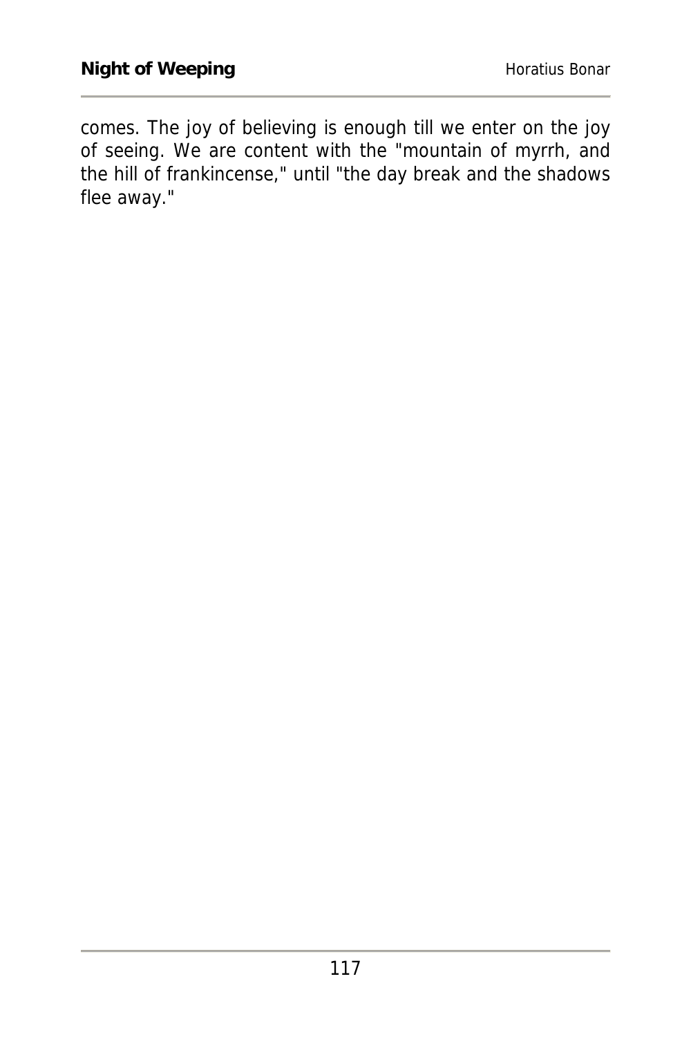comes. The joy of believing is enough till we enter on the joy of seeing. We are content with the "mountain of myrrh, and the hill of frankincense," until "the day break and the shadows flee away."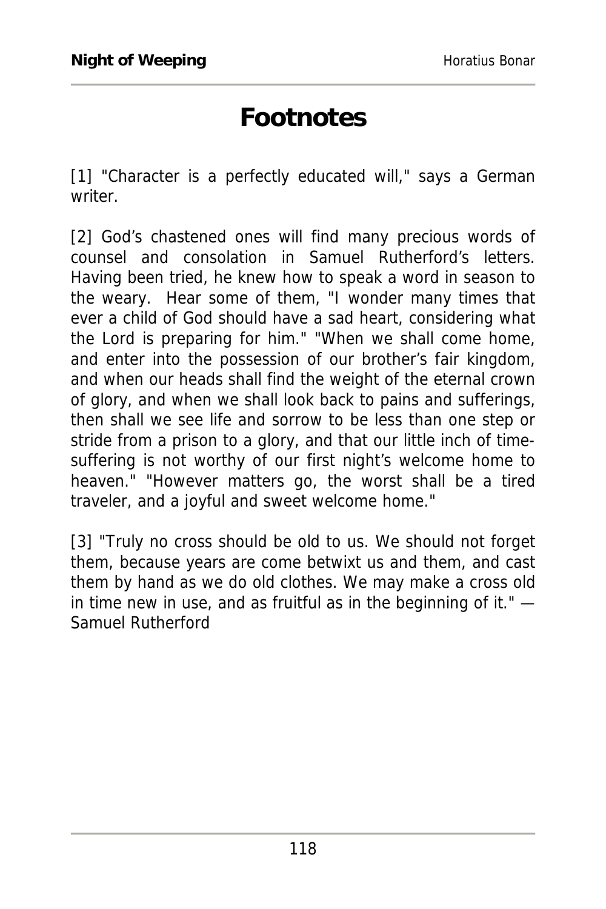# Footnotes

[1] "Character is a perfectly educated will," says a German writer.

[2] God's chastened ones will find many precious words of counsel and consolation in Samuel Rutherford's letters. Having been tried, he knew how to speak a word in season to the weary. Hear some of them, "I wonder many times that ever a child of God should have a sad heart, considering what the Lord is preparing for him." "When we shall come home, and enter into the possession of our brother's fair kingdom, and when our heads shall find the weight of the eternal crown of glory, and when we shall look back to pains and sufferings, then shall we see life and sorrow to be less than one step or stride from a prison to a glory, and that our little inch of time-suffering is not worthy of our first night's welcome home to heaven." "However matters go, the worst shall be a tired traveler, and a joyful and sweet welcome home."

[3] "Truly no cross should be old to us. We should not forget them, because years are come betwixt us and them, and cast them by hand as we do old clothes. We may make a cross old in time new in use, and as fruitful as in the beginning of it." — Samuel Rutherford